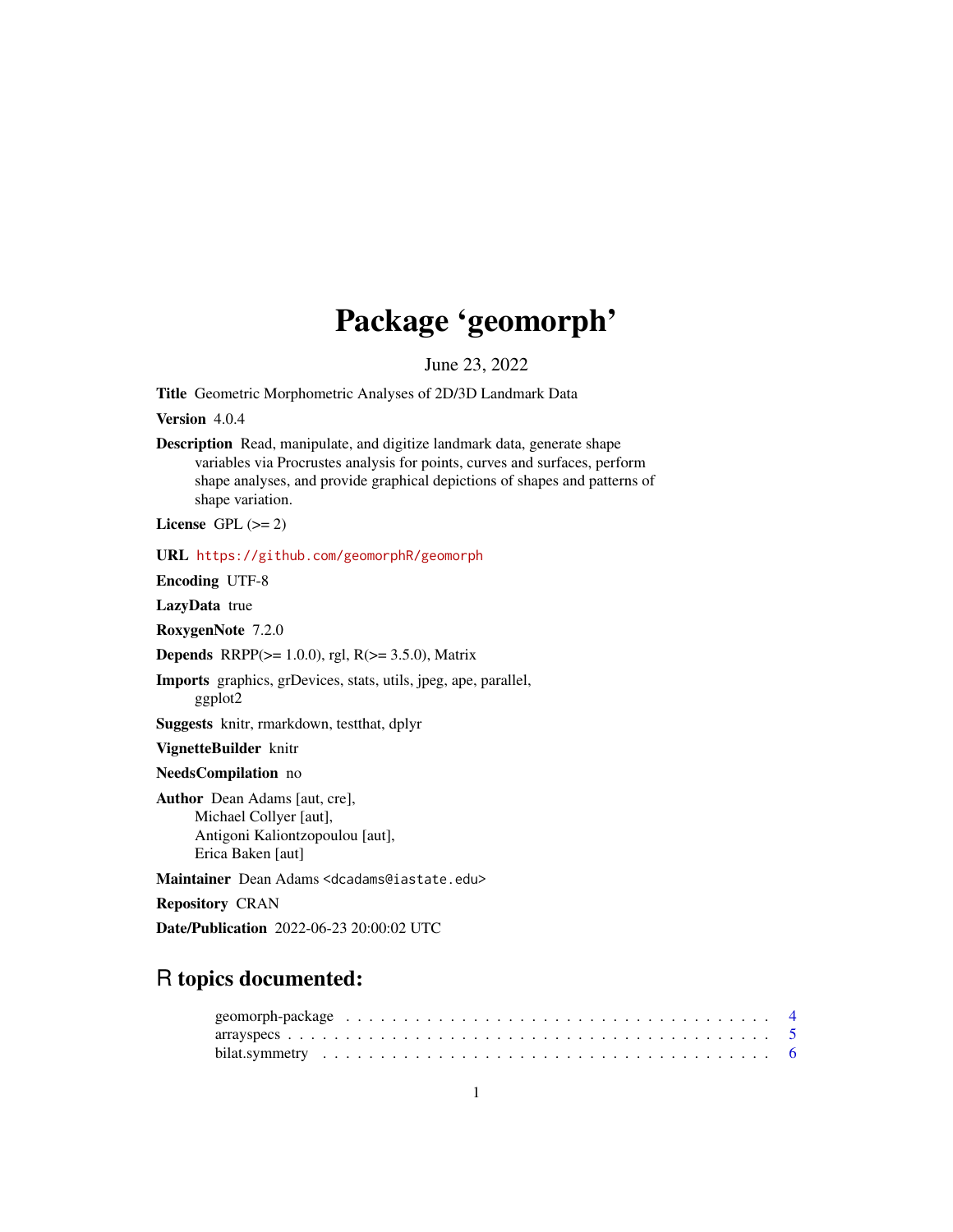# Package 'geomorph'

June 23, 2022

**Title** Geometric Morphometric Analyses of 2D/3D Landmark Data

**Version** 4.0.4

**Description** Read, manipulate, and digitize landmark data, generate shape variables via Procrustes analysis for points, curves and surfaces, perform shape analyses, and provide graphical depictions of shapes and patterns of shape variation.

**License** GPL (>= 2)

**URL** https://github.com/geomorphR/geomorph

**Encoding** UTF-8

**LazyData** true

**RoxygenNote** 7.2.0

**Depends** RRPP(>= 1.0.0), rgl, R(>= 3.5.0), Matrix

**Imports** graphics, grDevices, stats, utils, jpeg, ape, parallel, ggplot2

**Suggests** knitr, rmarkdown, testthat, dplyr

**VignetteBuilder** knitr

**NeedsCompilation** no

**Author** Dean Adams [aut, cre],
Michael Collyer [aut],
Antigoni Kaliontzopoulou [aut],
Erica Baken [aut]

**Maintainer** Dean Adams <dcadams@iastate.edu>

**Repository** CRAN

**Date/Publication** 2022-06-23 20:00:02 UTC

## R topics documented:

geomorph-package . . . . . . . . . . . . . . . . . . . . . . . . . . . . . . . . . . . 4
arrayspecs . . . . . . . . . . . . . . . . . . . . . . . . . . . . . . . . . . . . . . . . 5
bilat.symmetry . . . . . . . . . . . . . . . . . . . . . . . . . . . . . . . . . . . . . 6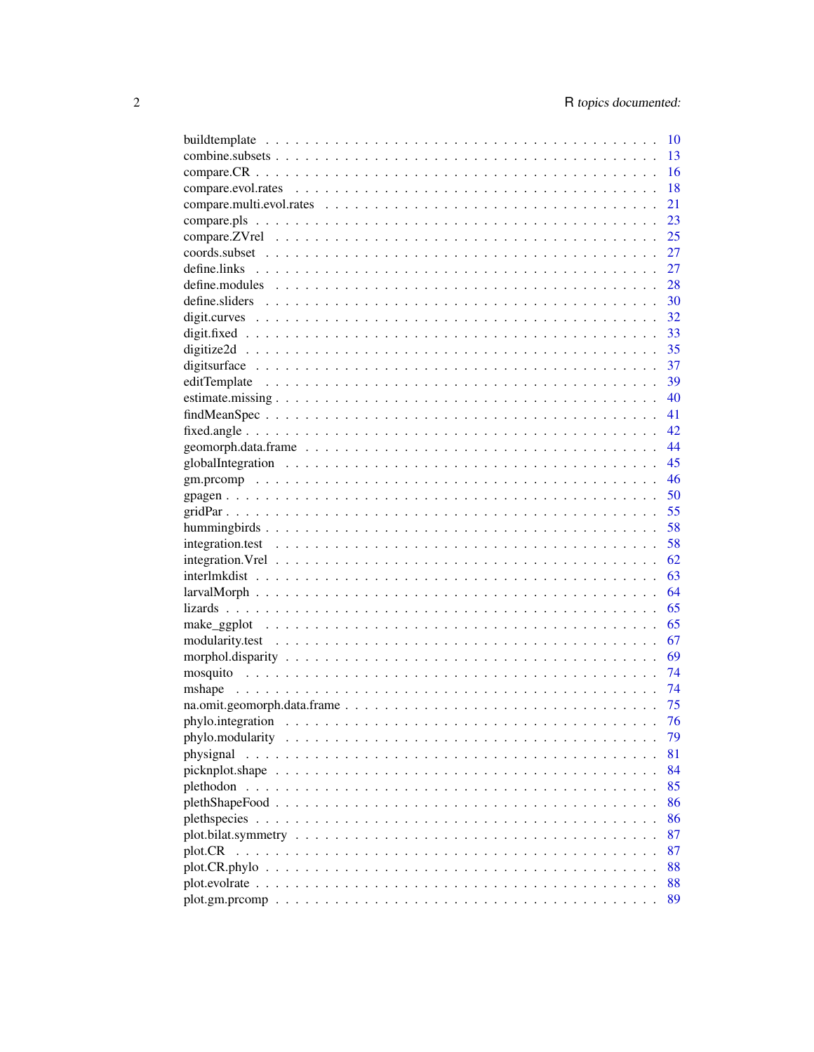| | |
|---|---|
| buildtemplate | 10 |
| combine.subsets | 13 |
| compare.CR | 16 |
| compare.evol.rates | 18 |
| compare.multi.evol.rates | 21 |
| compare.pls | 23 |
| compare.ZVrel | 25 |
| coords.subset | 27 |
| define.links | 27 |
| define.modules | 28 |
| define.sliders | 30 |
| digit.curves | 32 |
| digit.fixed | 33 |
| digitize2d | 35 |
| digitsurface | 37 |
| editTemplate | 39 |
| estimate.missing | 40 |
| findMeanSpec | 41 |
| fixed.angle | 42 |
| geomorph.data.frame | 44 |
| globalIntegration | 45 |
| gm.prcomp | 46 |
| gpagen | 50 |
| gridPar | 55 |
| hummingbirds | 58 |
| integration.test | 58 |
| integration.Vrel | 62 |
| interlmkdist | 63 |
| larvalMorph | 64 |
| lizards | 65 |
| make_ggplot | 65 |
| modularity.test | 67 |
| morphol.disparity | 69 |
| mosquito | 74 |
| mshape | 74 |
| na.omit.geomorph.data.frame | 75 |
| phylo.integration | 76 |
| phylo.modularity | 79 |
| physignal | 81 |
| picknplot.shape | 84 |
| plethodon | 85 |
| plethShapeFood | 86 |
| plethspecies | 86 |
| plot.bilat.symmetry | 87 |
| plot.CR | 87 |
| plot.CR.phylo | 88 |
| plot.evolrate | 88 |
| plot.gm.prcomp | 89 |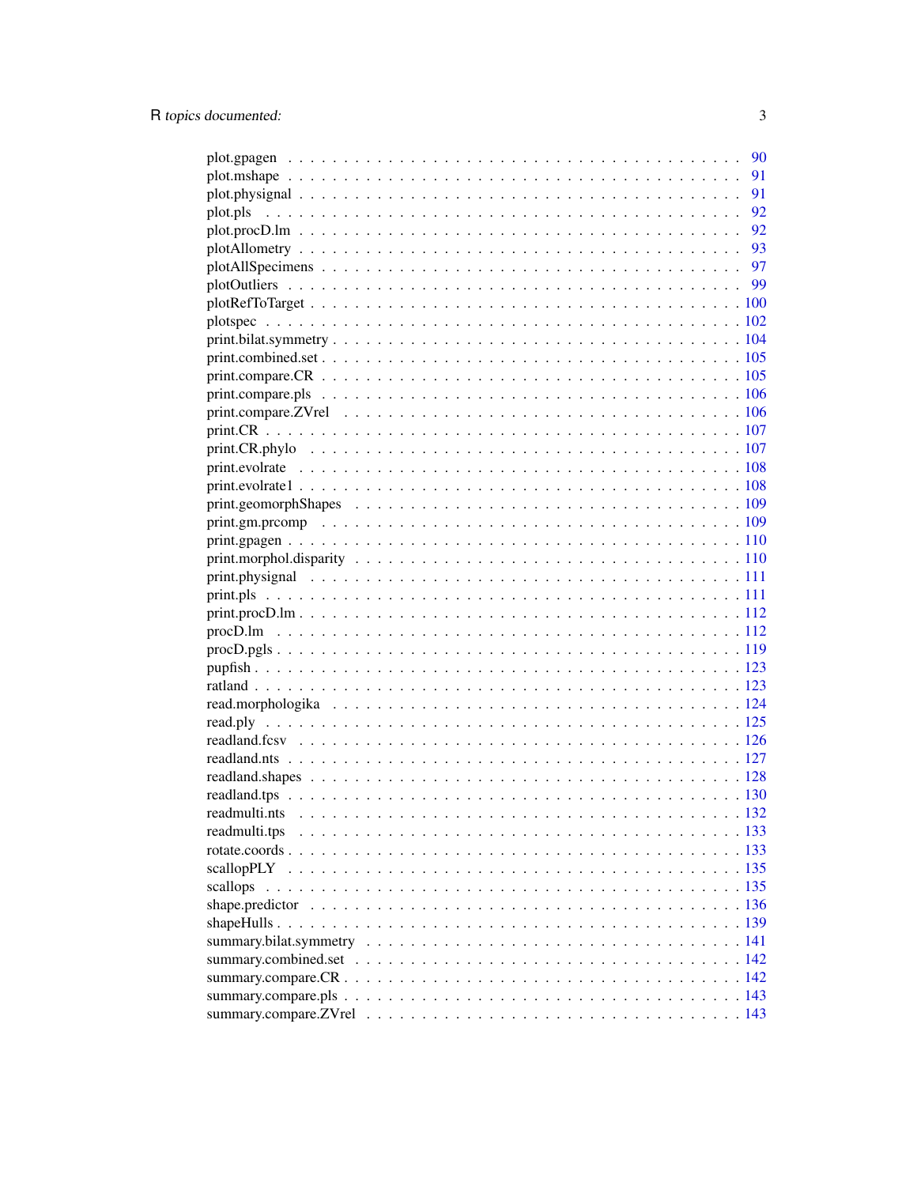plot.gpagen . . . . . . . . . . . . . . . . . . . . . . . . . . . . . . . . . . . . . . . 90
plot.mshape . . . . . . . . . . . . . . . . . . . . . . . . . . . . . . . . . . . . . . . 91
plot.physignal . . . . . . . . . . . . . . . . . . . . . . . . . . . . . . . . . . . . . . 91
plot.pls . . . . . . . . . . . . . . . . . . . . . . . . . . . . . . . . . . . . . . . . . 92
plot.procD.lm . . . . . . . . . . . . . . . . . . . . . . . . . . . . . . . . . . . . . . 92
plotAllometry . . . . . . . . . . . . . . . . . . . . . . . . . . . . . . . . . . . . . . 93
plotAllSpecimens . . . . . . . . . . . . . . . . . . . . . . . . . . . . . . . . . . . . 97
plotOutliers . . . . . . . . . . . . . . . . . . . . . . . . . . . . . . . . . . . . . . . 99
plotRefToTarget . . . . . . . . . . . . . . . . . . . . . . . . . . . . . . . . . . . . 100
plotspec . . . . . . . . . . . . . . . . . . . . . . . . . . . . . . . . . . . . . . . . 102
print.bilat.symmetry . . . . . . . . . . . . . . . . . . . . . . . . . . . . . . . . . . 104
print.combined.set . . . . . . . . . . . . . . . . . . . . . . . . . . . . . . . . . . . 105
print.compare.CR . . . . . . . . . . . . . . . . . . . . . . . . . . . . . . . . . . . 105
print.compare.pls . . . . . . . . . . . . . . . . . . . . . . . . . . . . . . . . . . . 106
print.compare.ZVrel . . . . . . . . . . . . . . . . . . . . . . . . . . . . . . . . . . 106
print.CR . . . . . . . . . . . . . . . . . . . . . . . . . . . . . . . . . . . . . . . . 107
print.CR.phylo . . . . . . . . . . . . . . . . . . . . . . . . . . . . . . . . . . . . . 107
print.evolrate . . . . . . . . . . . . . . . . . . . . . . . . . . . . . . . . . . . . . 108
print.evolrate1 . . . . . . . . . . . . . . . . . . . . . . . . . . . . . . . . . . . . . 108
print.geomorphShapes . . . . . . . . . . . . . . . . . . . . . . . . . . . . . . . . . 109
print.gm.prcomp . . . . . . . . . . . . . . . . . . . . . . . . . . . . . . . . . . . . 109
print.gpagen . . . . . . . . . . . . . . . . . . . . . . . . . . . . . . . . . . . . . . 110
print.morphol.disparity . . . . . . . . . . . . . . . . . . . . . . . . . . . . . . . . 110
print.physignal . . . . . . . . . . . . . . . . . . . . . . . . . . . . . . . . . . . . 111
print.pls . . . . . . . . . . . . . . . . . . . . . . . . . . . . . . . . . . . . . . . . 111
print.procD.lm . . . . . . . . . . . . . . . . . . . . . . . . . . . . . . . . . . . . . 112
procD.lm . . . . . . . . . . . . . . . . . . . . . . . . . . . . . . . . . . . . . . . . 112
procD.pgls . . . . . . . . . . . . . . . . . . . . . . . . . . . . . . . . . . . . . . . 119
pupfish . . . . . . . . . . . . . . . . . . . . . . . . . . . . . . . . . . . . . . . . 123
ratland . . . . . . . . . . . . . . . . . . . . . . . . . . . . . . . . . . . . . . . . 123
read.morphologika . . . . . . . . . . . . . . . . . . . . . . . . . . . . . . . . . . . 124
read.ply . . . . . . . . . . . . . . . . . . . . . . . . . . . . . . . . . . . . . . . . 125
readland.fcsv . . . . . . . . . . . . . . . . . . . . . . . . . . . . . . . . . . . . . 126
readland.nts . . . . . . . . . . . . . . . . . . . . . . . . . . . . . . . . . . . . . . 127
readland.shapes . . . . . . . . . . . . . . . . . . . . . . . . . . . . . . . . . . . . 128
readland.tps . . . . . . . . . . . . . . . . . . . . . . . . . . . . . . . . . . . . . . 130
readmulti.nts . . . . . . . . . . . . . . . . . . . . . . . . . . . . . . . . . . . . . 132
readmulti.tps . . . . . . . . . . . . . . . . . . . . . . . . . . . . . . . . . . . . . 133
rotate.coords . . . . . . . . . . . . . . . . . . . . . . . . . . . . . . . . . . . . . 133
scallopPLY . . . . . . . . . . . . . . . . . . . . . . . . . . . . . . . . . . . . . . 135
scallops . . . . . . . . . . . . . . . . . . . . . . . . . . . . . . . . . . . . . . . . 135
shape.predictor . . . . . . . . . . . . . . . . . . . . . . . . . . . . . . . . . . . . 136
shapeHulls . . . . . . . . . . . . . . . . . . . . . . . . . . . . . . . . . . . . . . . 139
summary.bilat.symmetry . . . . . . . . . . . . . . . . . . . . . . . . . . . . . . . . 141
summary.combined.set . . . . . . . . . . . . . . . . . . . . . . . . . . . . . . . . . 142
summary.compare.CR . . . . . . . . . . . . . . . . . . . . . . . . . . . . . . . . . . 142
summary.compare.pls . . . . . . . . . . . . . . . . . . . . . . . . . . . . . . . . . . 143
summary.compare.ZVrel . . . . . . . . . . . . . . . . . . . . . . . . . . . . . . . . . 143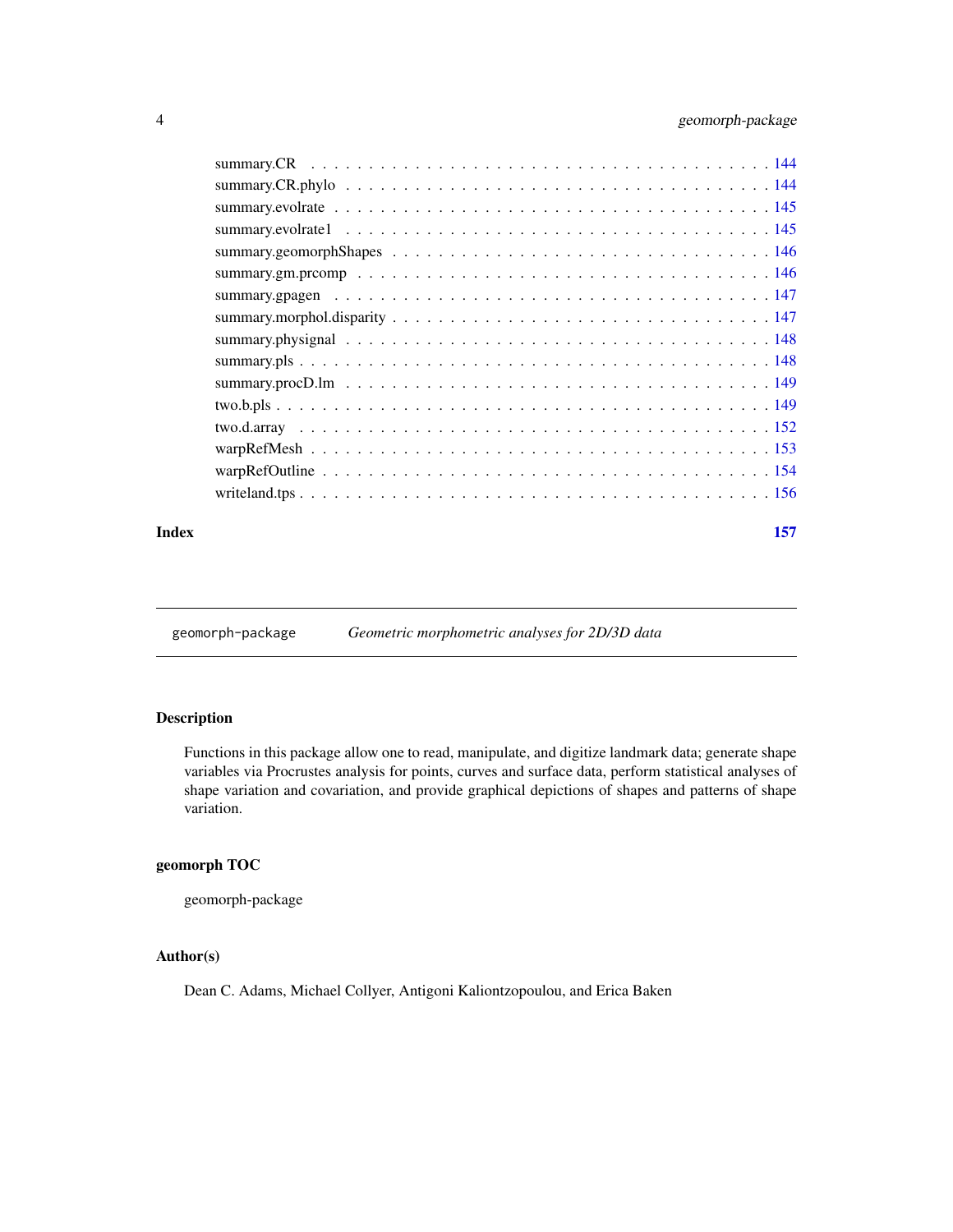summary.CR . . . . . . . . . . . . . . . . . . . . . . . . . . . . . . . . . . . . . . . 144
summary.CR.phylo . . . . . . . . . . . . . . . . . . . . . . . . . . . . . . . . . . . . . 144
summary.evolrate . . . . . . . . . . . . . . . . . . . . . . . . . . . . . . . . . . . . . 145
summary.evolrate1 . . . . . . . . . . . . . . . . . . . . . . . . . . . . . . . . . . . . 145
summary.geomorphShapes . . . . . . . . . . . . . . . . . . . . . . . . . . . . . . . . . 146
summary.gm.prcomp . . . . . . . . . . . . . . . . . . . . . . . . . . . . . . . . . . . . 146
summary.gpagen . . . . . . . . . . . . . . . . . . . . . . . . . . . . . . . . . . . . . . 147
summary.morphol.disparity . . . . . . . . . . . . . . . . . . . . . . . . . . . . . . . . 147
summary.physignal . . . . . . . . . . . . . . . . . . . . . . . . . . . . . . . . . . . . 148
summary.pls . . . . . . . . . . . . . . . . . . . . . . . . . . . . . . . . . . . . . . . . 148
summary.procD.lm . . . . . . . . . . . . . . . . . . . . . . . . . . . . . . . . . . . . . 149
two.b.pls . . . . . . . . . . . . . . . . . . . . . . . . . . . . . . . . . . . . . . . . . 149
two.d.array . . . . . . . . . . . . . . . . . . . . . . . . . . . . . . . . . . . . . . . . 152
warpRefMesh . . . . . . . . . . . . . . . . . . . . . . . . . . . . . . . . . . . . . . . . 153
warpRefOutline . . . . . . . . . . . . . . . . . . . . . . . . . . . . . . . . . . . . . . 154
writeland.tps . . . . . . . . . . . . . . . . . . . . . . . . . . . . . . . . . . . . . . . 156

**Index** **157**

---

# geomorph-package — *Geometric morphometric analyses for 2D/3D data*

---

## Description

Functions in this package allow one to read, manipulate, and digitize landmark data; generate shape variables via Procrustes analysis for points, curves and surface data, perform statistical analyses of shape variation and covariation, and provide graphical depictions of shapes and patterns of shape variation.

## geomorph TOC

geomorph-package

## Author(s)

Dean C. Adams, Michael Collyer, Antigoni Kaliontzopoulou, and Erica Baken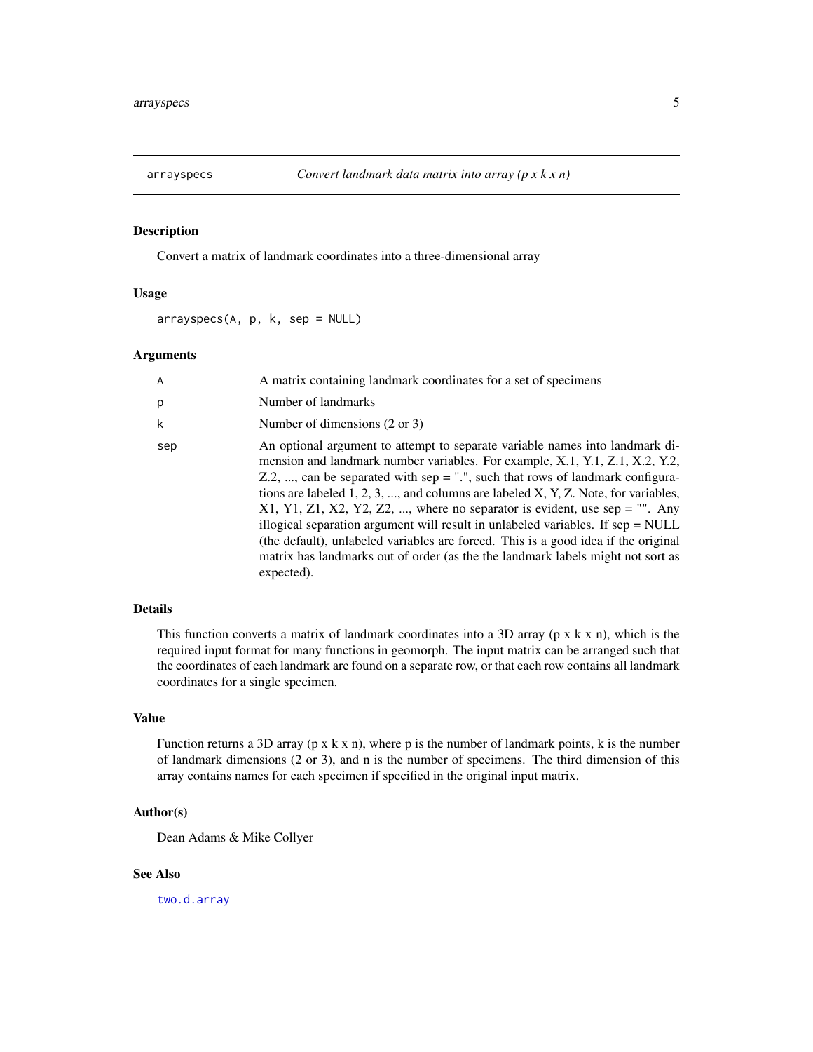# arrayspecs — *Convert landmark data matrix into array (p x k x n)*

## Description

Convert a matrix of landmark coordinates into a three-dimensional array

## Usage

```
arrayspecs(A, p, k, sep = NULL)
```

## Arguments

| | |
|---|---|
| `A` | A matrix containing landmark coordinates for a set of specimens |
| `p` | Number of landmarks |
| `k` | Number of dimensions (2 or 3) |
| `sep` | An optional argument to attempt to separate variable names into landmark dimension and landmark number variables. For example, X.1, Y.1, Z.1, X.2, Y.2, Z.2, ..., can be separated with sep = ".", such that rows of landmark configurations are labeled 1, 2, 3, ..., and columns are labeled X, Y, Z. Note, for variables, X1, Y1, Z1, X2, Y2, Z2, ..., where no separator is evident, use sep = "". Any illogical separation argument will result in unlabeled variables. If sep = NULL (the default), unlabeled variables are forced. This is a good idea if the original matrix has landmarks out of order (as the the landmark labels might not sort as expected). |

## Details

This function converts a matrix of landmark coordinates into a 3D array (p x k x n), which is the required input format for many functions in geomorph. The input matrix can be arranged such that the coordinates of each landmark are found on a separate row, or that each row contains all landmark coordinates for a single specimen.

## Value

Function returns a 3D array (p x k x n), where p is the number of landmark points, k is the number of landmark dimensions (2 or 3), and n is the number of specimens. The third dimension of this array contains names for each specimen if specified in the original input matrix.

## Author(s)

Dean Adams & Mike Collyer

## See Also

`two.d.array`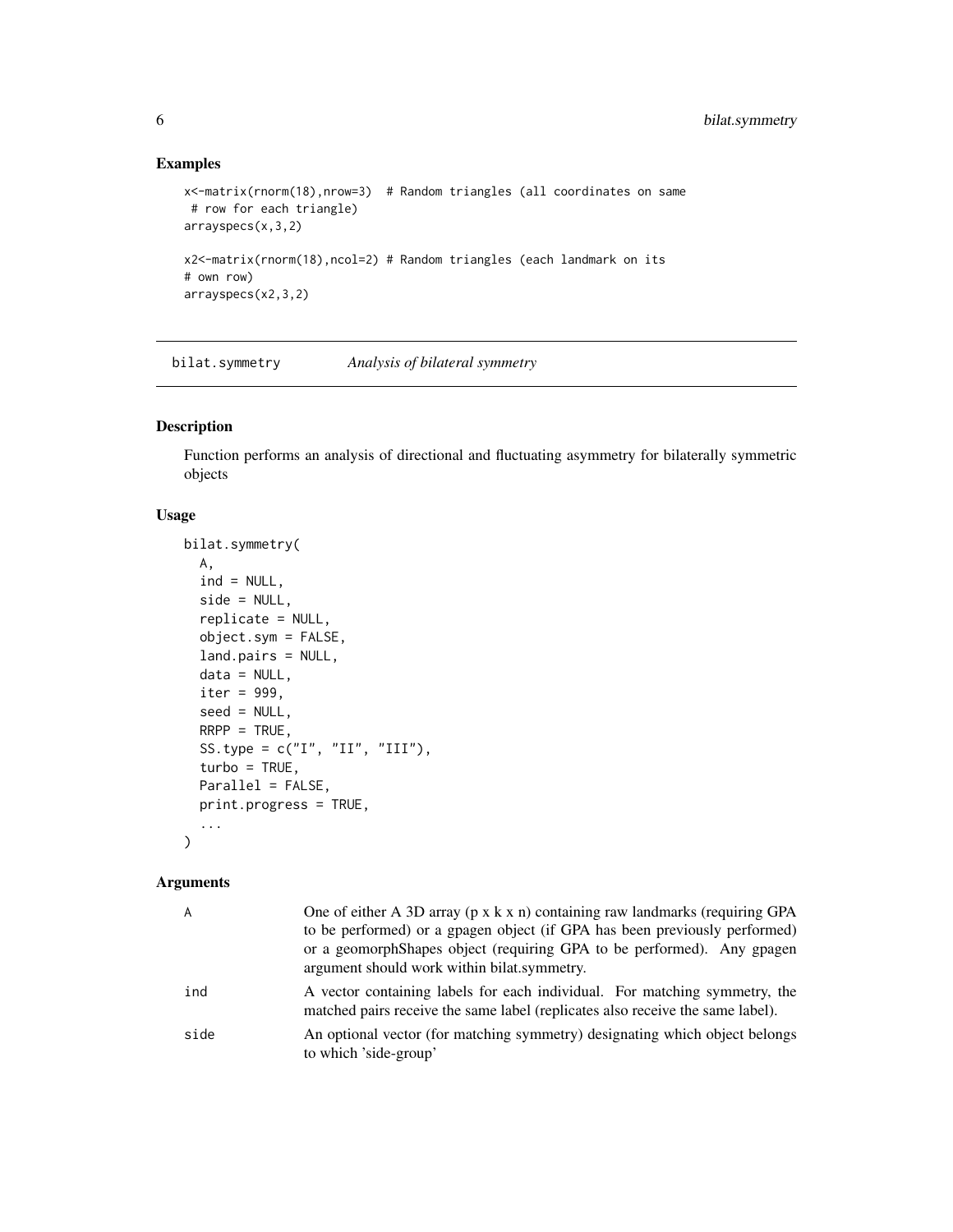## Examples

```
x<-matrix(rnorm(18),nrow=3)  # Random triangles (all coordinates on same
 # row for each triangle)
arrayspecs(x,3,2)

x2<-matrix(rnorm(18),ncol=2) # Random triangles (each landmark on its
# own row)
arrayspecs(x2,3,2)
```

---

# bilat.symmetry — *Analysis of bilateral symmetry*

## Description

Function performs an analysis of directional and fluctuating asymmetry for bilaterally symmetric objects

## Usage

```
bilat.symmetry(
  A,
  ind = NULL,
  side = NULL,
  replicate = NULL,
  object.sym = FALSE,
  land.pairs = NULL,
  data = NULL,
  iter = 999,
  seed = NULL,
  RRPP = TRUE,
  SS.type = c("I", "II", "III"),
  turbo = TRUE,
  Parallel = FALSE,
  print.progress = TRUE,
  ...
)
```

## Arguments

| | |
|---|---|
| A | One of either A 3D array (p x k x n) containing raw landmarks (requiring GPA to be performed) or a gpagen object (if GPA has been previously performed) or a geomorphShapes object (requiring GPA to be performed). Any gpagen argument should work within bilat.symmetry. |
| ind | A vector containing labels for each individual. For matching symmetry, the matched pairs receive the same label (replicates also receive the same label). |
| side | An optional vector (for matching symmetry) designating which object belongs to which 'side-group' |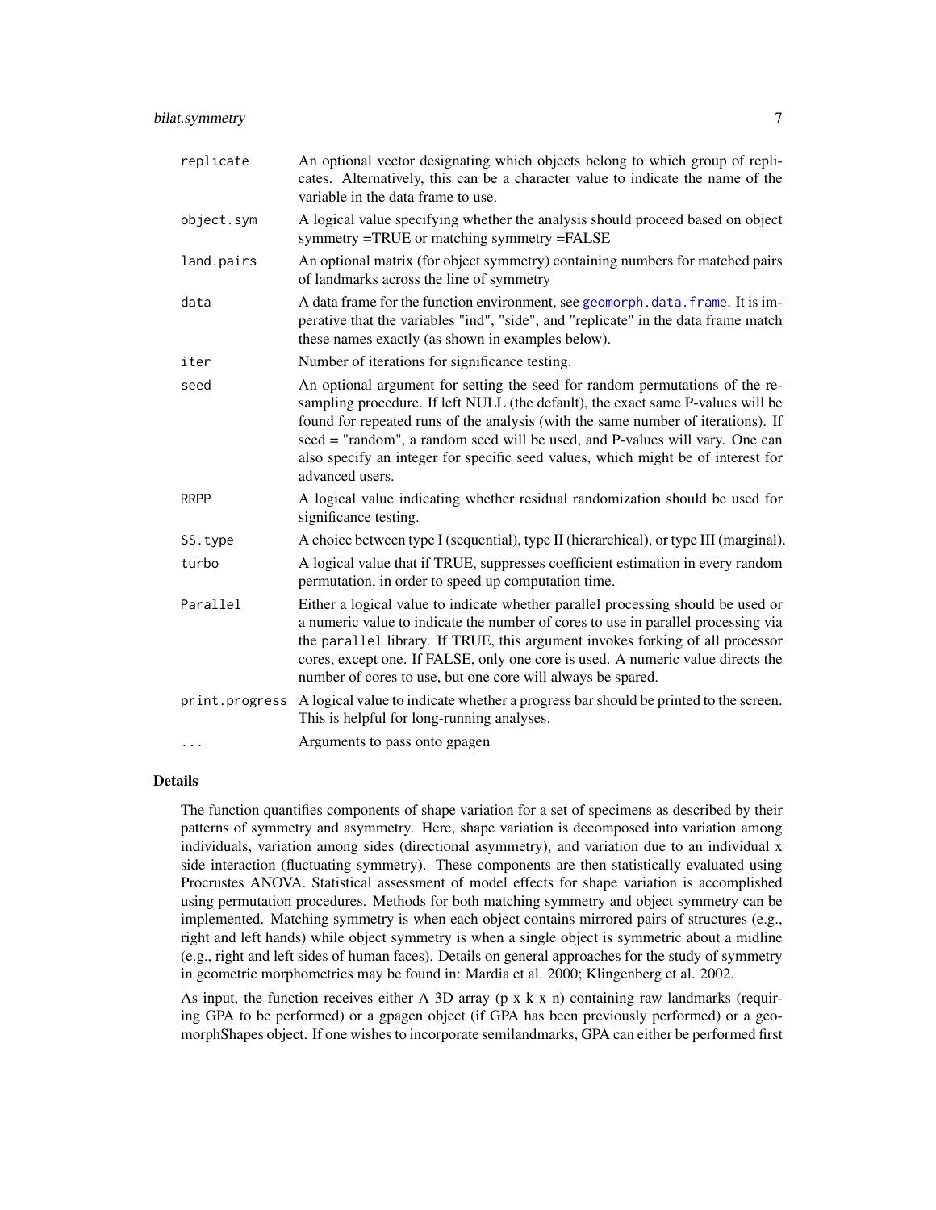| | |
|---|---|
| `replicate` | An optional vector designating which objects belong to which group of replicates. Alternatively, this can be a character value to indicate the name of the variable in the data frame to use. |
| `object.sym` | A logical value specifying whether the analysis should proceed based on object symmetry =TRUE or matching symmetry =FALSE |
| `land.pairs` | An optional matrix (for object symmetry) containing numbers for matched pairs of landmarks across the line of symmetry |
| `data` | A data frame for the function environment, see `geomorph.data.frame`. It is imperative that the variables "ind", "side", and "replicate" in the data frame match these names exactly (as shown in examples below). |
| `iter` | Number of iterations for significance testing. |
| `seed` | An optional argument for setting the seed for random permutations of the resampling procedure. If left NULL (the default), the exact same P-values will be found for repeated runs of the analysis (with the same number of iterations). If seed = "random", a random seed will be used, and P-values will vary. One can also specify an integer for specific seed values, which might be of interest for advanced users. |
| `RRPP` | A logical value indicating whether residual randomization should be used for significance testing. |
| `SS.type` | A choice between type I (sequential), type II (hierarchical), or type III (marginal). |
| `turbo` | A logical value that if TRUE, suppresses coefficient estimation in every random permutation, in order to speed up computation time. |
| `Parallel` | Either a logical value to indicate whether parallel processing should be used or a numeric value to indicate the number of cores to use in parallel processing via the `parallel` library. If TRUE, this argument invokes forking of all processor cores, except one. If FALSE, only one core is used. A numeric value directs the number of cores to use, but one core will always be spared. |
| `print.progress` | A logical value to indicate whether a progress bar should be printed to the screen. This is helpful for long-running analyses. |
| `...` | Arguments to pass onto gpagen |

## Details

The function quantifies components of shape variation for a set of specimens as described by their patterns of symmetry and asymmetry. Here, shape variation is decomposed into variation among individuals, variation among sides (directional asymmetry), and variation due to an individual x side interaction (fluctuating symmetry). These components are then statistically evaluated using Procrustes ANOVA. Statistical assessment of model effects for shape variation is accomplished using permutation procedures. Methods for both matching symmetry and object symmetry can be implemented. Matching symmetry is when each object contains mirrored pairs of structures (e.g., right and left hands) while object symmetry is when a single object is symmetric about a midline (e.g., right and left sides of human faces). Details on general approaches for the study of symmetry in geometric morphometrics may be found in: Mardia et al. 2000; Klingenberg et al. 2002.

As input, the function receives either A 3D array (p x k x n) containing raw landmarks (requiring GPA to be performed) or a gpagen object (if GPA has been previously performed) or a geomorphShapes object. If one wishes to incorporate semilandmarks, GPA can either be performed first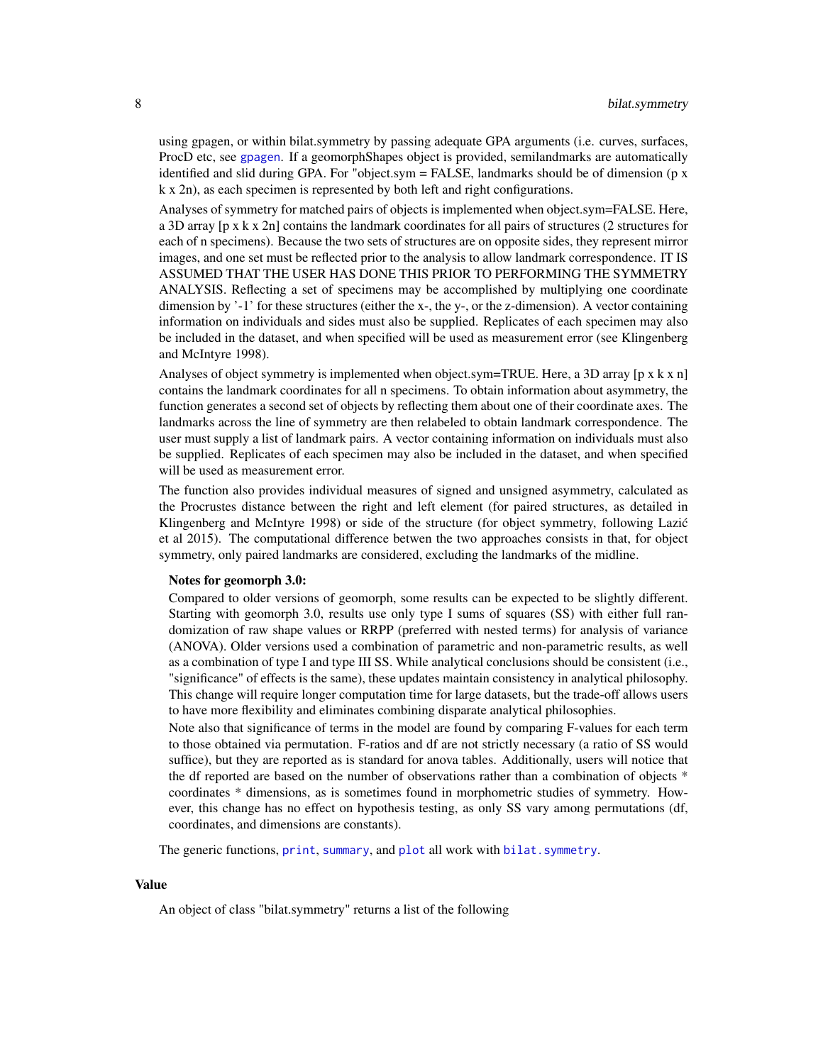using gpagen, or within bilat.symmetry by passing adequate GPA arguments (i.e. curves, surfaces, ProcD etc, see gpagen. If a geomorphShapes object is provided, semilandmarks are automatically identified and slid during GPA. For "object.sym = FALSE, landmarks should be of dimension (p x k x 2n), as each specimen is represented by both left and right configurations.

Analyses of symmetry for matched pairs of objects is implemented when object.sym=FALSE. Here, a 3D array [p x k x 2n] contains the landmark coordinates for all pairs of structures (2 structures for each of n specimens). Because the two sets of structures are on opposite sides, they represent mirror images, and one set must be reflected prior to the analysis to allow landmark correspondence. IT IS ASSUMED THAT THE USER HAS DONE THIS PRIOR TO PERFORMING THE SYMMETRY ANALYSIS. Reflecting a set of specimens may be accomplished by multiplying one coordinate dimension by '-1' for these structures (either the x-, the y-, or the z-dimension). A vector containing information on individuals and sides must also be supplied. Replicates of each specimen may also be included in the dataset, and when specified will be used as measurement error (see Klingenberg and McIntyre 1998).

Analyses of object symmetry is implemented when object.sym=TRUE. Here, a 3D array [p x k x n] contains the landmark coordinates for all n specimens. To obtain information about asymmetry, the function generates a second set of objects by reflecting them about one of their coordinate axes. The landmarks across the line of symmetry are then relabeled to obtain landmark correspondence. The user must supply a list of landmark pairs. A vector containing information on individuals must also be supplied. Replicates of each specimen may also be included in the dataset, and when specified will be used as measurement error.

The function also provides individual measures of signed and unsigned asymmetry, calculated as the Procrustes distance between the right and left element (for paired structures, as detailed in Klingenberg and McIntyre 1998) or side of the structure (for object symmetry, following Lazić et al 2015). The computational difference betwen the two approaches consists in that, for object symmetry, only paired landmarks are considered, excluding the landmarks of the midline.

**Notes for geomorph 3.0:**

Compared to older versions of geomorph, some results can be expected to be slightly different. Starting with geomorph 3.0, results use only type I sums of squares (SS) with either full randomization of raw shape values or RRPP (preferred with nested terms) for analysis of variance (ANOVA). Older versions used a combination of parametric and non-parametric results, as well as a combination of type I and type III SS. While analytical conclusions should be consistent (i.e., "significance" of effects is the same), these updates maintain consistency in analytical philosophy. This change will require longer computation time for large datasets, but the trade-off allows users to have more flexibility and eliminates combining disparate analytical philosophies.

Note also that significance of terms in the model are found by comparing F-values for each term to those obtained via permutation. F-ratios and df are not strictly necessary (a ratio of SS would suffice), but they are reported as is standard for anova tables. Additionally, users will notice that the df reported are based on the number of observations rather than a combination of objects * coordinates * dimensions, as is sometimes found in morphometric studies of symmetry. However, this change has no effect on hypothesis testing, as only SS vary among permutations (df, coordinates, and dimensions are constants).

The generic functions, `print`, `summary`, and `plot` all work with `bilat.symmetry`.

## Value

An object of class "bilat.symmetry" returns a list of the following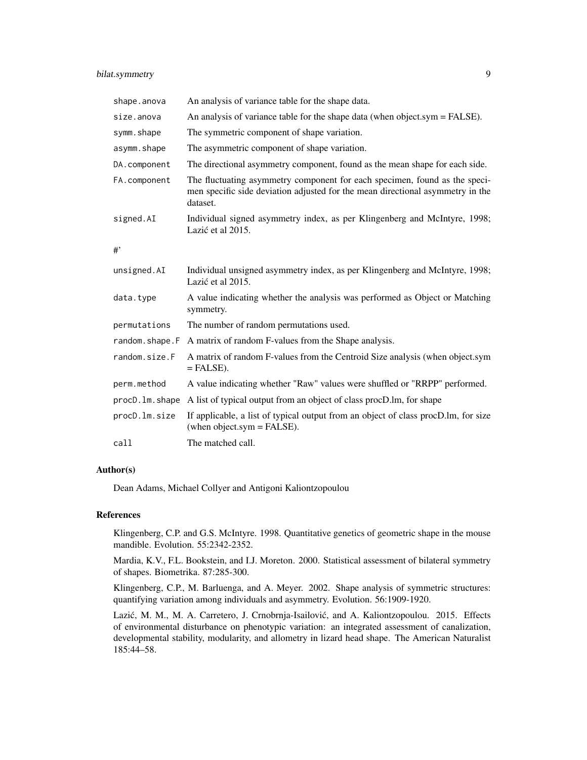| | |
|---|---|
| `shape.anova` | An analysis of variance table for the shape data. |
| `size.anova` | An analysis of variance table for the shape data (when object.sym = FALSE). |
| `symm.shape` | The symmetric component of shape variation. |
| `asymm.shape` | The asymmetric component of shape variation. |
| `DA.component` | The directional asymmetry component, found as the mean shape for each side. |
| `FA.component` | The fluctuating asymmetry component for each specimen, found as the specimen specific side deviation adjusted for the mean directional asymmetry in the dataset. |
| `signed.AI` | Individual signed asymmetry index, as per Klingenberg and McIntyre, 1998; Lazić et al 2015. |

#'

| | |
|---|---|
| `unsigned.AI` | Individual unsigned asymmetry index, as per Klingenberg and McIntyre, 1998; Lazić et al 2015. |
| `data.type` | A value indicating whether the analysis was performed as Object or Matching symmetry. |
| `permutations` | The number of random permutations used. |
| `random.shape.F` | A matrix of random F-values from the Shape analysis. |
| `random.size.F` | A matrix of random F-values from the Centroid Size analysis (when object.sym = FALSE). |
| `perm.method` | A value indicating whether "Raw" values were shuffled or "RRPP" performed. |
| `procD.lm.shape` | A list of typical output from an object of class procD.lm, for shape |
| `procD.lm.size` | If applicable, a list of typical output from an object of class procD.lm, for size (when object.sym = FALSE). |
| `call` | The matched call. |

## Author(s)

Dean Adams, Michael Collyer and Antigoni Kaliontzopoulou

## References

Klingenberg, C.P. and G.S. McIntyre. 1998. Quantitative genetics of geometric shape in the mouse mandible. Evolution. 55:2342-2352.

Mardia, K.V., F.L. Bookstein, and I.J. Moreton. 2000. Statistical assessment of bilateral symmetry of shapes. Biometrika. 87:285-300.

Klingenberg, C.P., M. Barluenga, and A. Meyer. 2002. Shape analysis of symmetric structures: quantifying variation among individuals and asymmetry. Evolution. 56:1909-1920.

Lazić, M. M., M. A. Carretero, J. Crnobrnja-Isailović, and A. Kaliontzopoulou. 2015. Effects of environmental disturbance on phenotypic variation: an integrated assessment of canalization, developmental stability, modularity, and allometry in lizard head shape. The American Naturalist 185:44–58.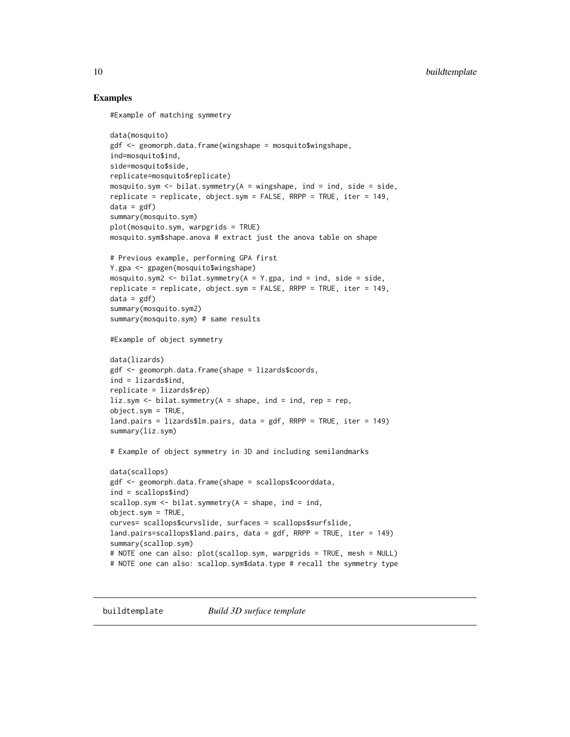### Examples

```
#Example of matching symmetry

data(mosquito)
gdf <- geomorph.data.frame(wingshape = mosquito$wingshape,
ind=mosquito$ind,
side=mosquito$side,
replicate=mosquito$replicate)
mosquito.sym <- bilat.symmetry(A = wingshape, ind = ind, side = side,
replicate = replicate, object.sym = FALSE, RRPP = TRUE, iter = 149,
data = gdf)
summary(mosquito.sym)
plot(mosquito.sym, warpgrids = TRUE)
mosquito.sym$shape.anova # extract just the anova table on shape

# Previous example, performing GPA first
Y.gpa <- gpagen(mosquito$wingshape)
mosquito.sym2 <- bilat.symmetry(A = Y.gpa, ind = ind, side = side,
replicate = replicate, object.sym = FALSE, RRPP = TRUE, iter = 149,
data = gdf)
summary(mosquito.sym2)
summary(mosquito.sym) # same results

#Example of object symmetry

data(lizards)
gdf <- geomorph.data.frame(shape = lizards$coords,
ind = lizards$ind,
replicate = lizards$rep)
liz.sym <- bilat.symmetry(A = shape, ind = ind, rep = rep,
object.sym = TRUE,
land.pairs = lizards$lm.pairs, data = gdf, RRPP = TRUE, iter = 149)
summary(liz.sym)

# Example of object symmetry in 3D and including semilandmarks

data(scallops)
gdf <- geomorph.data.frame(shape = scallops$coorddata,
ind = scallops$ind)
scallop.sym <- bilat.symmetry(A = shape, ind = ind,
object.sym = TRUE,
curves= scallops$curvslide, surfaces = scallops$surfslide,
land.pairs=scallops$land.pairs, data = gdf, RRPP = TRUE, iter = 149)
summary(scallop.sym)
# NOTE one can also: plot(scallop.sym, warpgrids = TRUE, mesh = NULL)
# NOTE one can also: scallop.sym$data.type # recall the symmetry type
```

---

## buildtemplate *Build 3D surface template*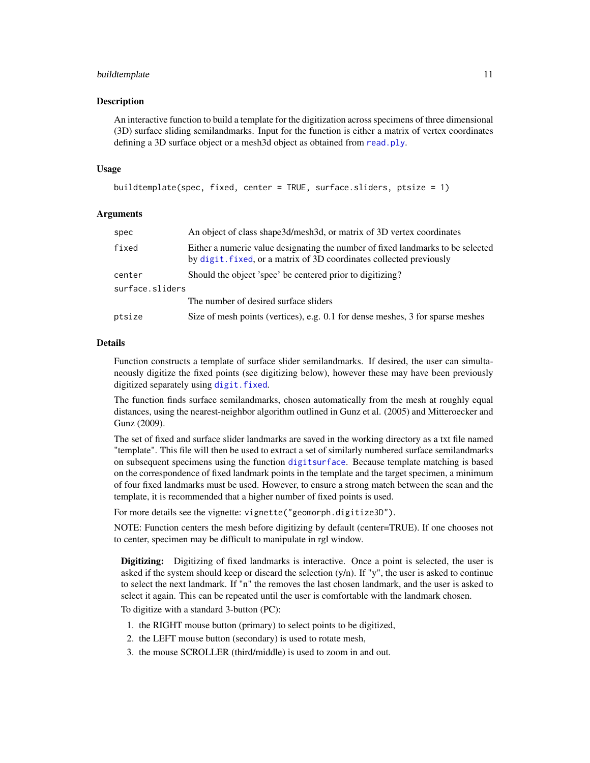### Description

An interactive function to build a template for the digitization across specimens of three dimensional (3D) surface sliding semilandmarks. Input for the function is either a matrix of vertex coordinates defining a 3D surface object or a mesh3d object as obtained from `read.ply`.

### Usage

```
buildtemplate(spec, fixed, center = TRUE, surface.sliders, ptsize = 1)
```

### Arguments

| | |
|---|---|
| `spec` | An object of class shape3d/mesh3d, or matrix of 3D vertex coordinates |
| `fixed` | Either a numeric value designating the number of fixed landmarks to be selected by `digit.fixed`, or a matrix of 3D coordinates collected previously |
| `center` | Should the object 'spec' be centered prior to digitizing? |
| `surface.sliders` | The number of desired surface sliders |
| `ptsize` | Size of mesh points (vertices), e.g. 0.1 for dense meshes, 3 for sparse meshes |

### Details

Function constructs a template of surface slider semilandmarks. If desired, the user can simultaneously digitize the fixed points (see digitizing below), however these may have been previously digitized separately using `digit.fixed`.

The function finds surface semilandmarks, chosen automatically from the mesh at roughly equal distances, using the nearest-neighbor algorithm outlined in Gunz et al. (2005) and Mitteroecker and Gunz (2009).

The set of fixed and surface slider landmarks are saved in the working directory as a txt file named "template". This file will then be used to extract a set of similarly numbered surface semilandmarks on subsequent specimens using the function `digitsurface`. Because template matching is based on the correspondence of fixed landmark points in the template and the target specimen, a minimum of four fixed landmarks must be used. However, to ensure a strong match between the scan and the template, it is recommended that a higher number of fixed points is used.

For more details see the vignette: `vignette("geomorph.digitize3D")`.

NOTE: Function centers the mesh before digitizing by default (center=TRUE). If one chooses not to center, specimen may be difficult to manipulate in rgl window.

**Digitizing:** Digitizing of fixed landmarks is interactive. Once a point is selected, the user is asked if the system should keep or discard the selection (y/n). If "y", the user is asked to continue to select the next landmark. If "n" the removes the last chosen landmark, and the user is asked to select it again. This can be repeated until the user is comfortable with the landmark chosen.

To digitize with a standard 3-button (PC):

1. the RIGHT mouse button (primary) to select points to be digitized,
2. the LEFT mouse button (secondary) is used to rotate mesh,
3. the mouse SCROLLER (third/middle) is used to zoom in and out.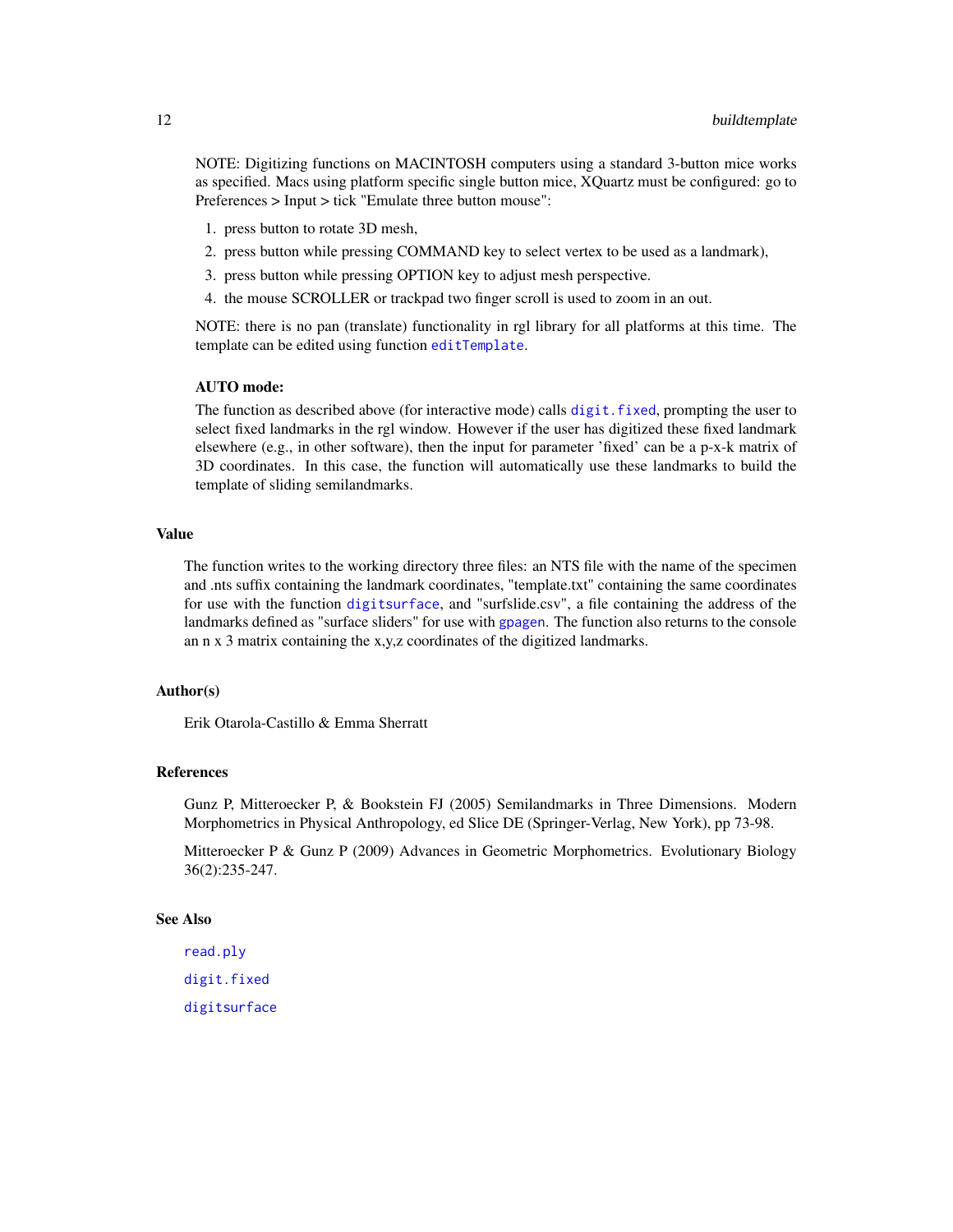NOTE: Digitizing functions on MACINTOSH computers using a standard 3-button mice works as specified. Macs using platform specific single button mice, XQuartz must be configured: go to Preferences > Input > tick "Emulate three button mouse":

1. press button to rotate 3D mesh,
2. press button while pressing COMMAND key to select vertex to be used as a landmark),
3. press button while pressing OPTION key to adjust mesh perspective.
4. the mouse SCROLLER or trackpad two finger scroll is used to zoom in an out.

NOTE: there is no pan (translate) functionality in rgl library for all platforms at this time. The template can be edited using function `editTemplate`.

**AUTO mode:**

The function as described above (for interactive mode) calls `digit.fixed`, prompting the user to select fixed landmarks in the rgl window. However if the user has digitized these fixed landmark elsewhere (e.g., in other software), then the input for parameter 'fixed' can be a p-x-k matrix of 3D coordinates. In this case, the function will automatically use these landmarks to build the template of sliding semilandmarks.

## Value

The function writes to the working directory three files: an NTS file with the name of the specimen and .nts suffix containing the landmark coordinates, "template.txt" containing the same coordinates for use with the function `digitsurface`, and "surfslide.csv", a file containing the address of the landmarks defined as "surface sliders" for use with `gpagen`. The function also returns to the console an n x 3 matrix containing the x,y,z coordinates of the digitized landmarks.

## Author(s)

Erik Otarola-Castillo & Emma Sherratt

## References

Gunz P, Mitteroecker P, & Bookstein FJ (2005) Semilandmarks in Three Dimensions. Modern Morphometrics in Physical Anthropology, ed Slice DE (Springer-Verlag, New York), pp 73-98.

Mitteroecker P & Gunz P (2009) Advances in Geometric Morphometrics. Evolutionary Biology 36(2):235-247.

## See Also

`read.ply`

`digit.fixed`

`digitsurface`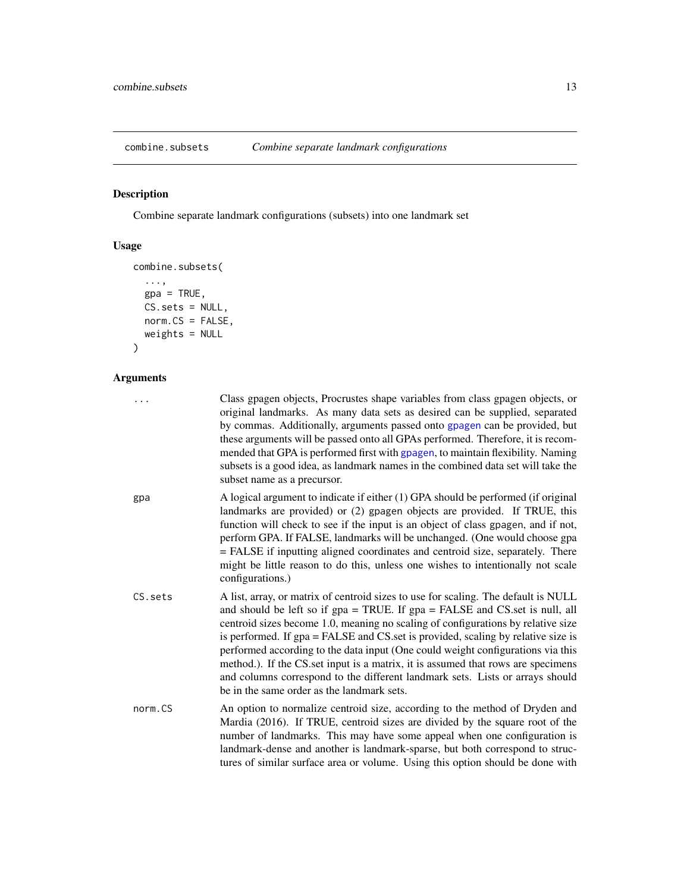## combine.subsets — *Combine separate landmark configurations*

### Description

Combine separate landmark configurations (subsets) into one landmark set

### Usage

```
combine.subsets(
  ...,
  gpa = TRUE,
  CS.sets = NULL,
  norm.CS = FALSE,
  weights = NULL
)
```

### Arguments

| | |
|---|---|
| ... | Class gpagen objects, Procrustes shape variables from class gpagen objects, or original landmarks. As many data sets as desired can be supplied, separated by commas. Additionally, arguments passed onto gpagen can be provided, but these arguments will be passed onto all GPAs performed. Therefore, it is recommended that GPA is performed first with gpagen, to maintain flexibility. Naming subsets is a good idea, as landmark names in the combined data set will take the subset name as a precursor. |
| gpa | A logical argument to indicate if either (1) GPA should be performed (if original landmarks are provided) or (2) gpagen objects are provided. If TRUE, this function will check to see if the input is an object of class gpagen, and if not, perform GPA. If FALSE, landmarks will be unchanged. (One would choose gpa = FALSE if inputting aligned coordinates and centroid size, separately. There might be little reason to do this, unless one wishes to intentionally not scale configurations.) |
| CS.sets | A list, array, or matrix of centroid sizes to use for scaling. The default is NULL and should be left so if gpa = TRUE. If gpa = FALSE and CS.set is null, all centroid sizes become 1.0, meaning no scaling of configurations by relative size is performed. If gpa = FALSE and CS.set is provided, scaling by relative size is performed according to the data input (One could weight configurations via this method.). If the CS.set input is a matrix, it is assumed that rows are specimens and columns correspond to the different landmark sets. Lists or arrays should be in the same order as the landmark sets. |
| norm.CS | An option to normalize centroid size, according to the method of Dryden and Mardia (2016). If TRUE, centroid sizes are divided by the square root of the number of landmarks. This may have some appeal when one configuration is landmark-dense and another is landmark-sparse, but both correspond to structures of similar surface area or volume. Using this option should be done with |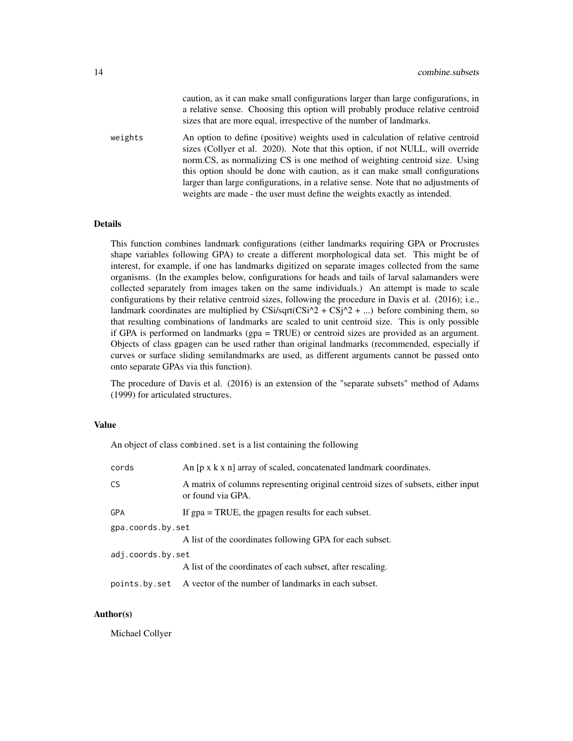caution, as it can make small configurations larger than large configurations, in a relative sense. Choosing this option will probably produce relative centroid sizes that are more equal, irrespective of the number of landmarks.

`weights` An option to define (positive) weights used in calculation of relative centroid sizes (Collyer et al. 2020). Note that this option, if not NULL, will override norm.CS, as normalizing CS is one method of weighting centroid size. Using this option should be done with caution, as it can make small configurations larger than large configurations, in a relative sense. Note that no adjustments of weights are made - the user must define the weights exactly as intended.

## Details

This function combines landmark configurations (either landmarks requiring GPA or Procrustes shape variables following GPA) to create a different morphological data set. This might be of interest, for example, if one has landmarks digitized on separate images collected from the same organisms. (In the examples below, configurations for heads and tails of larval salamanders were collected separately from images taken on the same individuals.) An attempt is made to scale configurations by their relative centroid sizes, following the procedure in Davis et al. (2016); i.e., landmark coordinates are multiplied by CSi/sqrt(CSi^2 + CSj^2 + ...) before combining them, so that resulting combinations of landmarks are scaled to unit centroid size. This is only possible if GPA is performed on landmarks (gpa = TRUE) or centroid sizes are provided as an argument. Objects of class gpagen can be used rather than original landmarks (recommended, especially if curves or surface sliding semilandmarks are used, as different arguments cannot be passed onto onto separate GPAs via this function).

The procedure of Davis et al. (2016) is an extension of the "separate subsets" method of Adams (1999) for articulated structures.

## Value

An object of class `combined.set` is a list containing the following

`cords` An [p x k x n] array of scaled, concatenated landmark coordinates.

`CS` A matrix of columns representing original centroid sizes of subsets, either input or found via GPA.

`GPA` If gpa = TRUE, the gpagen results for each subset.

`gpa.coords.by.set` A list of the coordinates following GPA for each subset.

`adj.coords.by.set` A list of the coordinates of each subset, after rescaling.

`points.by.set` A vector of the number of landmarks in each subset.

## Author(s)

Michael Collyer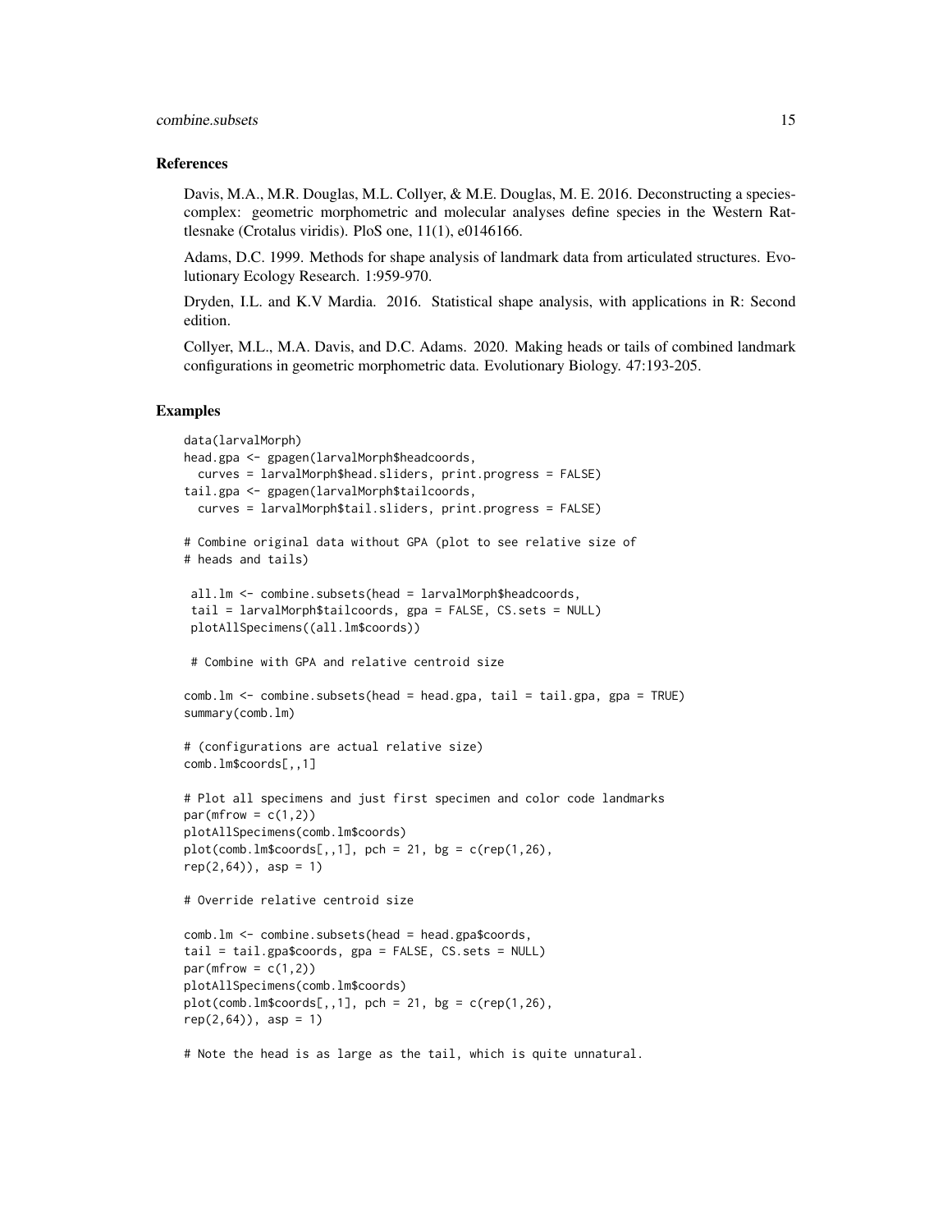### References

Davis, M.A., M.R. Douglas, M.L. Collyer, & M.E. Douglas, M. E. 2016. Deconstructing a species-complex: geometric morphometric and molecular analyses define species in the Western Rattlesnake (Crotalus viridis). PloS one, 11(1), e0146166.

Adams, D.C. 1999. Methods for shape analysis of landmark data from articulated structures. Evolutionary Ecology Research. 1:959-970.

Dryden, I.L. and K.V Mardia. 2016. Statistical shape analysis, with applications in R: Second edition.

Collyer, M.L., M.A. Davis, and D.C. Adams. 2020. Making heads or tails of combined landmark configurations in geometric morphometric data. Evolutionary Biology. 47:193-205.

### Examples

```
data(larvalMorph)
head.gpa <- gpagen(larvalMorph$headcoords,
  curves = larvalMorph$head.sliders, print.progress = FALSE)
tail.gpa <- gpagen(larvalMorph$tailcoords,
  curves = larvalMorph$tail.sliders, print.progress = FALSE)

# Combine original data without GPA (plot to see relative size of
# heads and tails)

 all.lm <- combine.subsets(head = larvalMorph$headcoords,
 tail = larvalMorph$tailcoords, gpa = FALSE, CS.sets = NULL)
 plotAllSpecimens((all.lm$coords))

 # Combine with GPA and relative centroid size

comb.lm <- combine.subsets(head = head.gpa, tail = tail.gpa, gpa = TRUE)
summary(comb.lm)

# (configurations are actual relative size)
comb.lm$coords[,,1]

# Plot all specimens and just first specimen and color code landmarks
par(mfrow = c(1,2))
plotAllSpecimens(comb.lm$coords)
plot(comb.lm$coords[,,1], pch = 21, bg = c(rep(1,26),
rep(2,64)), asp = 1)

# Override relative centroid size

comb.lm <- combine.subsets(head = head.gpa$coords,
tail = tail.gpa$coords, gpa = FALSE, CS.sets = NULL)
par(mfrow = c(1,2))
plotAllSpecimens(comb.lm$coords)
plot(comb.lm$coords[,,1], pch = 21, bg = c(rep(1,26),
rep(2,64)), asp = 1)

# Note the head is as large as the tail, which is quite unnatural.
```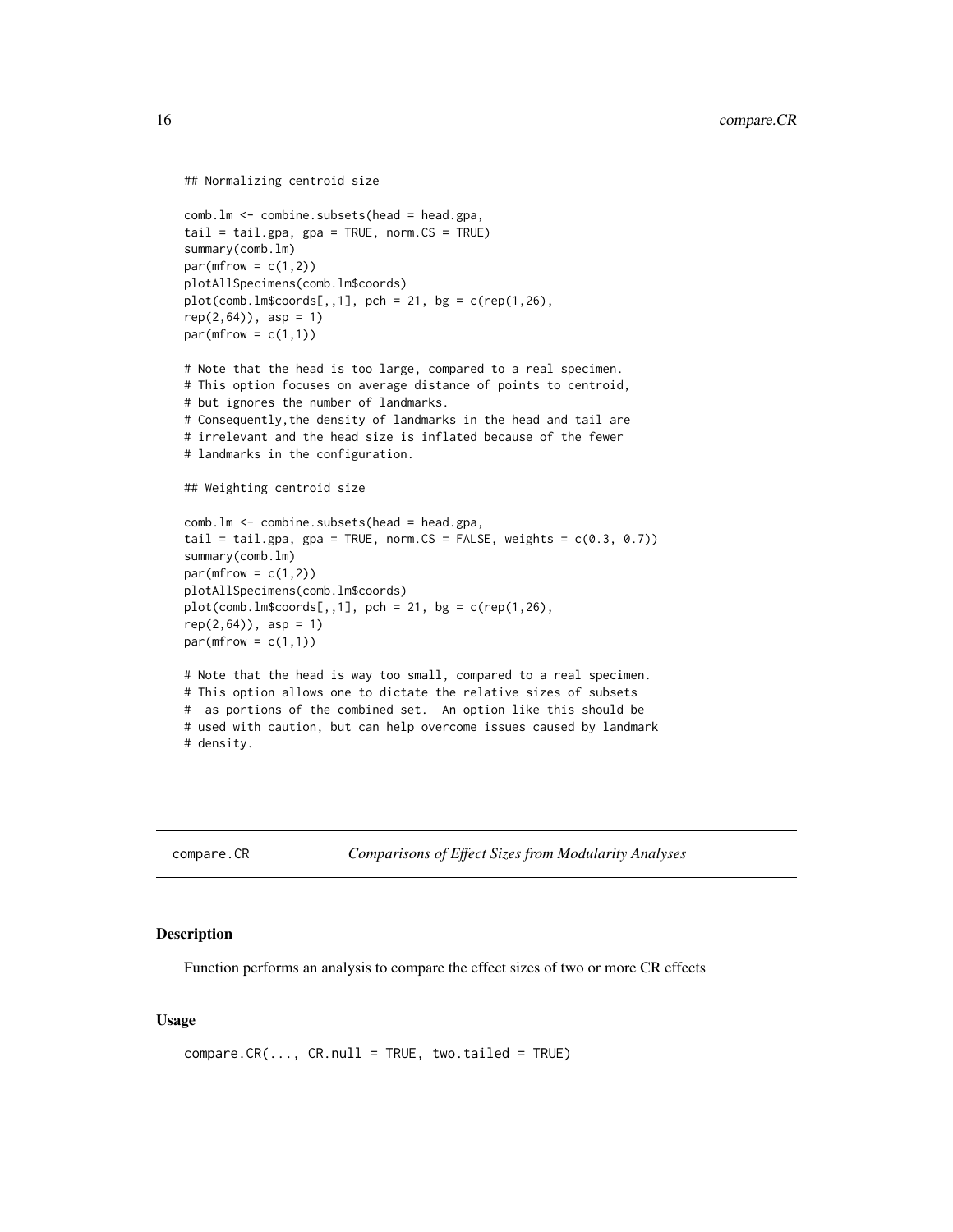```
## Normalizing centroid size

comb.lm <- combine.subsets(head = head.gpa,
tail = tail.gpa, gpa = TRUE, norm.CS = TRUE)
summary(comb.lm)
par(mfrow = c(1,2))
plotAllSpecimens(comb.lm$coords)
plot(comb.lm$coords[,,1], pch = 21, bg = c(rep(1,26),
rep(2,64)), asp = 1)
par(mfrow = c(1,1))

# Note that the head is too large, compared to a real specimen.
# This option focuses on average distance of points to centroid,
# but ignores the number of landmarks.
# Consequently,the density of landmarks in the head and tail are
# irrelevant and the head size is inflated because of the fewer
# landmarks in the configuration.

## Weighting centroid size

comb.lm <- combine.subsets(head = head.gpa,
tail = tail.gpa, gpa = TRUE, norm.CS = FALSE, weights = c(0.3, 0.7))
summary(comb.lm)
par(mfrow = c(1,2))
plotAllSpecimens(comb.lm$coords)
plot(comb.lm$coords[,,1], pch = 21, bg = c(rep(1,26),
rep(2,64)), asp = 1)
par(mfrow = c(1,1))

# Note that the head is way too small, compared to a real specimen.
# This option allows one to dictate the relative sizes of subsets
#  as portions of the combined set.  An option like this should be
# used with caution, but can help overcome issues caused by landmark
# density.
```

---

`compare.CR` *Comparisons of Effect Sizes from Modularity Analyses*

---

## Description

Function performs an analysis to compare the effect sizes of two or more CR effects

## Usage

```
compare.CR(..., CR.null = TRUE, two.tailed = TRUE)
```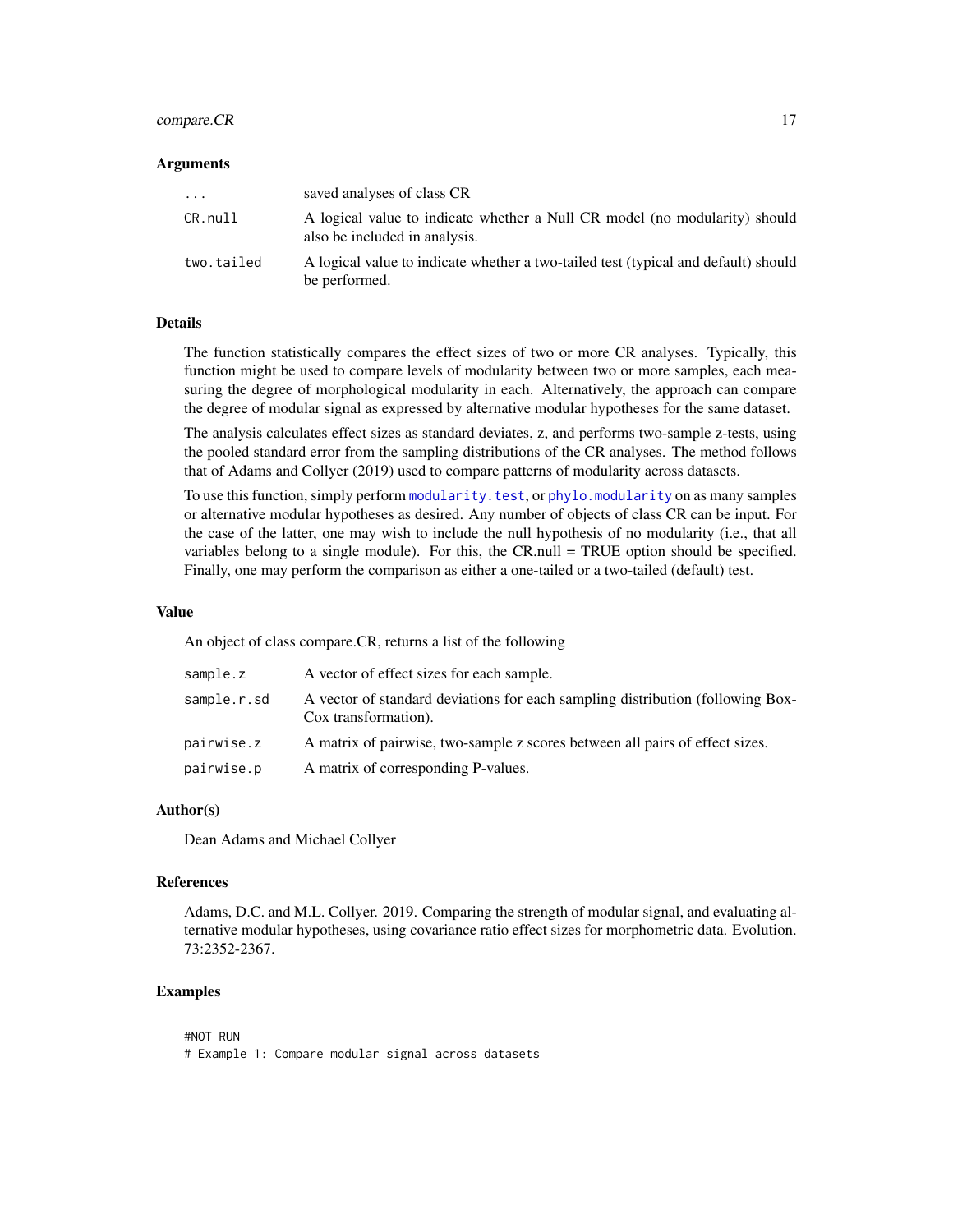### Arguments

| | |
|---|---|
| ... | saved analyses of class CR |
| CR.null | A logical value to indicate whether a Null CR model (no modularity) should also be included in analysis. |
| two.tailed | A logical value to indicate whether a two-tailed test (typical and default) should be performed. |

### Details

The function statistically compares the effect sizes of two or more CR analyses. Typically, this function might be used to compare levels of modularity between two or more samples, each measuring the degree of morphological modularity in each. Alternatively, the approach can compare the degree of modular signal as expressed by alternative modular hypotheses for the same dataset.

The analysis calculates effect sizes as standard deviates, z, and performs two-sample z-tests, using the pooled standard error from the sampling distributions of the CR analyses. The method follows that of Adams and Collyer (2019) used to compare patterns of modularity across datasets.

To use this function, simply perform `modularity.test`, or `phylo.modularity` on as many samples or alternative modular hypotheses as desired. Any number of objects of class CR can be input. For the case of the latter, one may wish to include the null hypothesis of no modularity (i.e., that all variables belong to a single module). For this, the CR.null = TRUE option should be specified. Finally, one may perform the comparison as either a one-tailed or a two-tailed (default) test.

### Value

An object of class compare.CR, returns a list of the following

| | |
|---|---|
| sample.z | A vector of effect sizes for each sample. |
| sample.r.sd | A vector of standard deviations for each sampling distribution (following Box-Cox transformation). |
| pairwise.z | A matrix of pairwise, two-sample z scores between all pairs of effect sizes. |
| pairwise.p | A matrix of corresponding P-values. |

### Author(s)

Dean Adams and Michael Collyer

### References

Adams, D.C. and M.L. Collyer. 2019. Comparing the strength of modular signal, and evaluating alternative modular hypotheses, using covariance ratio effect sizes for morphometric data. Evolution. 73:2352-2367.

### Examples

```
#NOT RUN
# Example 1: Compare modular signal across datasets
```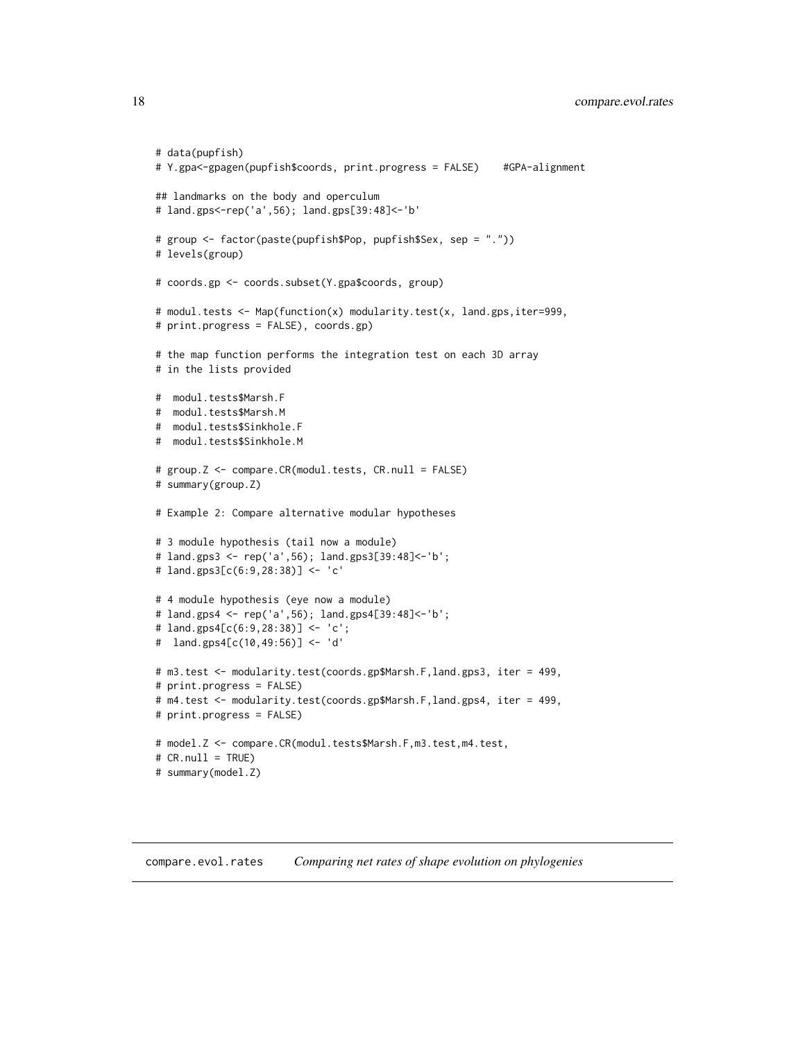```
# data(pupfish)
# Y.gpa<-gpagen(pupfish$coords, print.progress = FALSE)    #GPA-alignment

## landmarks on the body and operculum
# land.gps<-rep('a',56); land.gps[39:48]<-'b'

# group <- factor(paste(pupfish$Pop, pupfish$Sex, sep = "."))
# levels(group)

# coords.gp <- coords.subset(Y.gpa$coords, group)

# modul.tests <- Map(function(x) modularity.test(x, land.gps,iter=999,
# print.progress = FALSE), coords.gp)

# the map function performs the integration test on each 3D array
# in the lists provided

#  modul.tests$Marsh.F
#  modul.tests$Marsh.M
#  modul.tests$Sinkhole.F
#  modul.tests$Sinkhole.M

# group.Z <- compare.CR(modul.tests, CR.null = FALSE)
# summary(group.Z)

# Example 2: Compare alternative modular hypotheses

# 3 module hypothesis (tail now a module)
# land.gps3 <- rep('a',56); land.gps3[39:48]<-'b';
# land.gps3[c(6:9,28:38)] <- 'c'

# 4 module hypothesis (eye now a module)
# land.gps4 <- rep('a',56); land.gps4[39:48]<-'b';
# land.gps4[c(6:9,28:38)] <- 'c';
#  land.gps4[c(10,49:56)] <- 'd'

# m3.test <- modularity.test(coords.gp$Marsh.F,land.gps3, iter = 499,
# print.progress = FALSE)
# m4.test <- modularity.test(coords.gp$Marsh.F,land.gps4, iter = 499,
# print.progress = FALSE)

# model.Z <- compare.CR(modul.tests$Marsh.F,m3.test,m4.test,
# CR.null = TRUE)
# summary(model.Z)
```

## compare.evol.rates *Comparing net rates of shape evolution on phylogenies*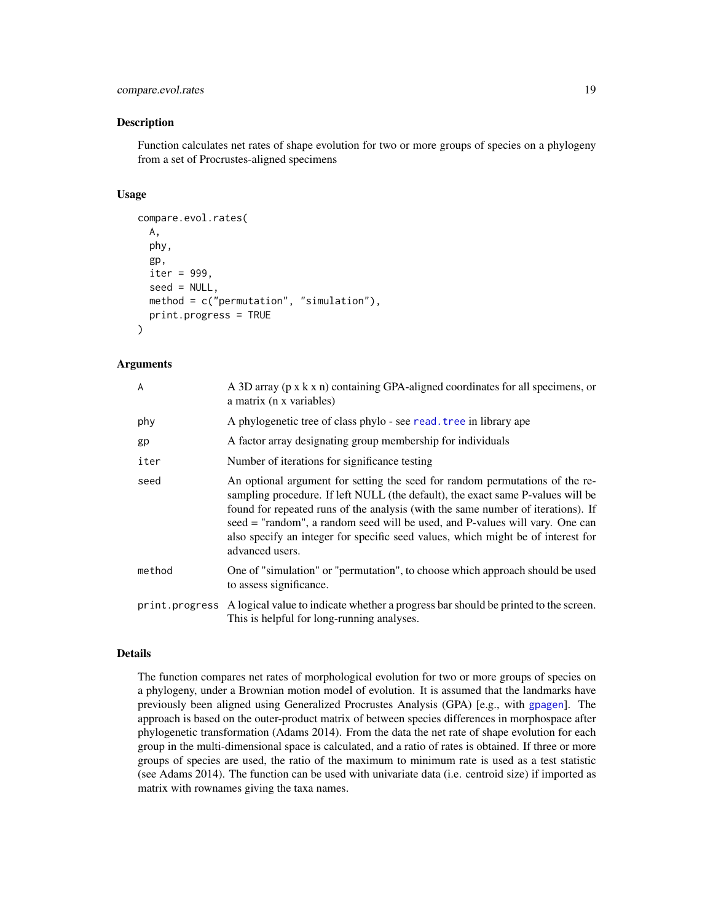## Description

Function calculates net rates of shape evolution for two or more groups of species on a phylogeny from a set of Procrustes-aligned specimens

## Usage

```
compare.evol.rates(
  A,
  phy,
  gp,
  iter = 999,
  seed = NULL,
  method = c("permutation", "simulation"),
  print.progress = TRUE
)
```

## Arguments

| | |
|---|---|
| A | A 3D array (p x k x n) containing GPA-aligned coordinates for all specimens, or a matrix (n x variables) |
| phy | A phylogenetic tree of class phylo - see read.tree in library ape |
| gp | A factor array designating group membership for individuals |
| iter | Number of iterations for significance testing |
| seed | An optional argument for setting the seed for random permutations of the resampling procedure. If left NULL (the default), the exact same P-values will be found for repeated runs of the analysis (with the same number of iterations). If seed = "random", a random seed will be used, and P-values will vary. One can also specify an integer for specific seed values, which might be of interest for advanced users. |
| method | One of "simulation" or "permutation", to choose which approach should be used to assess significance. |
| print.progress | A logical value to indicate whether a progress bar should be printed to the screen. This is helpful for long-running analyses. |

## Details

The function compares net rates of morphological evolution for two or more groups of species on a phylogeny, under a Brownian motion model of evolution. It is assumed that the landmarks have previously been aligned using Generalized Procrustes Analysis (GPA) [e.g., with gpagen]. The approach is based on the outer-product matrix of between species differences in morphospace after phylogenetic transformation (Adams 2014). From the data the net rate of shape evolution for each group in the multi-dimensional space is calculated, and a ratio of rates is obtained. If three or more groups of species are used, the ratio of the maximum to minimum rate is used as a test statistic (see Adams 2014). The function can be used with univariate data (i.e. centroid size) if imported as matrix with rownames giving the taxa names.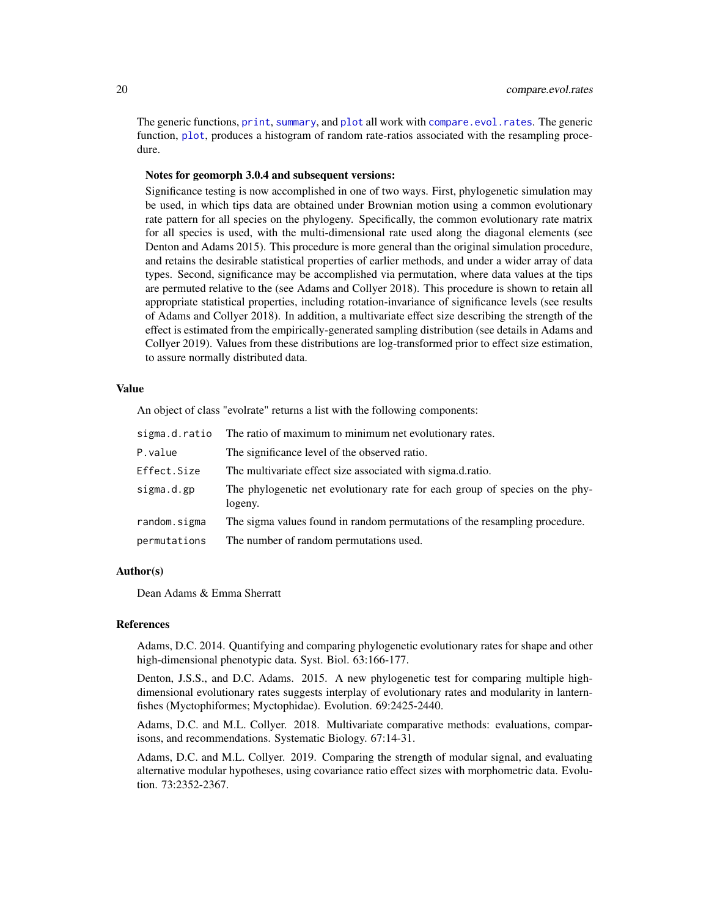The generic functions, `print`, `summary`, and `plot` all work with `compare.evol.rates`. The generic function, `plot`, produces a histogram of random rate-ratios associated with the resampling procedure.

**Notes for geomorph 3.0.4 and subsequent versions:**

Significance testing is now accomplished in one of two ways. First, phylogenetic simulation may be used, in which tips data are obtained under Brownian motion using a common evolutionary rate pattern for all species on the phylogeny. Specifically, the common evolutionary rate matrix for all species is used, with the multi-dimensional rate used along the diagonal elements (see Denton and Adams 2015). This procedure is more general than the original simulation procedure, and retains the desirable statistical properties of earlier methods, and under a wider array of data types. Second, significance may be accomplished via permutation, where data values at the tips are permuted relative to the (see Adams and Collyer 2018). This procedure is shown to retain all appropriate statistical properties, including rotation-invariance of significance levels (see results of Adams and Collyer 2018). In addition, a multivariate effect size describing the strength of the effect is estimated from the empirically-generated sampling distribution (see details in Adams and Collyer 2019). Values from these distributions are log-transformed prior to effect size estimation, to assure normally distributed data.

## Value

An object of class "evolrate" returns a list with the following components:

| | |
|---|---|
| `sigma.d.ratio` | The ratio of maximum to minimum net evolutionary rates. |
| `P.value` | The significance level of the observed ratio. |
| `Effect.Size` | The multivariate effect size associated with sigma.d.ratio. |
| `sigma.d.gp` | The phylogenetic net evolutionary rate for each group of species on the phylogeny. |
| `random.sigma` | The sigma values found in random permutations of the resampling procedure. |
| `permutations` | The number of random permutations used. |

## Author(s)

Dean Adams & Emma Sherratt

## References

Adams, D.C. 2014. Quantifying and comparing phylogenetic evolutionary rates for shape and other high-dimensional phenotypic data. Syst. Biol. 63:166-177.

Denton, J.S.S., and D.C. Adams. 2015. A new phylogenetic test for comparing multiple high-dimensional evolutionary rates suggests interplay of evolutionary rates and modularity in lanternfishes (Myctophiformes; Myctophidae). Evolution. 69:2425-2440.

Adams, D.C. and M.L. Collyer. 2018. Multivariate comparative methods: evaluations, comparisons, and recommendations. Systematic Biology. 67:14-31.

Adams, D.C. and M.L. Collyer. 2019. Comparing the strength of modular signal, and evaluating alternative modular hypotheses, using covariance ratio effect sizes with morphometric data. Evolution. 73:2352-2367.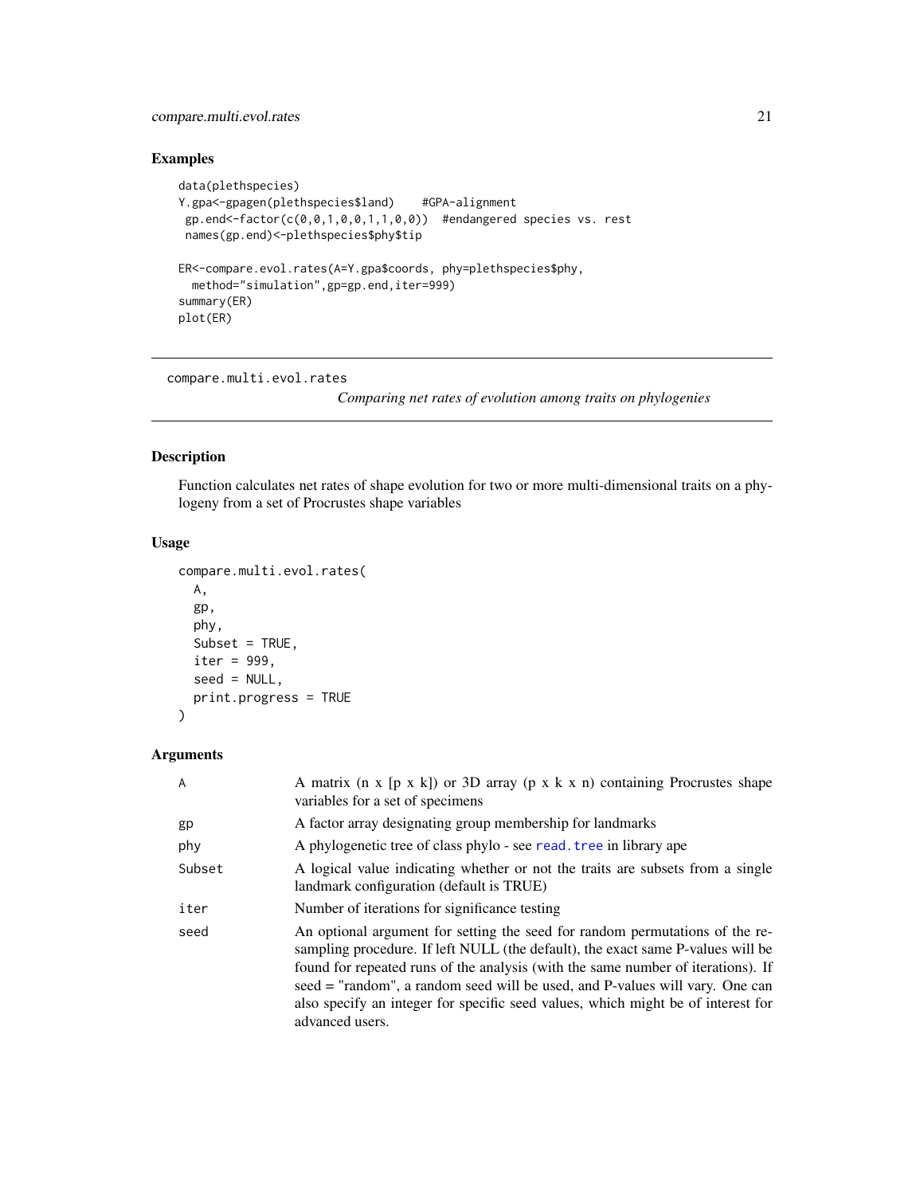## Examples

```
data(plethspecies)
Y.gpa<-gpagen(plethspecies$land)    #GPA-alignment
 gp.end<-factor(c(0,0,1,0,0,1,1,0,0))  #endangered species vs. rest
 names(gp.end)<-plethspecies$phy$tip

ER<-compare.evol.rates(A=Y.gpa$coords, phy=plethspecies$phy,
  method="simulation",gp=gp.end,iter=999)
summary(ER)
plot(ER)
```

---

# compare.multi.evol.rates

*Comparing net rates of evolution among traits on phylogenies*

---

## Description

Function calculates net rates of shape evolution for two or more multi-dimensional traits on a phylogeny from a set of Procrustes shape variables

## Usage

```
compare.multi.evol.rates(
  A,
  gp,
  phy,
  Subset = TRUE,
  iter = 999,
  seed = NULL,
  print.progress = TRUE
)
```

## Arguments

| | |
|---|---|
| A | A matrix (n x [p x k]) or 3D array (p x k x n) containing Procrustes shape variables for a set of specimens |
| gp | A factor array designating group membership for landmarks |
| phy | A phylogenetic tree of class phylo - see read.tree in library ape |
| Subset | A logical value indicating whether or not the traits are subsets from a single landmark configuration (default is TRUE) |
| iter | Number of iterations for significance testing |
| seed | An optional argument for setting the seed for random permutations of the resampling procedure. If left NULL (the default), the exact same P-values will be found for repeated runs of the analysis (with the same number of iterations). If seed = "random", a random seed will be used, and P-values will vary. One can also specify an integer for specific seed values, which might be of interest for advanced users. |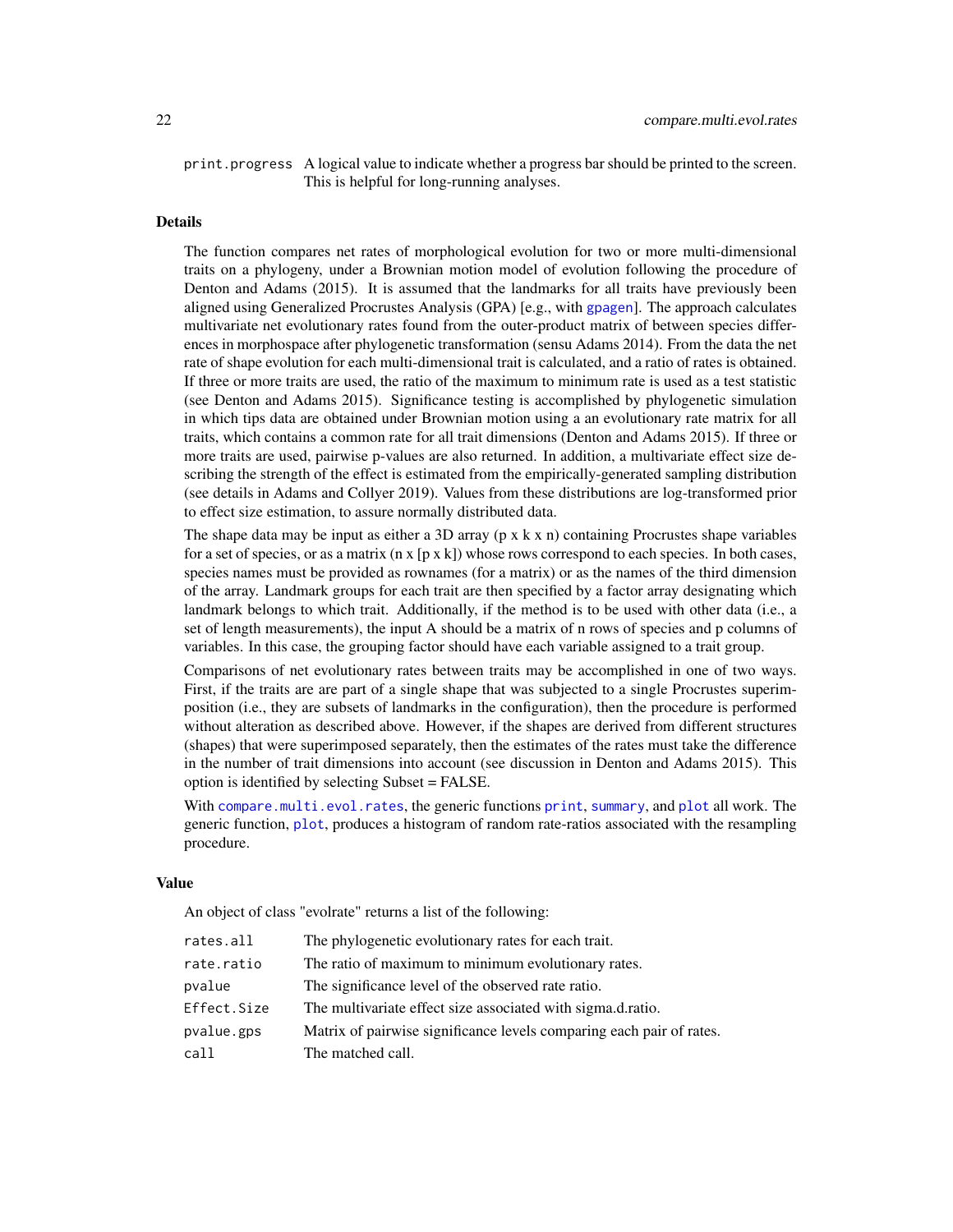print.progress A logical value to indicate whether a progress bar should be printed to the screen. This is helpful for long-running analyses.

### Details

The function compares net rates of morphological evolution for two or more multi-dimensional traits on a phylogeny, under a Brownian motion model of evolution following the procedure of Denton and Adams (2015). It is assumed that the landmarks for all traits have previously been aligned using Generalized Procrustes Analysis (GPA) [e.g., with gpagen]. The approach calculates multivariate net evolutionary rates found from the outer-product matrix of between species differences in morphospace after phylogenetic transformation (sensu Adams 2014). From the data the net rate of shape evolution for each multi-dimensional trait is calculated, and a ratio of rates is obtained. If three or more traits are used, the ratio of the maximum to minimum rate is used as a test statistic (see Denton and Adams 2015). Significance testing is accomplished by phylogenetic simulation in which tips data are obtained under Brownian motion using a an evolutionary rate matrix for all traits, which contains a common rate for all trait dimensions (Denton and Adams 2015). If three or more traits are used, pairwise p-values are also returned. In addition, a multivariate effect size describing the strength of the effect is estimated from the empirically-generated sampling distribution (see details in Adams and Collyer 2019). Values from these distributions are log-transformed prior to effect size estimation, to assure normally distributed data.

The shape data may be input as either a 3D array (p x k x n) containing Procrustes shape variables for a set of species, or as a matrix (n x [p x k]) whose rows correspond to each species. In both cases, species names must be provided as rownames (for a matrix) or as the names of the third dimension of the array. Landmark groups for each trait are then specified by a factor array designating which landmark belongs to which trait. Additionally, if the method is to be used with other data (i.e., a set of length measurements), the input A should be a matrix of n rows of species and p columns of variables. In this case, the grouping factor should have each variable assigned to a trait group.

Comparisons of net evolutionary rates between traits may be accomplished in one of two ways. First, if the traits are are part of a single shape that was subjected to a single Procrustes superimposition (i.e., they are subsets of landmarks in the configuration), then the procedure is performed without alteration as described above. However, if the shapes are derived from different structures (shapes) that were superimposed separately, then the estimates of the rates must take the difference in the number of trait dimensions into account (see discussion in Denton and Adams 2015). This option is identified by selecting Subset = FALSE.

With compare.multi.evol.rates, the generic functions print, summary, and plot all work. The generic function, plot, produces a histogram of random rate-ratios associated with the resampling procedure.

### Value

An object of class "evolrate" returns a list of the following:

| | |
|---|---|
| rates.all | The phylogenetic evolutionary rates for each trait. |
| rate.ratio | The ratio of maximum to minimum evolutionary rates. |
| pvalue | The significance level of the observed rate ratio. |
| Effect.Size | The multivariate effect size associated with sigma.d.ratio. |
| pvalue.gps | Matrix of pairwise significance levels comparing each pair of rates. |
| call | The matched call. |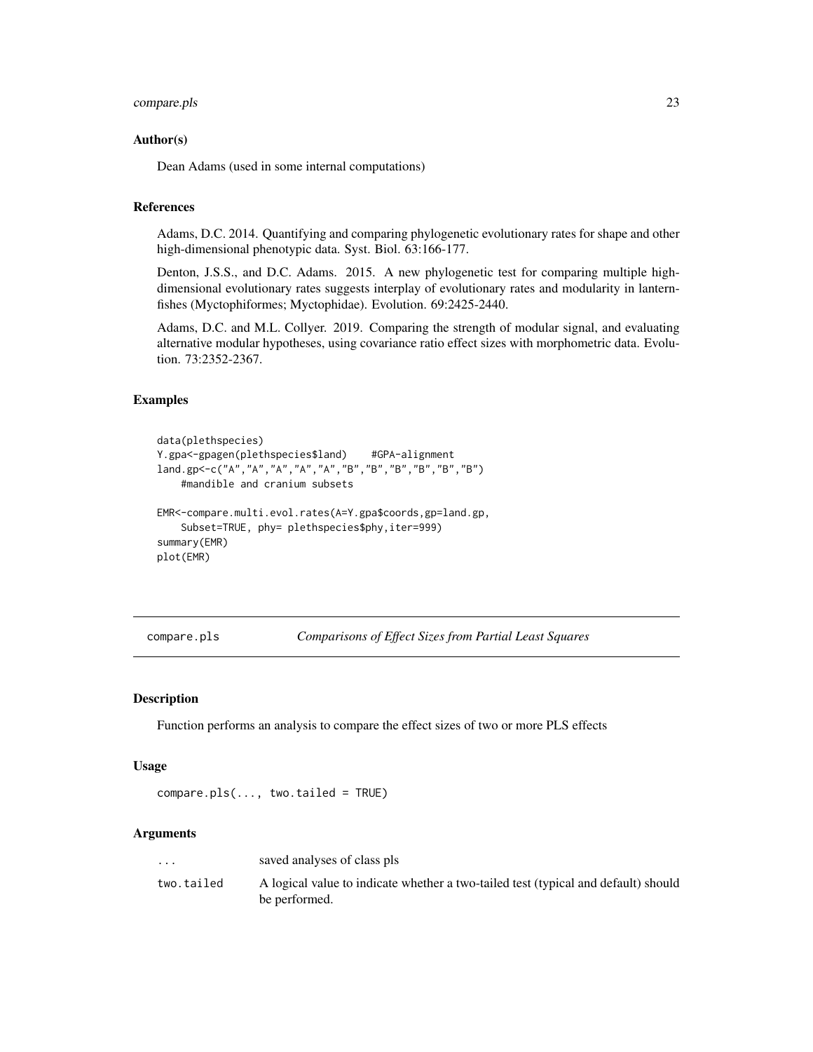### Author(s)

Dean Adams (used in some internal computations)

### References

Adams, D.C. 2014. Quantifying and comparing phylogenetic evolutionary rates for shape and other high-dimensional phenotypic data. Syst. Biol. 63:166-177.

Denton, J.S.S., and D.C. Adams. 2015. A new phylogenetic test for comparing multiple high-dimensional evolutionary rates suggests interplay of evolutionary rates and modularity in lanternfishes (Myctophiformes; Myctophidae). Evolution. 69:2425-2440.

Adams, D.C. and M.L. Collyer. 2019. Comparing the strength of modular signal, and evaluating alternative modular hypotheses, using covariance ratio effect sizes with morphometric data. Evolution. 73:2352-2367.

### Examples

```
data(plethspecies)
Y.gpa<-gpagen(plethspecies$land)    #GPA-alignment
land.gp<-c("A","A","A","A","A","B","B","B","B","B","B")
    #mandible and cranium subsets

EMR<-compare.multi.evol.rates(A=Y.gpa$coords,gp=land.gp,
    Subset=TRUE, phy= plethspecies$phy,iter=999)
summary(EMR)
plot(EMR)
```

---

## compare.pls — *Comparisons of Effect Sizes from Partial Least Squares*

### Description

Function performs an analysis to compare the effect sizes of two or more PLS effects

### Usage

```
compare.pls(..., two.tailed = TRUE)
```

### Arguments

| | |
|---|---|
| `...` | saved analyses of class pls |
| `two.tailed` | A logical value to indicate whether a two-tailed test (typical and default) should be performed. |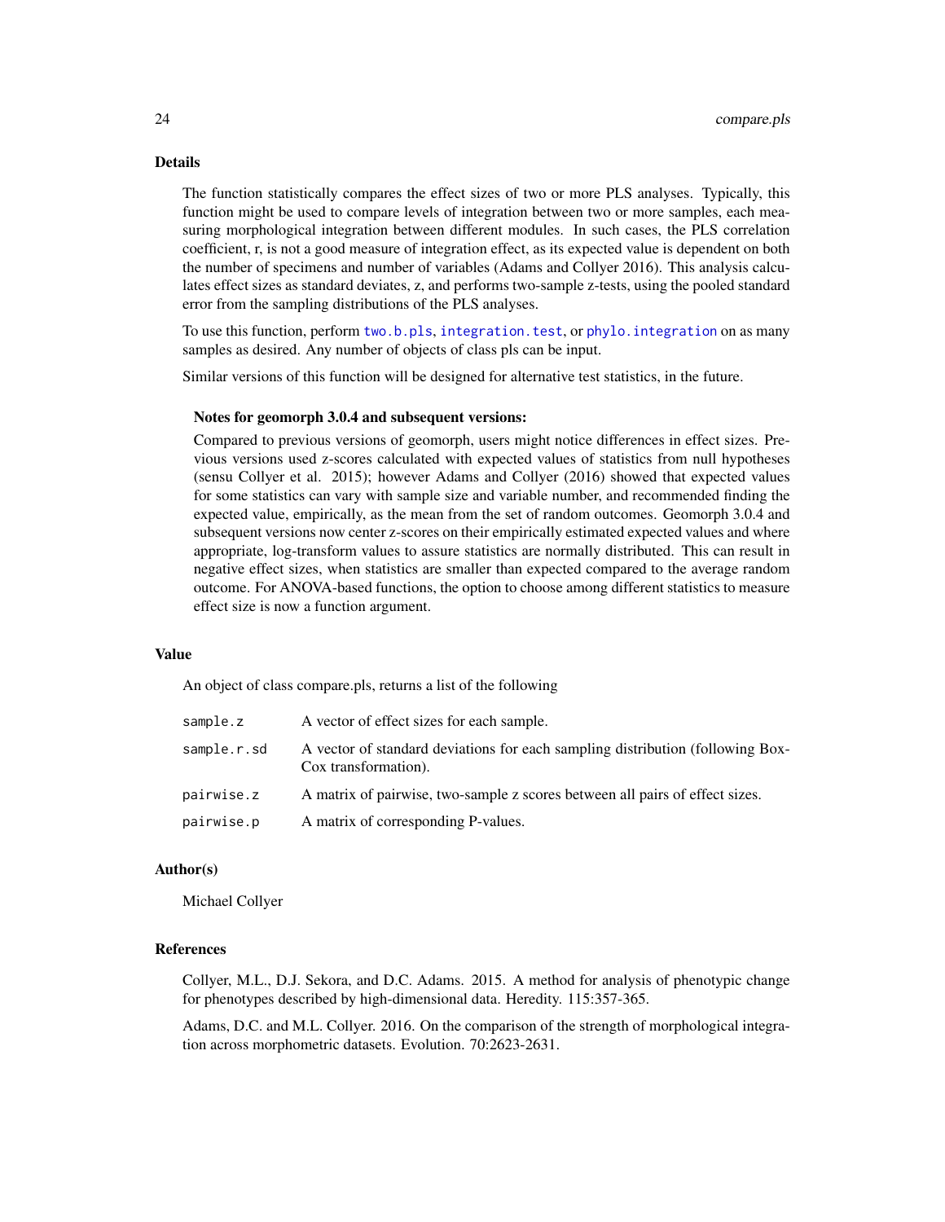## Details

The function statistically compares the effect sizes of two or more PLS analyses. Typically, this function might be used to compare levels of integration between two or more samples, each measuring morphological integration between different modules. In such cases, the PLS correlation coefficient, r, is not a good measure of integration effect, as its expected value is dependent on both the number of specimens and number of variables (Adams and Collyer 2016). This analysis calculates effect sizes as standard deviates, z, and performs two-sample z-tests, using the pooled standard error from the sampling distributions of the PLS analyses.

To use this function, perform `two.b.pls`, `integration.test`, or `phylo.integration` on as many samples as desired. Any number of objects of class pls can be input.

Similar versions of this function will be designed for alternative test statistics, in the future.

### Notes for geomorph 3.0.4 and subsequent versions:

Compared to previous versions of geomorph, users might notice differences in effect sizes. Previous versions used z-scores calculated with expected values of statistics from null hypotheses (sensu Collyer et al. 2015); however Adams and Collyer (2016) showed that expected values for some statistics can vary with sample size and variable number, and recommended finding the expected value, empirically, as the mean from the set of random outcomes. Geomorph 3.0.4 and subsequent versions now center z-scores on their empirically estimated expected values and where appropriate, log-transform values to assure statistics are normally distributed. This can result in negative effect sizes, when statistics are smaller than expected compared to the average random outcome. For ANOVA-based functions, the option to choose among different statistics to measure effect size is now a function argument.

## Value

An object of class compare.pls, returns a list of the following

| | |
|---|---|
| `sample.z` | A vector of effect sizes for each sample. |
| `sample.r.sd` | A vector of standard deviations for each sampling distribution (following Box-Cox transformation). |
| `pairwise.z` | A matrix of pairwise, two-sample z scores between all pairs of effect sizes. |
| `pairwise.p` | A matrix of corresponding P-values. |

## Author(s)

Michael Collyer

## References

Collyer, M.L., D.J. Sekora, and D.C. Adams. 2015. A method for analysis of phenotypic change for phenotypes described by high-dimensional data. Heredity. 115:357-365.

Adams, D.C. and M.L. Collyer. 2016. On the comparison of the strength of morphological integration across morphometric datasets. Evolution. 70:2623-2631.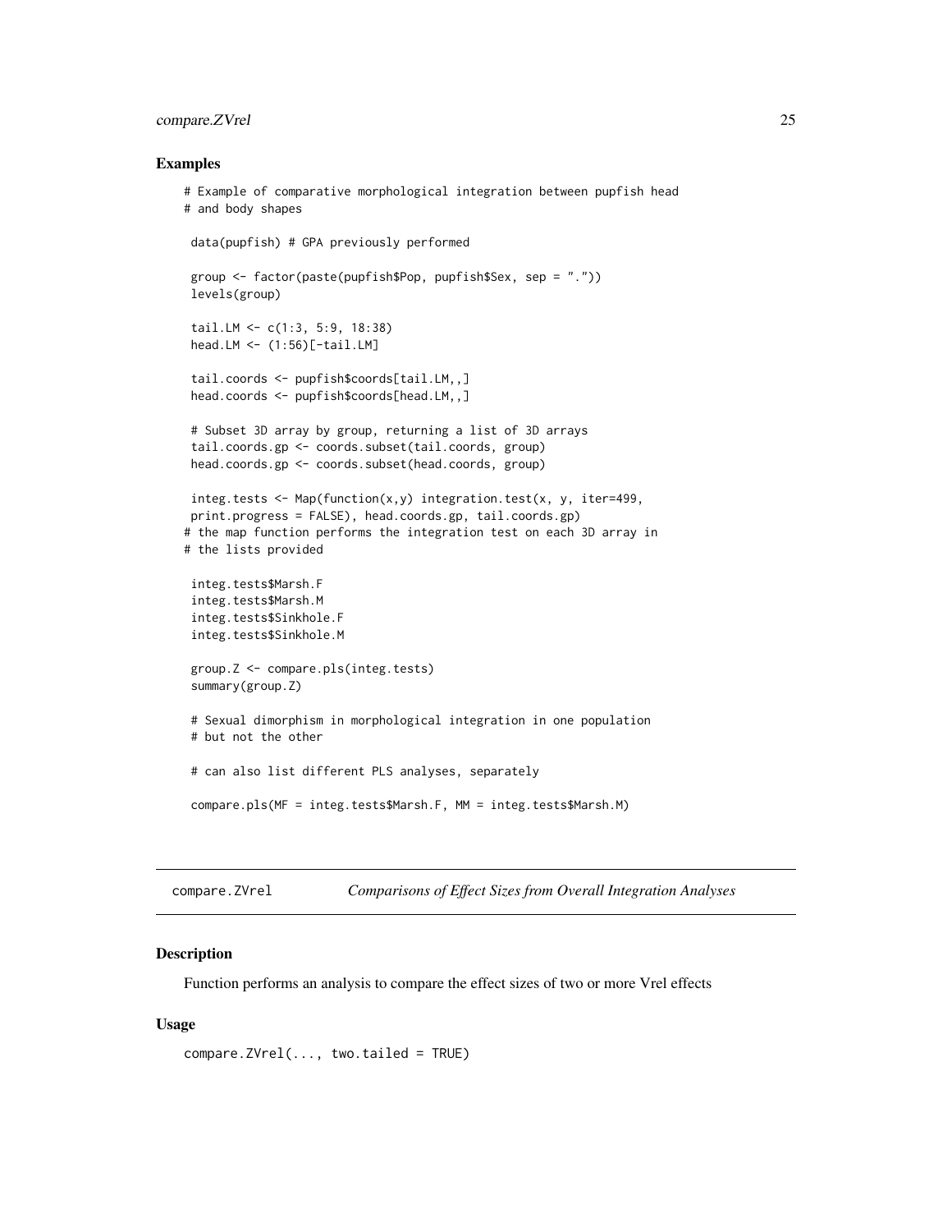## Examples

```
# Example of comparative morphological integration between pupfish head
# and body shapes

 data(pupfish) # GPA previously performed

 group <- factor(paste(pupfish$Pop, pupfish$Sex, sep = "."))
 levels(group)

 tail.LM <- c(1:3, 5:9, 18:38)
 head.LM <- (1:56)[-tail.LM]

 tail.coords <- pupfish$coords[tail.LM,,]
 head.coords <- pupfish$coords[head.LM,,]

 # Subset 3D array by group, returning a list of 3D arrays
 tail.coords.gp <- coords.subset(tail.coords, group)
 head.coords.gp <- coords.subset(head.coords, group)

 integ.tests <- Map(function(x,y) integration.test(x, y, iter=499,
 print.progress = FALSE), head.coords.gp, tail.coords.gp)
# the map function performs the integration test on each 3D array in
# the lists provided

 integ.tests$Marsh.F
 integ.tests$Marsh.M
 integ.tests$Sinkhole.F
 integ.tests$Sinkhole.M

 group.Z <- compare.pls(integ.tests)
 summary(group.Z)

 # Sexual dimorphism in morphological integration in one population
 # but not the other

 # can also list different PLS analyses, separately

 compare.pls(MF = integ.tests$Marsh.F, MM = integ.tests$Marsh.M)
```

---

# compare.ZVrel — *Comparisons of Effect Sizes from Overall Integration Analyses*

## Description

Function performs an analysis to compare the effect sizes of two or more Vrel effects

## Usage

```
compare.ZVrel(..., two.tailed = TRUE)
```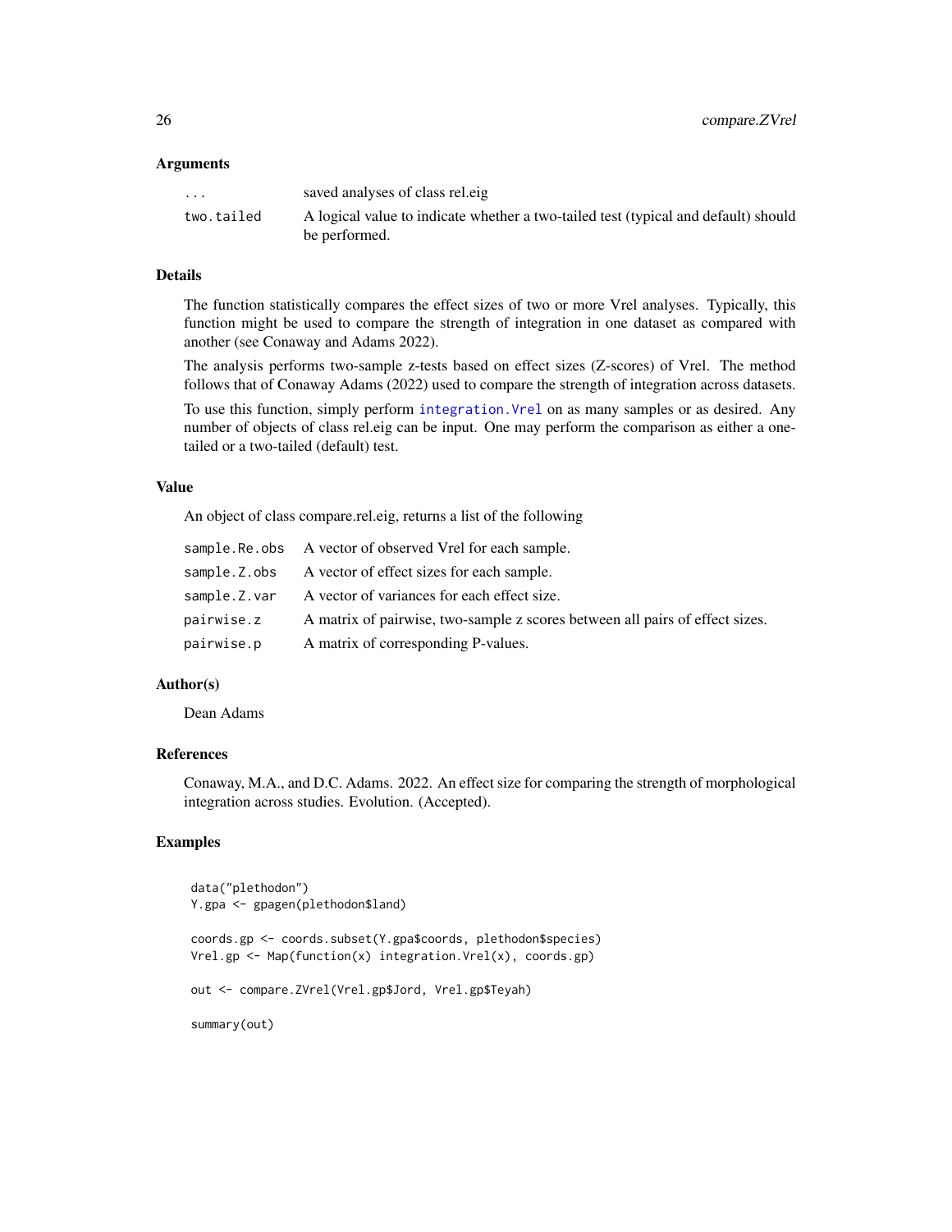### Arguments

| | |
|---|---|
| `...` | saved analyses of class rel.eig |
| `two.tailed` | A logical value to indicate whether a two-tailed test (typical and default) should be performed. |

### Details

The function statistically compares the effect sizes of two or more Vrel analyses. Typically, this function might be used to compare the strength of integration in one dataset as compared with another (see Conaway and Adams 2022).

The analysis performs two-sample z-tests based on effect sizes (Z-scores) of Vrel. The method follows that of Conaway Adams (2022) used to compare the strength of integration across datasets.

To use this function, simply perform `integration.Vrel` on as many samples or as desired. Any number of objects of class rel.eig can be input. One may perform the comparison as either a one-tailed or a two-tailed (default) test.

### Value

An object of class compare.rel.eig, returns a list of the following

| | |
|---|---|
| `sample.Re.obs` | A vector of observed Vrel for each sample. |
| `sample.Z.obs` | A vector of effect sizes for each sample. |
| `sample.Z.var` | A vector of variances for each effect size. |
| `pairwise.z` | A matrix of pairwise, two-sample z scores between all pairs of effect sizes. |
| `pairwise.p` | A matrix of corresponding P-values. |

### Author(s)

Dean Adams

### References

Conaway, M.A., and D.C. Adams. 2022. An effect size for comparing the strength of morphological integration across studies. Evolution. (Accepted).

### Examples

```
data("plethodon")
Y.gpa <- gpagen(plethodon$land)

coords.gp <- coords.subset(Y.gpa$coords, plethodon$species)
Vrel.gp <- Map(function(x) integration.Vrel(x), coords.gp)

out <- compare.ZVrel(Vrel.gp$Jord, Vrel.gp$Teyah)

summary(out)
```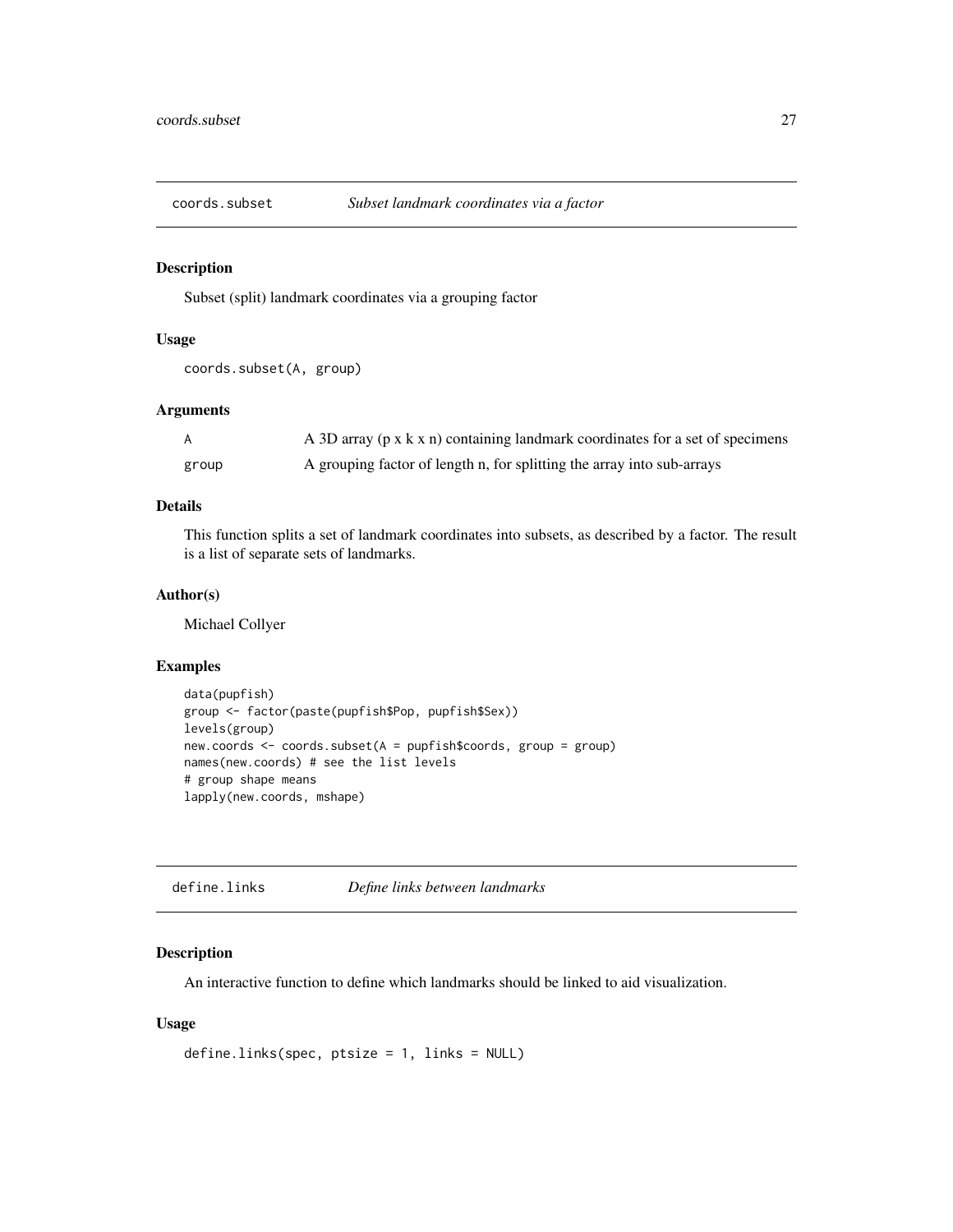## coords.subset *Subset landmark coordinates via a factor*

### Description

Subset (split) landmark coordinates via a grouping factor

### Usage

```
coords.subset(A, group)
```

### Arguments

| | |
|---|---|
| A | A 3D array (p x k x n) containing landmark coordinates for a set of specimens |
| group | A grouping factor of length n, for splitting the array into sub-arrays |

### Details

This function splits a set of landmark coordinates into subsets, as described by a factor. The result is a list of separate sets of landmarks.

### Author(s)

Michael Collyer

### Examples

```
data(pupfish)
group <- factor(paste(pupfish$Pop, pupfish$Sex))
levels(group)
new.coords <- coords.subset(A = pupfish$coords, group = group)
names(new.coords) # see the list levels
# group shape means
lapply(new.coords, mshape)
```

## define.links *Define links between landmarks*

### Description

An interactive function to define which landmarks should be linked to aid visualization.

### Usage

```
define.links(spec, ptsize = 1, links = NULL)
```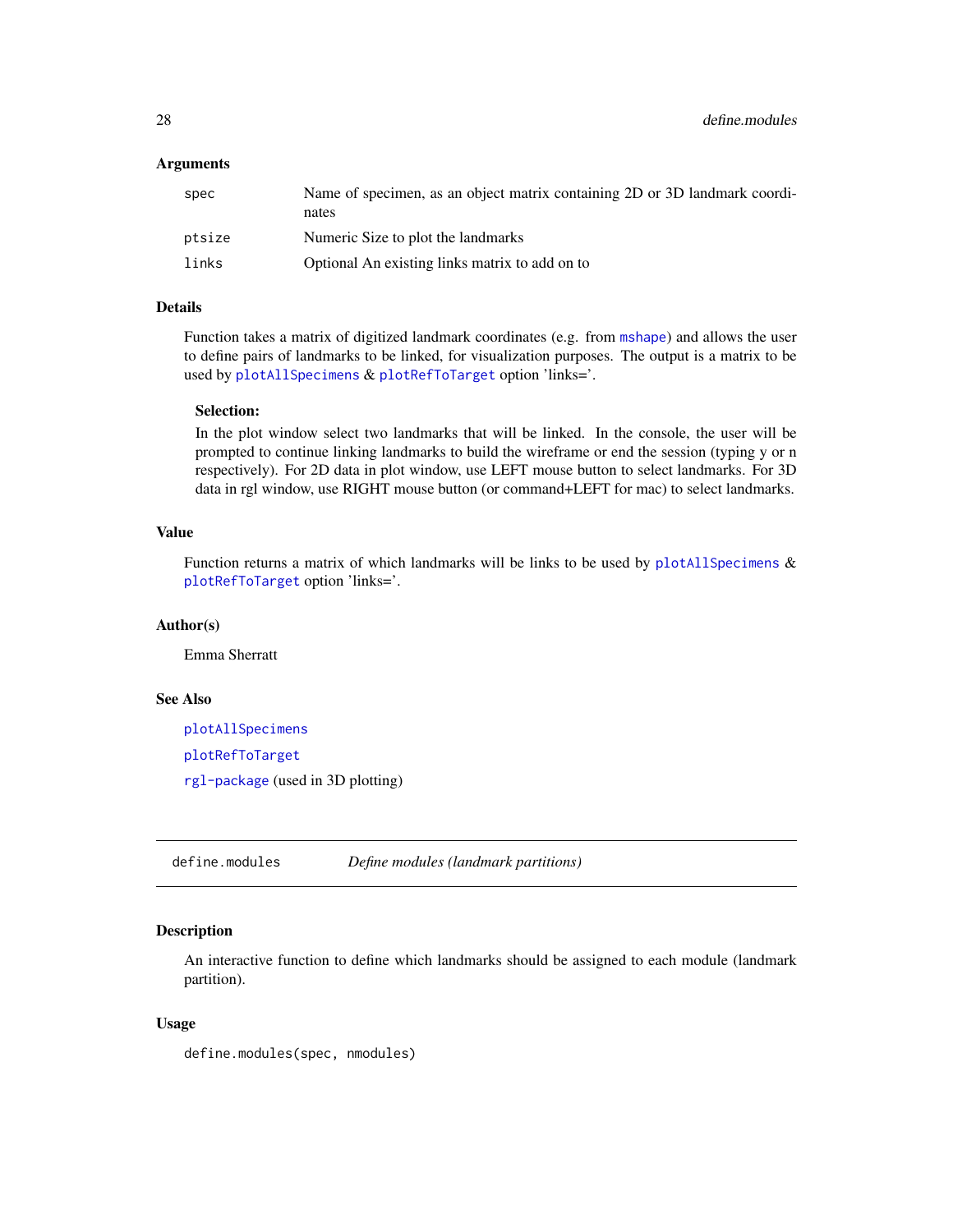### Arguments

| | |
|---|---|
| `spec` | Name of specimen, as an object matrix containing 2D or 3D landmark coordinates |
| `ptsize` | Numeric Size to plot the landmarks |
| `links` | Optional An existing links matrix to add on to |

### Details

Function takes a matrix of digitized landmark coordinates (e.g. from `mshape`) and allows the user to define pairs of landmarks to be linked, for visualization purposes. The output is a matrix to be used by `plotAllSpecimens` & `plotRefToTarget` option 'links='.

**Selection:**
In the plot window select two landmarks that will be linked. In the console, the user will be prompted to continue linking landmarks to build the wireframe or end the session (typing y or n respectively). For 2D data in plot window, use LEFT mouse button to select landmarks. For 3D data in rgl window, use RIGHT mouse button (or command+LEFT for mac) to select landmarks.

### Value

Function returns a matrix of which landmarks will be links to be used by `plotAllSpecimens` & `plotRefToTarget` option 'links='.

### Author(s)

Emma Sherratt

### See Also

`plotAllSpecimens`

`plotRefToTarget`

`rgl-package` (used in 3D plotting)

---

## define.modules — *Define modules (landmark partitions)*

---

### Description

An interactive function to define which landmarks should be assigned to each module (landmark partition).

### Usage

```
define.modules(spec, nmodules)
```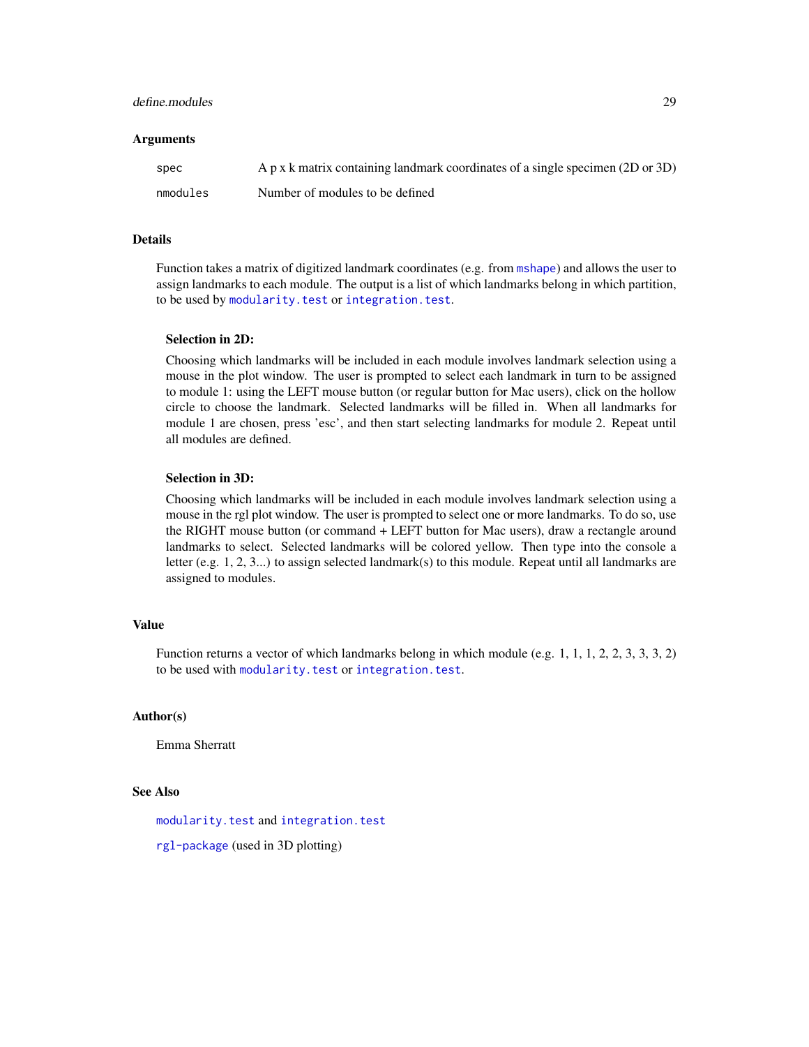### Arguments

| | |
|---|---|
| `spec` | A p x k matrix containing landmark coordinates of a single specimen (2D or 3D) |
| `nmodules` | Number of modules to be defined |

### Details

Function takes a matrix of digitized landmark coordinates (e.g. from `mshape`) and allows the user to assign landmarks to each module. The output is a list of which landmarks belong in which partition, to be used by `modularity.test` or `integration.test`.

**Selection in 2D:**

Choosing which landmarks will be included in each module involves landmark selection using a mouse in the plot window. The user is prompted to select each landmark in turn to be assigned to module 1: using the LEFT mouse button (or regular button for Mac users), click on the hollow circle to choose the landmark. Selected landmarks will be filled in. When all landmarks for module 1 are chosen, press 'esc', and then start selecting landmarks for module 2. Repeat until all modules are defined.

**Selection in 3D:**

Choosing which landmarks will be included in each module involves landmark selection using a mouse in the rgl plot window. The user is prompted to select one or more landmarks. To do so, use the RIGHT mouse button (or command + LEFT button for Mac users), draw a rectangle around landmarks to select. Selected landmarks will be colored yellow. Then type into the console a letter (e.g. 1, 2, 3...) to assign selected landmark(s) to this module. Repeat until all landmarks are assigned to modules.

### Value

Function returns a vector of which landmarks belong in which module (e.g. 1, 1, 1, 2, 2, 3, 3, 3, 2) to be used with `modularity.test` or `integration.test`.

### Author(s)

Emma Sherratt

### See Also

`modularity.test` and `integration.test`

`rgl-package` (used in 3D plotting)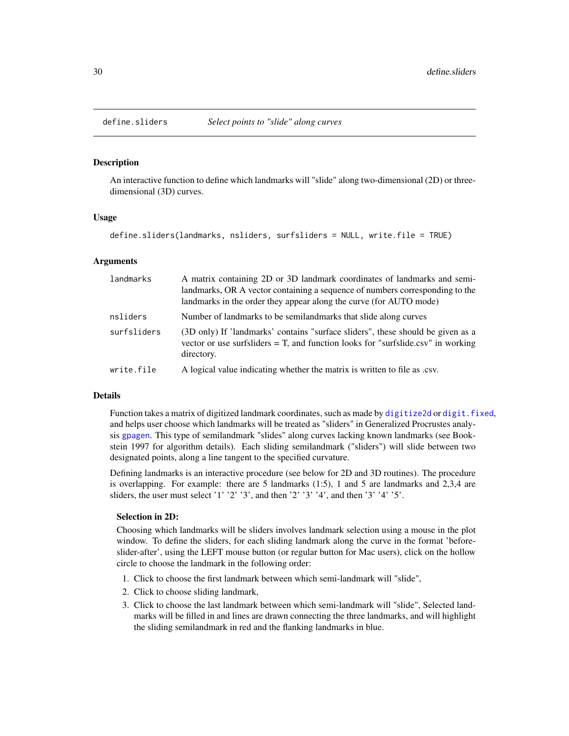# define.sliders — *Select points to "slide" along curves*

## Description

An interactive function to define which landmarks will "slide" along two-dimensional (2D) or three-dimensional (3D) curves.

## Usage

```
define.sliders(landmarks, nsliders, surfsliders = NULL, write.file = TRUE)
```

## Arguments

| | |
|---|---|
| `landmarks` | A matrix containing 2D or 3D landmark coordinates of landmarks and semi-landmarks, OR A vector containing a sequence of numbers corresponding to the landmarks in the order they appear along the curve (for AUTO mode) |
| `nsliders` | Number of landmarks to be semilandmarks that slide along curves |
| `surfsliders` | (3D only) If 'landmarks' contains "surface sliders", these should be given as a vector or use surfsliders = T, and function looks for "surfslide.csv" in working directory. |
| `write.file` | A logical value indicating whether the matrix is written to file as .csv. |

## Details

Function takes a matrix of digitized landmark coordinates, such as made by `digitize2d` or `digit.fixed`, and helps user choose which landmarks will be treated as "sliders" in Generalized Procrustes analysis `gpagen`. This type of semilandmark "slides" along curves lacking known landmarks (see Bookstein 1997 for algorithm details). Each sliding semilandmark ("sliders") will slide between two designated points, along a line tangent to the specified curvature.

Defining landmarks is an interactive procedure (see below for 2D and 3D routines). The procedure is overlapping. For example: there are 5 landmarks (1:5), 1 and 5 are landmarks and 2,3,4 are sliders, the user must select '1' '2' '3', and then '2' '3' '4', and then '3' '4' '5'.

**Selection in 2D:**

Choosing which landmarks will be sliders involves landmark selection using a mouse in the plot window. To define the sliders, for each sliding landmark along the curve in the format 'before-slider-after', using the LEFT mouse button (or regular button for Mac users), click on the hollow circle to choose the landmark in the following order:

1. Click to choose the first landmark between which semi-landmark will "slide",
2. Click to choose sliding landmark,
3. Click to choose the last landmark between which semi-landmark will "slide", Selected landmarks will be filled in and lines are drawn connecting the three landmarks, and will highlight the sliding semilandmark in red and the flanking landmarks in blue.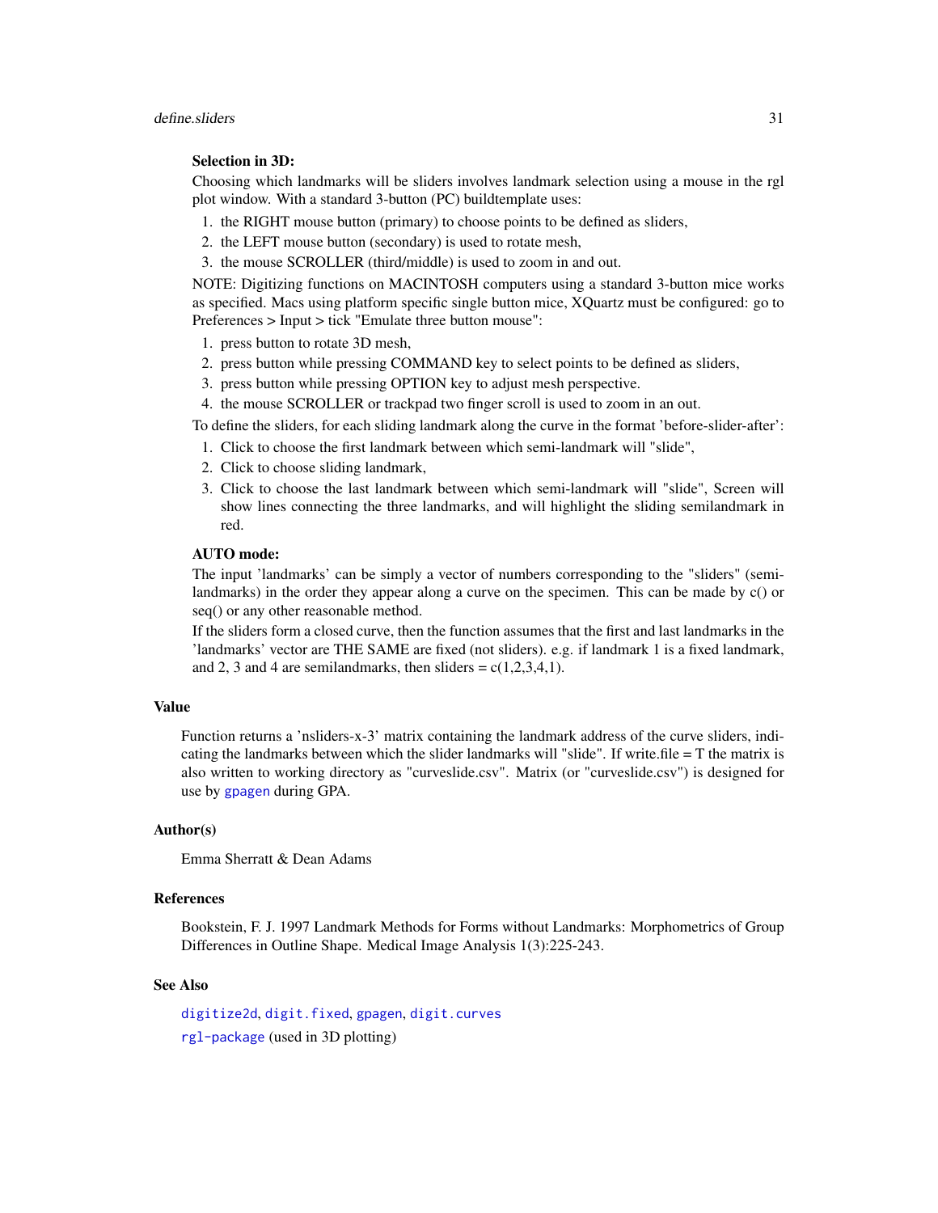**Selection in 3D:**

Choosing which landmarks will be sliders involves landmark selection using a mouse in the rgl plot window. With a standard 3-button (PC) buildtemplate uses:

1. the RIGHT mouse button (primary) to choose points to be defined as sliders,
2. the LEFT mouse button (secondary) is used to rotate mesh,
3. the mouse SCROLLER (third/middle) is used to zoom in and out.

NOTE: Digitizing functions on MACINTOSH computers using a standard 3-button mice works as specified. Macs using platform specific single button mice, XQuartz must be configured: go to Preferences > Input > tick "Emulate three button mouse":

1. press button to rotate 3D mesh,
2. press button while pressing COMMAND key to select points to be defined as sliders,
3. press button while pressing OPTION key to adjust mesh perspective.
4. the mouse SCROLLER or trackpad two finger scroll is used to zoom in an out.

To define the sliders, for each sliding landmark along the curve in the format 'before-slider-after':

1. Click to choose the first landmark between which semi-landmark will "slide",
2. Click to choose sliding landmark,
3. Click to choose the last landmark between which semi-landmark will "slide", Screen will show lines connecting the three landmarks, and will highlight the sliding semilandmark in red.

**AUTO mode:**

The input 'landmarks' can be simply a vector of numbers corresponding to the "sliders" (semi-landmarks) in the order they appear along a curve on the specimen. This can be made by c() or seq() or any other reasonable method.

If the sliders form a closed curve, then the function assumes that the first and last landmarks in the 'landmarks' vector are THE SAME are fixed (not sliders). e.g. if landmark 1 is a fixed landmark, and 2, 3 and 4 are semilandmarks, then sliders = c(1,2,3,4,1).

## Value

Function returns a 'nsliders-x-3' matrix containing the landmark address of the curve sliders, indicating the landmarks between which the slider landmarks will "slide". If write.file = T the matrix is also written to working directory as "curveslide.csv". Matrix (or "curveslide.csv") is designed for use by `gpagen` during GPA.

## Author(s)

Emma Sherratt & Dean Adams

## References

Bookstein, F. J. 1997 Landmark Methods for Forms without Landmarks: Morphometrics of Group Differences in Outline Shape. Medical Image Analysis 1(3):225-243.

## See Also

`digitize2d`, `digit.fixed`, `gpagen`, `digit.curves`

`rgl-package` (used in 3D plotting)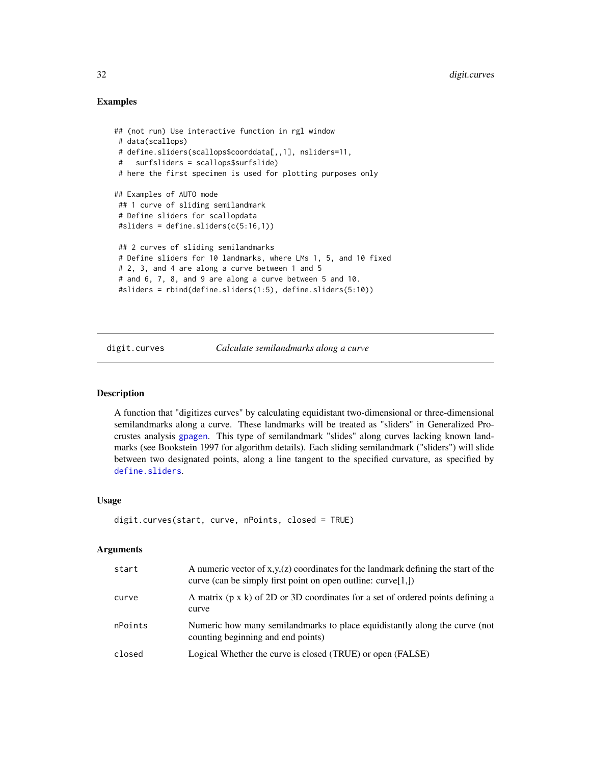### Examples

```
## (not run) Use interactive function in rgl window
 # data(scallops)
 # define.sliders(scallops$coorddata[,,1], nsliders=11,
 #   surfsliders = scallops$surfslide)
 # here the first specimen is used for plotting purposes only

## Examples of AUTO mode
 ## 1 curve of sliding semilandmark
 # Define sliders for scallopdata
 #sliders = define.sliders(c(5:16,1))

 ## 2 curves of sliding semilandmarks
 # Define sliders for 10 landmarks, where LMs 1, 5, and 10 fixed
 # 2, 3, and 4 are along a curve between 1 and 5
 # and 6, 7, 8, and 9 are along a curve between 5 and 10.
 #sliders = rbind(define.sliders(1:5), define.sliders(5:10))
```

---

## digit.curves *Calculate semilandmarks along a curve*

---

### Description

A function that "digitizes curves" by calculating equidistant two-dimensional or three-dimensional semilandmarks along a curve. These landmarks will be treated as "sliders" in Generalized Procrustes analysis gpagen. This type of semilandmark "slides" along curves lacking known landmarks (see Bookstein 1997 for algorithm details). Each sliding semilandmark ("sliders") will slide between two designated points, along a line tangent to the specified curvature, as specified by define.sliders.

### Usage

```
digit.curves(start, curve, nPoints, closed = TRUE)
```

### Arguments

| | |
|---|---|
| start | A numeric vector of x,y,(z) coordinates for the landmark defining the start of the curve (can be simply first point on open outline: curve[1,]) |
| curve | A matrix (p x k) of 2D or 3D coordinates for a set of ordered points defining a curve |
| nPoints | Numeric how many semilandmarks to place equidistantly along the curve (not counting beginning and end points) |
| closed | Logical Whether the curve is closed (TRUE) or open (FALSE) |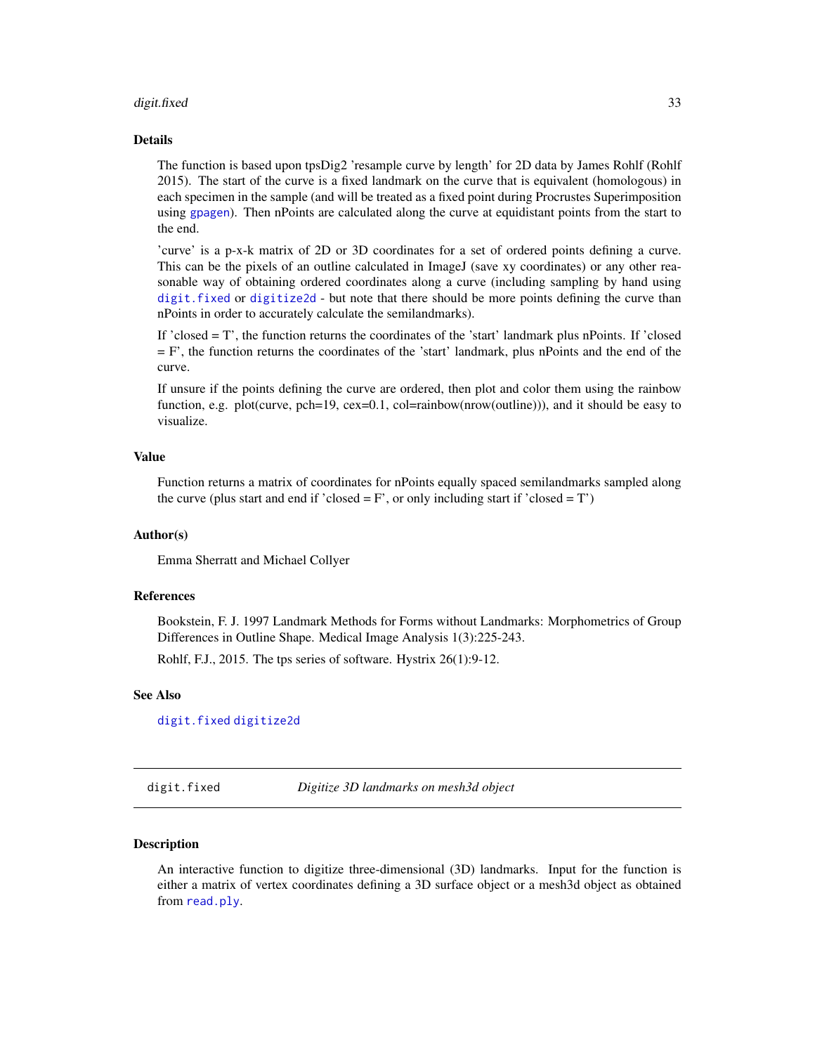### Details

The function is based upon tpsDig2 'resample curve by length' for 2D data by James Rohlf (Rohlf 2015). The start of the curve is a fixed landmark on the curve that is equivalent (homologous) in each specimen in the sample (and will be treated as a fixed point during Procrustes Superimposition using `gpagen`). Then nPoints are calculated along the curve at equidistant points from the start to the end.

'curve' is a p-x-k matrix of 2D or 3D coordinates for a set of ordered points defining a curve. This can be the pixels of an outline calculated in ImageJ (save xy coordinates) or any other reasonable way of obtaining ordered coordinates along a curve (including sampling by hand using `digit.fixed` or `digitize2d` - but note that there should be more points defining the curve than nPoints in order to accurately calculate the semilandmarks).

If 'closed = T', the function returns the coordinates of the 'start' landmark plus nPoints. If 'closed = F', the function returns the coordinates of the 'start' landmark, plus nPoints and the end of the curve.

If unsure if the points defining the curve are ordered, then plot and color them using the rainbow function, e.g. plot(curve, pch=19, cex=0.1, col=rainbow(nrow(outline))), and it should be easy to visualize.

### Value

Function returns a matrix of coordinates for nPoints equally spaced semilandmarks sampled along the curve (plus start and end if 'closed = F', or only including start if 'closed = T')

### Author(s)

Emma Sherratt and Michael Collyer

### References

Bookstein, F. J. 1997 Landmark Methods for Forms without Landmarks: Morphometrics of Group Differences in Outline Shape. Medical Image Analysis 1(3):225-243.

Rohlf, F.J., 2015. The tps series of software. Hystrix 26(1):9-12.

### See Also

`digit.fixed` `digitize2d`

---

## `digit.fixed` *Digitize 3D landmarks on mesh3d object*

### Description

An interactive function to digitize three-dimensional (3D) landmarks. Input for the function is either a matrix of vertex coordinates defining a 3D surface object or a mesh3d object as obtained from `read.ply`.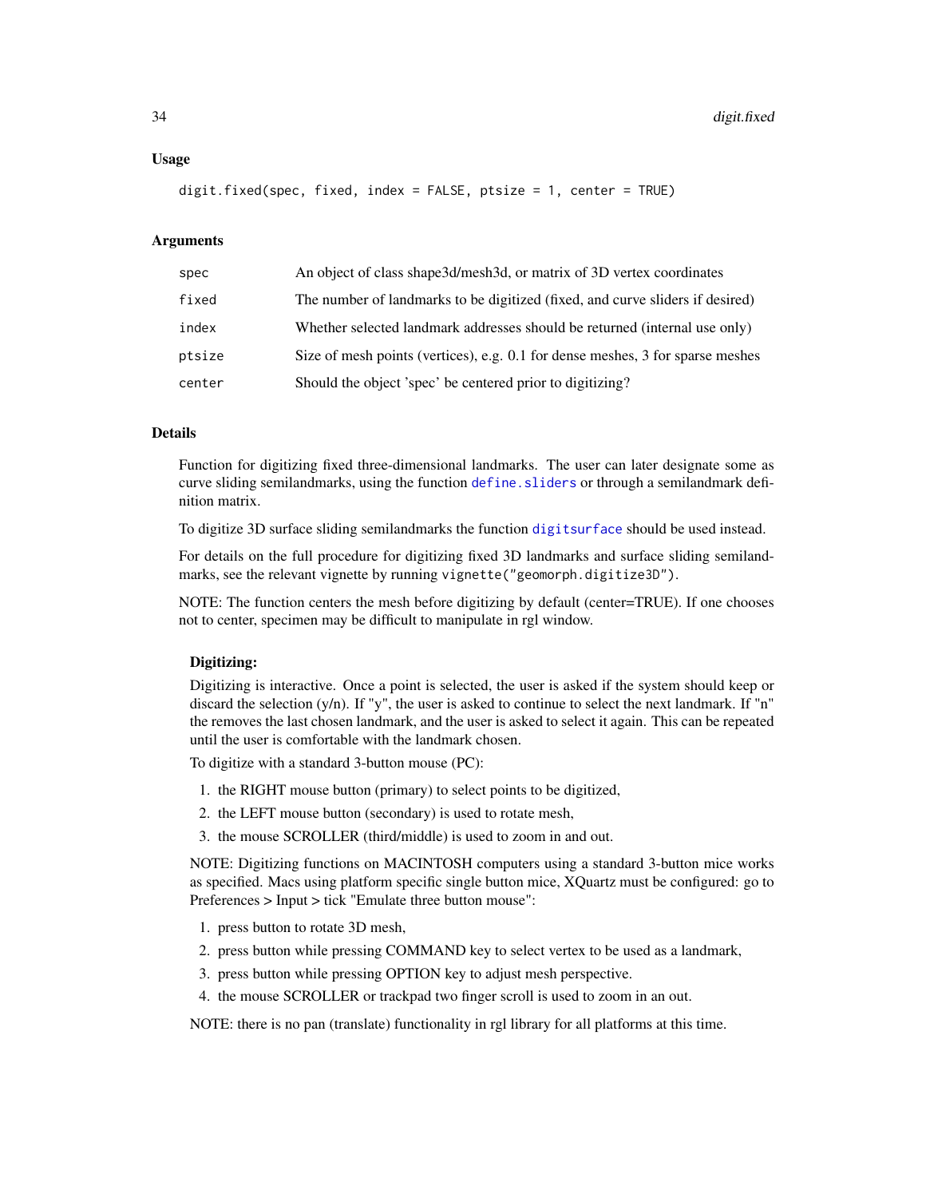### Usage

```
digit.fixed(spec, fixed, index = FALSE, ptsize = 1, center = TRUE)
```

### Arguments

| | |
|---|---|
| spec | An object of class shape3d/mesh3d, or matrix of 3D vertex coordinates |
| fixed | The number of landmarks to be digitized (fixed, and curve sliders if desired) |
| index | Whether selected landmark addresses should be returned (internal use only) |
| ptsize | Size of mesh points (vertices), e.g. 0.1 for dense meshes, 3 for sparse meshes |
| center | Should the object 'spec' be centered prior to digitizing? |

### Details

Function for digitizing fixed three-dimensional landmarks. The user can later designate some as curve sliding semilandmarks, using the function `define.sliders` or through a semilandmark definition matrix.

To digitize 3D surface sliding semilandmarks the function `digitsurface` should be used instead.

For details on the full procedure for digitizing fixed 3D landmarks and surface sliding semilandmarks, see the relevant vignette by running `vignette("geomorph.digitize3D")`.

NOTE: The function centers the mesh before digitizing by default (center=TRUE). If one chooses not to center, specimen may be difficult to manipulate in rgl window.

#### Digitizing:

Digitizing is interactive. Once a point is selected, the user is asked if the system should keep or discard the selection (y/n). If "y", the user is asked to continue to select the next landmark. If "n" the removes the last chosen landmark, and the user is asked to select it again. This can be repeated until the user is comfortable with the landmark chosen.

To digitize with a standard 3-button mouse (PC):

1. the RIGHT mouse button (primary) to select points to be digitized,
2. the LEFT mouse button (secondary) is used to rotate mesh,
3. the mouse SCROLLER (third/middle) is used to zoom in and out.

NOTE: Digitizing functions on MACINTOSH computers using a standard 3-button mice works as specified. Macs using platform specific single button mice, XQuartz must be configured: go to Preferences > Input > tick "Emulate three button mouse":

1. press button to rotate 3D mesh,
2. press button while pressing COMMAND key to select vertex to be used as a landmark,
3. press button while pressing OPTION key to adjust mesh perspective.
4. the mouse SCROLLER or trackpad two finger scroll is used to zoom in an out.

NOTE: there is no pan (translate) functionality in rgl library for all platforms at this time.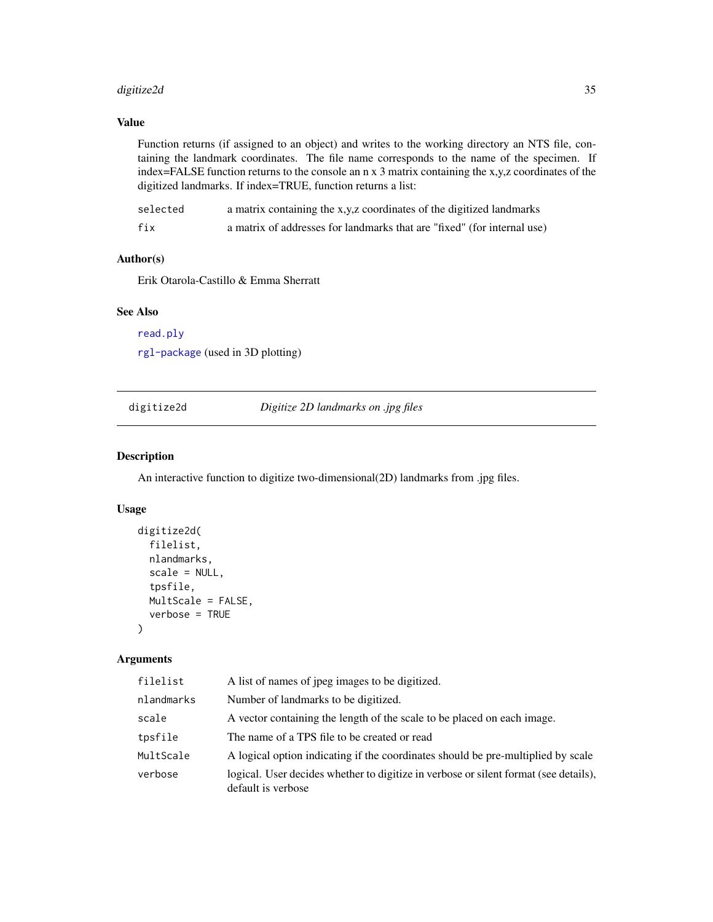### Value

Function returns (if assigned to an object) and writes to the working directory an NTS file, containing the landmark coordinates. The file name corresponds to the name of the specimen. If index=FALSE function returns to the console an n x 3 matrix containing the x,y,z coordinates of the digitized landmarks. If index=TRUE, function returns a list:

| | |
|---|---|
| `selected` | a matrix containing the x,y,z coordinates of the digitized landmarks |
| `fix` | a matrix of addresses for landmarks that are "fixed" (for internal use) |

### Author(s)

Erik Otarola-Castillo & Emma Sherratt

### See Also

read.ply

rgl-package (used in 3D plotting)

---

## digitize2d — *Digitize 2D landmarks on .jpg files*

### Description

An interactive function to digitize two-dimensional(2D) landmarks from .jpg files.

### Usage

```
digitize2d(
  filelist,
  nlandmarks,
  scale = NULL,
  tpsfile,
  MultScale = FALSE,
  verbose = TRUE
)
```

### Arguments

| | |
|---|---|
| `filelist` | A list of names of jpeg images to be digitized. |
| `nlandmarks` | Number of landmarks to be digitized. |
| `scale` | A vector containing the length of the scale to be placed on each image. |
| `tpsfile` | The name of a TPS file to be created or read |
| `MultScale` | A logical option indicating if the coordinates should be pre-multiplied by scale |
| `verbose` | logical. User decides whether to digitize in verbose or silent format (see details), default is verbose |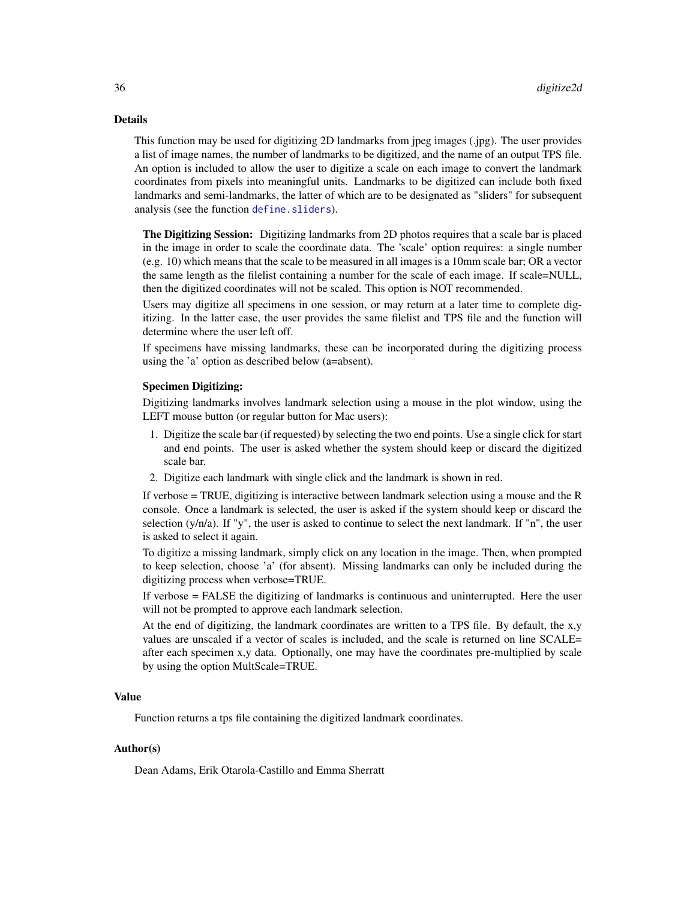## Details

This function may be used for digitizing 2D landmarks from jpeg images (.jpg). The user provides a list of image names, the number of landmarks to be digitized, and the name of an output TPS file. An option is included to allow the user to digitize a scale on each image to convert the landmark coordinates from pixels into meaningful units. Landmarks to be digitized can include both fixed landmarks and semi-landmarks, the latter of which are to be designated as "sliders" for subsequent analysis (see the function `define.sliders`).

**The Digitizing Session:** Digitizing landmarks from 2D photos requires that a scale bar is placed in the image in order to scale the coordinate data. The 'scale' option requires: a single number (e.g. 10) which means that the scale to be measured in all images is a 10mm scale bar; OR a vector the same length as the filelist containing a number for the scale of each image. If scale=NULL, then the digitized coordinates will not be scaled. This option is NOT recommended.

Users may digitize all specimens in one session, or may return at a later time to complete digitizing. In the latter case, the user provides the same filelist and TPS file and the function will determine where the user left off.

If specimens have missing landmarks, these can be incorporated during the digitizing process using the 'a' option as described below (a=absent).

**Specimen Digitizing:**

Digitizing landmarks involves landmark selection using a mouse in the plot window, using the LEFT mouse button (or regular button for Mac users):

1. Digitize the scale bar (if requested) by selecting the two end points. Use a single click for start and end points. The user is asked whether the system should keep or discard the digitized scale bar.
2. Digitize each landmark with single click and the landmark is shown in red.

If verbose = TRUE, digitizing is interactive between landmark selection using a mouse and the R console. Once a landmark is selected, the user is asked if the system should keep or discard the selection (y/n/a). If "y", the user is asked to continue to select the next landmark. If "n", the user is asked to select it again.

To digitize a missing landmark, simply click on any location in the image. Then, when prompted to keep selection, choose 'a' (for absent). Missing landmarks can only be included during the digitizing process when verbose=TRUE.

If verbose = FALSE the digitizing of landmarks is continuous and uninterrupted. Here the user will not be prompted to approve each landmark selection.

At the end of digitizing, the landmark coordinates are written to a TPS file. By default, the x,y values are unscaled if a vector of scales is included, and the scale is returned on line SCALE= after each specimen x,y data. Optionally, one may have the coordinates pre-multiplied by scale by using the option MultScale=TRUE.

## Value

Function returns a tps file containing the digitized landmark coordinates.

## Author(s)

Dean Adams, Erik Otarola-Castillo and Emma Sherratt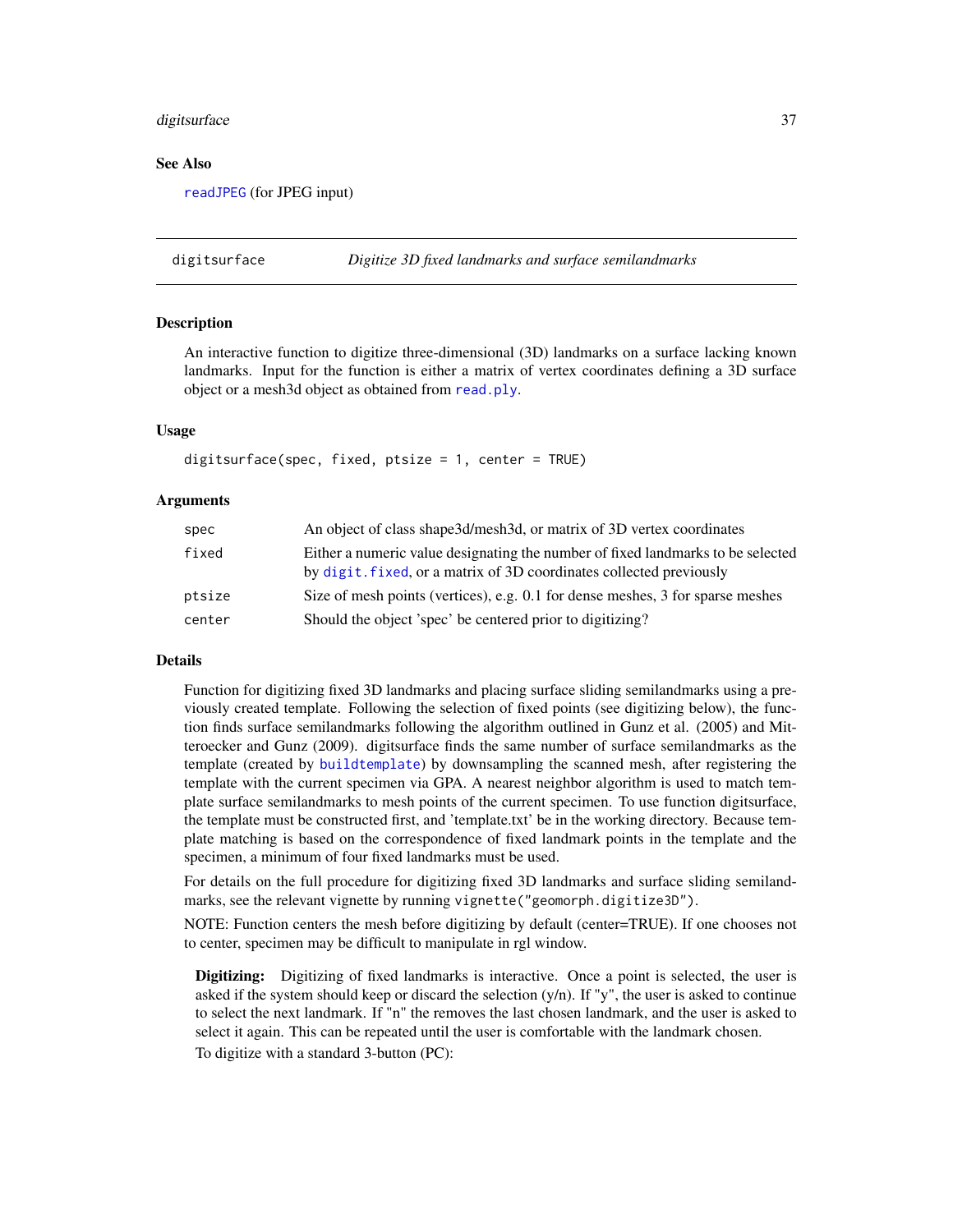## See Also

readJPEG (for JPEG input)

---

# digitsurface — *Digitize 3D fixed landmarks and surface semilandmarks*

## Description

An interactive function to digitize three-dimensional (3D) landmarks on a surface lacking known landmarks. Input for the function is either a matrix of vertex coordinates defining a 3D surface object or a mesh3d object as obtained from `read.ply`.

## Usage

```
digitsurface(spec, fixed, ptsize = 1, center = TRUE)
```

## Arguments

| Argument | Description |
|---|---|
| `spec` | An object of class shape3d/mesh3d, or matrix of 3D vertex coordinates |
| `fixed` | Either a numeric value designating the number of fixed landmarks to be selected by `digit.fixed`, or a matrix of 3D coordinates collected previously |
| `ptsize` | Size of mesh points (vertices), e.g. 0.1 for dense meshes, 3 for sparse meshes |
| `center` | Should the object 'spec' be centered prior to digitizing? |

## Details

Function for digitizing fixed 3D landmarks and placing surface sliding semilandmarks using a previously created template. Following the selection of fixed points (see digitizing below), the function finds surface semilandmarks following the algorithm outlined in Gunz et al. (2005) and Mitteroecker and Gunz (2009). digitsurface finds the same number of surface semilandmarks as the template (created by `buildtemplate`) by downsampling the scanned mesh, after registering the template with the current specimen via GPA. A nearest neighbor algorithm is used to match template surface semilandmarks to mesh points of the current specimen. To use function digitsurface, the template must be constructed first, and 'template.txt' be in the working directory. Because template matching is based on the correspondence of fixed landmark points in the template and the specimen, a minimum of four fixed landmarks must be used.

For details on the full procedure for digitizing fixed 3D landmarks and surface sliding semilandmarks, see the relevant vignette by running `vignette("geomorph.digitize3D")`.

NOTE: Function centers the mesh before digitizing by default (center=TRUE). If one chooses not to center, specimen may be difficult to manipulate in rgl window.

**Digitizing:** Digitizing of fixed landmarks is interactive. Once a point is selected, the user is asked if the system should keep or discard the selection (y/n). If "y", the user is asked to continue to select the next landmark. If "n" the removes the last chosen landmark, and the user is asked to select it again. This can be repeated until the user is comfortable with the landmark chosen.

To digitize with a standard 3-button (PC):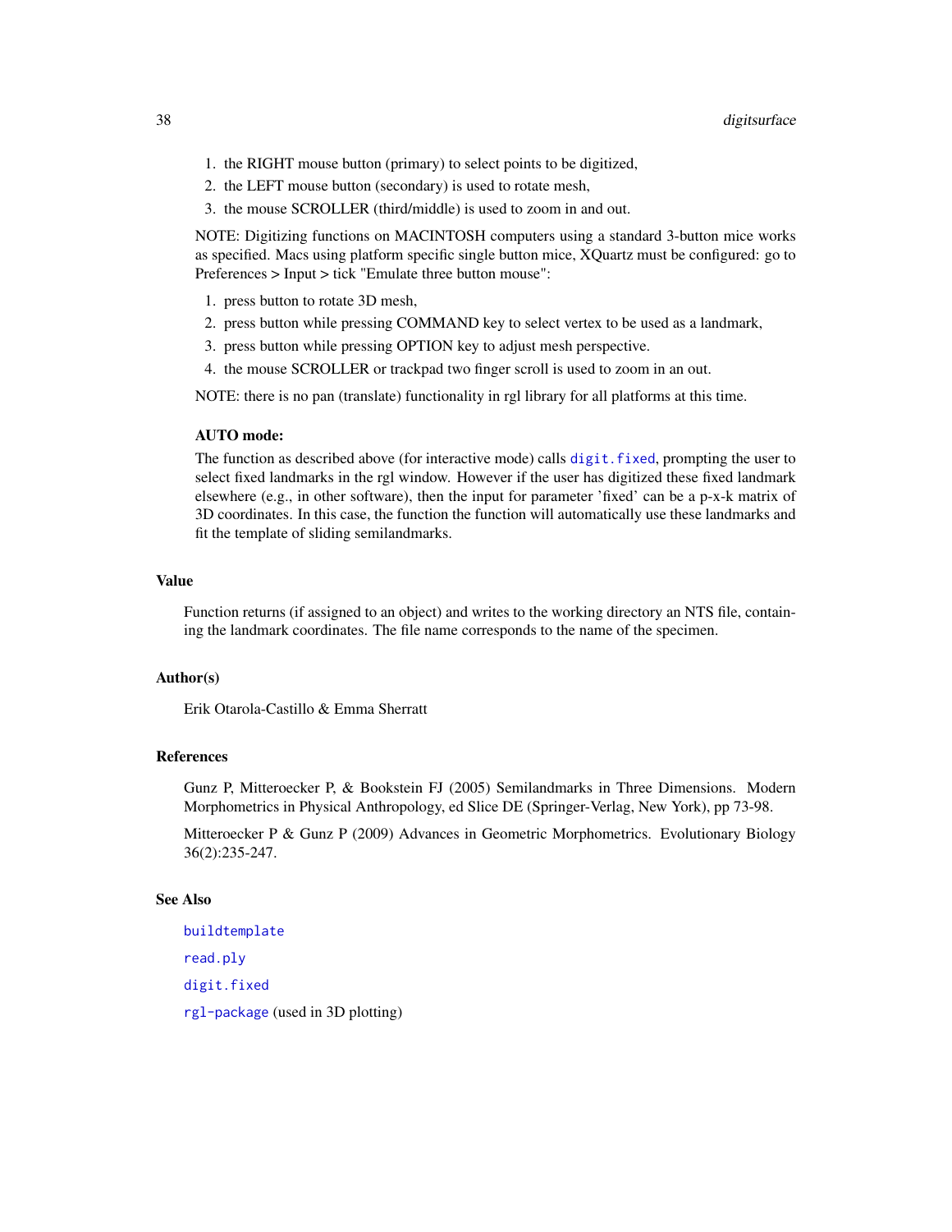1. the RIGHT mouse button (primary) to select points to be digitized,
2. the LEFT mouse button (secondary) is used to rotate mesh,
3. the mouse SCROLLER (third/middle) is used to zoom in and out.

NOTE: Digitizing functions on MACINTOSH computers using a standard 3-button mice works as specified. Macs using platform specific single button mice, XQuartz must be configured: go to Preferences > Input > tick "Emulate three button mouse":

1. press button to rotate 3D mesh,
2. press button while pressing COMMAND key to select vertex to be used as a landmark,
3. press button while pressing OPTION key to adjust mesh perspective.
4. the mouse SCROLLER or trackpad two finger scroll is used to zoom in an out.

NOTE: there is no pan (translate) functionality in rgl library for all platforms at this time.

**AUTO mode:**

The function as described above (for interactive mode) calls `digit.fixed`, prompting the user to select fixed landmarks in the rgl window. However if the user has digitized these fixed landmark elsewhere (e.g., in other software), then the input for parameter 'fixed' can be a p-x-k matrix of 3D coordinates. In this case, the function the function will automatically use these landmarks and fit the template of sliding semilandmarks.

## Value

Function returns (if assigned to an object) and writes to the working directory an NTS file, containing the landmark coordinates. The file name corresponds to the name of the specimen.

## Author(s)

Erik Otarola-Castillo & Emma Sherratt

## References

Gunz P, Mitteroecker P, & Bookstein FJ (2005) Semilandmarks in Three Dimensions. Modern Morphometrics in Physical Anthropology, ed Slice DE (Springer-Verlag, New York), pp 73-98.

Mitteroecker P & Gunz P (2009) Advances in Geometric Morphometrics. Evolutionary Biology 36(2):235-247.

## See Also

`buildtemplate`

`read.ply`

`digit.fixed`

`rgl-package` (used in 3D plotting)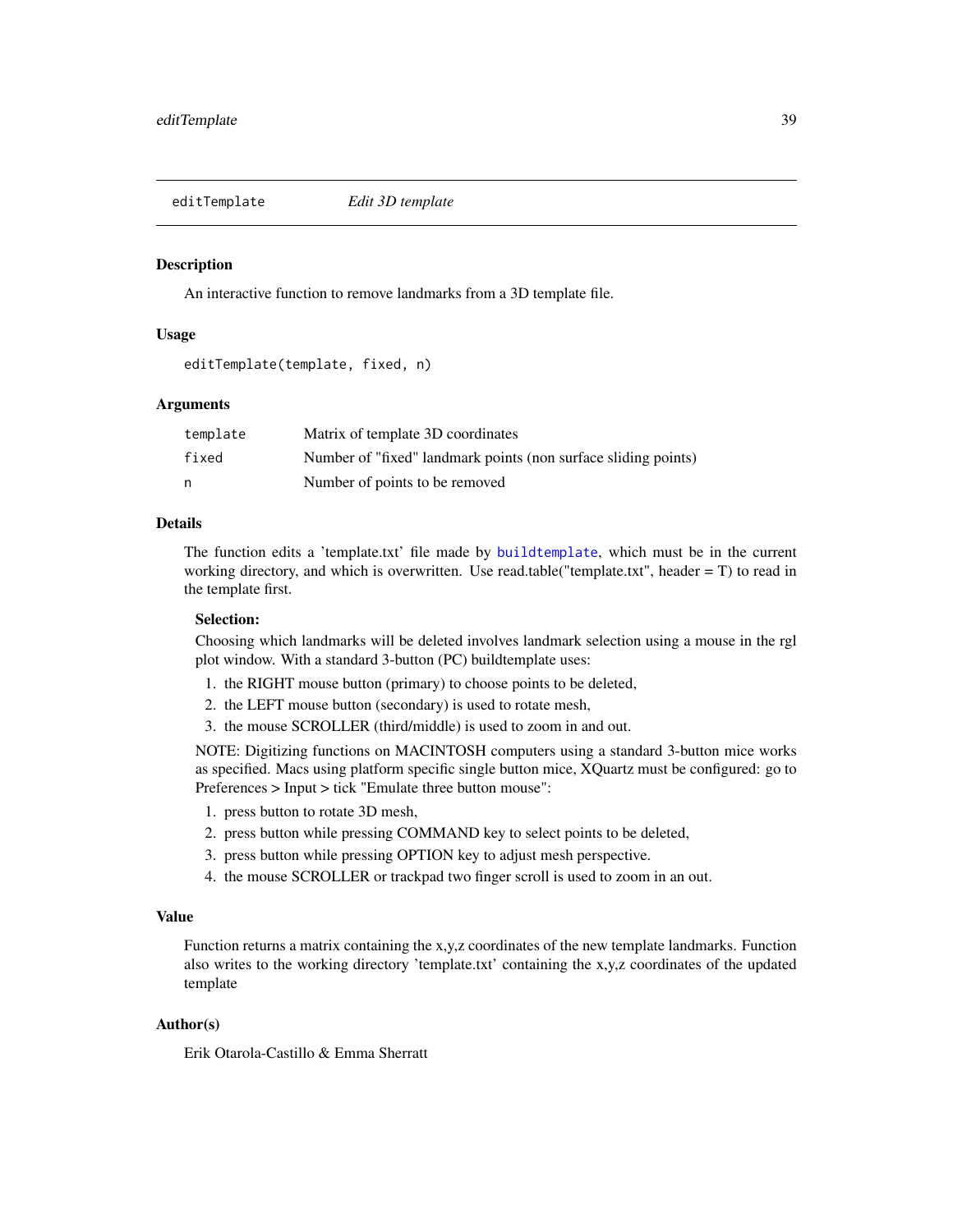## editTemplate *Edit 3D template*

### Description

An interactive function to remove landmarks from a 3D template file.

### Usage

```
editTemplate(template, fixed, n)
```

### Arguments

| | |
|---|---|
| template | Matrix of template 3D coordinates |
| fixed | Number of "fixed" landmark points (non surface sliding points) |
| n | Number of points to be removed |

### Details

The function edits a 'template.txt' file made by buildtemplate, which must be in the current working directory, and which is overwritten. Use read.table("template.txt", header = T) to read in the template first.

**Selection:**

Choosing which landmarks will be deleted involves landmark selection using a mouse in the rgl plot window. With a standard 3-button (PC) buildtemplate uses:

1. the RIGHT mouse button (primary) to choose points to be deleted,
2. the LEFT mouse button (secondary) is used to rotate mesh,
3. the mouse SCROLLER (third/middle) is used to zoom in and out.

NOTE: Digitizing functions on MACINTOSH computers using a standard 3-button mice works as specified. Macs using platform specific single button mice, XQuartz must be configured: go to Preferences > Input > tick "Emulate three button mouse":

1. press button to rotate 3D mesh,
2. press button while pressing COMMAND key to select points to be deleted,
3. press button while pressing OPTION key to adjust mesh perspective.
4. the mouse SCROLLER or trackpad two finger scroll is used to zoom in an out.

### Value

Function returns a matrix containing the x,y,z coordinates of the new template landmarks. Function also writes to the working directory 'template.txt' containing the x,y,z coordinates of the updated template

### Author(s)

Erik Otarola-Castillo & Emma Sherratt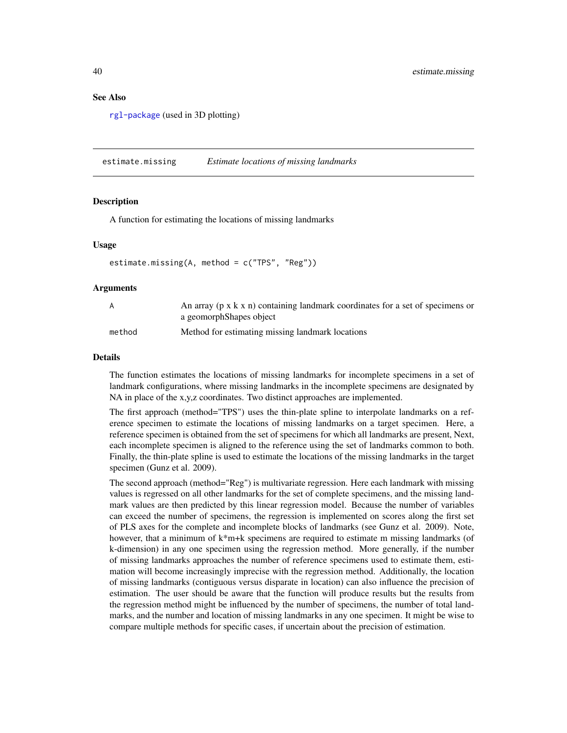## See Also

rgl-package (used in 3D plotting)

---

## estimate.missing — *Estimate locations of missing landmarks*

### Description

A function for estimating the locations of missing landmarks

### Usage

```
estimate.missing(A, method = c("TPS", "Reg"))
```

### Arguments

| | |
|---|---|
| `A` | An array (p x k x n) containing landmark coordinates for a set of specimens or a geomorphShapes object |
| `method` | Method for estimating missing landmark locations |

### Details

The function estimates the locations of missing landmarks for incomplete specimens in a set of landmark configurations, where missing landmarks in the incomplete specimens are designated by NA in place of the x,y,z coordinates. Two distinct approaches are implemented.

The first approach (method="TPS") uses the thin-plate spline to interpolate landmarks on a reference specimen to estimate the locations of missing landmarks on a target specimen. Here, a reference specimen is obtained from the set of specimens for which all landmarks are present, Next, each incomplete specimen is aligned to the reference using the set of landmarks common to both. Finally, the thin-plate spline is used to estimate the locations of the missing landmarks in the target specimen (Gunz et al. 2009).

The second approach (method="Reg") is multivariate regression. Here each landmark with missing values is regressed on all other landmarks for the set of complete specimens, and the missing landmark values are then predicted by this linear regression model. Because the number of variables can exceed the number of specimens, the regression is implemented on scores along the first set of PLS axes for the complete and incomplete blocks of landmarks (see Gunz et al. 2009). Note, however, that a minimum of k*m+k specimens are required to estimate m missing landmarks (of k-dimension) in any one specimen using the regression method. More generally, if the number of missing landmarks approaches the number of reference specimens used to estimate them, estimation will become increasingly imprecise with the regression method. Additionally, the location of missing landmarks (contiguous versus disparate in location) can also influence the precision of estimation. The user should be aware that the function will produce results but the results from the regression method might be influenced by the number of specimens, the number of total landmarks, and the number and location of missing landmarks in any one specimen. It might be wise to compare multiple methods for specific cases, if uncertain about the precision of estimation.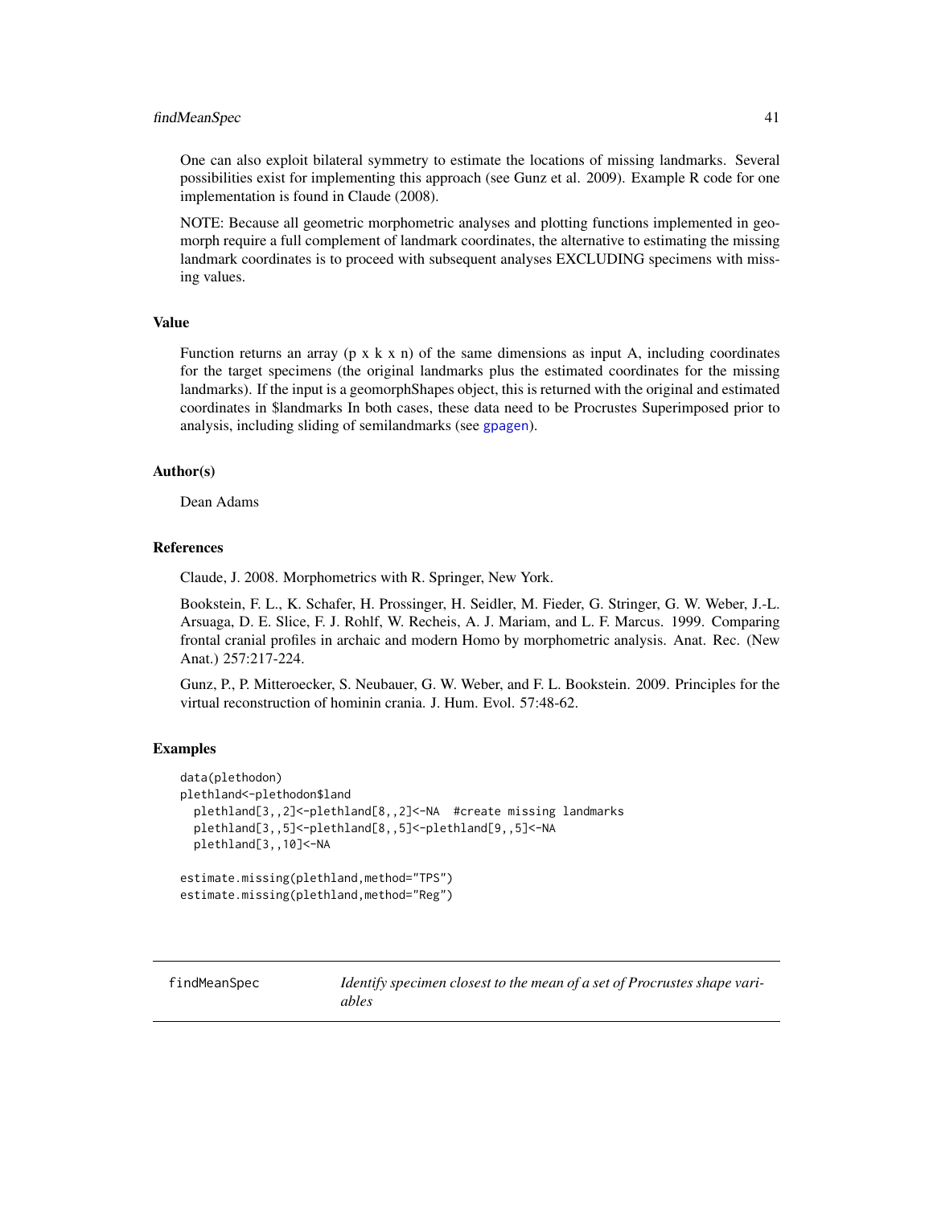One can also exploit bilateral symmetry to estimate the locations of missing landmarks. Several possibilities exist for implementing this approach (see Gunz et al. 2009). Example R code for one implementation is found in Claude (2008).

NOTE: Because all geometric morphometric analyses and plotting functions implemented in geomorph require a full complement of landmark coordinates, the alternative to estimating the missing landmark coordinates is to proceed with subsequent analyses EXCLUDING specimens with missing values.

## Value

Function returns an array (p x k x n) of the same dimensions as input A, including coordinates for the target specimens (the original landmarks plus the estimated coordinates for the missing landmarks). If the input is a geomorphShapes object, this is returned with the original and estimated coordinates in $landmarks In both cases, these data need to be Procrustes Superimposed prior to analysis, including sliding of semilandmarks (see gpagen).

## Author(s)

Dean Adams

## References

Claude, J. 2008. Morphometrics with R. Springer, New York.

Bookstein, F. L., K. Schafer, H. Prossinger, H. Seidler, M. Fieder, G. Stringer, G. W. Weber, J.-L. Arsuaga, D. E. Slice, F. J. Rohlf, W. Recheis, A. J. Mariam, and L. F. Marcus. 1999. Comparing frontal cranial profiles in archaic and modern Homo by morphometric analysis. Anat. Rec. (New Anat.) 257:217-224.

Gunz, P., P. Mitteroecker, S. Neubauer, G. W. Weber, and F. L. Bookstein. 2009. Principles for the virtual reconstruction of hominin crania. J. Hum. Evol. 57:48-62.

## Examples

```
data(plethodon)
plethland<-plethodon$land
  plethland[3,,2]<-plethland[8,,2]<-NA  #create missing landmarks
  plethland[3,,5]<-plethland[8,,5]<-plethland[9,,5]<-NA
  plethland[3,,10]<-NA

estimate.missing(plethland,method="TPS")
estimate.missing(plethland,method="Reg")
```

---

# findMeanSpec — *Identify specimen closest to the mean of a set of Procrustes shape variables*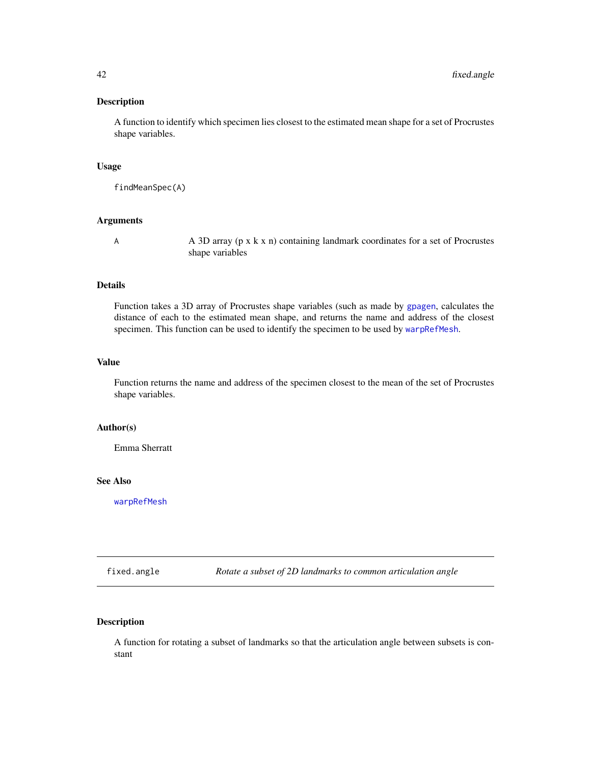### Description

A function to identify which specimen lies closest to the estimated mean shape for a set of Procrustes shape variables.

### Usage

```
findMeanSpec(A)
```

### Arguments

| | |
|---|---|
| `A` | A 3D array (p x k x n) containing landmark coordinates for a set of Procrustes shape variables |

### Details

Function takes a 3D array of Procrustes shape variables (such as made by `gpagen`, calculates the distance of each to the estimated mean shape, and returns the name and address of the closest specimen. This function can be used to identify the specimen to be used by `warpRefMesh`.

### Value

Function returns the name and address of the specimen closest to the mean of the set of Procrustes shape variables.

### Author(s)

Emma Sherratt

### See Also

`warpRefMesh`

---

## fixed.angle — *Rotate a subset of 2D landmarks to common articulation angle*

### Description

A function for rotating a subset of landmarks so that the articulation angle between subsets is constant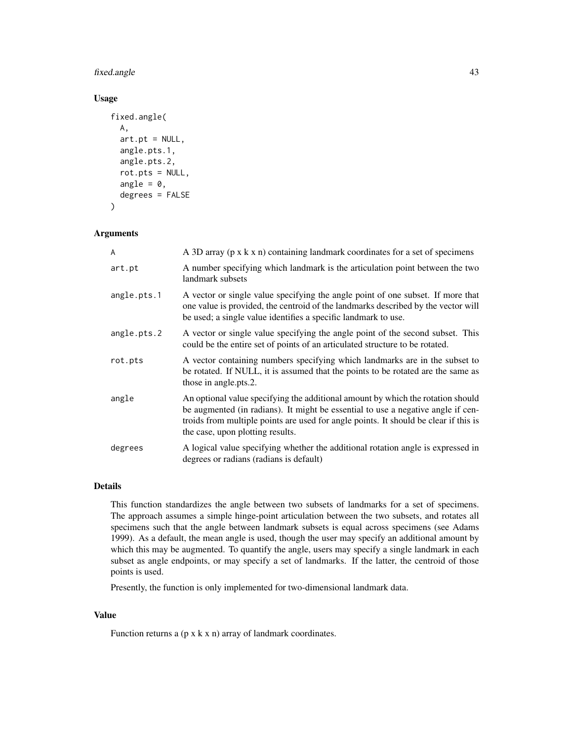## Usage

```
fixed.angle(
  A,
  art.pt = NULL,
  angle.pts.1,
  angle.pts.2,
  rot.pts = NULL,
  angle = 0,
  degrees = FALSE
)
```

## Arguments

| | |
|---|---|
| A | A 3D array (p x k x n) containing landmark coordinates for a set of specimens |
| art.pt | A number specifying which landmark is the articulation point between the two landmark subsets |
| angle.pts.1 | A vector or single value specifying the angle point of one subset. If more that one value is provided, the centroid of the landmarks described by the vector will be used; a single value identifies a specific landmark to use. |
| angle.pts.2 | A vector or single value specifying the angle point of the second subset. This could be the entire set of points of an articulated structure to be rotated. |
| rot.pts | A vector containing numbers specifying which landmarks are in the subset to be rotated. If NULL, it is assumed that the points to be rotated are the same as those in angle.pts.2. |
| angle | An optional value specifying the additional amount by which the rotation should be augmented (in radians). It might be essential to use a negative angle if centroids from multiple points are used for angle points. It should be clear if this is the case, upon plotting results. |
| degrees | A logical value specifying whether the additional rotation angle is expressed in degrees or radians (radians is default) |

## Details

This function standardizes the angle between two subsets of landmarks for a set of specimens. The approach assumes a simple hinge-point articulation between the two subsets, and rotates all specimens such that the angle between landmark subsets is equal across specimens (see Adams 1999). As a default, the mean angle is used, though the user may specify an additional amount by which this may be augmented. To quantify the angle, users may specify a single landmark in each subset as angle endpoints, or may specify a set of landmarks. If the latter, the centroid of those points is used.

Presently, the function is only implemented for two-dimensional landmark data.

## Value

Function returns a (p x k x n) array of landmark coordinates.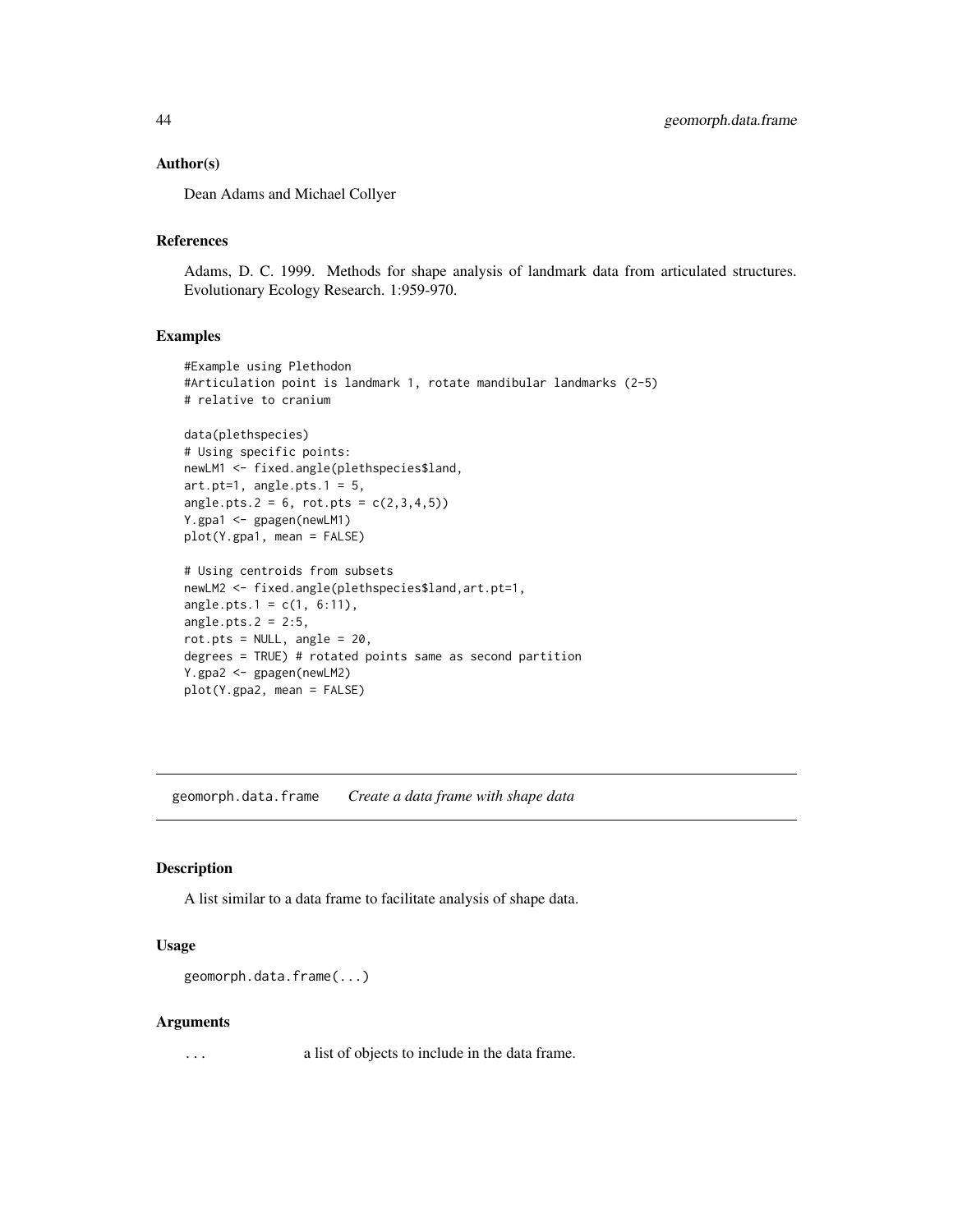### Author(s)

Dean Adams and Michael Collyer

### References

Adams, D. C. 1999. Methods for shape analysis of landmark data from articulated structures. Evolutionary Ecology Research. 1:959-970.

### Examples

```
#Example using Plethodon
#Articulation point is landmark 1, rotate mandibular landmarks (2-5)
# relative to cranium

data(plethspecies)
# Using specific points:
newLM1 <- fixed.angle(plethspecies$land,
art.pt=1, angle.pts.1 = 5,
angle.pts.2 = 6, rot.pts = c(2,3,4,5))
Y.gpa1 <- gpagen(newLM1)
plot(Y.gpa1, mean = FALSE)

# Using centroids from subsets
newLM2 <- fixed.angle(plethspecies$land,art.pt=1,
angle.pts.1 = c(1, 6:11),
angle.pts.2 = 2:5,
rot.pts = NULL, angle = 20,
degrees = TRUE) # rotated points same as second partition
Y.gpa2 <- gpagen(newLM2)
plot(Y.gpa2, mean = FALSE)
```

---

## geomorph.data.frame *Create a data frame with shape data*

### Description

A list similar to a data frame to facilitate analysis of shape data.

### Usage

```
geomorph.data.frame(...)
```

### Arguments

| | |
|---|---|
| ... | a list of objects to include in the data frame. |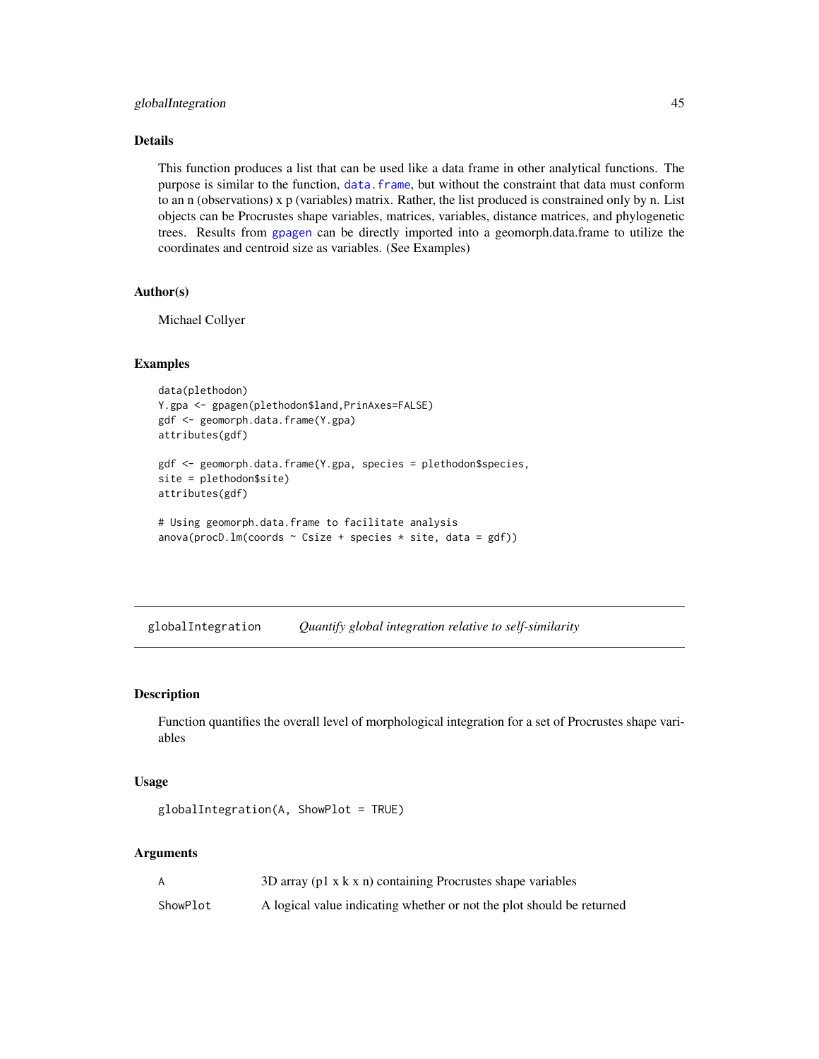## Details

This function produces a list that can be used like a data frame in other analytical functions. The purpose is similar to the function, `data.frame`, but without the constraint that data must conform to an n (observations) x p (variables) matrix. Rather, the list produced is constrained only by n. List objects can be Procrustes shape variables, matrices, variables, distance matrices, and phylogenetic trees. Results from `gpagen` can be directly imported into a geomorph.data.frame to utilize the coordinates and centroid size as variables. (See Examples)

## Author(s)

Michael Collyer

## Examples

```
data(plethodon)
Y.gpa <- gpagen(plethodon$land,PrinAxes=FALSE)
gdf <- geomorph.data.frame(Y.gpa)
attributes(gdf)

gdf <- geomorph.data.frame(Y.gpa, species = plethodon$species,
site = plethodon$site)
attributes(gdf)

# Using geomorph.data.frame to facilitate analysis
anova(procD.lm(coords ~ Csize + species * site, data = gdf))
```

---

# globalIntegration    *Quantify global integration relative to self-similarity*

## Description

Function quantifies the overall level of morphological integration for a set of Procrustes shape variables

## Usage

```
globalIntegration(A, ShowPlot = TRUE)
```

## Arguments

| | |
|---|---|
| A | 3D array (p1 x k x n) containing Procrustes shape variables |
| ShowPlot | A logical value indicating whether or not the plot should be returned |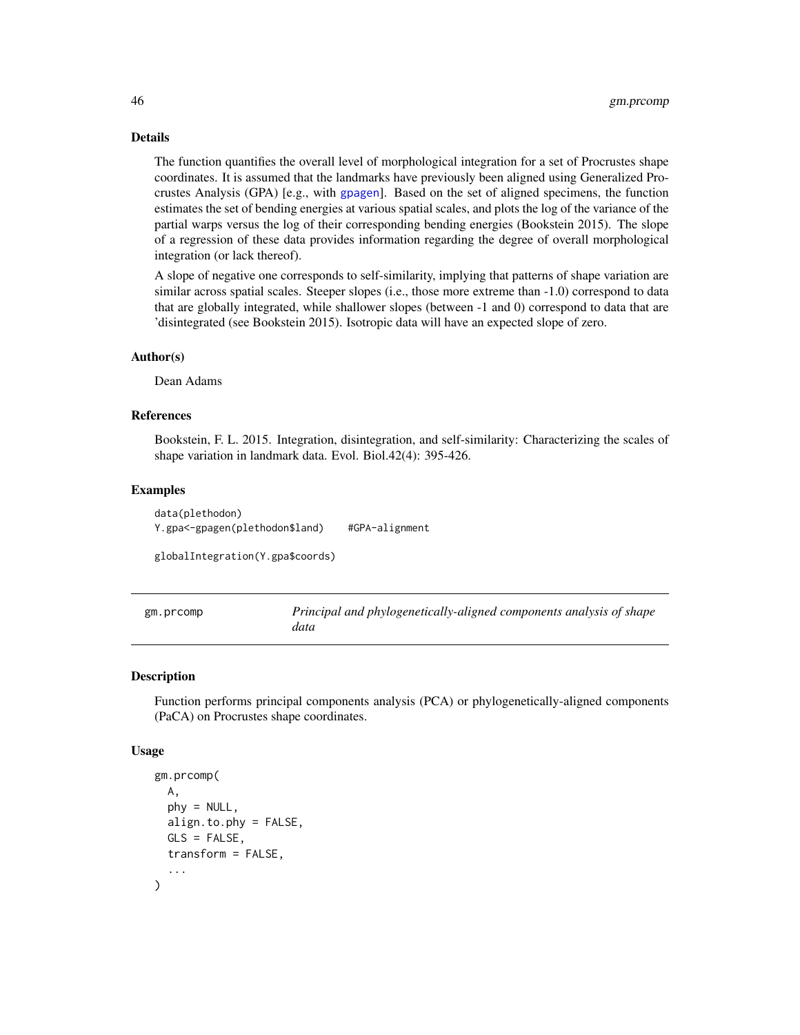### Details

The function quantifies the overall level of morphological integration for a set of Procrustes shape coordinates. It is assumed that the landmarks have previously been aligned using Generalized Procrustes Analysis (GPA) [e.g., with gpagen]. Based on the set of aligned specimens, the function estimates the set of bending energies at various spatial scales, and plots the log of the variance of the partial warps versus the log of their corresponding bending energies (Bookstein 2015). The slope of a regression of these data provides information regarding the degree of overall morphological integration (or lack thereof).

A slope of negative one corresponds to self-similarity, implying that patterns of shape variation are similar across spatial scales. Steeper slopes (i.e., those more extreme than -1.0) correspond to data that are globally integrated, while shallower slopes (between -1 and 0) correspond to data that are 'disintegrated (see Bookstein 2015). Isotropic data will have an expected slope of zero.

### Author(s)

Dean Adams

### References

Bookstein, F. L. 2015. Integration, disintegration, and self-similarity: Characterizing the scales of shape variation in landmark data. Evol. Biol.42(4): 395-426.

### Examples

```
data(plethodon)
Y.gpa<-gpagen(plethodon$land)    #GPA-alignment

globalIntegration(Y.gpa$coords)
```

---

## gm.prcomp — *Principal and phylogenetically-aligned components analysis of shape data*

### Description

Function performs principal components analysis (PCA) or phylogenetically-aligned components (PaCA) on Procrustes shape coordinates.

### Usage

```
gm.prcomp(
  A,
  phy = NULL,
  align.to.phy = FALSE,
  GLS = FALSE,
  transform = FALSE,
  ...
)
```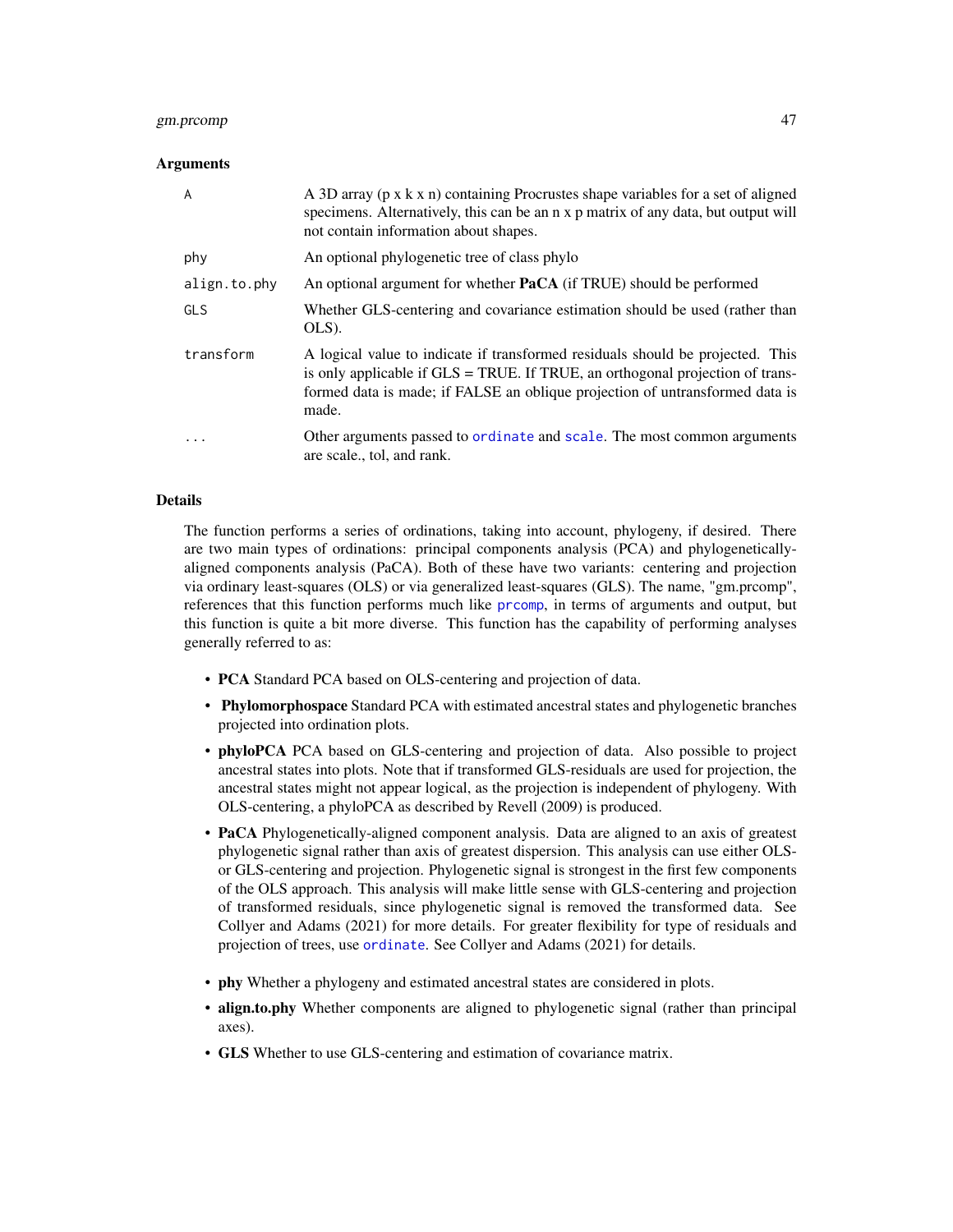### Arguments

| | |
|---|---|
| `A` | A 3D array (p x k x n) containing Procrustes shape variables for a set of aligned specimens. Alternatively, this can be an n x p matrix of any data, but output will not contain information about shapes. |
| `phy` | An optional phylogenetic tree of class phylo |
| `align.to.phy` | An optional argument for whether **PaCA** (if TRUE) should be performed |
| `GLS` | Whether GLS-centering and covariance estimation should be used (rather than OLS). |
| `transform` | A logical value to indicate if transformed residuals should be projected. This is only applicable if GLS = TRUE. If TRUE, an orthogonal projection of transformed data is made; if FALSE an oblique projection of untransformed data is made. |
| `...` | Other arguments passed to `ordinate` and `scale`. The most common arguments are scale., tol, and rank. |

### Details

The function performs a series of ordinations, taking into account, phylogeny, if desired. There are two main types of ordinations: principal components analysis (PCA) and phylogenetically-aligned components analysis (PaCA). Both of these have two variants: centering and projection via ordinary least-squares (OLS) or via generalized least-squares (GLS). The name, "gm.prcomp", references that this function performs much like `prcomp`, in terms of arguments and output, but this function is quite a bit more diverse. This function has the capability of performing analyses generally referred to as:

- **PCA** Standard PCA based on OLS-centering and projection of data.
- **Phylomorphospace** Standard PCA with estimated ancestral states and phylogenetic branches projected into ordination plots.
- **phyloPCA** PCA based on GLS-centering and projection of data. Also possible to project ancestral states into plots. Note that if transformed GLS-residuals are used for projection, the ancestral states might not appear logical, as the projection is independent of phylogeny. With OLS-centering, a phyloPCA as described by Revell (2009) is produced.
- **PaCA** Phylogenetically-aligned component analysis. Data are aligned to an axis of greatest phylogenetic signal rather than axis of greatest dispersion. This analysis can use either OLS- or GLS-centering and projection. Phylogenetic signal is strongest in the first few components of the OLS approach. This analysis will make little sense with GLS-centering and projection of transformed residuals, since phylogenetic signal is removed the transformed data. See Collyer and Adams (2021) for more details. For greater flexibility for type of residuals and projection of trees, use `ordinate`. See Collyer and Adams (2021) for details.
- **phy** Whether a phylogeny and estimated ancestral states are considered in plots.
- **align.to.phy** Whether components are aligned to phylogenetic signal (rather than principal axes).
- **GLS** Whether to use GLS-centering and estimation of covariance matrix.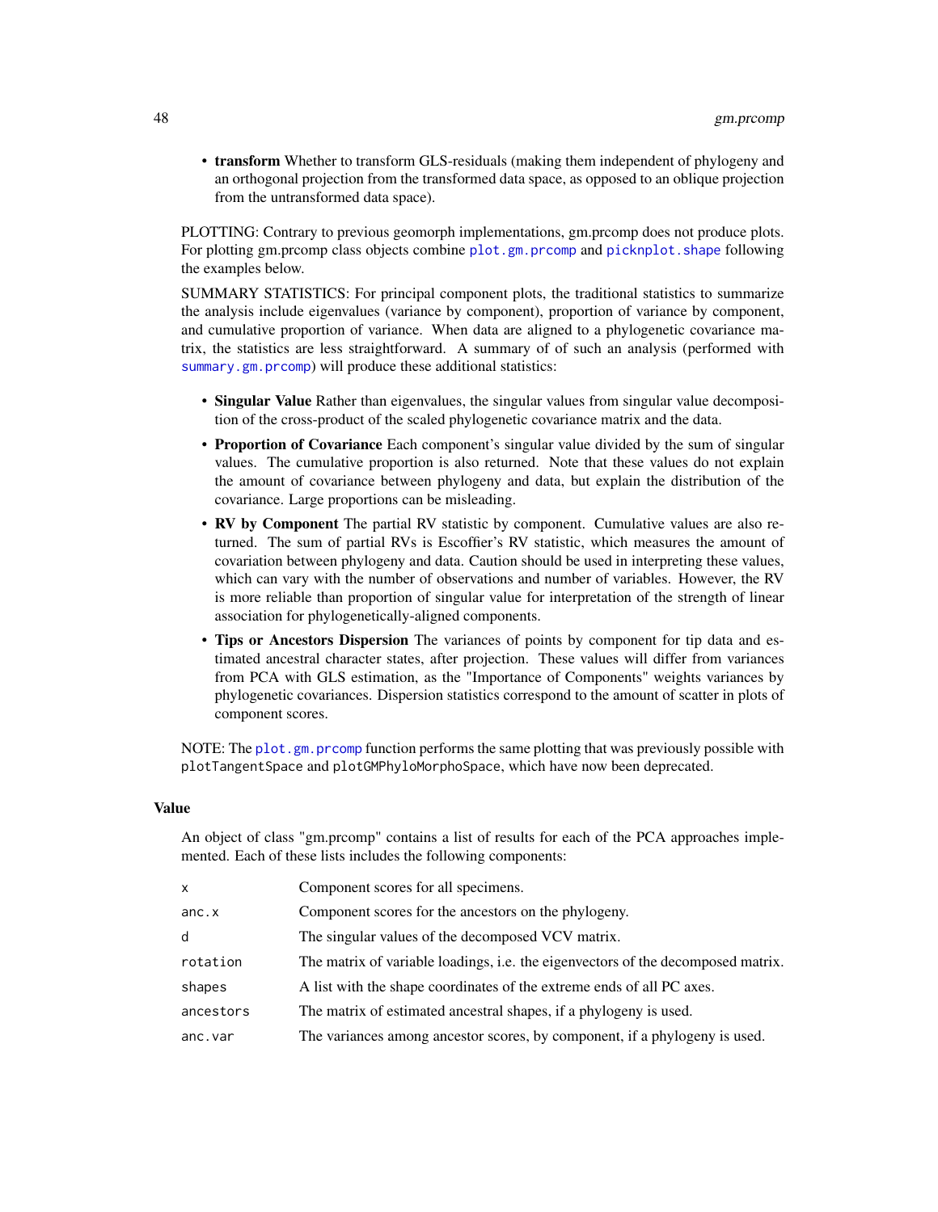- **transform** Whether to transform GLS-residuals (making them independent of phylogeny and an orthogonal projection from the transformed data space, as opposed to an oblique projection from the untransformed data space).

PLOTTING: Contrary to previous geomorph implementations, gm.prcomp does not produce plots. For plotting gm.prcomp class objects combine `plot.gm.prcomp` and `picknplot.shape` following the examples below.

SUMMARY STATISTICS: For principal component plots, the traditional statistics to summarize the analysis include eigenvalues (variance by component), proportion of variance by component, and cumulative proportion of variance. When data are aligned to a phylogenetic covariance matrix, the statistics are less straightforward. A summary of of such an analysis (performed with `summary.gm.prcomp`) will produce these additional statistics:

- **Singular Value** Rather than eigenvalues, the singular values from singular value decomposition of the cross-product of the scaled phylogenetic covariance matrix and the data.
- **Proportion of Covariance** Each component's singular value divided by the sum of singular values. The cumulative proportion is also returned. Note that these values do not explain the amount of covariance between phylogeny and data, but explain the distribution of the covariance. Large proportions can be misleading.
- **RV by Component** The partial RV statistic by component. Cumulative values are also returned. The sum of partial RVs is Escoffier's RV statistic, which measures the amount of covariation between phylogeny and data. Caution should be used in interpreting these values, which can vary with the number of observations and number of variables. However, the RV is more reliable than proportion of singular value for interpretation of the strength of linear association for phylogenetically-aligned components.
- **Tips or Ancestors Dispersion** The variances of points by component for tip data and estimated ancestral character states, after projection. These values will differ from variances from PCA with GLS estimation, as the "Importance of Components" weights variances by phylogenetic covariances. Dispersion statistics correspond to the amount of scatter in plots of component scores.

NOTE: The `plot.gm.prcomp` function performs the same plotting that was previously possible with `plotTangentSpace` and `plotGMPhyloMorphoSpace`, which have now been deprecated.

## Value

An object of class "gm.prcomp" contains a list of results for each of the PCA approaches implemented. Each of these lists includes the following components:

| | |
|---|---|
| `x` | Component scores for all specimens. |
| `anc.x` | Component scores for the ancestors on the phylogeny. |
| `d` | The singular values of the decomposed VCV matrix. |
| `rotation` | The matrix of variable loadings, i.e. the eigenvectors of the decomposed matrix. |
| `shapes` | A list with the shape coordinates of the extreme ends of all PC axes. |
| `ancestors` | The matrix of estimated ancestral shapes, if a phylogeny is used. |
| `anc.var` | The variances among ancestor scores, by component, if a phylogeny is used. |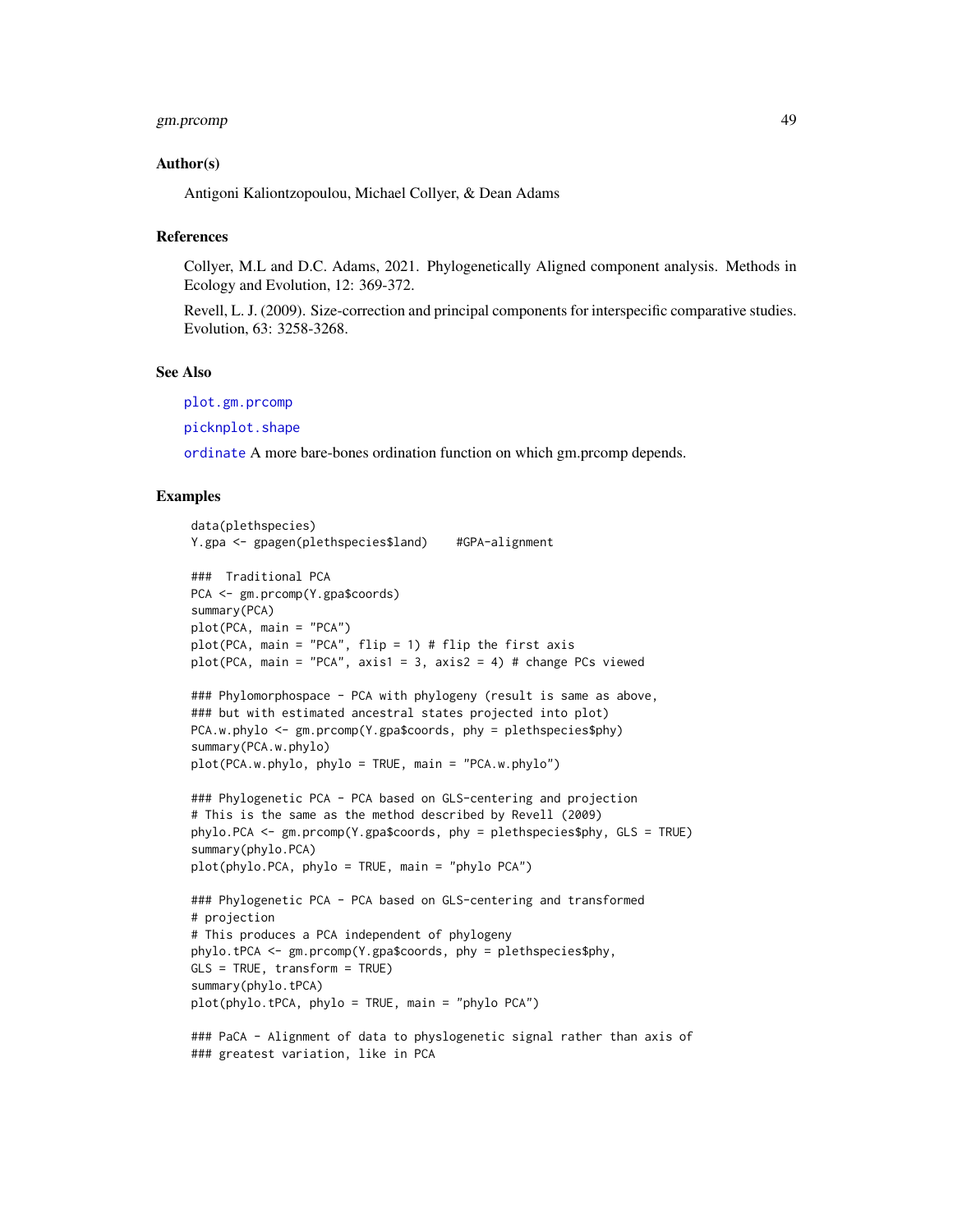## Author(s)

Antigoni Kaliontzopoulou, Michael Collyer, & Dean Adams

## References

Collyer, M.L and D.C. Adams, 2021. Phylogenetically Aligned component analysis. Methods in Ecology and Evolution, 12: 369-372.

Revell, L. J. (2009). Size-correction and principal components for interspecific comparative studies. Evolution, 63: 3258-3268.

## See Also

plot.gm.prcomp

picknplot.shape

ordinate A more bare-bones ordination function on which gm.prcomp depends.

## Examples

```
data(plethspecies)
Y.gpa <- gpagen(plethspecies$land)    #GPA-alignment

###  Traditional PCA
PCA <- gm.prcomp(Y.gpa$coords)
summary(PCA)
plot(PCA, main = "PCA")
plot(PCA, main = "PCA", flip = 1) # flip the first axis
plot(PCA, main = "PCA", axis1 = 3, axis2 = 4) # change PCs viewed

### Phylomorphospace - PCA with phylogeny (result is same as above,
### but with estimated ancestral states projected into plot)
PCA.w.phylo <- gm.prcomp(Y.gpa$coords, phy = plethspecies$phy)
summary(PCA.w.phylo)
plot(PCA.w.phylo, phylo = TRUE, main = "PCA.w.phylo")

### Phylogenetic PCA - PCA based on GLS-centering and projection
# This is the same as the method described by Revell (2009)
phylo.PCA <- gm.prcomp(Y.gpa$coords, phy = plethspecies$phy, GLS = TRUE)
summary(phylo.PCA)
plot(phylo.PCA, phylo = TRUE, main = "phylo PCA")

### Phylogenetic PCA - PCA based on GLS-centering and transformed
# projection
# This produces a PCA independent of phylogeny
phylo.tPCA <- gm.prcomp(Y.gpa$coords, phy = plethspecies$phy,
GLS = TRUE, transform = TRUE)
summary(phylo.tPCA)
plot(phylo.tPCA, phylo = TRUE, main = "phylo PCA")

### PaCA - Alignment of data to physlogenetic signal rather than axis of
### greatest variation, like in PCA
```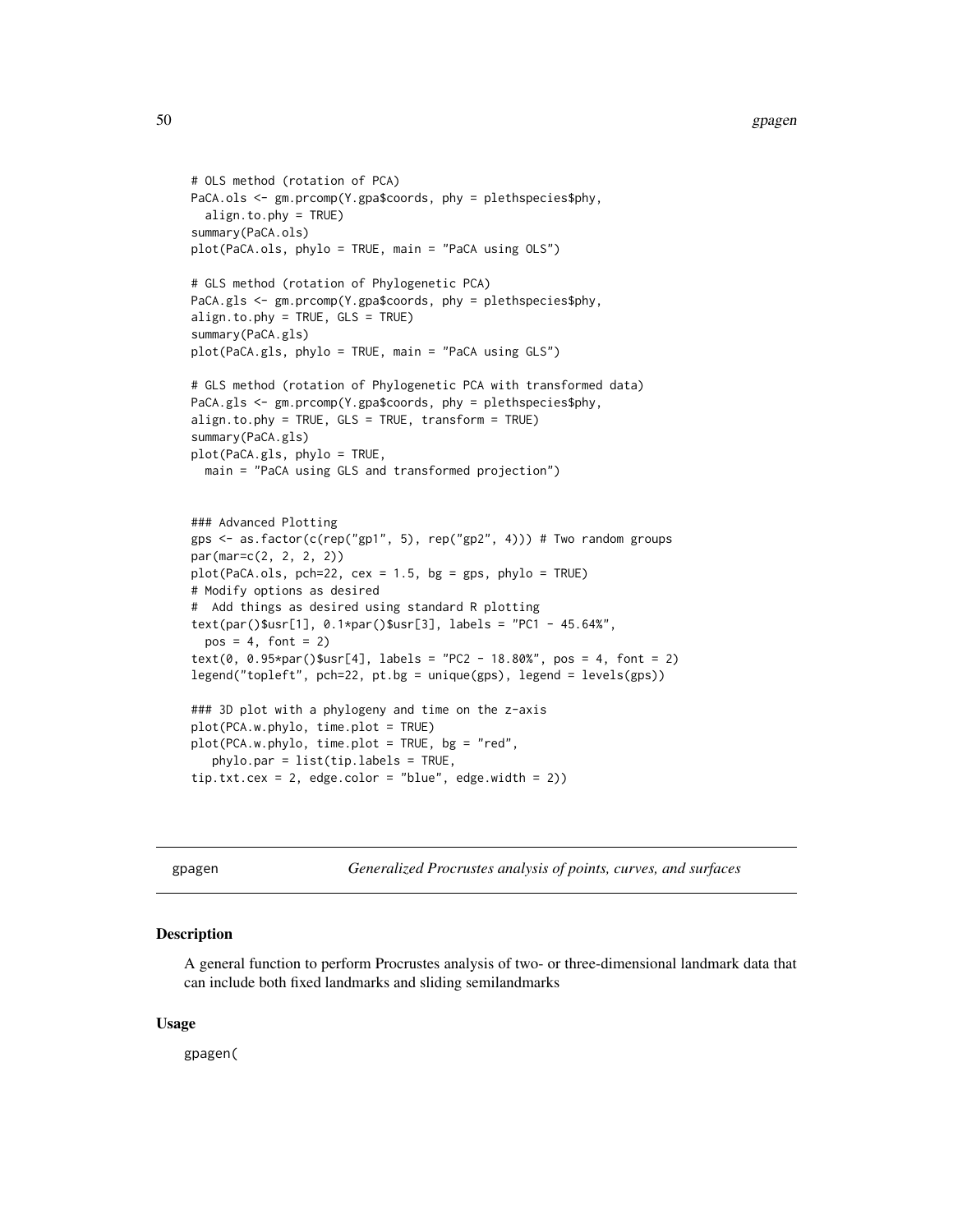```
# OLS method (rotation of PCA)
PaCA.ols <- gm.prcomp(Y.gpa$coords, phy = plethspecies$phy,
  align.to.phy = TRUE)
summary(PaCA.ols)
plot(PaCA.ols, phylo = TRUE, main = "PaCA using OLS")

# GLS method (rotation of Phylogenetic PCA)
PaCA.gls <- gm.prcomp(Y.gpa$coords, phy = plethspecies$phy,
align.to.phy = TRUE, GLS = TRUE)
summary(PaCA.gls)
plot(PaCA.gls, phylo = TRUE, main = "PaCA using GLS")

# GLS method (rotation of Phylogenetic PCA with transformed data)
PaCA.gls <- gm.prcomp(Y.gpa$coords, phy = plethspecies$phy,
align.to.phy = TRUE, GLS = TRUE, transform = TRUE)
summary(PaCA.gls)
plot(PaCA.gls, phylo = TRUE,
  main = "PaCA using GLS and transformed projection")


### Advanced Plotting
gps <- as.factor(c(rep("gp1", 5), rep("gp2", 4))) # Two random groups
par(mar=c(2, 2, 2, 2))
plot(PaCA.ols, pch=22, cex = 1.5, bg = gps, phylo = TRUE)
# Modify options as desired
#  Add things as desired using standard R plotting
text(par()$usr[1], 0.1*par()$usr[3], labels = "PC1 - 45.64%",
  pos = 4, font = 2)
text(0, 0.95*par()$usr[4], labels = "PC2 - 18.80%", pos = 4, font = 2)
legend("topleft", pch=22, pt.bg = unique(gps), legend = levels(gps))

### 3D plot with a phylogeny and time on the z-axis
plot(PCA.w.phylo, time.plot = TRUE)
plot(PCA.w.phylo, time.plot = TRUE, bg = "red",
   phylo.par = list(tip.labels = TRUE,
tip.txt.cex = 2, edge.color = "blue", edge.width = 2))
```

## gpagen — *Generalized Procrustes analysis of points, curves, and surfaces*

### Description

A general function to perform Procrustes analysis of two- or three-dimensional landmark data that can include both fixed landmarks and sliding semilandmarks

### Usage

```
gpagen(
```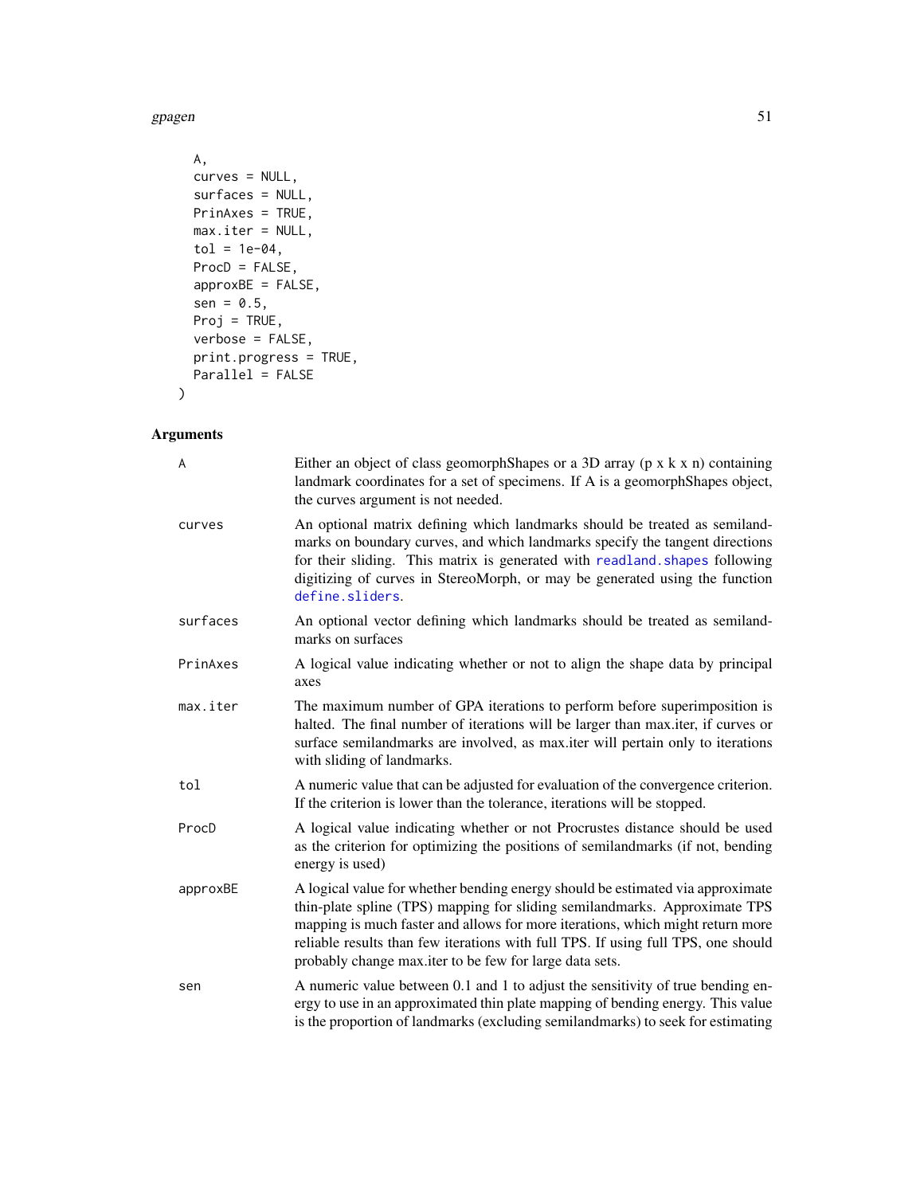```
  A,
  curves = NULL,
  surfaces = NULL,
  PrinAxes = TRUE,
  max.iter = NULL,
  tol = 1e-04,
  ProcD = FALSE,
  approxBE = FALSE,
  sen = 0.5,
  Proj = TRUE,
  verbose = FALSE,
  print.progress = TRUE,
  Parallel = FALSE
)
```

## Arguments

| | |
|---|---|
| A | Either an object of class geomorphShapes or a 3D array (p x k x n) containing landmark coordinates for a set of specimens. If A is a geomorphShapes object, the curves argument is not needed. |
| curves | An optional matrix defining which landmarks should be treated as semilandmarks on boundary curves, and which landmarks specify the tangent directions for their sliding. This matrix is generated with `readland.shapes` following digitizing of curves in StereoMorph, or may be generated using the function `define.sliders`. |
| surfaces | An optional vector defining which landmarks should be treated as semilandmarks on surfaces |
| PrinAxes | A logical value indicating whether or not to align the shape data by principal axes |
| max.iter | The maximum number of GPA iterations to perform before superimposition is halted. The final number of iterations will be larger than max.iter, if curves or surface semilandmarks are involved, as max.iter will pertain only to iterations with sliding of landmarks. |
| tol | A numeric value that can be adjusted for evaluation of the convergence criterion. If the criterion is lower than the tolerance, iterations will be stopped. |
| ProcD | A logical value indicating whether or not Procrustes distance should be used as the criterion for optimizing the positions of semilandmarks (if not, bending energy is used) |
| approxBE | A logical value for whether bending energy should be estimated via approximate thin-plate spline (TPS) mapping for sliding semilandmarks. Approximate TPS mapping is much faster and allows for more iterations, which might return more reliable results than few iterations with full TPS. If using full TPS, one should probably change max.iter to be few for large data sets. |
| sen | A numeric value between 0.1 and 1 to adjust the sensitivity of true bending energy to use in an approximated thin plate mapping of bending energy. This value is the proportion of landmarks (excluding semilandmarks) to seek for estimating |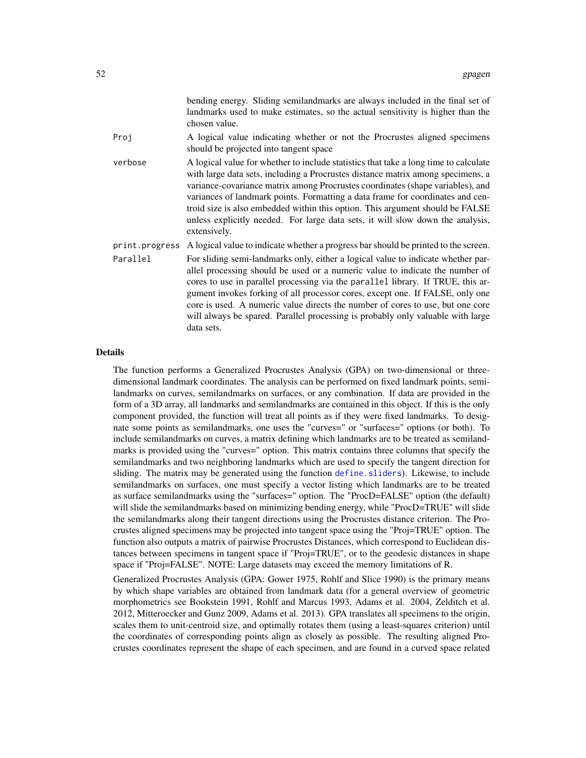bending energy. Sliding semilandmarks are always included in the final set of landmarks used to make estimates, so the actual sensitivity is higher than the chosen value.

| | |
|---|---|
| `Proj` | A logical value indicating whether or not the Procrustes aligned specimens should be projected into tangent space |
| `verbose` | A logical value for whether to include statistics that take a long time to calculate with large data sets, including a Procrustes distance matrix among specimens, a variance-covariance matrix among Procrustes coordinates (shape variables), and variances of landmark points. Formatting a data frame for coordinates and centroid size is also embedded within this option. This argument should be FALSE unless explicitly needed. For large data sets, it will slow down the analysis, extensively. |
| `print.progress` | A logical value to indicate whether a progress bar should be printed to the screen. |
| `Parallel` | For sliding semi-landmarks only, either a logical value to indicate whether parallel processing should be used or a numeric value to indicate the number of cores to use in parallel processing via the `parallel` library. If TRUE, this argument invokes forking of all processor cores, except one. If FALSE, only one core is used. A numeric value directs the number of cores to use, but one core will always be spared. Parallel processing is probably only valuable with large data sets. |

## Details

The function performs a Generalized Procrustes Analysis (GPA) on two-dimensional or three-dimensional landmark coordinates. The analysis can be performed on fixed landmark points, semilandmarks on curves, semilandmarks on surfaces, or any combination. If data are provided in the form of a 3D array, all landmarks and semilandmarks are contained in this object. If this is the only component provided, the function will treat all points as if they were fixed landmarks. To designate some points as semilandmarks, one uses the "curves=" or "surfaces=" options (or both). To include semilandmarks on curves, a matrix defining which landmarks are to be treated as semilandmarks is provided using the "curves=" option. This matrix contains three columns that specify the semilandmarks and two neighboring landmarks which are used to specify the tangent direction for sliding. The matrix may be generated using the function `define.sliders`). Likewise, to include semilandmarks on surfaces, one must specify a vector listing which landmarks are to be treated as surface semilandmarks using the "surfaces=" option. The "ProcD=FALSE" option (the default) will slide the semilandmarks based on minimizing bending energy, while "ProcD=TRUE" will slide the semilandmarks along their tangent directions using the Procrustes distance criterion. The Procrustes aligned specimens may be projected into tangent space using the "Proj=TRUE" option. The function also outputs a matrix of pairwise Procrustes Distances, which correspond to Euclidean distances between specimens in tangent space if "Proj=TRUE", or to the geodesic distances in shape space if "Proj=FALSE". NOTE: Large datasets may exceed the memory limitations of R.

Generalized Procrustes Analysis (GPA: Gower 1975, Rohlf and Slice 1990) is the primary means by which shape variables are obtained from landmark data (for a general overview of geometric morphometrics see Bookstein 1991, Rohlf and Marcus 1993, Adams et al. 2004, Zelditch et al. 2012, Mitteroecker and Gunz 2009, Adams et al. 2013). GPA translates all specimens to the origin, scales them to unit-centroid size, and optimally rotates them (using a least-squares criterion) until the coordinates of corresponding points align as closely as possible. The resulting aligned Procrustes coordinates represent the shape of each specimen, and are found in a curved space related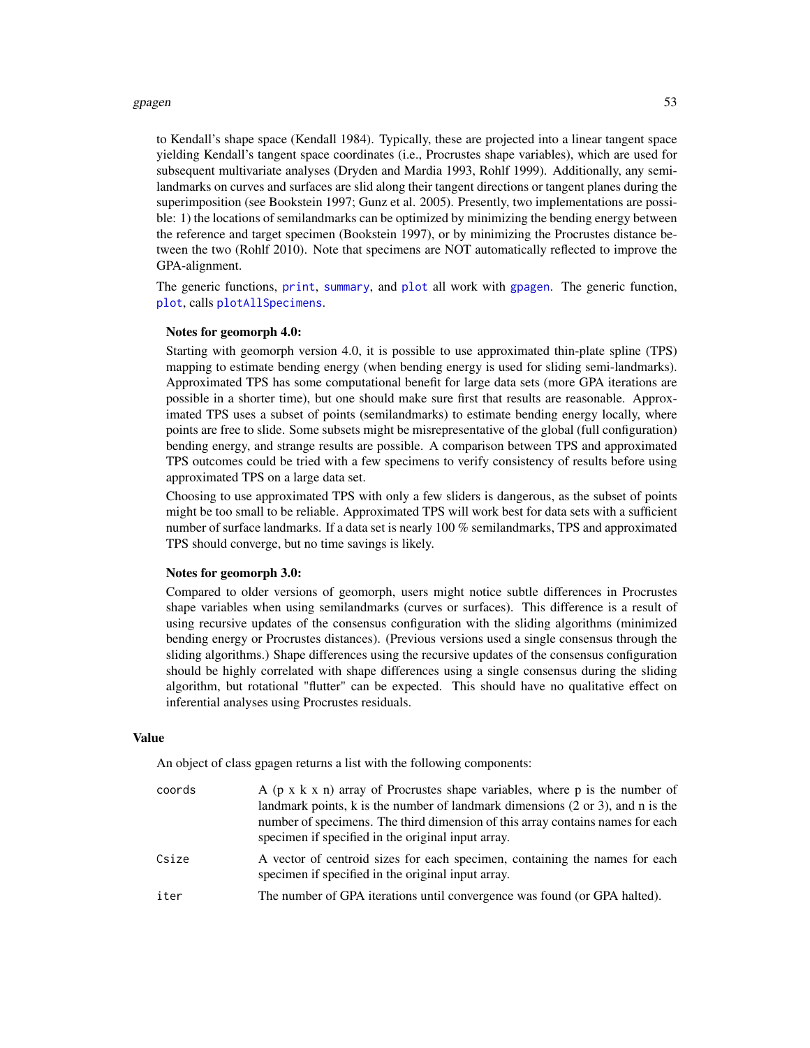to Kendall's shape space (Kendall 1984). Typically, these are projected into a linear tangent space yielding Kendall's tangent space coordinates (i.e., Procrustes shape variables), which are used for subsequent multivariate analyses (Dryden and Mardia 1993, Rohlf 1999). Additionally, any semilandmarks on curves and surfaces are slid along their tangent directions or tangent planes during the superimposition (see Bookstein 1997; Gunz et al. 2005). Presently, two implementations are possible: 1) the locations of semilandmarks can be optimized by minimizing the bending energy between the reference and target specimen (Bookstein 1997), or by minimizing the Procrustes distance between the two (Rohlf 2010). Note that specimens are NOT automatically reflected to improve the GPA-alignment.

The generic functions, `print`, `summary`, and `plot` all work with `gpagen`. The generic function, `plot`, calls `plotAllSpecimens`.

**Notes for geomorph 4.0:**

Starting with geomorph version 4.0, it is possible to use approximated thin-plate spline (TPS) mapping to estimate bending energy (when bending energy is used for sliding semi-landmarks). Approximated TPS has some computational benefit for large data sets (more GPA iterations are possible in a shorter time), but one should make sure first that results are reasonable. Approximated TPS uses a subset of points (semilandmarks) to estimate bending energy locally, where points are free to slide. Some subsets might be misrepresentative of the global (full configuration) bending energy, and strange results are possible. A comparison between TPS and approximated TPS outcomes could be tried with a few specimens to verify consistency of results before using approximated TPS on a large data set.

Choosing to use approximated TPS with only a few sliders is dangerous, as the subset of points might be too small to be reliable. Approximated TPS will work best for data sets with a sufficient number of surface landmarks. If a data set is nearly 100 % semilandmarks, TPS and approximated TPS should converge, but no time savings is likely.

**Notes for geomorph 3.0:**

Compared to older versions of geomorph, users might notice subtle differences in Procrustes shape variables when using semilandmarks (curves or surfaces). This difference is a result of using recursive updates of the consensus configuration with the sliding algorithms (minimized bending energy or Procrustes distances). (Previous versions used a single consensus through the sliding algorithms.) Shape differences using the recursive updates of the consensus configuration should be highly correlated with shape differences using a single consensus during the sliding algorithm, but rotational "flutter" can be expected. This should have no qualitative effect on inferential analyses using Procrustes residuals.

## Value

An object of class gpagen returns a list with the following components:

| | |
|---|---|
| `coords` | A (p x k x n) array of Procrustes shape variables, where p is the number of landmark points, k is the number of landmark dimensions (2 or 3), and n is the number of specimens. The third dimension of this array contains names for each specimen if specified in the original input array. |
| `Csize` | A vector of centroid sizes for each specimen, containing the names for each specimen if specified in the original input array. |
| `iter` | The number of GPA iterations until convergence was found (or GPA halted). |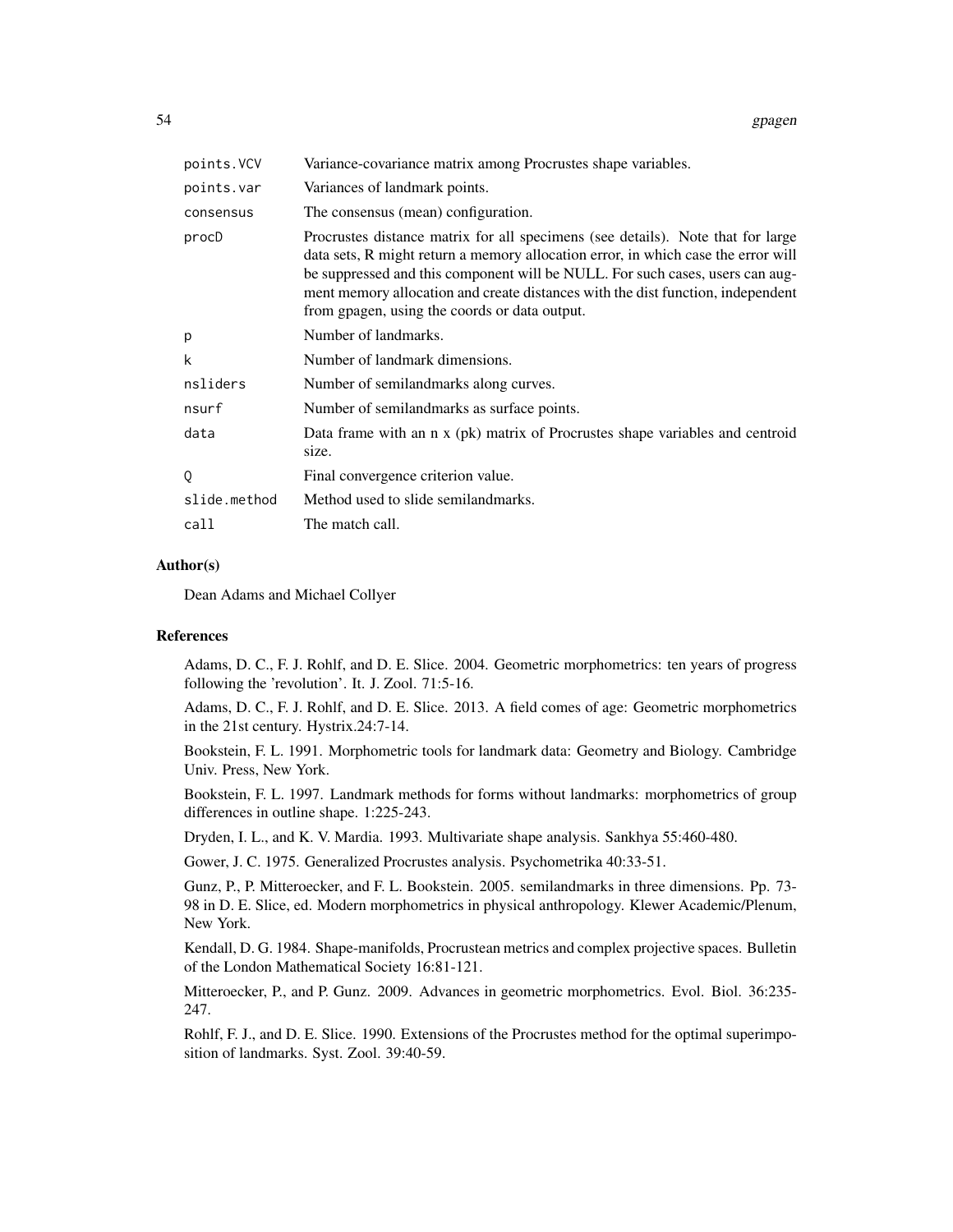| | |
|---|---|
| `points.VCV` | Variance-covariance matrix among Procrustes shape variables. |
| `points.var` | Variances of landmark points. |
| `consensus` | The consensus (mean) configuration. |
| `procD` | Procrustes distance matrix for all specimens (see details). Note that for large data sets, R might return a memory allocation error, in which case the error will be suppressed and this component will be NULL. For such cases, users can augment memory allocation and create distances with the dist function, independent from gpagen, using the coords or data output. |
| `p` | Number of landmarks. |
| `k` | Number of landmark dimensions. |
| `nsliders` | Number of semilandmarks along curves. |
| `nsurf` | Number of semilandmarks as surface points. |
| `data` | Data frame with an n x (pk) matrix of Procrustes shape variables and centroid size. |
| `Q` | Final convergence criterion value. |
| `slide.method` | Method used to slide semilandmarks. |
| `call` | The match call. |

### Author(s)

Dean Adams and Michael Collyer

### References

Adams, D. C., F. J. Rohlf, and D. E. Slice. 2004. Geometric morphometrics: ten years of progress following the 'revolution'. It. J. Zool. 71:5-16.

Adams, D. C., F. J. Rohlf, and D. E. Slice. 2013. A field comes of age: Geometric morphometrics in the 21st century. Hystrix.24:7-14.

Bookstein, F. L. 1991. Morphometric tools for landmark data: Geometry and Biology. Cambridge Univ. Press, New York.

Bookstein, F. L. 1997. Landmark methods for forms without landmarks: morphometrics of group differences in outline shape. 1:225-243.

Dryden, I. L., and K. V. Mardia. 1993. Multivariate shape analysis. Sankhya 55:460-480.

Gower, J. C. 1975. Generalized Procrustes analysis. Psychometrika 40:33-51.

Gunz, P., P. Mitteroecker, and F. L. Bookstein. 2005. semilandmarks in three dimensions. Pp. 73-98 in D. E. Slice, ed. Modern morphometrics in physical anthropology. Klewer Academic/Plenum, New York.

Kendall, D. G. 1984. Shape-manifolds, Procrustean metrics and complex projective spaces. Bulletin of the London Mathematical Society 16:81-121.

Mitteroecker, P., and P. Gunz. 2009. Advances in geometric morphometrics. Evol. Biol. 36:235-247.

Rohlf, F. J., and D. E. Slice. 1990. Extensions of the Procrustes method for the optimal superimposition of landmarks. Syst. Zool. 39:40-59.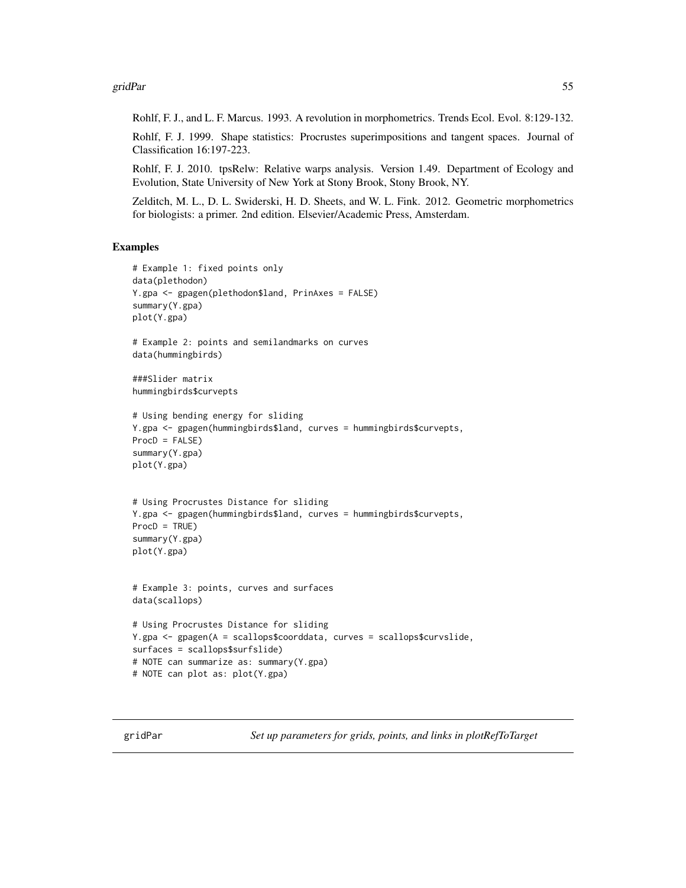Rohlf, F. J., and L. F. Marcus. 1993. A revolution in morphometrics. Trends Ecol. Evol. 8:129-132.

Rohlf, F. J. 1999. Shape statistics: Procrustes superimpositions and tangent spaces. Journal of Classification 16:197-223.

Rohlf, F. J. 2010. tpsRelw: Relative warps analysis. Version 1.49. Department of Ecology and Evolution, State University of New York at Stony Brook, Stony Brook, NY.

Zelditch, M. L., D. L. Swiderski, H. D. Sheets, and W. L. Fink. 2012. Geometric morphometrics for biologists: a primer. 2nd edition. Elsevier/Academic Press, Amsterdam.

## Examples

```
# Example 1: fixed points only
data(plethodon)
Y.gpa <- gpagen(plethodon$land, PrinAxes = FALSE)
summary(Y.gpa)
plot(Y.gpa)

# Example 2: points and semilandmarks on curves
data(hummingbirds)

###Slider matrix
hummingbirds$curvepts

# Using bending energy for sliding
Y.gpa <- gpagen(hummingbirds$land, curves = hummingbirds$curvepts,
ProcD = FALSE)
summary(Y.gpa)
plot(Y.gpa)


# Using Procrustes Distance for sliding
Y.gpa <- gpagen(hummingbirds$land, curves = hummingbirds$curvepts,
ProcD = TRUE)
summary(Y.gpa)
plot(Y.gpa)


# Example 3: points, curves and surfaces
data(scallops)

# Using Procrustes Distance for sliding
Y.gpa <- gpagen(A = scallops$coorddata, curves = scallops$curvslide,
surfaces = scallops$surfslide)
# NOTE can summarize as: summary(Y.gpa)
# NOTE can plot as: plot(Y.gpa)
```

---

gridPar — *Set up parameters for grids, points, and links in plotRefToTarget*

---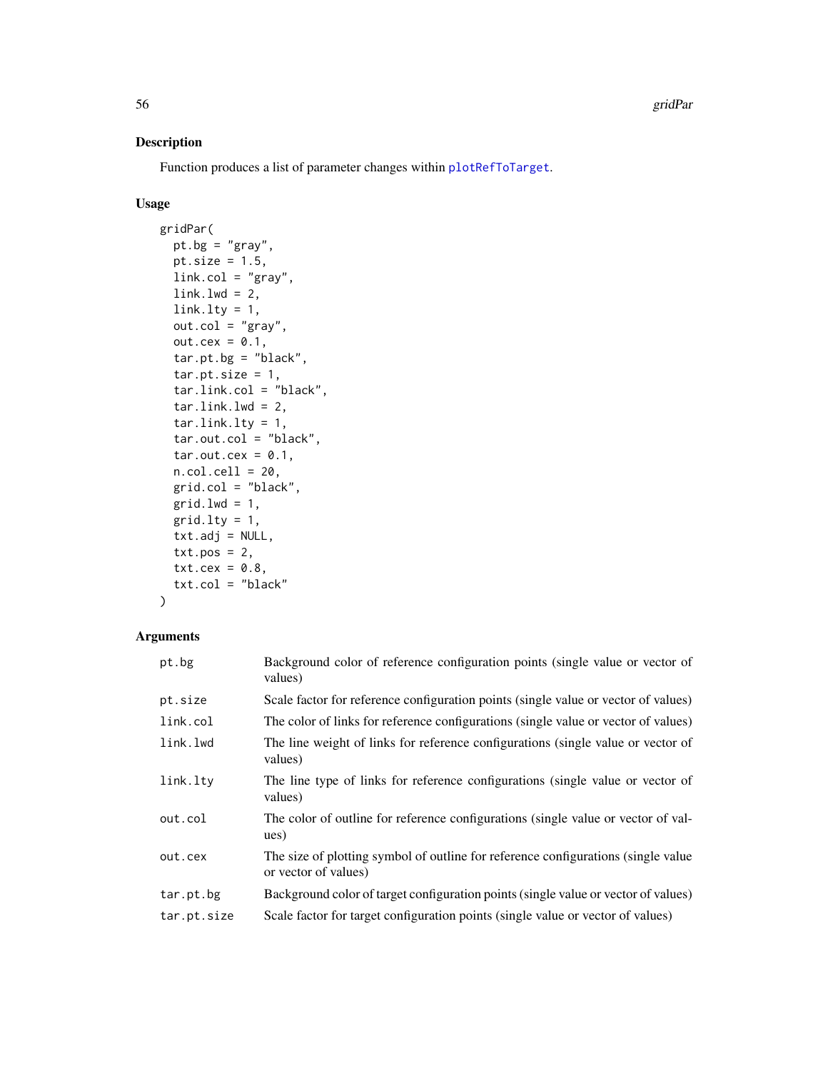## Description

Function produces a list of parameter changes within `plotRefToTarget`.

## Usage

```
gridPar(
  pt.bg = "gray",
  pt.size = 1.5,
  link.col = "gray",
  link.lwd = 2,
  link.lty = 1,
  out.col = "gray",
  out.cex = 0.1,
  tar.pt.bg = "black",
  tar.pt.size = 1,
  tar.link.col = "black",
  tar.link.lwd = 2,
  tar.link.lty = 1,
  tar.out.col = "black",
  tar.out.cex = 0.1,
  n.col.cell = 20,
  grid.col = "black",
  grid.lwd = 1,
  grid.lty = 1,
  txt.adj = NULL,
  txt.pos = 2,
  txt.cex = 0.8,
  txt.col = "black"
)
```

## Arguments

| | |
|---|---|
| `pt.bg` | Background color of reference configuration points (single value or vector of values) |
| `pt.size` | Scale factor for reference configuration points (single value or vector of values) |
| `link.col` | The color of links for reference configurations (single value or vector of values) |
| `link.lwd` | The line weight of links for reference configurations (single value or vector of values) |
| `link.lty` | The line type of links for reference configurations (single value or vector of values) |
| `out.col` | The color of outline for reference configurations (single value or vector of values) |
| `out.cex` | The size of plotting symbol of outline for reference configurations (single value or vector of values) |
| `tar.pt.bg` | Background color of target configuration points (single value or vector of values) |
| `tar.pt.size` | Scale factor for target configuration points (single value or vector of values) |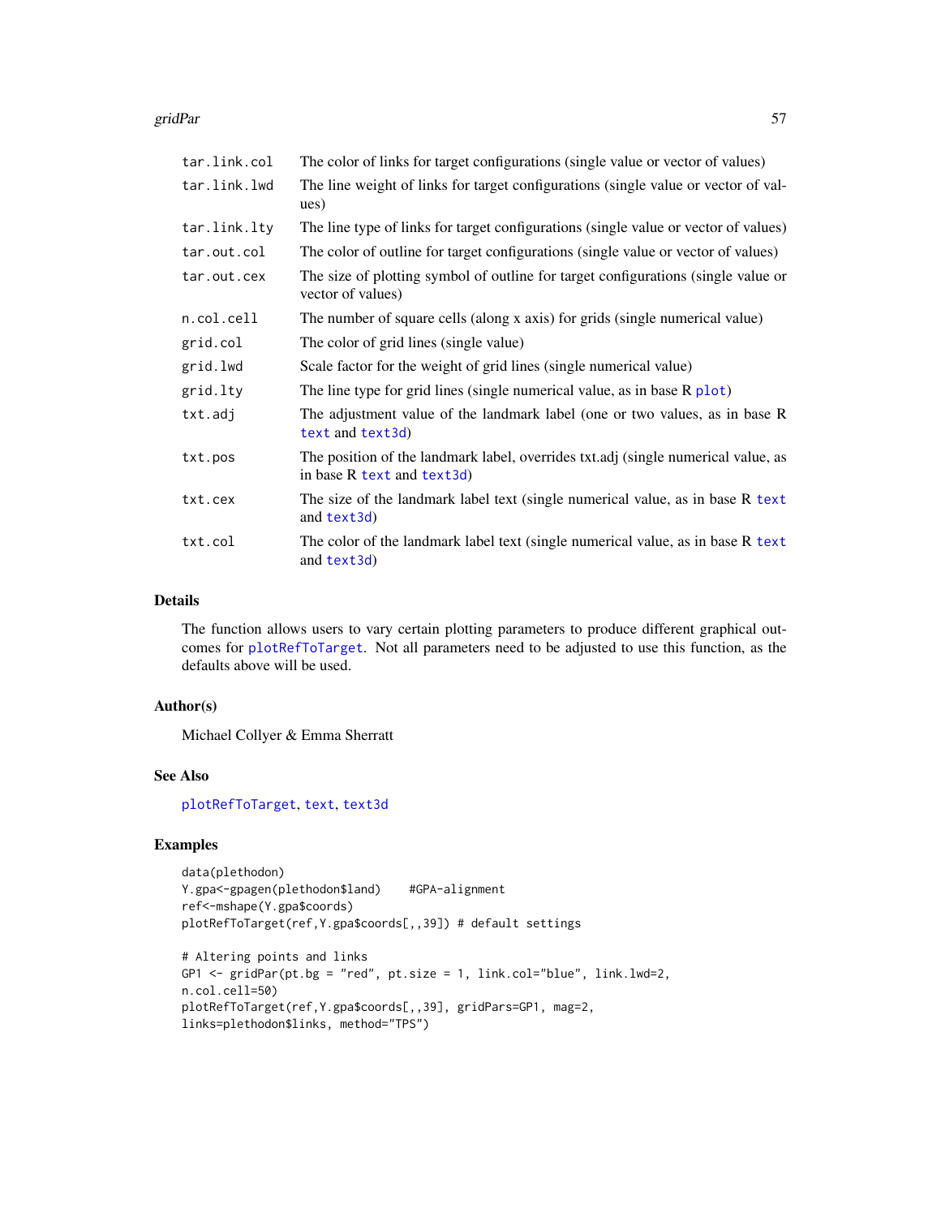| | |
|---|---|
| tar.link.col | The color of links for target configurations (single value or vector of values) |
| tar.link.lwd | The line weight of links for target configurations (single value or vector of values) |
| tar.link.lty | The line type of links for target configurations (single value or vector of values) |
| tar.out.col | The color of outline for target configurations (single value or vector of values) |
| tar.out.cex | The size of plotting symbol of outline for target configurations (single value or vector of values) |
| n.col.cell | The number of square cells (along x axis) for grids (single numerical value) |
| grid.col | The color of grid lines (single value) |
| grid.lwd | Scale factor for the weight of grid lines (single numerical value) |
| grid.lty | The line type for grid lines (single numerical value, as in base R plot) |
| txt.adj | The adjustment value of the landmark label (one or two values, as in base R text and text3d) |
| txt.pos | The position of the landmark label, overrides txt.adj (single numerical value, as in base R text and text3d) |
| txt.cex | The size of the landmark label text (single numerical value, as in base R text and text3d) |
| txt.col | The color of the landmark label text (single numerical value, as in base R text and text3d) |

## Details

The function allows users to vary certain plotting parameters to produce different graphical outcomes for plotRefToTarget. Not all parameters need to be adjusted to use this function, as the defaults above will be used.

## Author(s)

Michael Collyer & Emma Sherratt

## See Also

plotRefToTarget, text, text3d

## Examples

```
data(plethodon)
Y.gpa<-gpagen(plethodon$land)    #GPA-alignment
ref<-mshape(Y.gpa$coords)
plotRefToTarget(ref,Y.gpa$coords[,,39]) # default settings

# Altering points and links
GP1 <- gridPar(pt.bg = "red", pt.size = 1, link.col="blue", link.lwd=2,
n.col.cell=50)
plotRefToTarget(ref,Y.gpa$coords[,,39], gridPars=GP1, mag=2,
links=plethodon$links, method="TPS")
```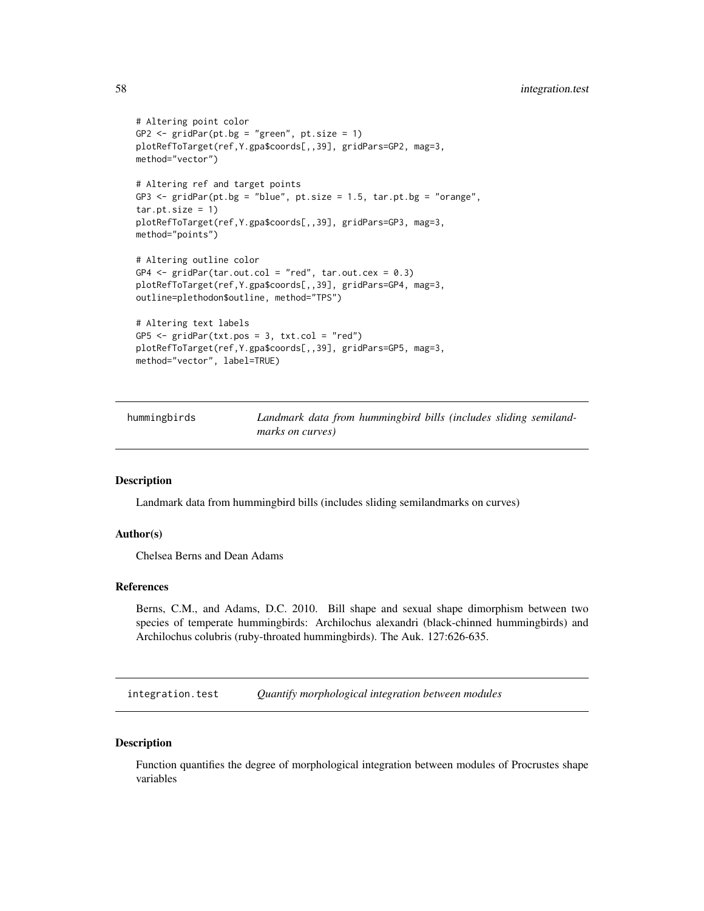```
# Altering point color
GP2 <- gridPar(pt.bg = "green", pt.size = 1)
plotRefToTarget(ref,Y.gpa$coords[,,39], gridPars=GP2, mag=3,
method="vector")

# Altering ref and target points
GP3 <- gridPar(pt.bg = "blue", pt.size = 1.5, tar.pt.bg = "orange",
tar.pt.size = 1)
plotRefToTarget(ref,Y.gpa$coords[,,39], gridPars=GP3, mag=3,
method="points")

# Altering outline color
GP4 <- gridPar(tar.out.col = "red", tar.out.cex = 0.3)
plotRefToTarget(ref,Y.gpa$coords[,,39], gridPars=GP4, mag=3,
outline=plethodon$outline, method="TPS")

# Altering text labels
GP5 <- gridPar(txt.pos = 3, txt.col = "red")
plotRefToTarget(ref,Y.gpa$coords[,,39], gridPars=GP5, mag=3,
method="vector", label=TRUE)
```

---

## hummingbirds — *Landmark data from hummingbird bills (includes sliding semilandmarks on curves)*

### Description

Landmark data from hummingbird bills (includes sliding semilandmarks on curves)

### Author(s)

Chelsea Berns and Dean Adams

### References

Berns, C.M., and Adams, D.C. 2010. Bill shape and sexual shape dimorphism between two species of temperate hummingbirds: Archilochus alexandri (black-chinned hummingbirds) and Archilochus colubris (ruby-throated hummingbirds). The Auk. 127:626-635.

---

## integration.test — *Quantify morphological integration between modules*

### Description

Function quantifies the degree of morphological integration between modules of Procrustes shape variables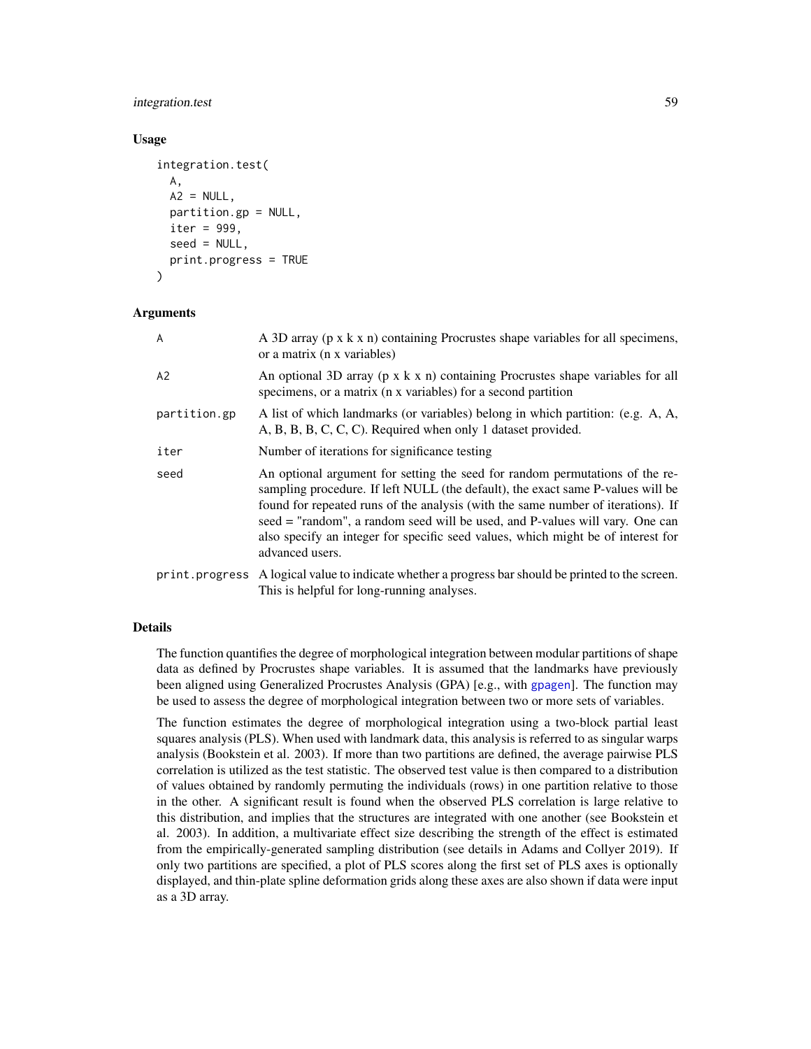## Usage

```
integration.test(
  A,
  A2 = NULL,
  partition.gp = NULL,
  iter = 999,
  seed = NULL,
  print.progress = TRUE
)
```

## Arguments

| | |
|---|---|
| A | A 3D array (p x k x n) containing Procrustes shape variables for all specimens, or a matrix (n x variables) |
| A2 | An optional 3D array (p x k x n) containing Procrustes shape variables for all specimens, or a matrix (n x variables) for a second partition |
| partition.gp | A list of which landmarks (or variables) belong in which partition: (e.g. A, A, A, B, B, B, C, C, C). Required when only 1 dataset provided. |
| iter | Number of iterations for significance testing |
| seed | An optional argument for setting the seed for random permutations of the resampling procedure. If left NULL (the default), the exact same P-values will be found for repeated runs of the analysis (with the same number of iterations). If seed = "random", a random seed will be used, and P-values will vary. One can also specify an integer for specific seed values, which might be of interest for advanced users. |
| print.progress | A logical value to indicate whether a progress bar should be printed to the screen. This is helpful for long-running analyses. |

## Details

The function quantifies the degree of morphological integration between modular partitions of shape data as defined by Procrustes shape variables. It is assumed that the landmarks have previously been aligned using Generalized Procrustes Analysis (GPA) [e.g., with gpagen]. The function may be used to assess the degree of morphological integration between two or more sets of variables.

The function estimates the degree of morphological integration using a two-block partial least squares analysis (PLS). When used with landmark data, this analysis is referred to as singular warps analysis (Bookstein et al. 2003). If more than two partitions are defined, the average pairwise PLS correlation is utilized as the test statistic. The observed test value is then compared to a distribution of values obtained by randomly permuting the individuals (rows) in one partition relative to those in the other. A significant result is found when the observed PLS correlation is large relative to this distribution, and implies that the structures are integrated with one another (see Bookstein et al. 2003). In addition, a multivariate effect size describing the strength of the effect is estimated from the empirically-generated sampling distribution (see details in Adams and Collyer 2019). If only two partitions are specified, a plot of PLS scores along the first set of PLS axes is optionally displayed, and thin-plate spline deformation grids along these axes are also shown if data were input as a 3D array.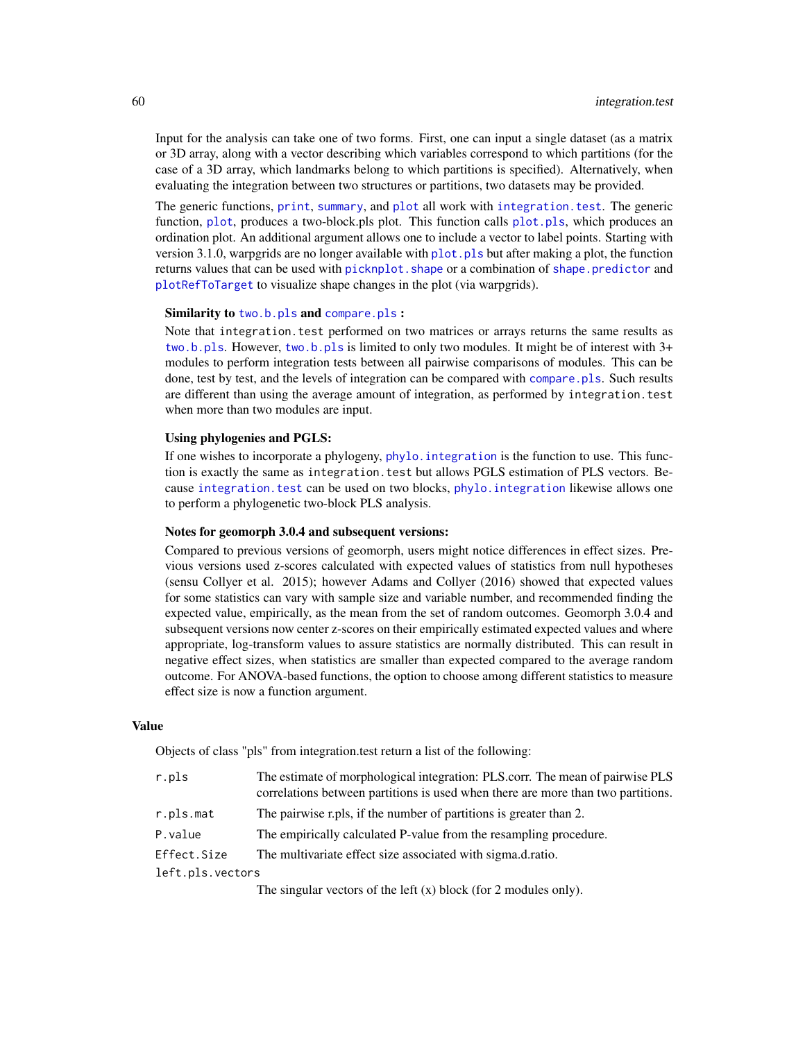Input for the analysis can take one of two forms. First, one can input a single dataset (as a matrix or 3D array, along with a vector describing which variables correspond to which partitions (for the case of a 3D array, which landmarks belong to which partitions is specified). Alternatively, when evaluating the integration between two structures or partitions, two datasets may be provided.

The generic functions, `print`, `summary`, and `plot` all work with `integration.test`. The generic function, `plot`, produces a two-block.pls plot. This function calls `plot.pls`, which produces an ordination plot. An additional argument allows one to include a vector to label points. Starting with version 3.1.0, warpgrids are no longer available with `plot.pls` but after making a plot, the function returns values that can be used with `picknplot.shape` or a combination of `shape.predictor` and `plotRefToTarget` to visualize shape changes in the plot (via warpgrids).

**Similarity to `two.b.pls` and `compare.pls` :**

Note that `integration.test` performed on two matrices or arrays returns the same results as `two.b.pls`. However, `two.b.pls` is limited to only two modules. It might be of interest with 3+ modules to perform integration tests between all pairwise comparisons of modules. This can be done, test by test, and the levels of integration can be compared with `compare.pls`. Such results are different than using the average amount of integration, as performed by `integration.test` when more than two modules are input.

**Using phylogenies and PGLS:**

If one wishes to incorporate a phylogeny, `phylo.integration` is the function to use. This function is exactly the same as `integration.test` but allows PGLS estimation of PLS vectors. Because `integration.test` can be used on two blocks, `phylo.integration` likewise allows one to perform a phylogenetic two-block PLS analysis.

**Notes for geomorph 3.0.4 and subsequent versions:**

Compared to previous versions of geomorph, users might notice differences in effect sizes. Previous versions used z-scores calculated with expected values of statistics from null hypotheses (sensu Collyer et al. 2015); however Adams and Collyer (2016) showed that expected values for some statistics can vary with sample size and variable number, and recommended finding the expected value, empirically, as the mean from the set of random outcomes. Geomorph 3.0.4 and subsequent versions now center z-scores on their empirically estimated expected values and where appropriate, log-transform values to assure statistics are normally distributed. This can result in negative effect sizes, when statistics are smaller than expected compared to the average random outcome. For ANOVA-based functions, the option to choose among different statistics to measure effect size is now a function argument.

## Value

Objects of class "pls" from integration.test return a list of the following:

| | |
|---|---|
| `r.pls` | The estimate of morphological integration: PLS.corr. The mean of pairwise PLS correlations between partitions is used when there are more than two partitions. |
| `r.pls.mat` | The pairwise r.pls, if the number of partitions is greater than 2. |
| `P.value` | The empirically calculated P-value from the resampling procedure. |
| `Effect.Size` | The multivariate effect size associated with sigma.d.ratio. |
| `left.pls.vectors` | The singular vectors of the left (x) block (for 2 modules only). |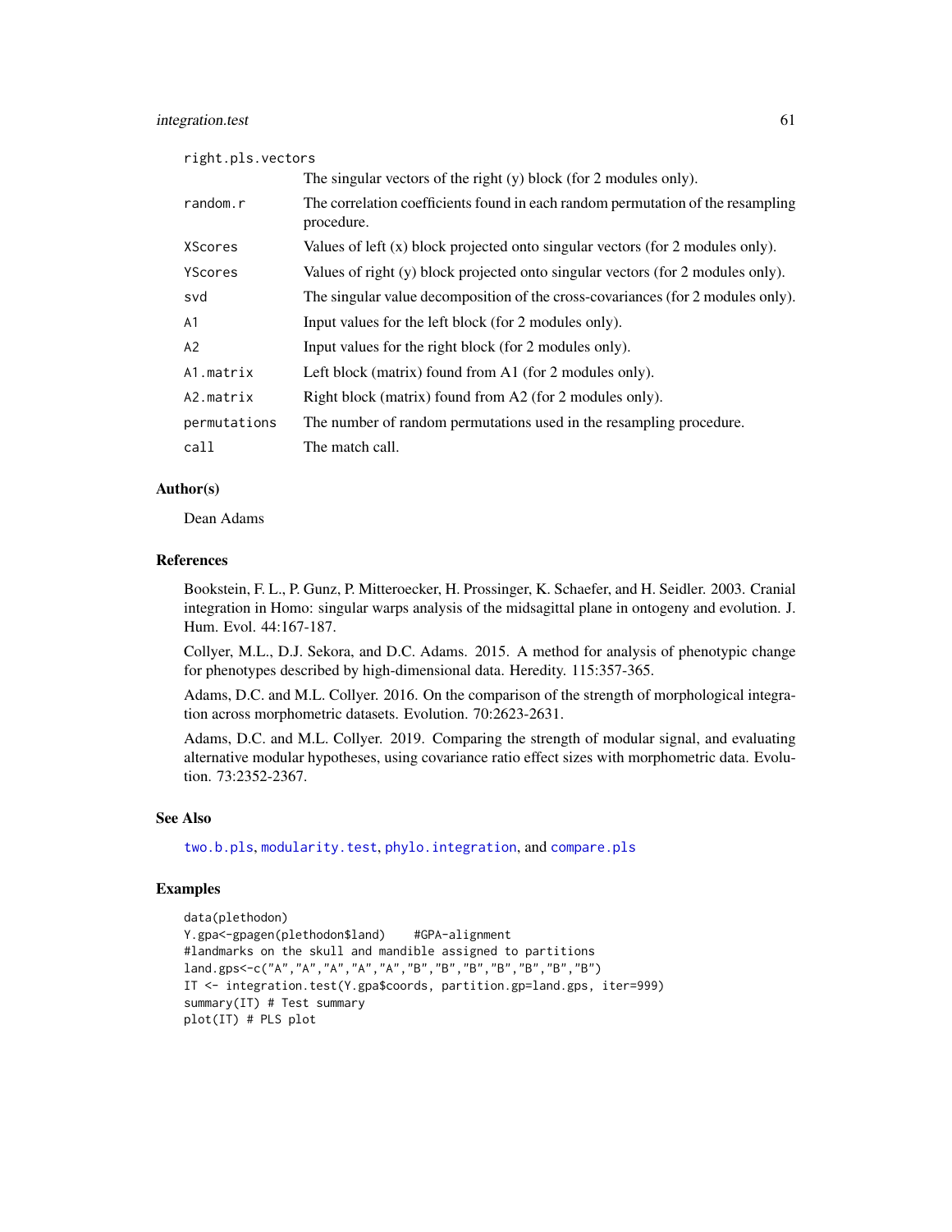| | |
|---|---|
| right.pls.vectors | The singular vectors of the right (y) block (for 2 modules only). |
| random.r | The correlation coefficients found in each random permutation of the resampling procedure. |
| XScores | Values of left (x) block projected onto singular vectors (for 2 modules only). |
| YScores | Values of right (y) block projected onto singular vectors (for 2 modules only). |
| svd | The singular value decomposition of the cross-covariances (for 2 modules only). |
| A1 | Input values for the left block (for 2 modules only). |
| A2 | Input values for the right block (for 2 modules only). |
| A1.matrix | Left block (matrix) found from A1 (for 2 modules only). |
| A2.matrix | Right block (matrix) found from A2 (for 2 modules only). |
| permutations | The number of random permutations used in the resampling procedure. |
| call | The match call. |

## Author(s)

Dean Adams

## References

Bookstein, F. L., P. Gunz, P. Mitteroecker, H. Prossinger, K. Schaefer, and H. Seidler. 2003. Cranial integration in Homo: singular warps analysis of the midsagittal plane in ontogeny and evolution. J. Hum. Evol. 44:167-187.

Collyer, M.L., D.J. Sekora, and D.C. Adams. 2015. A method for analysis of phenotypic change for phenotypes described by high-dimensional data. Heredity. 115:357-365.

Adams, D.C. and M.L. Collyer. 2016. On the comparison of the strength of morphological integration across morphometric datasets. Evolution. 70:2623-2631.

Adams, D.C. and M.L. Collyer. 2019. Comparing the strength of modular signal, and evaluating alternative modular hypotheses, using covariance ratio effect sizes with morphometric data. Evolution. 73:2352-2367.

## See Also

two.b.pls, modularity.test, phylo.integration, and compare.pls

## Examples

```
data(plethodon)
Y.gpa<-gpagen(plethodon$land)    #GPA-alignment
#landmarks on the skull and mandible assigned to partitions
land.gps<-c("A","A","A","A","A","B","B","B","B","B","B","B")
IT <- integration.test(Y.gpa$coords, partition.gp=land.gps, iter=999)
summary(IT) # Test summary
plot(IT) # PLS plot
```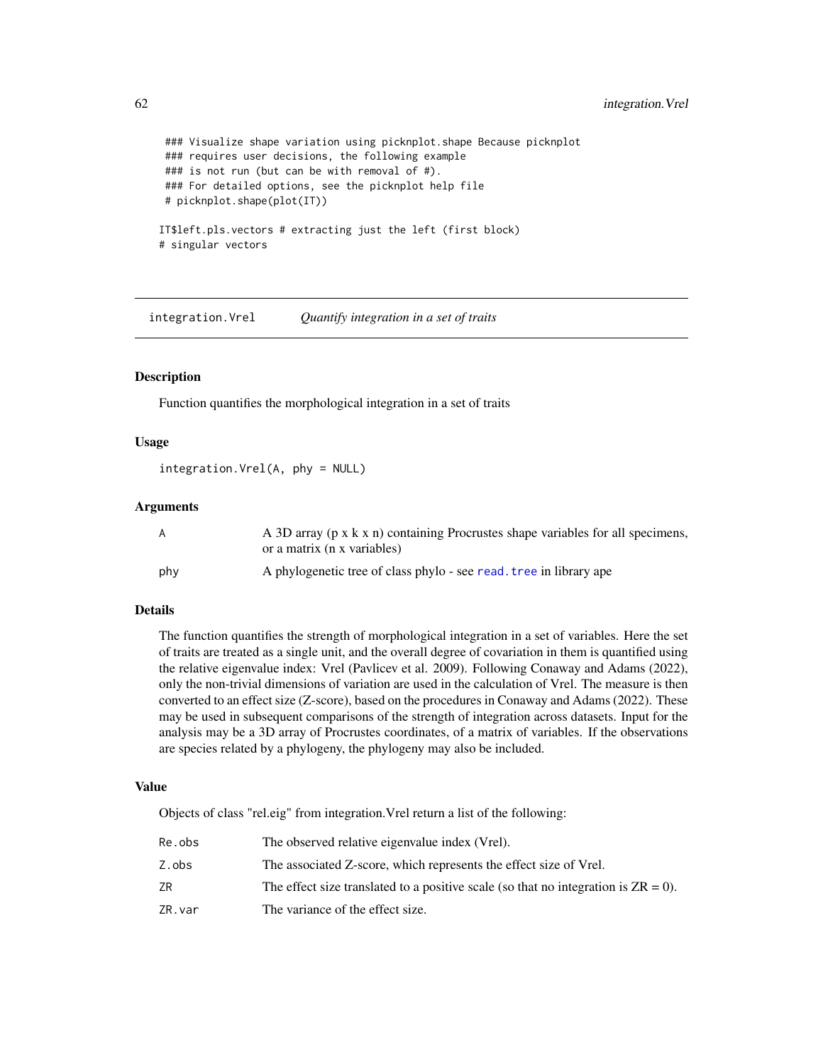```
 ### Visualize shape variation using picknplot.shape Because picknplot
 ### requires user decisions, the following example
 ### is not run (but can be with removal of #).
 ### For detailed options, see the picknplot help file
 # picknplot.shape(plot(IT))

IT$left.pls.vectors # extracting just the left (first block)
# singular vectors
```

---

## integration.Vrel — *Quantify integration in a set of traits*

---

### Description

Function quantifies the morphological integration in a set of traits

### Usage

```
integration.Vrel(A, phy = NULL)
```

### Arguments

| | |
|---|---|
| A | A 3D array (p x k x n) containing Procrustes shape variables for all specimens, or a matrix (n x variables) |
| phy | A phylogenetic tree of class phylo - see `read.tree` in library ape |

### Details

The function quantifies the strength of morphological integration in a set of variables. Here the set of traits are treated as a single unit, and the overall degree of covariation in them is quantified using the relative eigenvalue index: Vrel (Pavlicev et al. 2009). Following Conaway and Adams (2022), only the non-trivial dimensions of variation are used in the calculation of Vrel. The measure is then converted to an effect size (Z-score), based on the procedures in Conaway and Adams (2022). These may be used in subsequent comparisons of the strength of integration across datasets. Input for the analysis may be a 3D array of Procrustes coordinates, of a matrix of variables. If the observations are species related by a phylogeny, the phylogeny may also be included.

### Value

Objects of class "rel.eig" from integration.Vrel return a list of the following:

| | |
|---|---|
| Re.obs | The observed relative eigenvalue index (Vrel). |
| Z.obs | The associated Z-score, which represents the effect size of Vrel. |
| ZR | The effect size translated to a positive scale (so that no integration is ZR = 0). |
| ZR.var | The variance of the effect size. |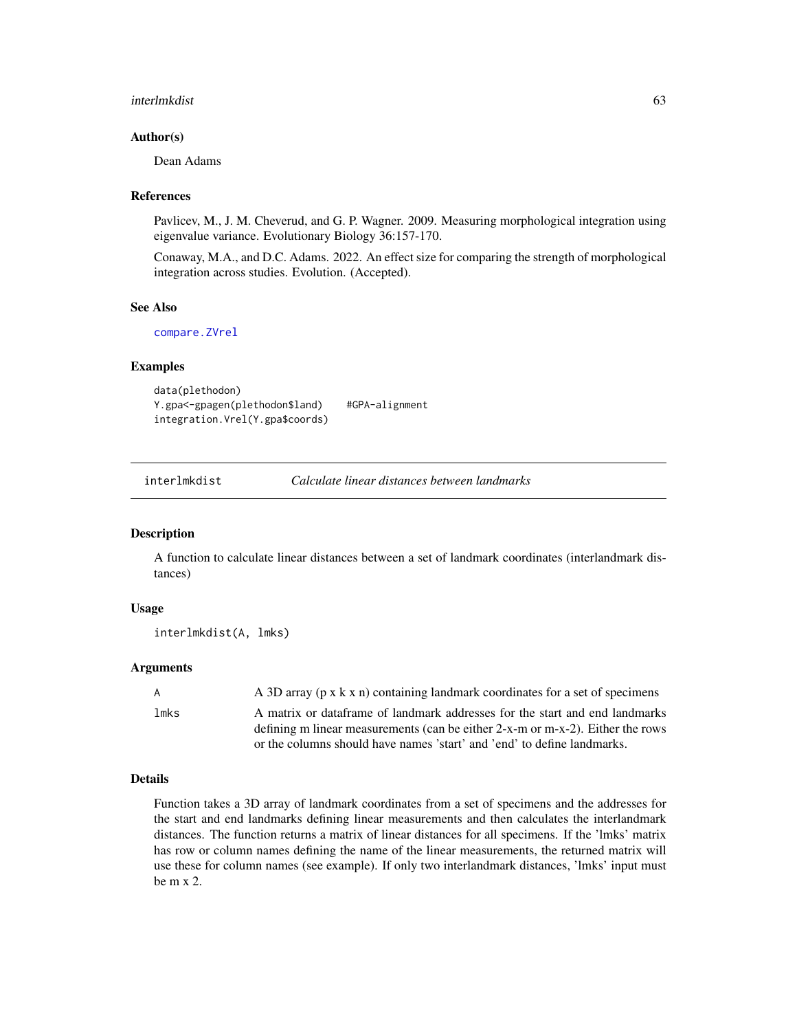### Author(s)

Dean Adams

### References

Pavlicev, M., J. M. Cheverud, and G. P. Wagner. 2009. Measuring morphological integration using eigenvalue variance. Evolutionary Biology 36:157-170.

Conaway, M.A., and D.C. Adams. 2022. An effect size for comparing the strength of morphological integration across studies. Evolution. (Accepted).

### See Also

compare.ZVrel

### Examples

```
data(plethodon)
Y.gpa<-gpagen(plethodon$land)    #GPA-alignment
integration.Vrel(Y.gpa$coords)
```

---

## interlmkdist — *Calculate linear distances between landmarks*

### Description

A function to calculate linear distances between a set of landmark coordinates (interlandmark distances)

### Usage

```
interlmkdist(A, lmks)
```

### Arguments

| | |
|---|---|
| A | A 3D array (p x k x n) containing landmark coordinates for a set of specimens |
| lmks | A matrix or dataframe of landmark addresses for the start and end landmarks defining m linear measurements (can be either 2-x-m or m-x-2). Either the rows or the columns should have names 'start' and 'end' to define landmarks. |

### Details

Function takes a 3D array of landmark coordinates from a set of specimens and the addresses for the start and end landmarks defining linear measurements and then calculates the interlandmark distances. The function returns a matrix of linear distances for all specimens. If the 'lmks' matrix has row or column names defining the name of the linear measurements, the returned matrix will use these for column names (see example). If only two interlandmark distances, 'lmks' input must be m x 2.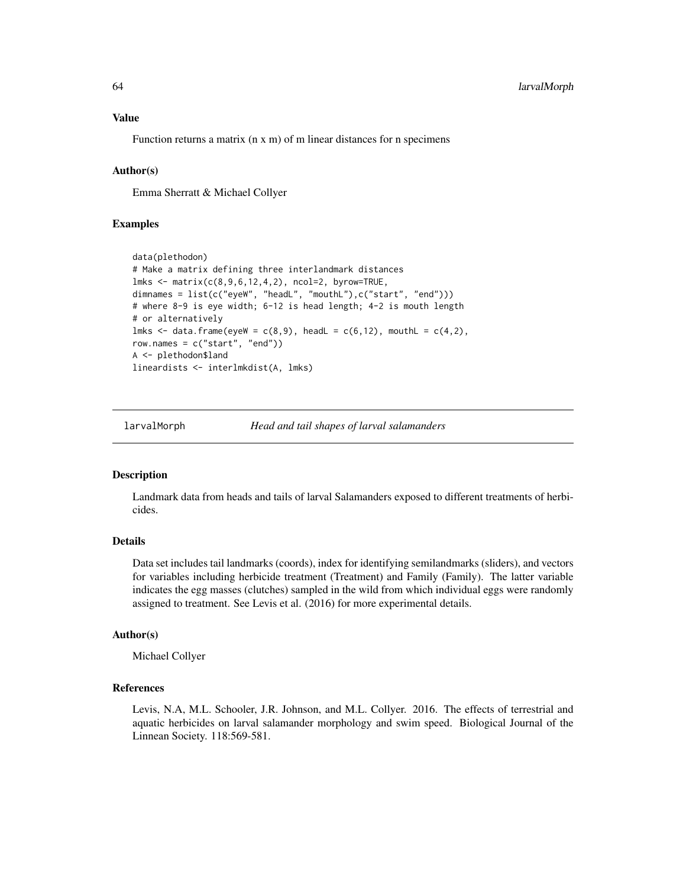### Value

Function returns a matrix (n x m) of m linear distances for n specimens

### Author(s)

Emma Sherratt & Michael Collyer

### Examples

```
data(plethodon)
# Make a matrix defining three interlandmark distances
lmks <- matrix(c(8,9,6,12,4,2), ncol=2, byrow=TRUE,
dimnames = list(c("eyeW", "headL", "mouthL"),c("start", "end")))
# where 8-9 is eye width; 6-12 is head length; 4-2 is mouth length
# or alternatively
lmks <- data.frame(eyeW = c(8,9), headL = c(6,12), mouthL = c(4,2),
row.names = c("start", "end"))
A <- plethodon$land
lineardists <- interlmkdist(A, lmks)
```

---

## larvalMorph — *Head and tail shapes of larval salamanders*

### Description

Landmark data from heads and tails of larval Salamanders exposed to different treatments of herbicides.

### Details

Data set includes tail landmarks (coords), index for identifying semilandmarks (sliders), and vectors for variables including herbicide treatment (Treatment) and Family (Family). The latter variable indicates the egg masses (clutches) sampled in the wild from which individual eggs were randomly assigned to treatment. See Levis et al. (2016) for more experimental details.

### Author(s)

Michael Collyer

### References

Levis, N.A, M.L. Schooler, J.R. Johnson, and M.L. Collyer. 2016. The effects of terrestrial and aquatic herbicides on larval salamander morphology and swim speed. Biological Journal of the Linnean Society. 118:569-581.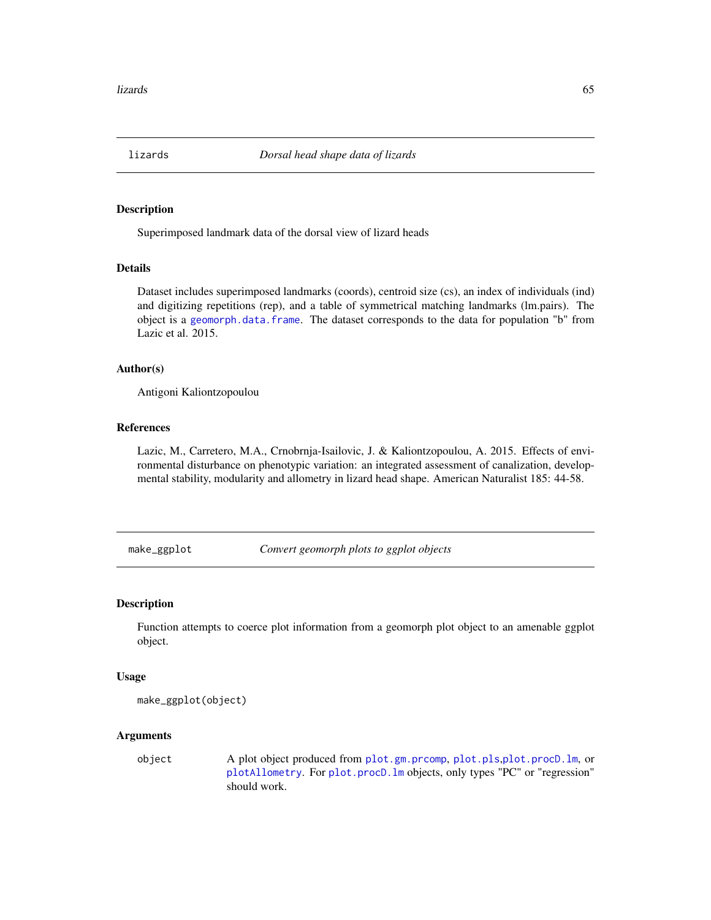## lizards — *Dorsal head shape data of lizards*

### Description

Superimposed landmark data of the dorsal view of lizard heads

### Details

Dataset includes superimposed landmarks (coords), centroid size (cs), an index of individuals (ind) and digitizing repetitions (rep), and a table of symmetrical matching landmarks (lm.pairs). The object is a geomorph.data.frame. The dataset corresponds to the data for population "b" from Lazic et al. 2015.

### Author(s)

Antigoni Kaliontzopoulou

### References

Lazic, M., Carretero, M.A., Crnobrnja-Isailovic, J. & Kaliontzopoulou, A. 2015. Effects of environmental disturbance on phenotypic variation: an integrated assessment of canalization, developmental stability, modularity and allometry in lizard head shape. American Naturalist 185: 44-58.

## make_ggplot — *Convert geomorph plots to ggplot objects*

### Description

Function attempts to coerce plot information from a geomorph plot object to an amenable ggplot object.

### Usage

```
make_ggplot(object)
```

### Arguments

| | |
|---|---|
| object | A plot object produced from plot.gm.prcomp, plot.pls,plot.procD.lm, or plotAllometry. For plot.procD.lm objects, only types "PC" or "regression" should work. |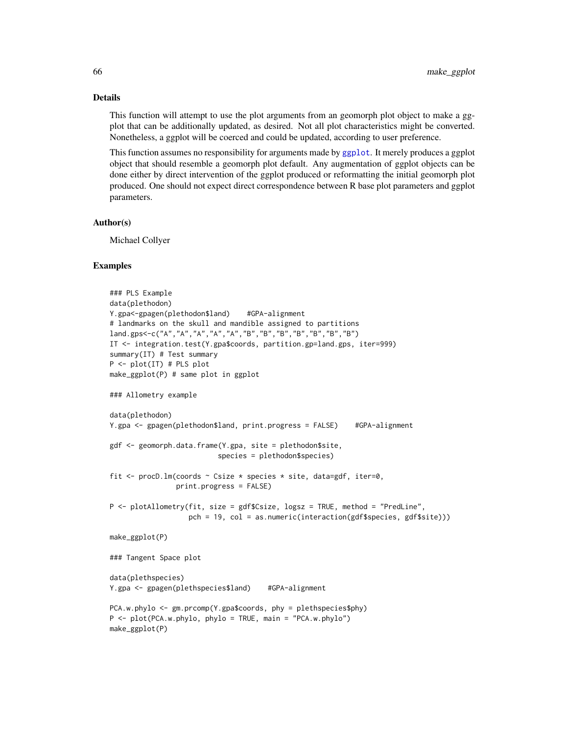## Details

This function will attempt to use the plot arguments from an geomorph plot object to make a ggplot that can be additionally updated, as desired. Not all plot characteristics might be converted. Nonetheless, a ggplot will be coerced and could be updated, according to user preference.

This function assumes no responsibility for arguments made by ggplot. It merely produces a ggplot object that should resemble a geomorph plot default. Any augmentation of ggplot objects can be done either by direct intervention of the ggplot produced or reformatting the initial geomorph plot produced. One should not expect direct correspondence between R base plot parameters and ggplot parameters.

## Author(s)

Michael Collyer

## Examples

```
### PLS Example
data(plethodon)
Y.gpa<-gpagen(plethodon$land)    #GPA-alignment
# landmarks on the skull and mandible assigned to partitions
land.gps<-c("A","A","A","A","A","B","B","B","B","B","B","B")
IT <- integration.test(Y.gpa$coords, partition.gp=land.gps, iter=999)
summary(IT) # Test summary
P <- plot(IT) # PLS plot
make_ggplot(P) # same plot in ggplot

### Allometry example

data(plethodon)
Y.gpa <- gpagen(plethodon$land, print.progress = FALSE)    #GPA-alignment

gdf <- geomorph.data.frame(Y.gpa, site = plethodon$site,
                           species = plethodon$species)

fit <- procD.lm(coords ~ Csize * species * site, data=gdf, iter=0,
                print.progress = FALSE)

P <- plotAllometry(fit, size = gdf$Csize, logsz = TRUE, method = "PredLine",
                   pch = 19, col = as.numeric(interaction(gdf$species, gdf$site)))

make_ggplot(P)

### Tangent Space plot

data(plethspecies)
Y.gpa <- gpagen(plethspecies$land)    #GPA-alignment

PCA.w.phylo <- gm.prcomp(Y.gpa$coords, phy = plethspecies$phy)
P <- plot(PCA.w.phylo, phylo = TRUE, main = "PCA.w.phylo")
make_ggplot(P)
```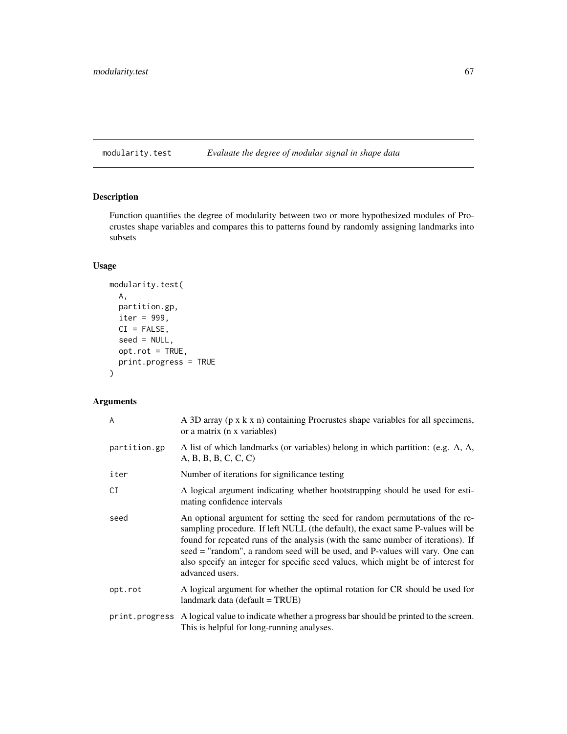## modularity.test — *Evaluate the degree of modular signal in shape data*

### Description

Function quantifies the degree of modularity between two or more hypothesized modules of Procrustes shape variables and compares this to patterns found by randomly assigning landmarks into subsets

### Usage

```
modularity.test(
  A,
  partition.gp,
  iter = 999,
  CI = FALSE,
  seed = NULL,
  opt.rot = TRUE,
  print.progress = TRUE
)
```

### Arguments

| Argument | Description |
|---|---|
| A | A 3D array (p x k x n) containing Procrustes shape variables for all specimens, or a matrix (n x variables) |
| partition.gp | A list of which landmarks (or variables) belong in which partition: (e.g. A, A, A, B, B, B, C, C, C) |
| iter | Number of iterations for significance testing |
| CI | A logical argument indicating whether bootstrapping should be used for estimating confidence intervals |
| seed | An optional argument for setting the seed for random permutations of the resampling procedure. If left NULL (the default), the exact same P-values will be found for repeated runs of the analysis (with the same number of iterations). If seed = "random", a random seed will be used, and P-values will vary. One can also specify an integer for specific seed values, which might be of interest for advanced users. |
| opt.rot | A logical argument for whether the optimal rotation for CR should be used for landmark data (default = TRUE) |
| print.progress | A logical value to indicate whether a progress bar should be printed to the screen. This is helpful for long-running analyses. |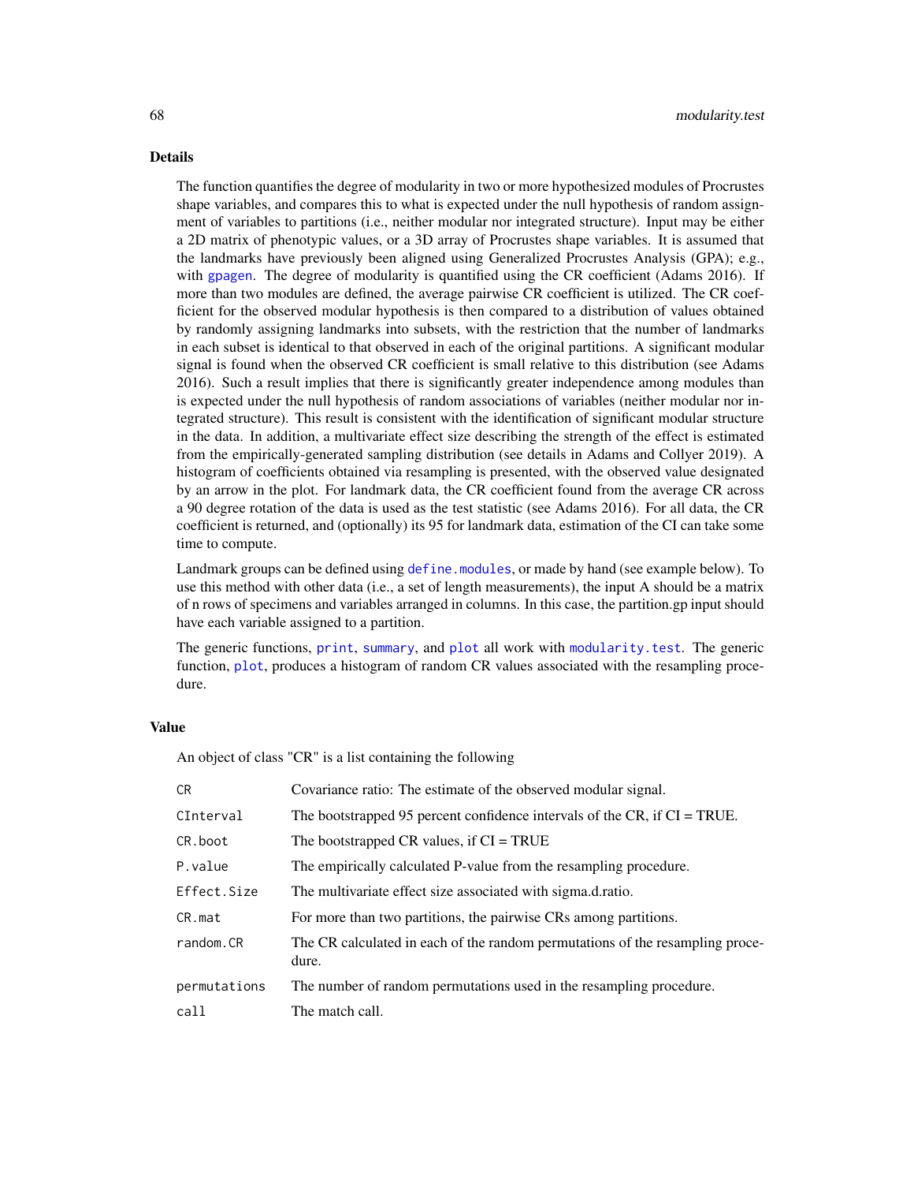## Details

The function quantifies the degree of modularity in two or more hypothesized modules of Procrustes shape variables, and compares this to what is expected under the null hypothesis of random assignment of variables to partitions (i.e., neither modular nor integrated structure). Input may be either a 2D matrix of phenotypic values, or a 3D array of Procrustes shape variables. It is assumed that the landmarks have previously been aligned using Generalized Procrustes Analysis (GPA); e.g., with `gpagen`. The degree of modularity is quantified using the CR coefficient (Adams 2016). If more than two modules are defined, the average pairwise CR coefficient is utilized. The CR coefficient for the observed modular hypothesis is then compared to a distribution of values obtained by randomly assigning landmarks into subsets, with the restriction that the number of landmarks in each subset is identical to that observed in each of the original partitions. A significant modular signal is found when the observed CR coefficient is small relative to this distribution (see Adams 2016). Such a result implies that there is significantly greater independence among modules than is expected under the null hypothesis of random associations of variables (neither modular nor integrated structure). This result is consistent with the identification of significant modular structure in the data. In addition, a multivariate effect size describing the strength of the effect is estimated from the empirically-generated sampling distribution (see details in Adams and Collyer 2019). A histogram of coefficients obtained via resampling is presented, with the observed value designated by an arrow in the plot. For landmark data, the CR coefficient found from the average CR across a 90 degree rotation of the data is used as the test statistic (see Adams 2016). For all data, the CR coefficient is returned, and (optionally) its 95 for landmark data, estimation of the CI can take some time to compute.

Landmark groups can be defined using `define.modules`, or made by hand (see example below). To use this method with other data (i.e., a set of length measurements), the input A should be a matrix of n rows of specimens and variables arranged in columns. In this case, the partition.gp input should have each variable assigned to a partition.

The generic functions, `print`, `summary`, and `plot` all work with `modularity.test`. The generic function, `plot`, produces a histogram of random CR values associated with the resampling procedure.

## Value

An object of class "CR" is a list containing the following

| | |
|---|---|
| `CR` | Covariance ratio: The estimate of the observed modular signal. |
| `CInterval` | The bootstrapped 95 percent confidence intervals of the CR, if CI = TRUE. |
| `CR.boot` | The bootstrapped CR values, if CI = TRUE |
| `P.value` | The empirically calculated P-value from the resampling procedure. |
| `Effect.Size` | The multivariate effect size associated with sigma.d.ratio. |
| `CR.mat` | For more than two partitions, the pairwise CRs among partitions. |
| `random.CR` | The CR calculated in each of the random permutations of the resampling procedure. |
| `permutations` | The number of random permutations used in the resampling procedure. |
| `call` | The match call. |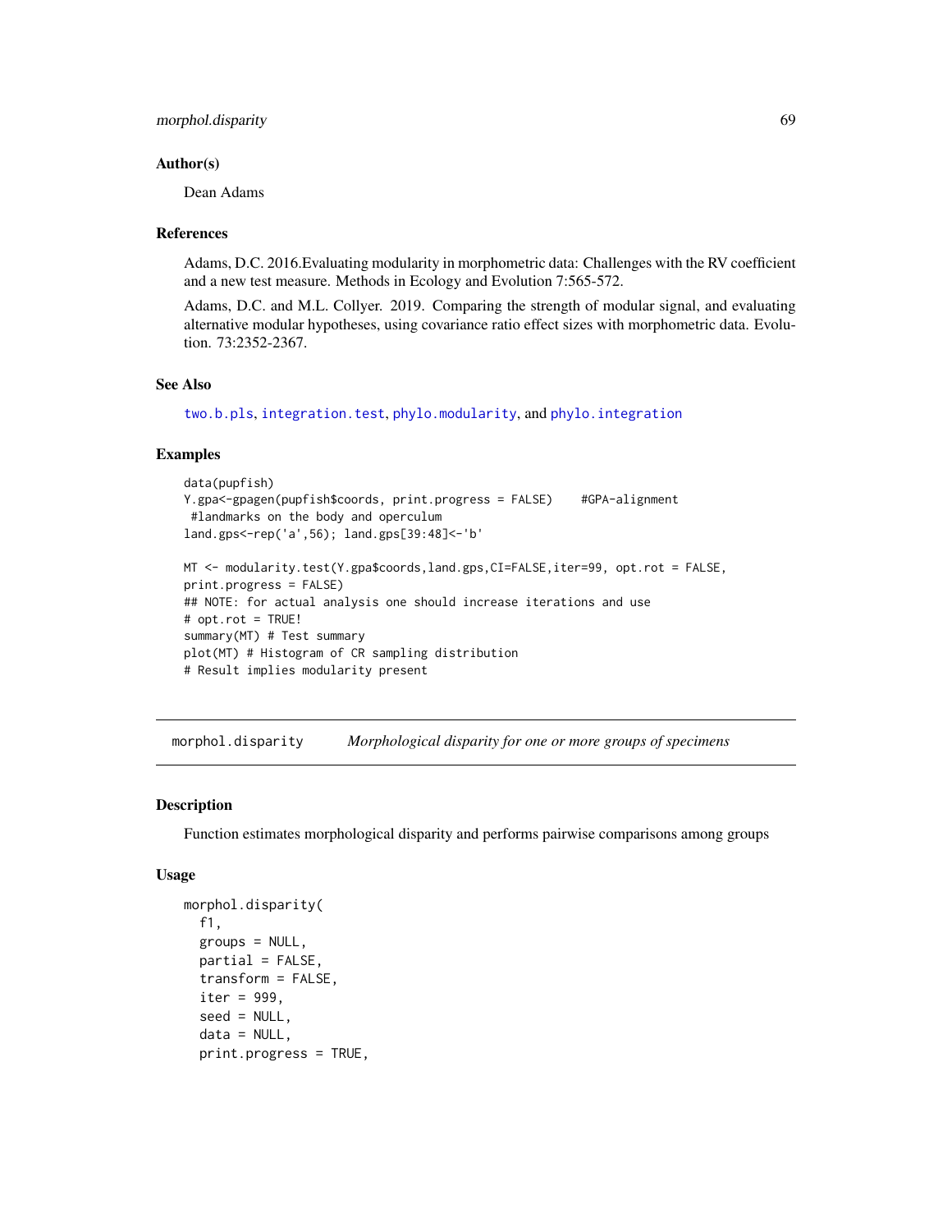## Author(s)

Dean Adams

## References

Adams, D.C. 2016.Evaluating modularity in morphometric data: Challenges with the RV coefficient and a new test measure. Methods in Ecology and Evolution 7:565-572.

Adams, D.C. and M.L. Collyer. 2019. Comparing the strength of modular signal, and evaluating alternative modular hypotheses, using covariance ratio effect sizes with morphometric data. Evolution. 73:2352-2367.

## See Also

two.b.pls, integration.test, phylo.modularity, and phylo.integration

## Examples

```
data(pupfish)
Y.gpa<-gpagen(pupfish$coords, print.progress = FALSE)    #GPA-alignment
 #landmarks on the body and operculum
land.gps<-rep('a',56); land.gps[39:48]<-'b'

MT <- modularity.test(Y.gpa$coords,land.gps,CI=FALSE,iter=99, opt.rot = FALSE,
print.progress = FALSE)
## NOTE: for actual analysis one should increase iterations and use
# opt.rot = TRUE!
summary(MT) # Test summary
plot(MT) # Histogram of CR sampling distribution
# Result implies modularity present
```

---

# morphol.disparity    *Morphological disparity for one or more groups of specimens*

## Description

Function estimates morphological disparity and performs pairwise comparisons among groups

## Usage

```
morphol.disparity(
  f1,
  groups = NULL,
  partial = FALSE,
  transform = FALSE,
  iter = 999,
  seed = NULL,
  data = NULL,
  print.progress = TRUE,
```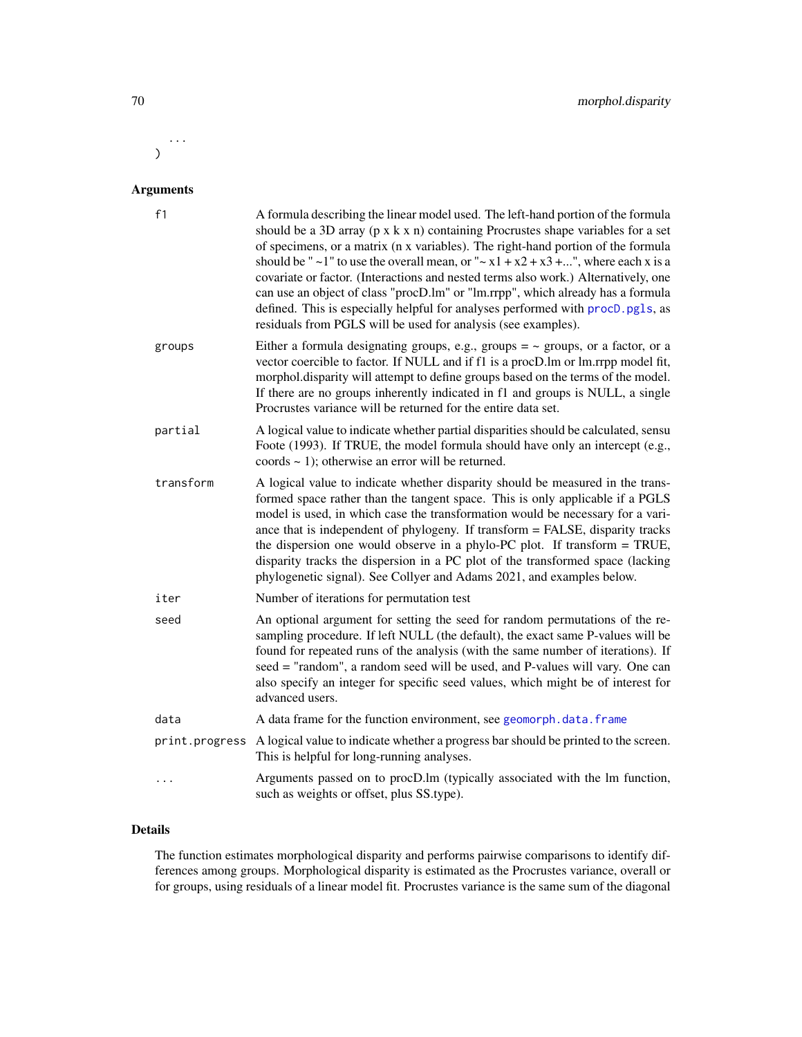```
  ...
)
```

### Arguments

| | |
|---|---|
| f1 | A formula describing the linear model used. The left-hand portion of the formula should be a 3D array (p x k x n) containing Procrustes shape variables for a set of specimens, or a matrix (n x variables). The right-hand portion of the formula should be " ~1" to use the overall mean, or "~ x1 + x2 + x3 +...", where each x is a covariate or factor. (Interactions and nested terms also work.) Alternatively, one can use an object of class "procD.lm" or "lm.rrpp", which already has a formula defined. This is especially helpful for analyses performed with procD.pgls, as residuals from PGLS will be used for analysis (see examples). |
| groups | Either a formula designating groups, e.g., groups = ~ groups, or a factor, or a vector coercible to factor. If NULL and if f1 is a procD.lm or lm.rrpp model fit, morphol.disparity will attempt to define groups based on the terms of the model. If there are no groups inherently indicated in f1 and groups is NULL, a single Procrustes variance will be returned for the entire data set. |
| partial | A logical value to indicate whether partial disparities should be calculated, sensu Foote (1993). If TRUE, the model formula should have only an intercept (e.g., coords ~ 1); otherwise an error will be returned. |
| transform | A logical value to indicate whether disparity should be measured in the transformed space rather than the tangent space. This is only applicable if a PGLS model is used, in which case the transformation would be necessary for a variance that is independent of phylogeny. If transform = FALSE, disparity tracks the dispersion one would observe in a phylo-PC plot. If transform = TRUE, disparity tracks the dispersion in a PC plot of the transformed space (lacking phylogenetic signal). See Collyer and Adams 2021, and examples below. |
| iter | Number of iterations for permutation test |
| seed | An optional argument for setting the seed for random permutations of the resampling procedure. If left NULL (the default), the exact same P-values will be found for repeated runs of the analysis (with the same number of iterations). If seed = "random", a random seed will be used, and P-values will vary. One can also specify an integer for specific seed values, which might be of interest for advanced users. |
| data | A data frame for the function environment, see geomorph.data.frame |
| print.progress | A logical value to indicate whether a progress bar should be printed to the screen. This is helpful for long-running analyses. |
| ... | Arguments passed on to procD.lm (typically associated with the lm function, such as weights or offset, plus SS.type). |

### Details

The function estimates morphological disparity and performs pairwise comparisons to identify differences among groups. Morphological disparity is estimated as the Procrustes variance, overall or for groups, using residuals of a linear model fit. Procrustes variance is the same sum of the diagonal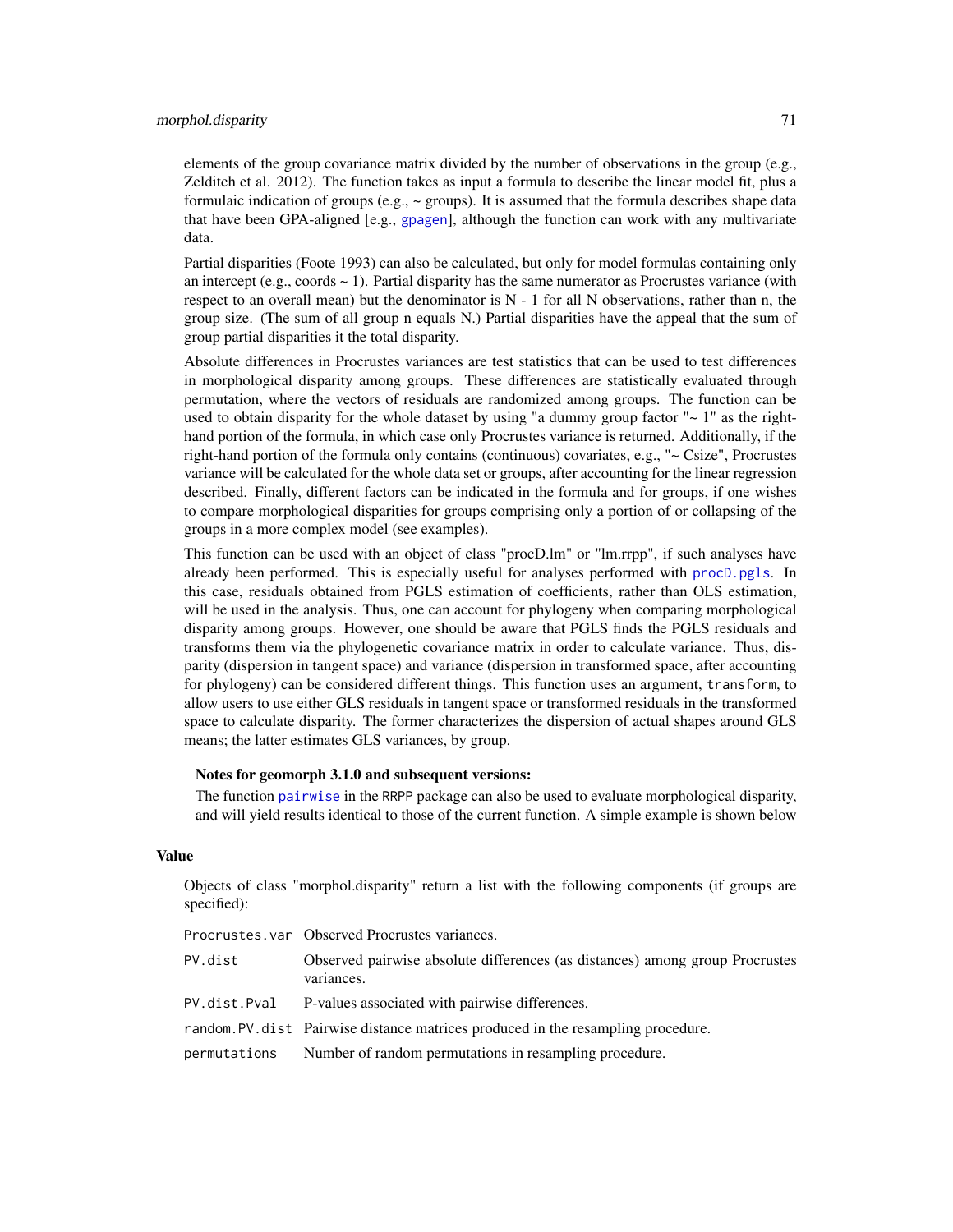elements of the group covariance matrix divided by the number of observations in the group (e.g., Zelditch et al. 2012). The function takes as input a formula to describe the linear model fit, plus a formulaic indication of groups (e.g., ~ groups). It is assumed that the formula describes shape data that have been GPA-aligned [e.g., gpagen], although the function can work with any multivariate data.

Partial disparities (Foote 1993) can also be calculated, but only for model formulas containing only an intercept (e.g., coords ~ 1). Partial disparity has the same numerator as Procrustes variance (with respect to an overall mean) but the denominator is N - 1 for all N observations, rather than n, the group size. (The sum of all group n equals N.) Partial disparities have the appeal that the sum of group partial disparities it the total disparity.

Absolute differences in Procrustes variances are test statistics that can be used to test differences in morphological disparity among groups. These differences are statistically evaluated through permutation, where the vectors of residuals are randomized among groups. The function can be used to obtain disparity for the whole dataset by using "a dummy group factor "~ 1" as the right-hand portion of the formula, in which case only Procrustes variance is returned. Additionally, if the right-hand portion of the formula only contains (continuous) covariates, e.g., "~ Csize", Procrustes variance will be calculated for the whole data set or groups, after accounting for the linear regression described. Finally, different factors can be indicated in the formula and for groups, if one wishes to compare morphological disparities for groups comprising only a portion of or collapsing of the groups in a more complex model (see examples).

This function can be used with an object of class "procD.lm" or "lm.rrpp", if such analyses have already been performed. This is especially useful for analyses performed with procD.pgls. In this case, residuals obtained from PGLS estimation of coefficients, rather than OLS estimation, will be used in the analysis. Thus, one can account for phylogeny when comparing morphological disparity among groups. However, one should be aware that PGLS finds the PGLS residuals and transforms them via the phylogenetic covariance matrix in order to calculate variance. Thus, disparity (dispersion in tangent space) and variance (dispersion in transformed space, after accounting for phylogeny) can be considered different things. This function uses an argument, `transform`, to allow users to use either GLS residuals in tangent space or transformed residuals in the transformed space to calculate disparity. The former characterizes the dispersion of actual shapes around GLS means; the latter estimates GLS variances, by group.

**Notes for geomorph 3.1.0 and subsequent versions:**

The function pairwise in the `RRPP` package can also be used to evaluate morphological disparity, and will yield results identical to those of the current function. A simple example is shown below

## Value

Objects of class "morphol.disparity" return a list with the following components (if groups are specified):

| | |
|---|---|
| `Procrustes.var` | Observed Procrustes variances. |
| `PV.dist` | Observed pairwise absolute differences (as distances) among group Procrustes variances. |
| `PV.dist.Pval` | P-values associated with pairwise differences. |
| `random.PV.dist` | Pairwise distance matrices produced in the resampling procedure. |
| `permutations` | Number of random permutations in resampling procedure. |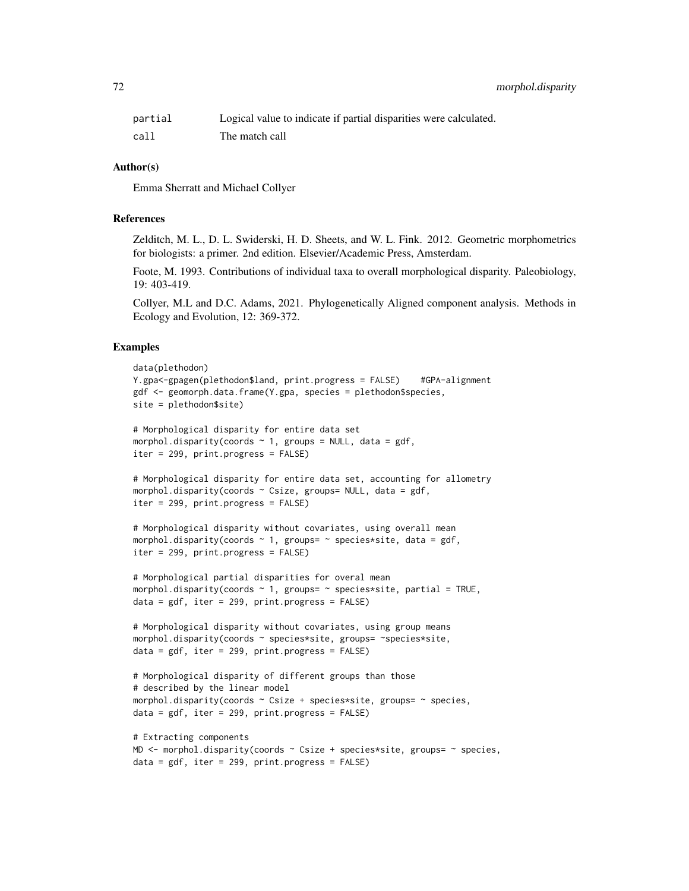| | |
|---|---|
| partial | Logical value to indicate if partial disparities were calculated. |
| call | The match call |

### Author(s)

Emma Sherratt and Michael Collyer

### References

Zelditch, M. L., D. L. Swiderski, H. D. Sheets, and W. L. Fink. 2012. Geometric morphometrics for biologists: a primer. 2nd edition. Elsevier/Academic Press, Amsterdam.

Foote, M. 1993. Contributions of individual taxa to overall morphological disparity. Paleobiology, 19: 403-419.

Collyer, M.L and D.C. Adams, 2021. Phylogenetically Aligned component analysis. Methods in Ecology and Evolution, 12: 369-372.

### Examples

```
data(plethodon)
Y.gpa<-gpagen(plethodon$land, print.progress = FALSE)    #GPA-alignment
gdf <- geomorph.data.frame(Y.gpa, species = plethodon$species,
site = plethodon$site)

# Morphological disparity for entire data set
morphol.disparity(coords ~ 1, groups = NULL, data = gdf,
iter = 299, print.progress = FALSE)

# Morphological disparity for entire data set, accounting for allometry
morphol.disparity(coords ~ Csize, groups= NULL, data = gdf,
iter = 299, print.progress = FALSE)

# Morphological disparity without covariates, using overall mean
morphol.disparity(coords ~ 1, groups= ~ species*site, data = gdf,
iter = 299, print.progress = FALSE)

# Morphological partial disparities for overal mean
morphol.disparity(coords ~ 1, groups= ~ species*site, partial = TRUE,
data = gdf, iter = 299, print.progress = FALSE)

# Morphological disparity without covariates, using group means
morphol.disparity(coords ~ species*site, groups= ~species*site,
data = gdf, iter = 299, print.progress = FALSE)

# Morphological disparity of different groups than those
# described by the linear model
morphol.disparity(coords ~ Csize + species*site, groups= ~ species,
data = gdf, iter = 299, print.progress = FALSE)

# Extracting components
MD <- morphol.disparity(coords ~ Csize + species*site, groups= ~ species,
data = gdf, iter = 299, print.progress = FALSE)
```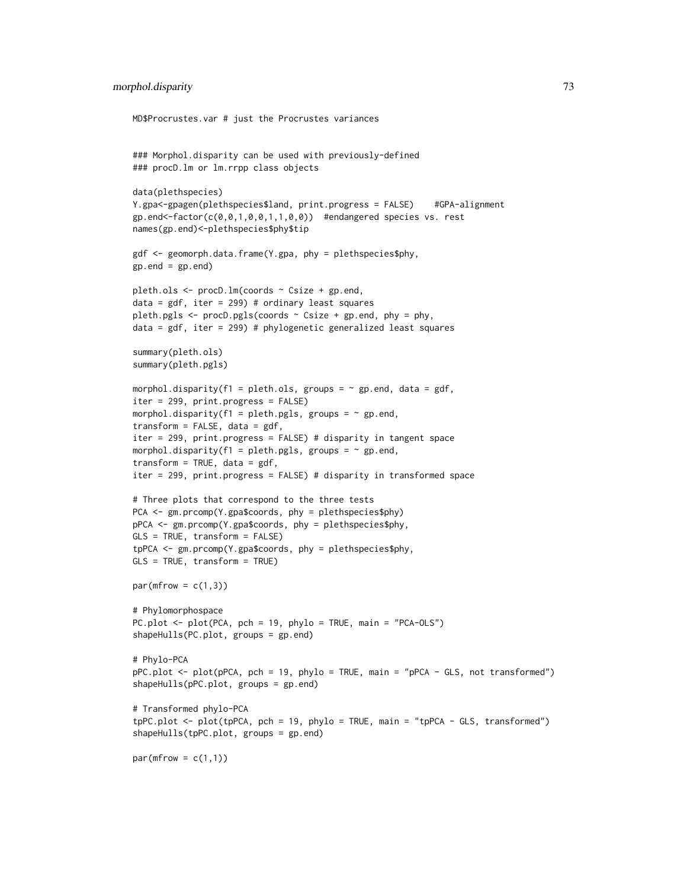```
MD$Procrustes.var # just the Procrustes variances


### Morphol.disparity can be used with previously-defined
### procD.lm or lm.rrpp class objects

data(plethspecies)
Y.gpa<-gpagen(plethspecies$land, print.progress = FALSE)    #GPA-alignment
gp.end<-factor(c(0,0,1,0,0,1,1,0,0))  #endangered species vs. rest
names(gp.end)<-plethspecies$phy$tip

gdf <- geomorph.data.frame(Y.gpa, phy = plethspecies$phy,
gp.end = gp.end)

pleth.ols <- procD.lm(coords ~ Csize + gp.end,
data = gdf, iter = 299) # ordinary least squares
pleth.pgls <- procD.pgls(coords ~ Csize + gp.end, phy = phy,
data = gdf, iter = 299) # phylogenetic generalized least squares

summary(pleth.ols)
summary(pleth.pgls)

morphol.disparity(f1 = pleth.ols, groups = ~ gp.end, data = gdf,
iter = 299, print.progress = FALSE)
morphol.disparity(f1 = pleth.pgls, groups = ~ gp.end,
transform = FALSE, data = gdf,
iter = 299, print.progress = FALSE) # disparity in tangent space
morphol.disparity(f1 = pleth.pgls, groups = ~ gp.end,
transform = TRUE, data = gdf,
iter = 299, print.progress = FALSE) # disparity in transformed space

# Three plots that correspond to the three tests
PCA <- gm.prcomp(Y.gpa$coords, phy = plethspecies$phy)
pPCA <- gm.prcomp(Y.gpa$coords, phy = plethspecies$phy,
GLS = TRUE, transform = FALSE)
tpPCA <- gm.prcomp(Y.gpa$coords, phy = plethspecies$phy,
GLS = TRUE, transform = TRUE)

par(mfrow = c(1,3))

# Phylomorphospace
PC.plot <- plot(PCA, pch = 19, phylo = TRUE, main = "PCA-OLS")
shapeHulls(PC.plot, groups = gp.end)

# Phylo-PCA
pPC.plot <- plot(pPCA, pch = 19, phylo = TRUE, main = "pPCA - GLS, not transformed")
shapeHulls(pPC.plot, groups = gp.end)

# Transformed phylo-PCA
tpPC.plot <- plot(tpPCA, pch = 19, phylo = TRUE, main = "tpPCA - GLS, transformed")
shapeHulls(tpPC.plot, groups = gp.end)

par(mfrow = c(1,1))
```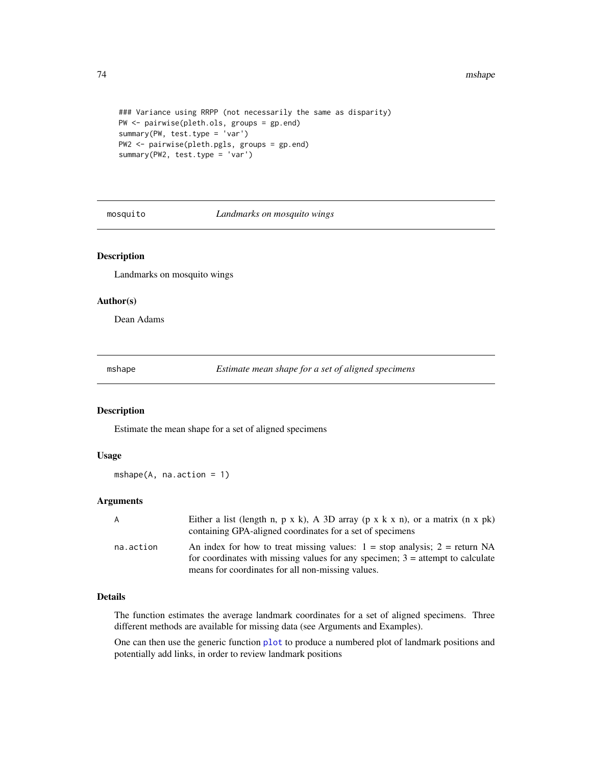```
### Variance using RRPP (not necessarily the same as disparity)
PW <- pairwise(pleth.ols, groups = gp.end)
summary(PW, test.type = 'var')
PW2 <- pairwise(pleth.pgls, groups = gp.end)
summary(PW2, test.type = 'var')
```

## mosquito — *Landmarks on mosquito wings*

### Description

Landmarks on mosquito wings

### Author(s)

Dean Adams

## mshape — *Estimate mean shape for a set of aligned specimens*

### Description

Estimate the mean shape for a set of aligned specimens

### Usage

```
mshape(A, na.action = 1)
```

### Arguments

| | |
|---|---|
| A | Either a list (length n, p x k), A 3D array (p x k x n), or a matrix (n x pk) containing GPA-aligned coordinates for a set of specimens |
| na.action | An index for how to treat missing values: 1 = stop analysis; 2 = return NA for coordinates with missing values for any specimen; 3 = attempt to calculate means for coordinates for all non-missing values. |

### Details

The function estimates the average landmark coordinates for a set of aligned specimens. Three different methods are available for missing data (see Arguments and Examples).

One can then use the generic function `plot` to produce a numbered plot of landmark positions and potentially add links, in order to review landmark positions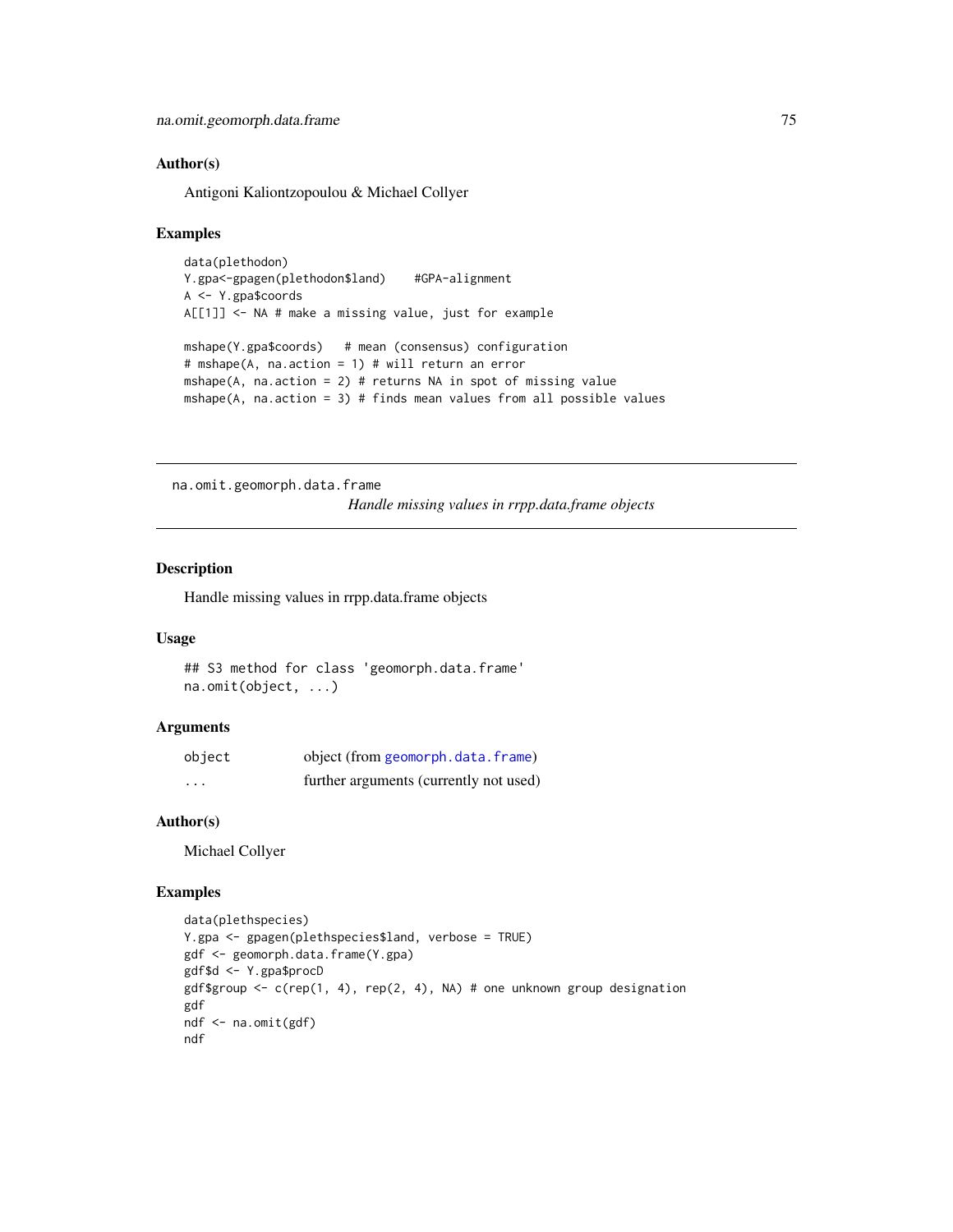### Author(s)

Antigoni Kaliontzopoulou & Michael Collyer

### Examples

```
data(plethodon)
Y.gpa<-gpagen(plethodon$land)    #GPA-alignment
A <- Y.gpa$coords
A[[1]] <- NA # make a missing value, just for example

mshape(Y.gpa$coords)   # mean (consensus) configuration
# mshape(A, na.action = 1) # will return an error
mshape(A, na.action = 2) # returns NA in spot of missing value
mshape(A, na.action = 3) # finds mean values from all possible values
```

---

## na.omit.geomorph.data.frame

*Handle missing values in rrpp.data.frame objects*

---

### Description

Handle missing values in rrpp.data.frame objects

### Usage

```
## S3 method for class 'geomorph.data.frame'
na.omit(object, ...)
```

### Arguments

| | |
|---|---|
| object | object (from geomorph.data.frame) |
| ... | further arguments (currently not used) |

### Author(s)

Michael Collyer

### Examples

```
data(plethspecies)
Y.gpa <- gpagen(plethspecies$land, verbose = TRUE)
gdf <- geomorph.data.frame(Y.gpa)
gdf$d <- Y.gpa$procD
gdf$group <- c(rep(1, 4), rep(2, 4), NA) # one unknown group designation
gdf
ndf <- na.omit(gdf)
ndf
```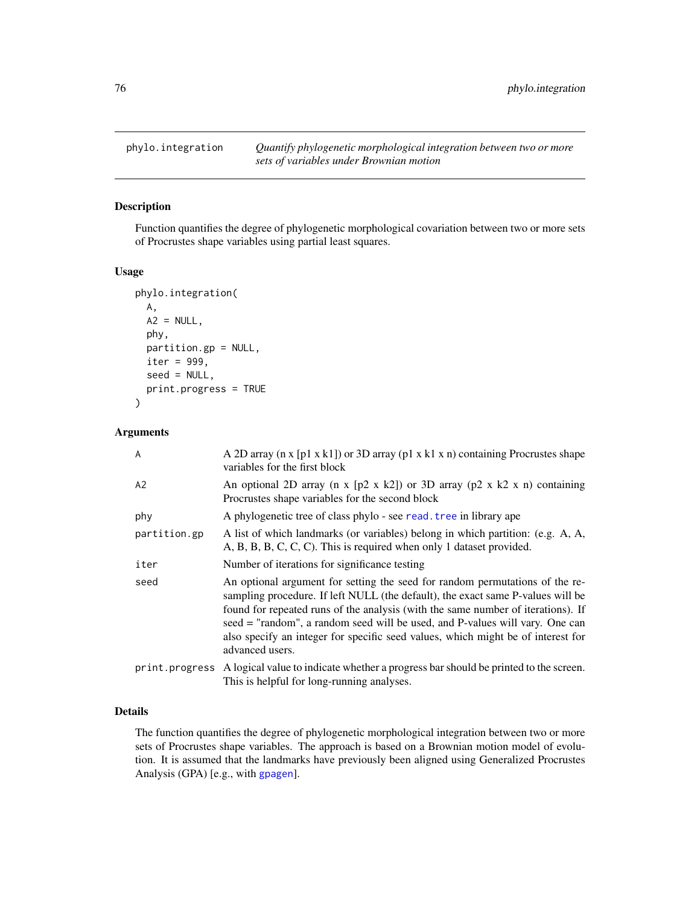phylo.integration — *Quantify phylogenetic morphological integration between two or more sets of variables under Brownian motion*

## Description

Function quantifies the degree of phylogenetic morphological covariation between two or more sets of Procrustes shape variables using partial least squares.

## Usage

```
phylo.integration(
  A,
  A2 = NULL,
  phy,
  partition.gp = NULL,
  iter = 999,
  seed = NULL,
  print.progress = TRUE
)
```

## Arguments

| | |
|---|---|
| A | A 2D array (n x [p1 x k1]) or 3D array (p1 x k1 x n) containing Procrustes shape variables for the first block |
| A2 | An optional 2D array (n x [p2 x k2]) or 3D array (p2 x k2 x n) containing Procrustes shape variables for the second block |
| phy | A phylogenetic tree of class phylo - see read.tree in library ape |
| partition.gp | A list of which landmarks (or variables) belong in which partition: (e.g. A, A, A, B, B, B, C, C, C). This is required when only 1 dataset provided. |
| iter | Number of iterations for significance testing |
| seed | An optional argument for setting the seed for random permutations of the resampling procedure. If left NULL (the default), the exact same P-values will be found for repeated runs of the analysis (with the same number of iterations). If seed = "random", a random seed will be used, and P-values will vary. One can also specify an integer for specific seed values, which might be of interest for advanced users. |
| print.progress | A logical value to indicate whether a progress bar should be printed to the screen. This is helpful for long-running analyses. |

## Details

The function quantifies the degree of phylogenetic morphological integration between two or more sets of Procrustes shape variables. The approach is based on a Brownian motion model of evolution. It is assumed that the landmarks have previously been aligned using Generalized Procrustes Analysis (GPA) [e.g., with gpagen].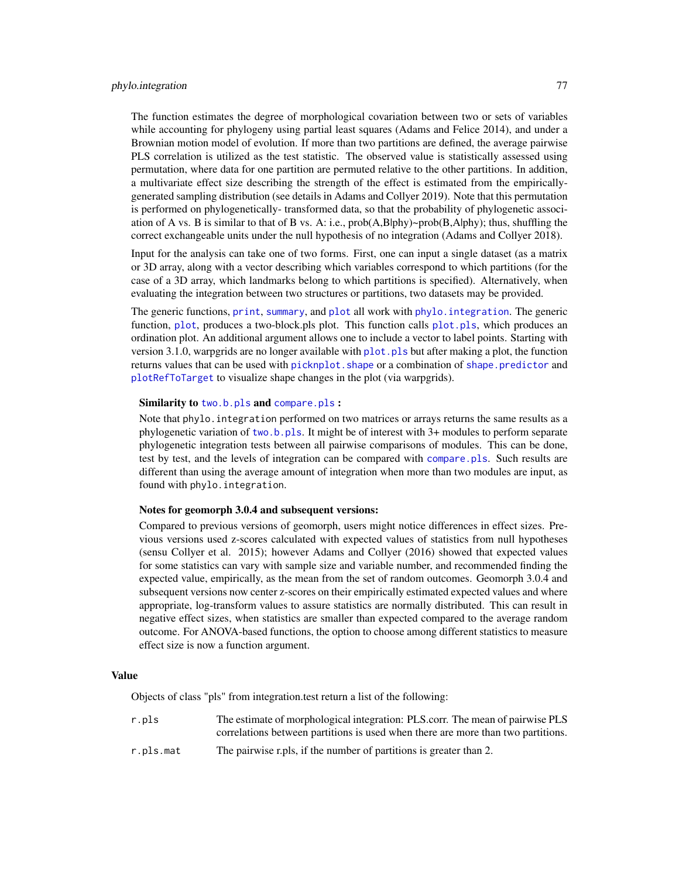The function estimates the degree of morphological covariation between two or sets of variables while accounting for phylogeny using partial least squares (Adams and Felice 2014), and under a Brownian motion model of evolution. If more than two partitions are defined, the average pairwise PLS correlation is utilized as the test statistic. The observed value is statistically assessed using permutation, where data for one partition are permuted relative to the other partitions. In addition, a multivariate effect size describing the strength of the effect is estimated from the empirically-generated sampling distribution (see details in Adams and Collyer 2019). Note that this permutation is performed on phylogenetically- transformed data, so that the probability of phylogenetic association of A vs. B is similar to that of B vs. A: i.e., prob(A,B|phy)~prob(B,A|phy); thus, shuffling the correct exchangeable units under the null hypothesis of no integration (Adams and Collyer 2018).

Input for the analysis can take one of two forms. First, one can input a single dataset (as a matrix or 3D array, along with a vector describing which variables correspond to which partitions (for the case of a 3D array, which landmarks belong to which partitions is specified). Alternatively, when evaluating the integration between two structures or partitions, two datasets may be provided.

The generic functions, `print`, `summary`, and `plot` all work with `phylo.integration`. The generic function, `plot`, produces a two-block.pls plot. This function calls `plot.pls`, which produces an ordination plot. An additional argument allows one to include a vector to label points. Starting with version 3.1.0, warpgrids are no longer available with `plot.pls` but after making a plot, the function returns values that can be used with `picknplot.shape` or a combination of `shape.predictor` and `plotRefToTarget` to visualize shape changes in the plot (via warpgrids).

**Similarity to `two.b.pls` and `compare.pls` :**

Note that `phylo.integration` performed on two matrices or arrays returns the same results as a phylogenetic variation of `two.b.pls`. It might be of interest with 3+ modules to perform separate phylogenetic integration tests between all pairwise comparisons of modules. This can be done, test by test, and the levels of integration can be compared with `compare.pls`. Such results are different than using the average amount of integration when more than two modules are input, as found with `phylo.integration`.

**Notes for geomorph 3.0.4 and subsequent versions:**

Compared to previous versions of geomorph, users might notice differences in effect sizes. Previous versions used z-scores calculated with expected values of statistics from null hypotheses (sensu Collyer et al. 2015); however Adams and Collyer (2016) showed that expected values for some statistics can vary with sample size and variable number, and recommended finding the expected value, empirically, as the mean from the set of random outcomes. Geomorph 3.0.4 and subsequent versions now center z-scores on their empirically estimated expected values and where appropriate, log-transform values to assure statistics are normally distributed. This can result in negative effect sizes, when statistics are smaller than expected compared to the average random outcome. For ANOVA-based functions, the option to choose among different statistics to measure effect size is now a function argument.

## Value

Objects of class "pls" from integration.test return a list of the following:

| | |
|---|---|
| `r.pls` | The estimate of morphological integration: PLS.corr. The mean of pairwise PLS correlations between partitions is used when there are more than two partitions. |
| `r.pls.mat` | The pairwise r.pls, if the number of partitions is greater than 2. |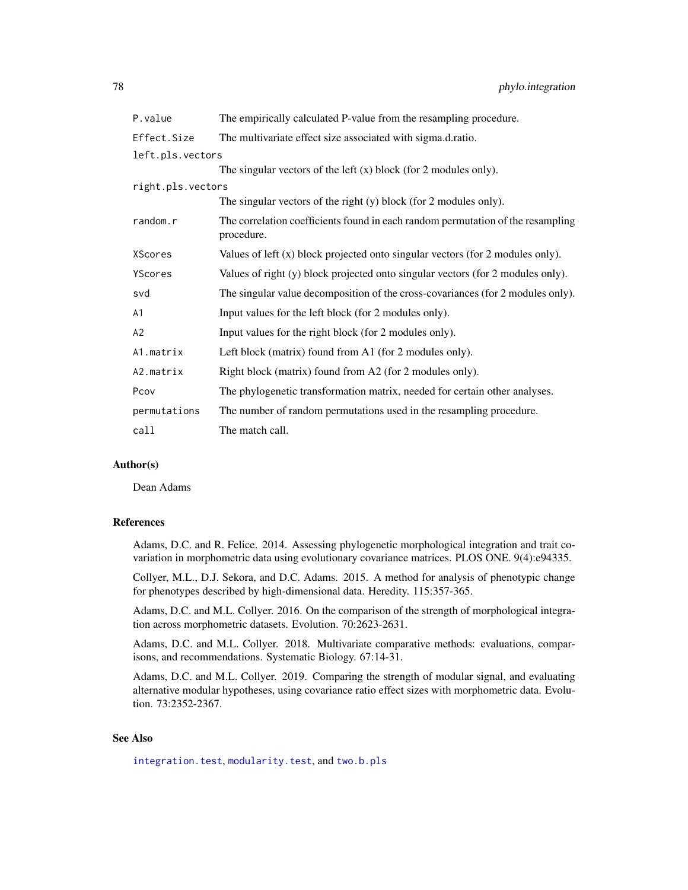| | |
|---|---|
| `P.value` | The empirically calculated P-value from the resampling procedure. |
| `Effect.Size` | The multivariate effect size associated with sigma.d.ratio. |
| `left.pls.vectors` | The singular vectors of the left (x) block (for 2 modules only). |
| `right.pls.vectors` | The singular vectors of the right (y) block (for 2 modules only). |
| `random.r` | The correlation coefficients found in each random permutation of the resampling procedure. |
| `XScores` | Values of left (x) block projected onto singular vectors (for 2 modules only). |
| `YScores` | Values of right (y) block projected onto singular vectors (for 2 modules only). |
| `svd` | The singular value decomposition of the cross-covariances (for 2 modules only). |
| `A1` | Input values for the left block (for 2 modules only). |
| `A2` | Input values for the right block (for 2 modules only). |
| `A1.matrix` | Left block (matrix) found from A1 (for 2 modules only). |
| `A2.matrix` | Right block (matrix) found from A2 (for 2 modules only). |
| `Pcov` | The phylogenetic transformation matrix, needed for certain other analyses. |
| `permutations` | The number of random permutations used in the resampling procedure. |
| `call` | The match call. |

### Author(s)

Dean Adams

### References

Adams, D.C. and R. Felice. 2014. Assessing phylogenetic morphological integration and trait covariation in morphometric data using evolutionary covariance matrices. PLOS ONE. 9(4):e94335.

Collyer, M.L., D.J. Sekora, and D.C. Adams. 2015. A method for analysis of phenotypic change for phenotypes described by high-dimensional data. Heredity. 115:357-365.

Adams, D.C. and M.L. Collyer. 2016. On the comparison of the strength of morphological integration across morphometric datasets. Evolution. 70:2623-2631.

Adams, D.C. and M.L. Collyer. 2018. Multivariate comparative methods: evaluations, comparisons, and recommendations. Systematic Biology. 67:14-31.

Adams, D.C. and M.L. Collyer. 2019. Comparing the strength of modular signal, and evaluating alternative modular hypotheses, using covariance ratio effect sizes with morphometric data. Evolution. 73:2352-2367.

### See Also

`integration.test`, `modularity.test`, and `two.b.pls`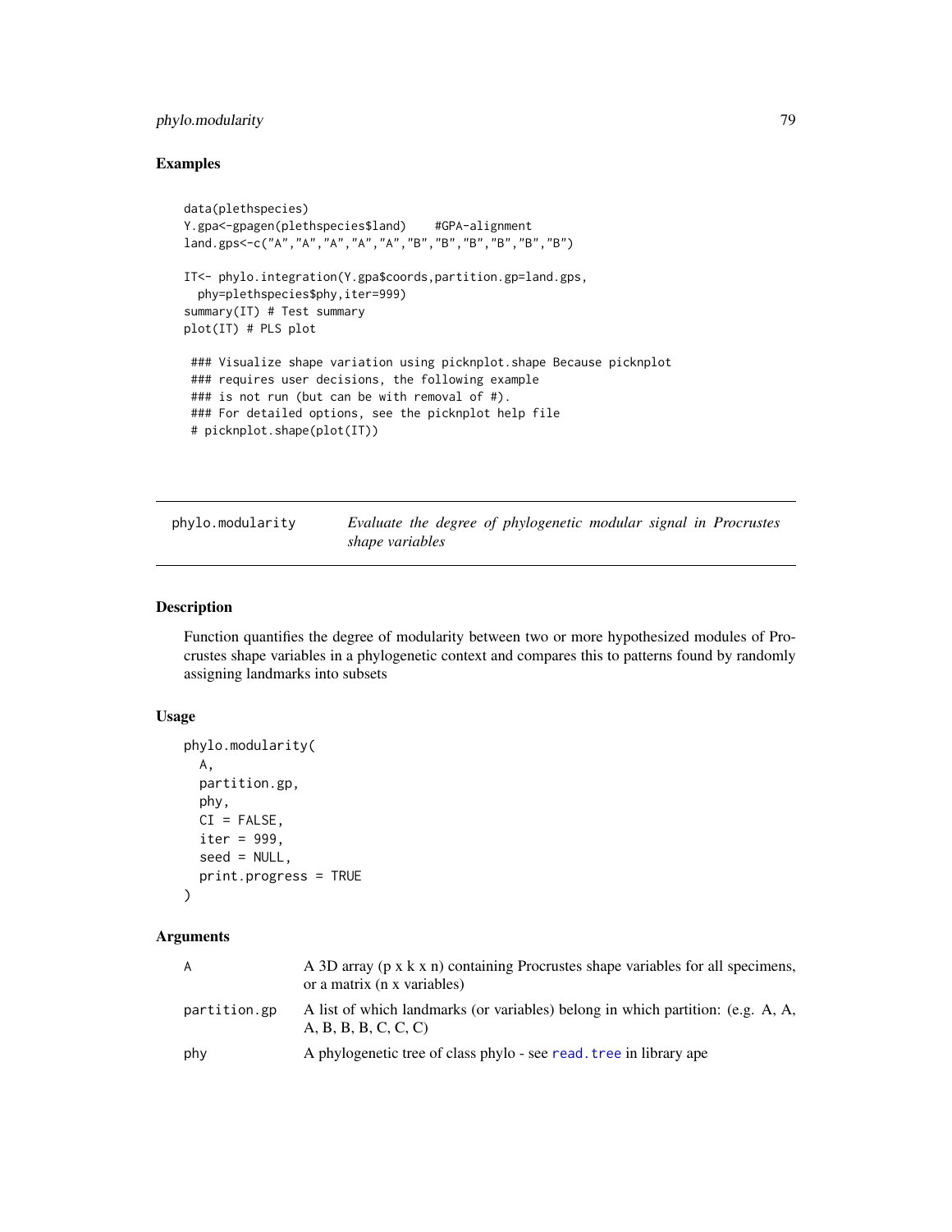## Examples

```
data(plethspecies)
Y.gpa<-gpagen(plethspecies$land)    #GPA-alignment
land.gps<-c("A","A","A","A","A","B","B","B","B","B","B")

IT<- phylo.integration(Y.gpa$coords,partition.gp=land.gps,
  phy=plethspecies$phy,iter=999)
summary(IT) # Test summary
plot(IT) # PLS plot

 ### Visualize shape variation using picknplot.shape Because picknplot
 ### requires user decisions, the following example
 ### is not run (but can be with removal of #).
 ### For detailed options, see the picknplot help file
 # picknplot.shape(plot(IT))
```

---

`phylo.modularity` *Evaluate the degree of phylogenetic modular signal in Procrustes shape variables*

---

## Description

Function quantifies the degree of modularity between two or more hypothesized modules of Procrustes shape variables in a phylogenetic context and compares this to patterns found by randomly assigning landmarks into subsets

## Usage

```
phylo.modularity(
  A,
  partition.gp,
  phy,
  CI = FALSE,
  iter = 999,
  seed = NULL,
  print.progress = TRUE
)
```

## Arguments

| | |
|---|---|
| `A` | A 3D array (p x k x n) containing Procrustes shape variables for all specimens, or a matrix (n x variables) |
| `partition.gp` | A list of which landmarks (or variables) belong in which partition: (e.g. A, A, A, B, B, B, C, C, C) |
| `phy` | A phylogenetic tree of class phylo - see `read.tree` in library ape |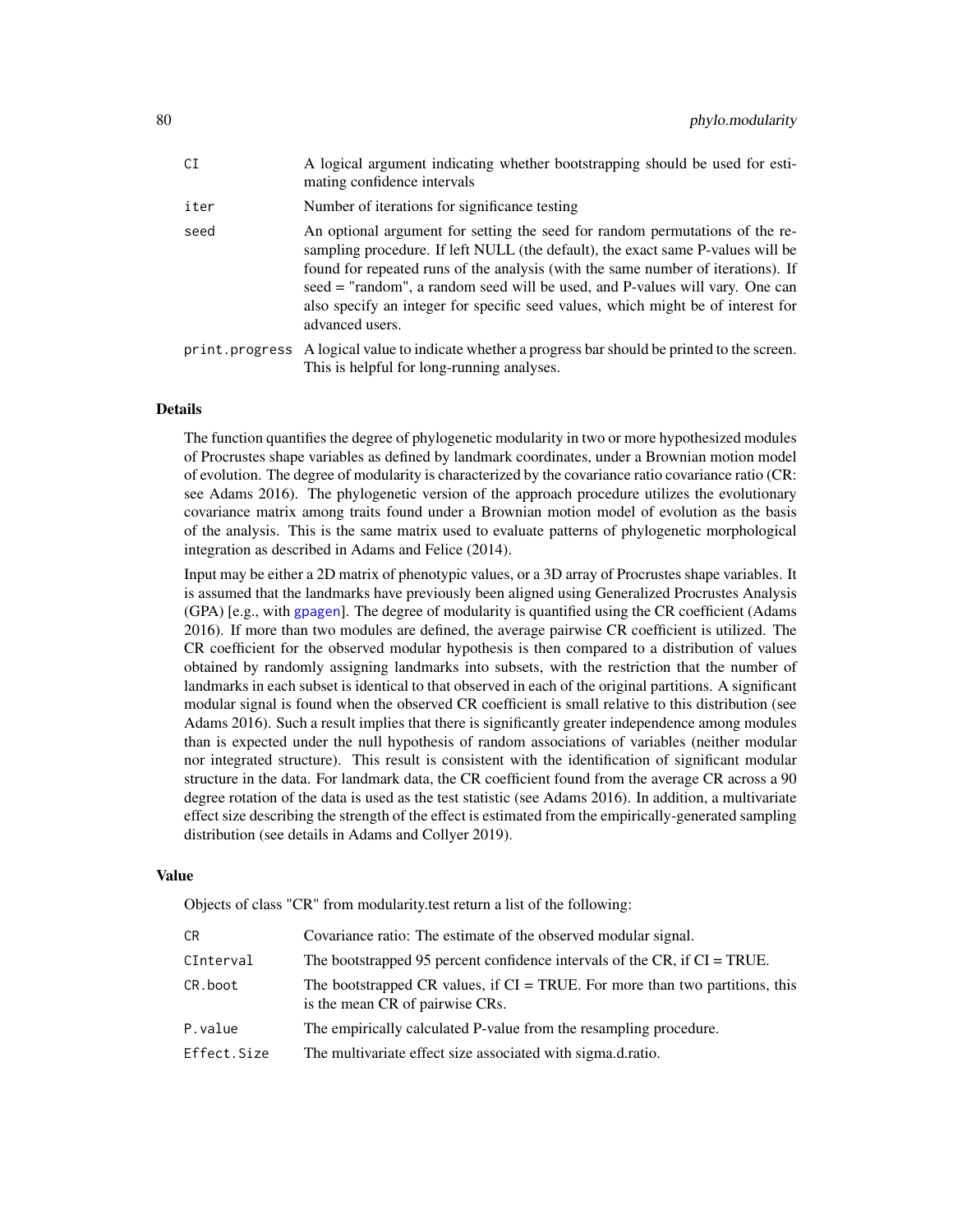| | |
|---|---|
| `CI` | A logical argument indicating whether bootstrapping should be used for estimating confidence intervals |
| `iter` | Number of iterations for significance testing |
| `seed` | An optional argument for setting the seed for random permutations of the resampling procedure. If left NULL (the default), the exact same P-values will be found for repeated runs of the analysis (with the same number of iterations). If seed = "random", a random seed will be used, and P-values will vary. One can also specify an integer for specific seed values, which might be of interest for advanced users. |
| `print.progress` | A logical value to indicate whether a progress bar should be printed to the screen. This is helpful for long-running analyses. |

## Details

The function quantifies the degree of phylogenetic modularity in two or more hypothesized modules of Procrustes shape variables as defined by landmark coordinates, under a Brownian motion model of evolution. The degree of modularity is characterized by the covariance ratio covariance ratio (CR: see Adams 2016). The phylogenetic version of the approach procedure utilizes the evolutionary covariance matrix among traits found under a Brownian motion model of evolution as the basis of the analysis. This is the same matrix used to evaluate patterns of phylogenetic morphological integration as described in Adams and Felice (2014).

Input may be either a 2D matrix of phenotypic values, or a 3D array of Procrustes shape variables. It is assumed that the landmarks have previously been aligned using Generalized Procrustes Analysis (GPA) [e.g., with gpagen]. The degree of modularity is quantified using the CR coefficient (Adams 2016). If more than two modules are defined, the average pairwise CR coefficient is utilized. The CR coefficient for the observed modular hypothesis is then compared to a distribution of values obtained by randomly assigning landmarks into subsets, with the restriction that the number of landmarks in each subset is identical to that observed in each of the original partitions. A significant modular signal is found when the observed CR coefficient is small relative to this distribution (see Adams 2016). Such a result implies that there is significantly greater independence among modules than is expected under the null hypothesis of random associations of variables (neither modular nor integrated structure). This result is consistent with the identification of significant modular structure in the data. For landmark data, the CR coefficient found from the average CR across a 90 degree rotation of the data is used as the test statistic (see Adams 2016). In addition, a multivariate effect size describing the strength of the effect is estimated from the empirically-generated sampling distribution (see details in Adams and Collyer 2019).

## Value

Objects of class "CR" from modularity.test return a list of the following:

| | |
|---|---|
| `CR` | Covariance ratio: The estimate of the observed modular signal. |
| `CInterval` | The bootstrapped 95 percent confidence intervals of the CR, if CI = TRUE. |
| `CR.boot` | The bootstrapped CR values, if CI = TRUE. For more than two partitions, this is the mean CR of pairwise CRs. |
| `P.value` | The empirically calculated P-value from the resampling procedure. |
| `Effect.Size` | The multivariate effect size associated with sigma.d.ratio. |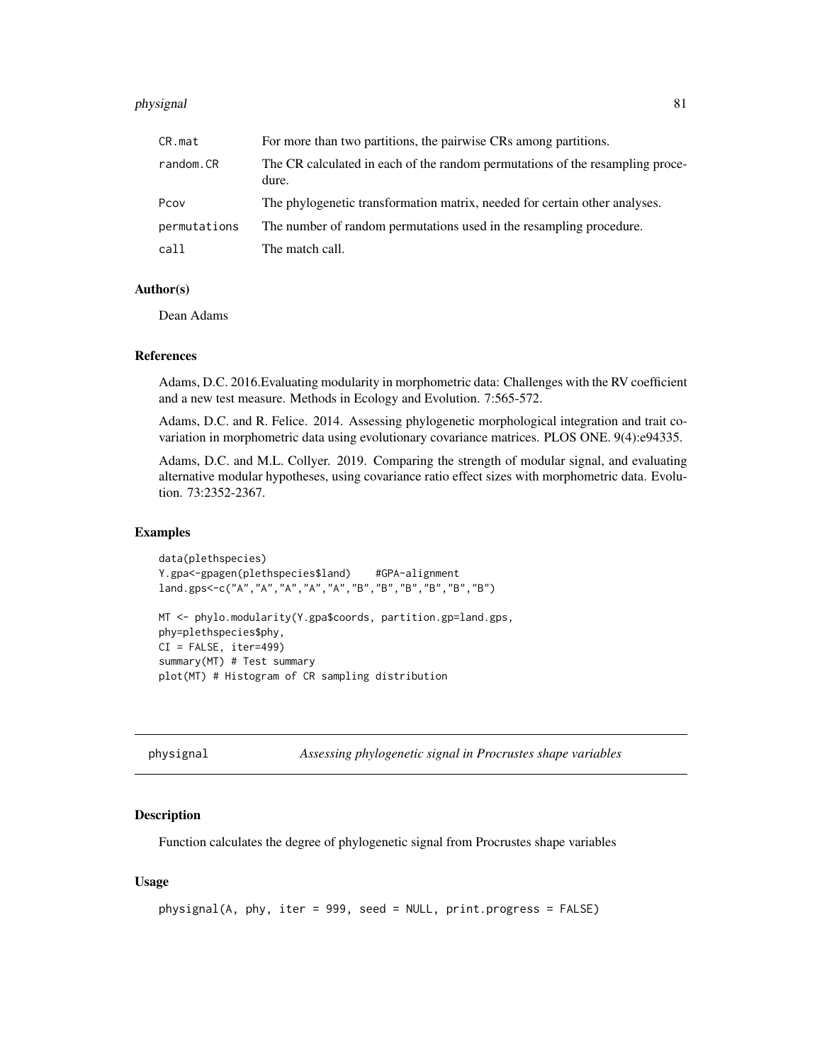| | |
|---|---|
| CR.mat | For more than two partitions, the pairwise CRs among partitions. |
| random.CR | The CR calculated in each of the random permutations of the resampling procedure. |
| Pcov | The phylogenetic transformation matrix, needed for certain other analyses. |
| permutations | The number of random permutations used in the resampling procedure. |
| call | The match call. |

### Author(s)

Dean Adams

### References

Adams, D.C. 2016.Evaluating modularity in morphometric data: Challenges with the RV coefficient and a new test measure. Methods in Ecology and Evolution. 7:565-572.

Adams, D.C. and R. Felice. 2014. Assessing phylogenetic morphological integration and trait covariation in morphometric data using evolutionary covariance matrices. PLOS ONE. 9(4):e94335.

Adams, D.C. and M.L. Collyer. 2019. Comparing the strength of modular signal, and evaluating alternative modular hypotheses, using covariance ratio effect sizes with morphometric data. Evolution. 73:2352-2367.

### Examples

```
data(plethspecies)
Y.gpa<-gpagen(plethspecies$land)    #GPA-alignment
land.gps<-c("A","A","A","A","A","B","B","B","B","B","B")

MT <- phylo.modularity(Y.gpa$coords, partition.gp=land.gps,
phy=plethspecies$phy,
CI = FALSE, iter=499)
summary(MT) # Test summary
plot(MT) # Histogram of CR sampling distribution
```

---

## physignal — *Assessing phylogenetic signal in Procrustes shape variables*

---

### Description

Function calculates the degree of phylogenetic signal from Procrustes shape variables

### Usage

```
physignal(A, phy, iter = 999, seed = NULL, print.progress = FALSE)
```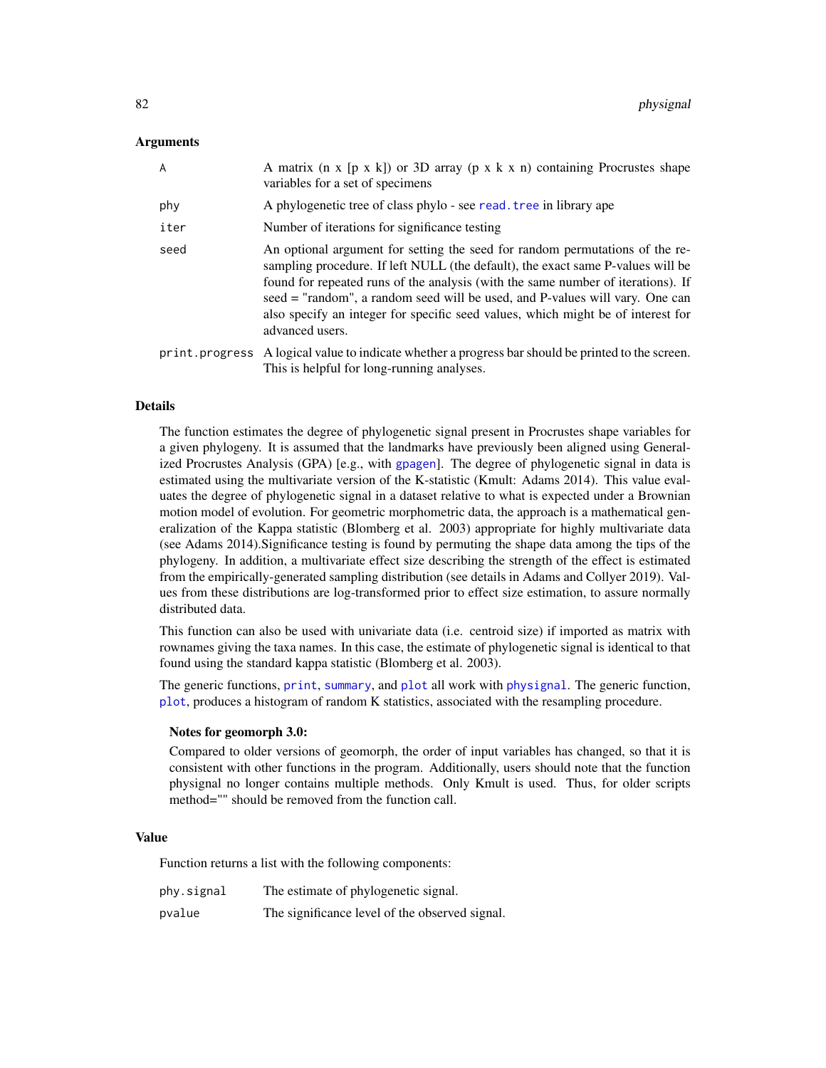## Arguments

| | |
|---|---|
| A | A matrix (n x [p x k]) or 3D array (p x k x n) containing Procrustes shape variables for a set of specimens |
| phy | A phylogenetic tree of class phylo - see `read.tree` in library ape |
| iter | Number of iterations for significance testing |
| seed | An optional argument for setting the seed for random permutations of the resampling procedure. If left NULL (the default), the exact same P-values will be found for repeated runs of the analysis (with the same number of iterations). If seed = "random", a random seed will be used, and P-values will vary. One can also specify an integer for specific seed values, which might be of interest for advanced users. |
| print.progress | A logical value to indicate whether a progress bar should be printed to the screen. This is helpful for long-running analyses. |

## Details

The function estimates the degree of phylogenetic signal present in Procrustes shape variables for a given phylogeny. It is assumed that the landmarks have previously been aligned using Generalized Procrustes Analysis (GPA) [e.g., with `gpagen`]. The degree of phylogenetic signal in data is estimated using the multivariate version of the K-statistic (Kmult: Adams 2014). This value evaluates the degree of phylogenetic signal in a dataset relative to what is expected under a Brownian motion model of evolution. For geometric morphometric data, the approach is a mathematical generalization of the Kappa statistic (Blomberg et al. 2003) appropriate for highly multivariate data (see Adams 2014).Significance testing is found by permuting the shape data among the tips of the phylogeny. In addition, a multivariate effect size describing the strength of the effect is estimated from the empirically-generated sampling distribution (see details in Adams and Collyer 2019). Values from these distributions are log-transformed prior to effect size estimation, to assure normally distributed data.

This function can also be used with univariate data (i.e. centroid size) if imported as matrix with rownames giving the taxa names. In this case, the estimate of phylogenetic signal is identical to that found using the standard kappa statistic (Blomberg et al. 2003).

The generic functions, `print`, `summary`, and `plot` all work with `physignal`. The generic function, `plot`, produces a histogram of random K statistics, associated with the resampling procedure.

### Notes for geomorph 3.0:

Compared to older versions of geomorph, the order of input variables has changed, so that it is consistent with other functions in the program. Additionally, users should note that the function physignal no longer contains multiple methods. Only Kmult is used. Thus, for older scripts method="" should be removed from the function call.

## Value

Function returns a list with the following components:

| | |
|---|---|
| phy.signal | The estimate of phylogenetic signal. |
| pvalue | The significance level of the observed signal. |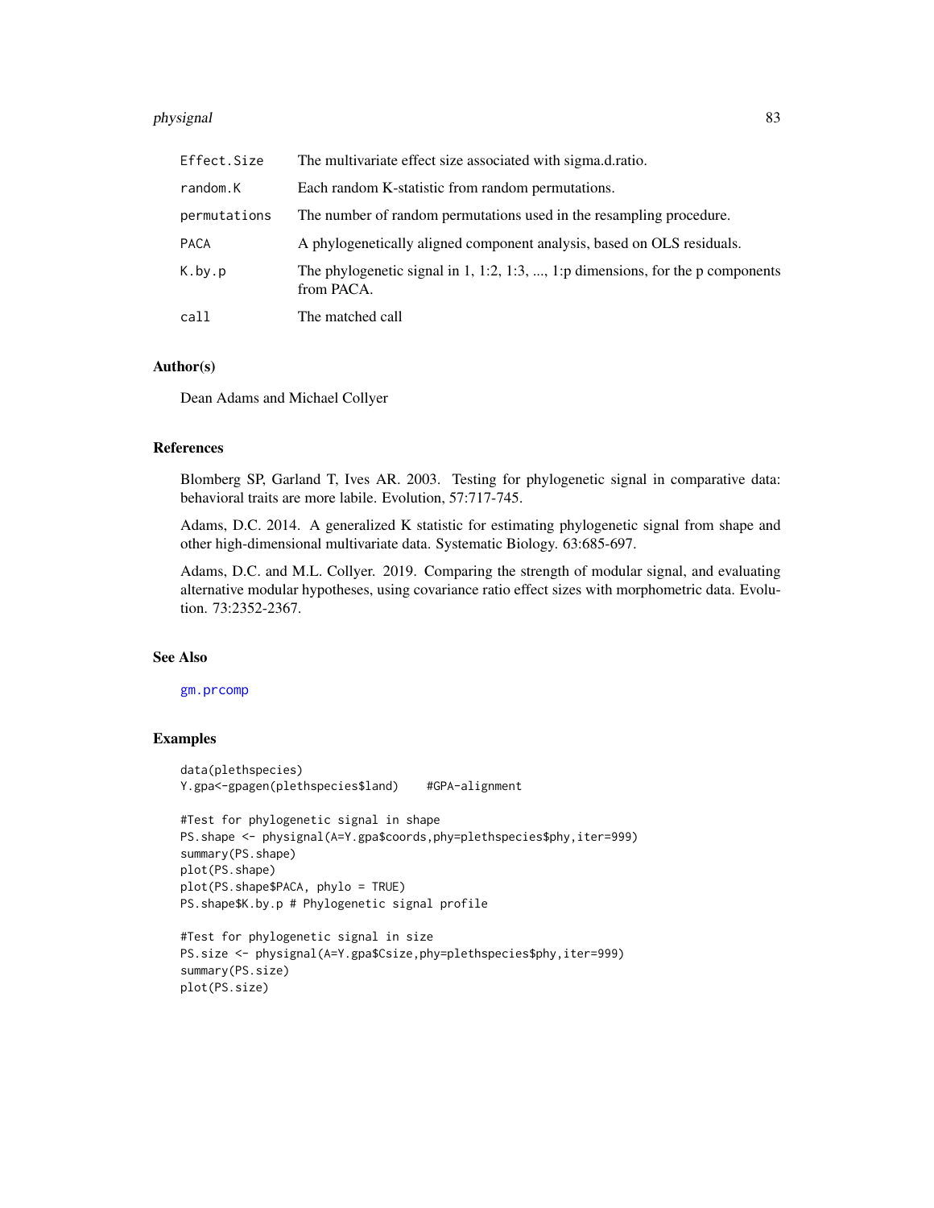| | |
|---|---|
| `Effect.Size` | The multivariate effect size associated with sigma.d.ratio. |
| `random.K` | Each random K-statistic from random permutations. |
| `permutations` | The number of random permutations used in the resampling procedure. |
| `PACA` | A phylogenetically aligned component analysis, based on OLS residuals. |
| `K.by.p` | The phylogenetic signal in 1, 1:2, 1:3, ..., 1:p dimensions, for the p components from PACA. |
| `call` | The matched call |

## Author(s)

Dean Adams and Michael Collyer

## References

Blomberg SP, Garland T, Ives AR. 2003. Testing for phylogenetic signal in comparative data: behavioral traits are more labile. Evolution, 57:717-745.

Adams, D.C. 2014. A generalized K statistic for estimating phylogenetic signal from shape and other high-dimensional multivariate data. Systematic Biology. 63:685-697.

Adams, D.C. and M.L. Collyer. 2019. Comparing the strength of modular signal, and evaluating alternative modular hypotheses, using covariance ratio effect sizes with morphometric data. Evolution. 73:2352-2367.

## See Also

gm.prcomp

## Examples

```
data(plethspecies)
Y.gpa<-gpagen(plethspecies$land)    #GPA-alignment

#Test for phylogenetic signal in shape
PS.shape <- physignal(A=Y.gpa$coords,phy=plethspecies$phy,iter=999)
summary(PS.shape)
plot(PS.shape)
plot(PS.shape$PACA, phylo = TRUE)
PS.shape$K.by.p # Phylogenetic signal profile

#Test for phylogenetic signal in size
PS.size <- physignal(A=Y.gpa$Csize,phy=plethspecies$phy,iter=999)
summary(PS.size)
plot(PS.size)
```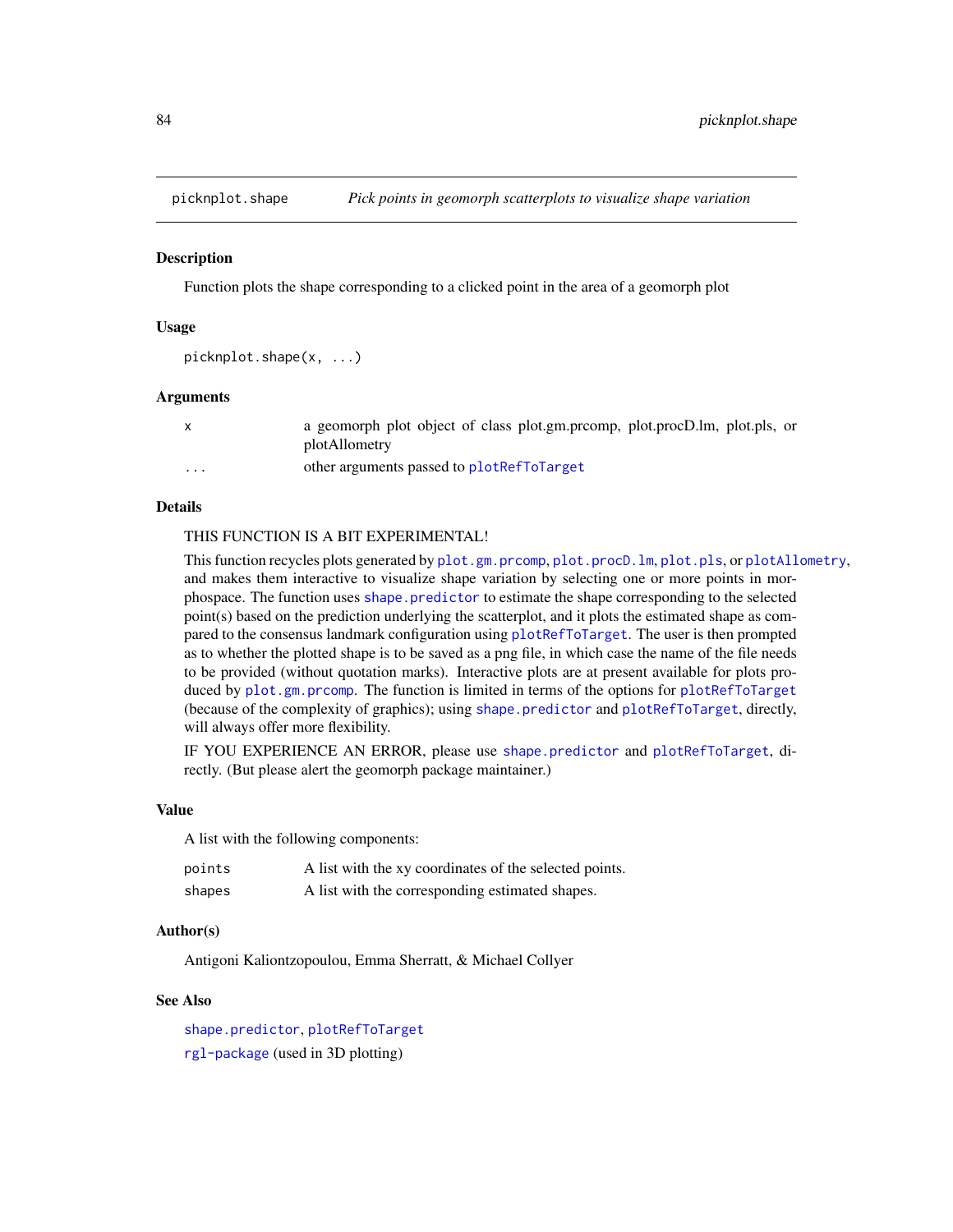# picknplot.shape — *Pick points in geomorph scatterplots to visualize shape variation*

## Description

Function plots the shape corresponding to a clicked point in the area of a geomorph plot

## Usage

```
picknplot.shape(x, ...)
```

## Arguments

| | |
|---|---|
| x | a geomorph plot object of class plot.gm.prcomp, plot.procD.lm, plot.pls, or plotAllometry |
| ... | other arguments passed to plotRefToTarget |

## Details

THIS FUNCTION IS A BIT EXPERIMENTAL!

This function recycles plots generated by plot.gm.prcomp, plot.procD.lm, plot.pls, or plotAllometry, and makes them interactive to visualize shape variation by selecting one or more points in morphospace. The function uses shape.predictor to estimate the shape corresponding to the selected point(s) based on the prediction underlying the scatterplot, and it plots the estimated shape as compared to the consensus landmark configuration using plotRefToTarget. The user is then prompted as to whether the plotted shape is to be saved as a png file, in which case the name of the file needs to be provided (without quotation marks). Interactive plots are at present available for plots produced by plot.gm.prcomp. The function is limited in terms of the options for plotRefToTarget (because of the complexity of graphics); using shape.predictor and plotRefToTarget, directly, will always offer more flexibility.

IF YOU EXPERIENCE AN ERROR, please use shape.predictor and plotRefToTarget, directly. (But please alert the geomorph package maintainer.)

## Value

A list with the following components:

| | |
|---|---|
| points | A list with the xy coordinates of the selected points. |
| shapes | A list with the corresponding estimated shapes. |

## Author(s)

Antigoni Kaliontzopoulou, Emma Sherratt, & Michael Collyer

## See Also

shape.predictor, plotRefToTarget

rgl-package (used in 3D plotting)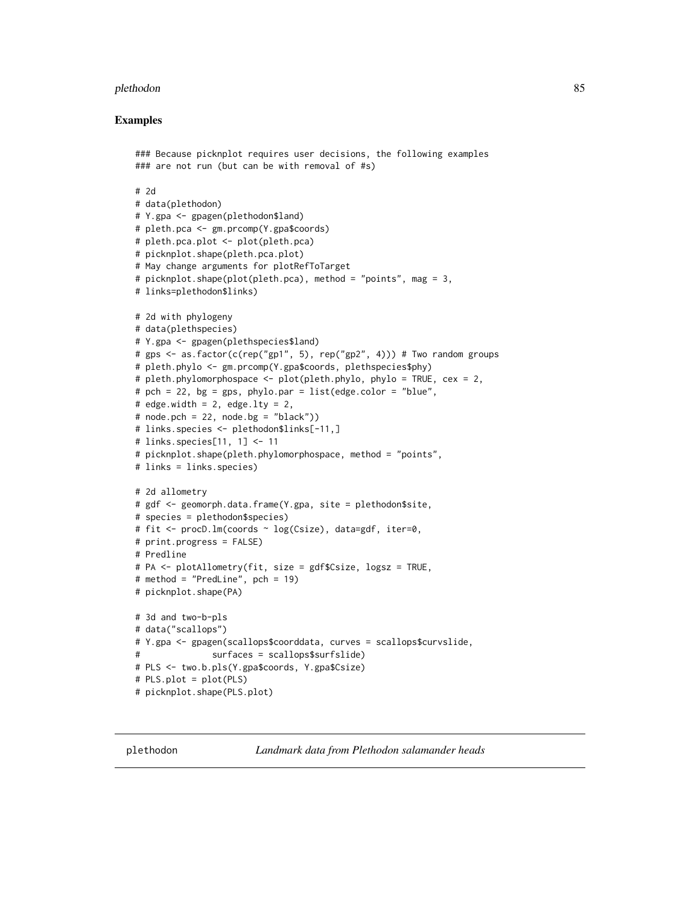## Examples

```
### Because picknplot requires user decisions, the following examples
### are not run (but can be with removal of #s)

# 2d
# data(plethodon)
# Y.gpa <- gpagen(plethodon$land)
# pleth.pca <- gm.prcomp(Y.gpa$coords)
# pleth.pca.plot <- plot(pleth.pca)
# picknplot.shape(pleth.pca.plot)
# May change arguments for plotRefToTarget
# picknplot.shape(plot(pleth.pca), method = "points", mag = 3,
# links=plethodon$links)

# 2d with phylogeny
# data(plethspecies)
# Y.gpa <- gpagen(plethspecies$land)
# gps <- as.factor(c(rep("gp1", 5), rep("gp2", 4))) # Two random groups
# pleth.phylo <- gm.prcomp(Y.gpa$coords, plethspecies$phy)
# pleth.phylomorphospace <- plot(pleth.phylo, phylo = TRUE, cex = 2,
# pch = 22, bg = gps, phylo.par = list(edge.color = "blue",
# edge.width = 2, edge.lty = 2,
# node.pch = 22, node.bg = "black"))
# links.species <- plethodon$links[-11,]
# links.species[11, 1] <- 11
# picknplot.shape(pleth.phylomorphospace, method = "points",
# links = links.species)

# 2d allometry
# gdf <- geomorph.data.frame(Y.gpa, site = plethodon$site,
# species = plethodon$species)
# fit <- procD.lm(coords ~ log(Csize), data=gdf, iter=0,
# print.progress = FALSE)
# Predline
# PA <- plotAllometry(fit, size = gdf$Csize, logsz = TRUE,
# method = "PredLine", pch = 19)
# picknplot.shape(PA)

# 3d and two-b-pls
# data("scallops")
# Y.gpa <- gpagen(scallops$coorddata, curves = scallops$curvslide,
#              surfaces = scallops$surfslide)
# PLS <- two.b.pls(Y.gpa$coords, Y.gpa$Csize)
# PLS.plot = plot(PLS)
# picknplot.shape(PLS.plot)
```

---

plethodon — *Landmark data from Plethodon salamander heads*

---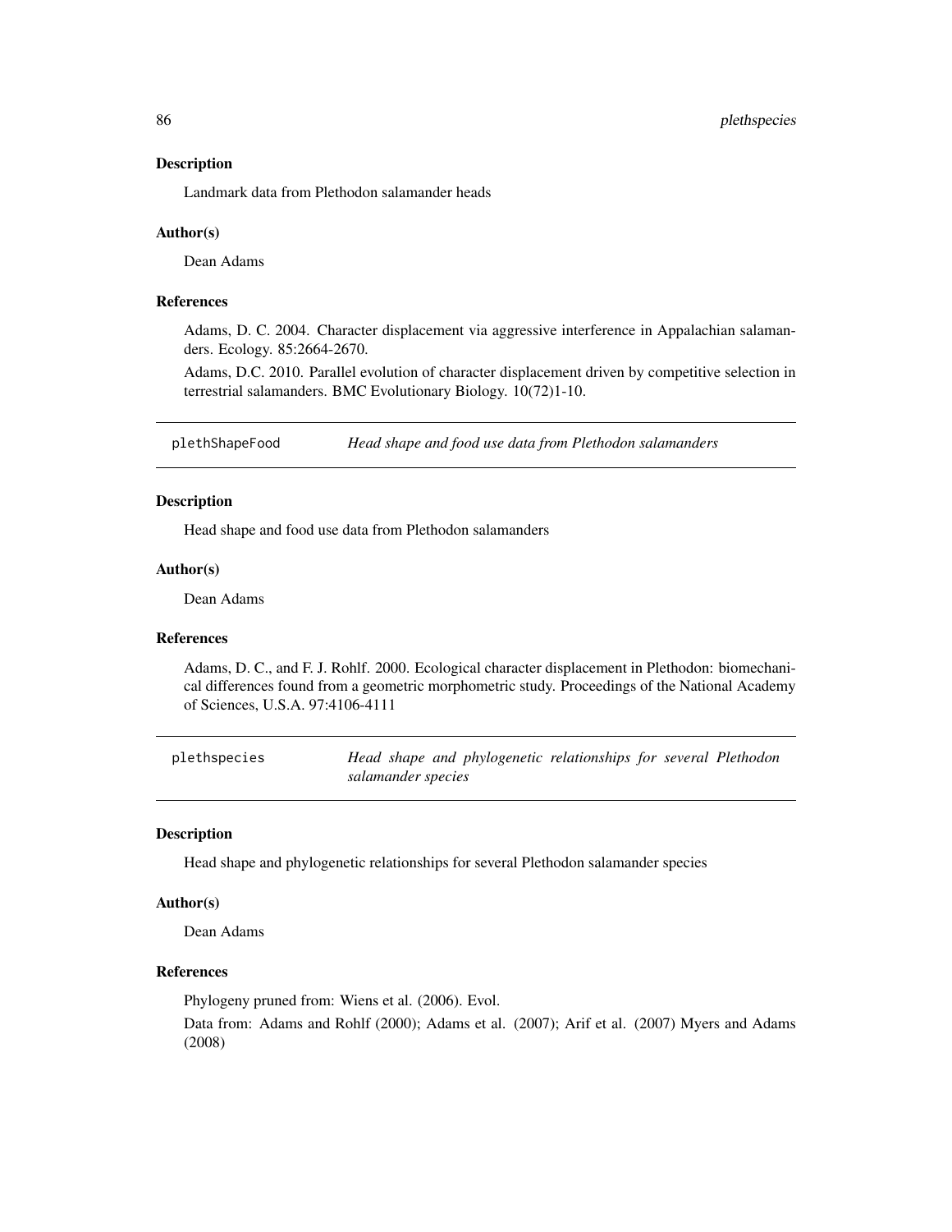### Description

Landmark data from Plethodon salamander heads

### Author(s)

Dean Adams

### References

Adams, D. C. 2004. Character displacement via aggressive interference in Appalachian salamanders. Ecology. 85:2664-2670.

Adams, D.C. 2010. Parallel evolution of character displacement driven by competitive selection in terrestrial salamanders. BMC Evolutionary Biology. 10(72)1-10.

## plethShapeFood *Head shape and food use data from Plethodon salamanders*

### Description

Head shape and food use data from Plethodon salamanders

### Author(s)

Dean Adams

### References

Adams, D. C., and F. J. Rohlf. 2000. Ecological character displacement in Plethodon: biomechanical differences found from a geometric morphometric study. Proceedings of the National Academy of Sciences, U.S.A. 97:4106-4111

## plethspecies *Head shape and phylogenetic relationships for several Plethodon salamander species*

### Description

Head shape and phylogenetic relationships for several Plethodon salamander species

### Author(s)

Dean Adams

### References

Phylogeny pruned from: Wiens et al. (2006). Evol.

Data from: Adams and Rohlf (2000); Adams et al. (2007); Arif et al. (2007) Myers and Adams (2008)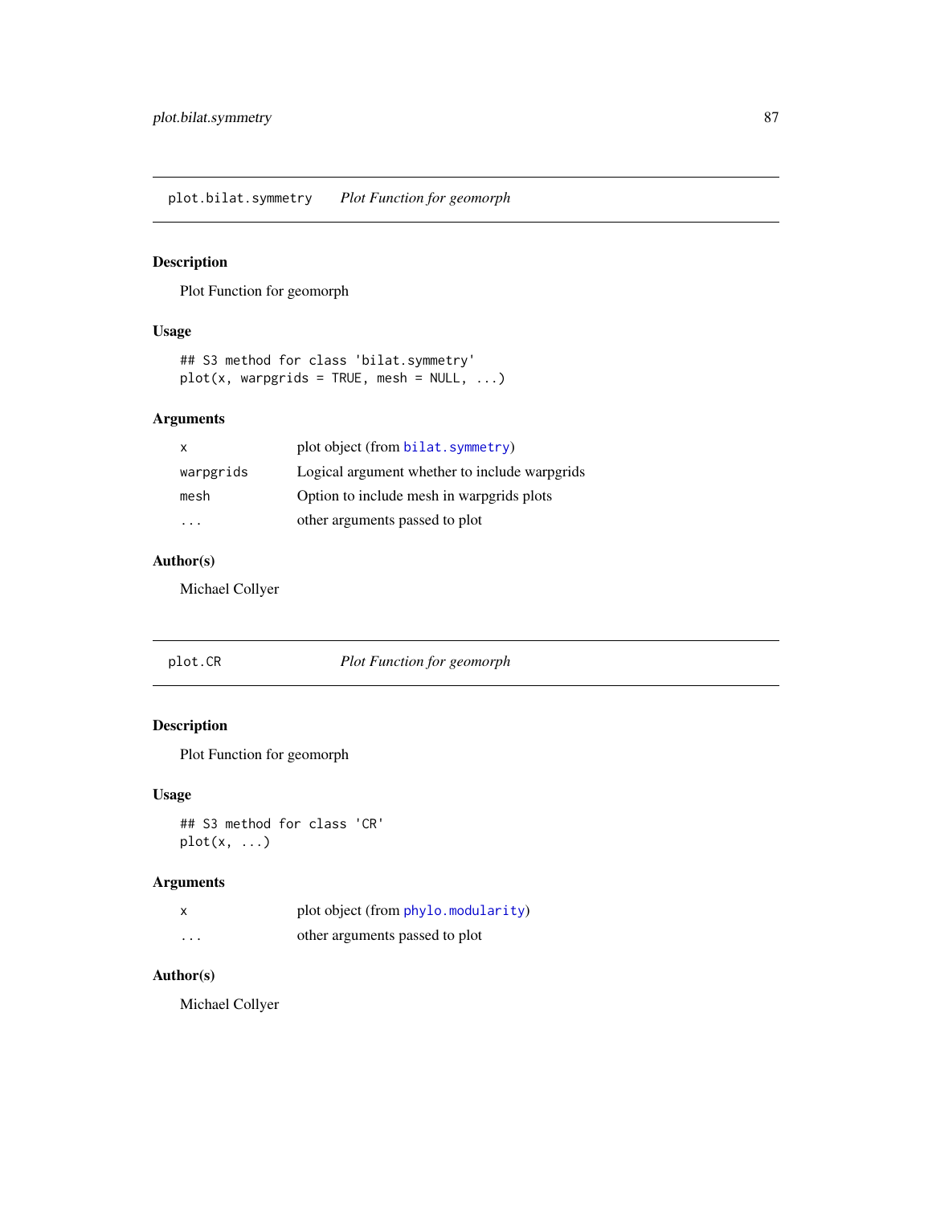## plot.bilat.symmetry *Plot Function for geomorph*

### Description

Plot Function for geomorph

### Usage

```
## S3 method for class 'bilat.symmetry'
plot(x, warpgrids = TRUE, mesh = NULL, ...)
```

### Arguments

| | |
|---|---|
| x | plot object (from bilat.symmetry) |
| warpgrids | Logical argument whether to include warpgrids |
| mesh | Option to include mesh in warpgrids plots |
| ... | other arguments passed to plot |

### Author(s)

Michael Collyer

## plot.CR *Plot Function for geomorph*

### Description

Plot Function for geomorph

### Usage

```
## S3 method for class 'CR'
plot(x, ...)
```

### Arguments

| | |
|---|---|
| x | plot object (from phylo.modularity) |
| ... | other arguments passed to plot |

### Author(s)

Michael Collyer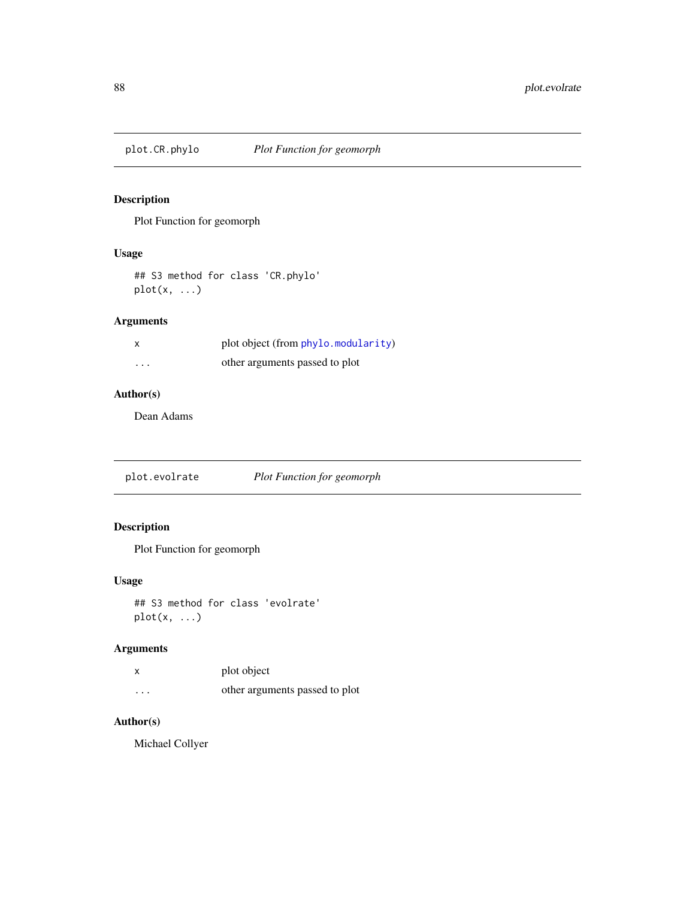## plot.CR.phylo *Plot Function for geomorph*

### Description

Plot Function for geomorph

### Usage

```
## S3 method for class 'CR.phylo'
plot(x, ...)
```

### Arguments

| | |
|---|---|
| x | plot object (from phylo.modularity) |
| ... | other arguments passed to plot |

### Author(s)

Dean Adams

## plot.evolrate *Plot Function for geomorph*

### Description

Plot Function for geomorph

### Usage

```
## S3 method for class 'evolrate'
plot(x, ...)
```

### Arguments

| | |
|---|---|
| x | plot object |
| ... | other arguments passed to plot |

### Author(s)

Michael Collyer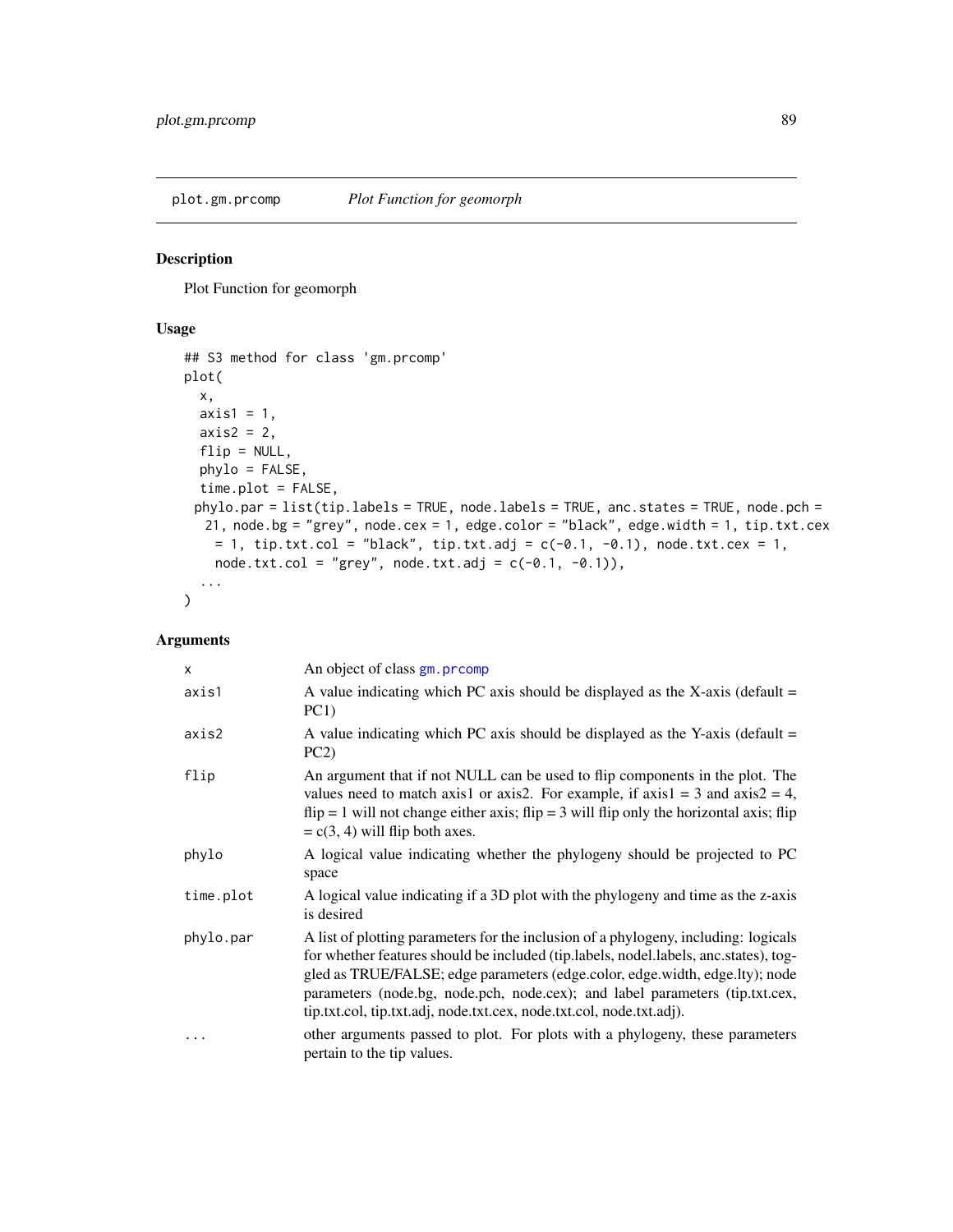## plot.gm.prcomp *Plot Function for geomorph*

### Description

Plot Function for geomorph

### Usage

```
## S3 method for class 'gm.prcomp'
plot(
  x,
  axis1 = 1,
  axis2 = 2,
  flip = NULL,
  phylo = FALSE,
  time.plot = FALSE,
 phylo.par = list(tip.labels = TRUE, node.labels = TRUE, anc.states = TRUE, node.pch =
  21, node.bg = "grey", node.cex = 1, edge.color = "black", edge.width = 1, tip.txt.cex
   = 1, tip.txt.col = "black", tip.txt.adj = c(-0.1, -0.1), node.txt.cex = 1,
   node.txt.col = "grey", node.txt.adj = c(-0.1, -0.1)),
  ...
)
```

### Arguments

| | |
|---|---|
| `x` | An object of class `gm.prcomp` |
| `axis1` | A value indicating which PC axis should be displayed as the X-axis (default = PC1) |
| `axis2` | A value indicating which PC axis should be displayed as the Y-axis (default = PC2) |
| `flip` | An argument that if not NULL can be used to flip components in the plot. The values need to match axis1 or axis2. For example, if axis1 = 3 and axis2 = 4, flip = 1 will not change either axis; flip = 3 will flip only the horizontal axis; flip = c(3, 4) will flip both axes. |
| `phylo` | A logical value indicating whether the phylogeny should be projected to PC space |
| `time.plot` | A logical value indicating if a 3D plot with the phylogeny and time as the z-axis is desired |
| `phylo.par` | A list of plotting parameters for the inclusion of a phylogeny, including: logicals for whether features should be included (tip.labels, nodel.labels, anc.states), toggled as TRUE/FALSE; edge parameters (edge.color, edge.width, edge.lty); node parameters (node.bg, node.pch, node.cex); and label parameters (tip.txt.cex, tip.txt.col, tip.txt.adj, node.txt.cex, node.txt.col, node.txt.adj). |
| `...` | other arguments passed to plot. For plots with a phylogeny, these parameters pertain to the tip values. |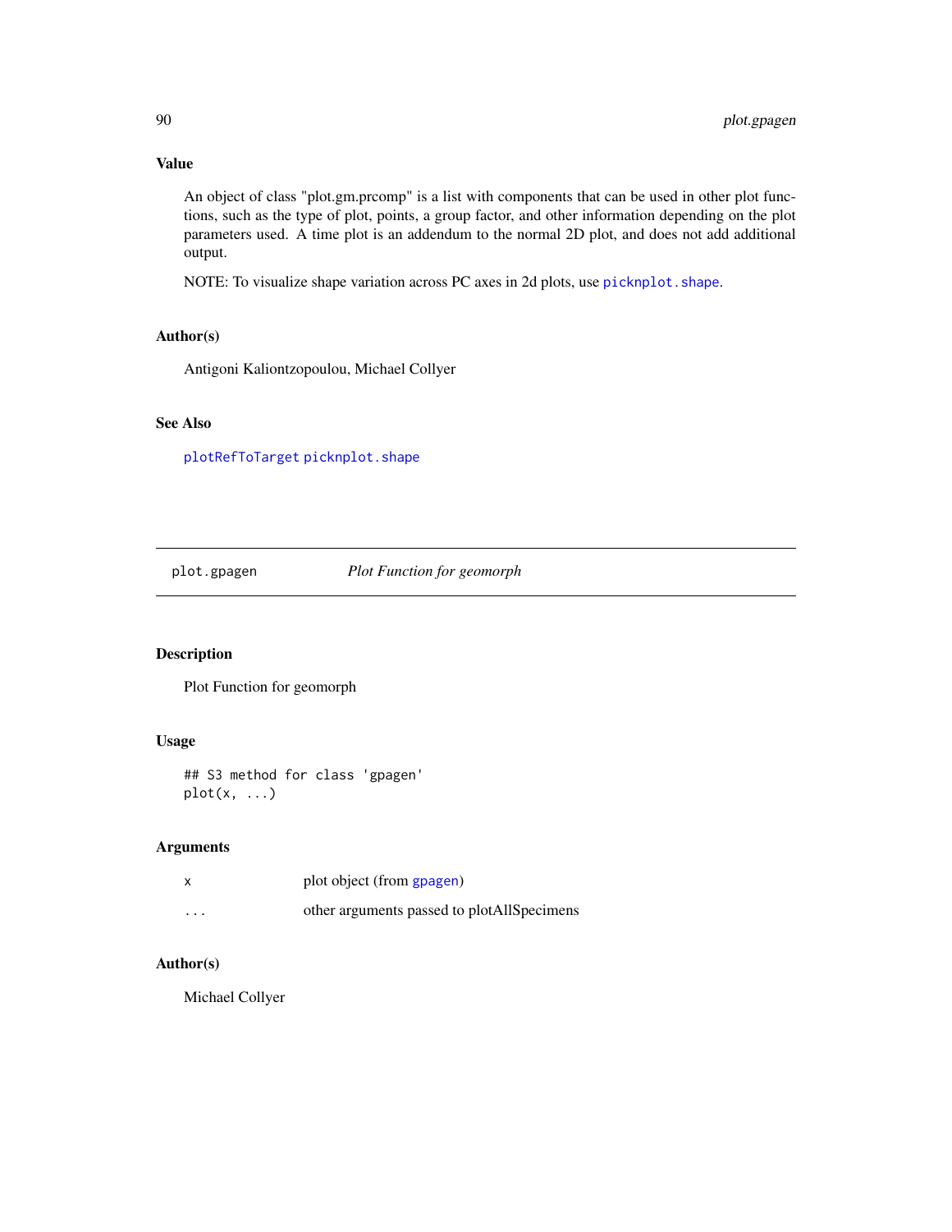## Value

An object of class "plot.gm.prcomp" is a list with components that can be used in other plot functions, such as the type of plot, points, a group factor, and other information depending on the plot parameters used. A time plot is an addendum to the normal 2D plot, and does not add additional output.

NOTE: To visualize shape variation across PC axes in 2d plots, use `picknplot.shape`.

## Author(s)

Antigoni Kaliontzopoulou, Michael Collyer

## See Also

`plotRefToTarget` `picknplot.shape`

---

# plot.gpagen *Plot Function for geomorph*

## Description

Plot Function for geomorph

## Usage

```
## S3 method for class 'gpagen'
plot(x, ...)
```

## Arguments

| | |
|---|---|
| x | plot object (from `gpagen`) |
| ... | other arguments passed to plotAllSpecimens |

## Author(s)

Michael Collyer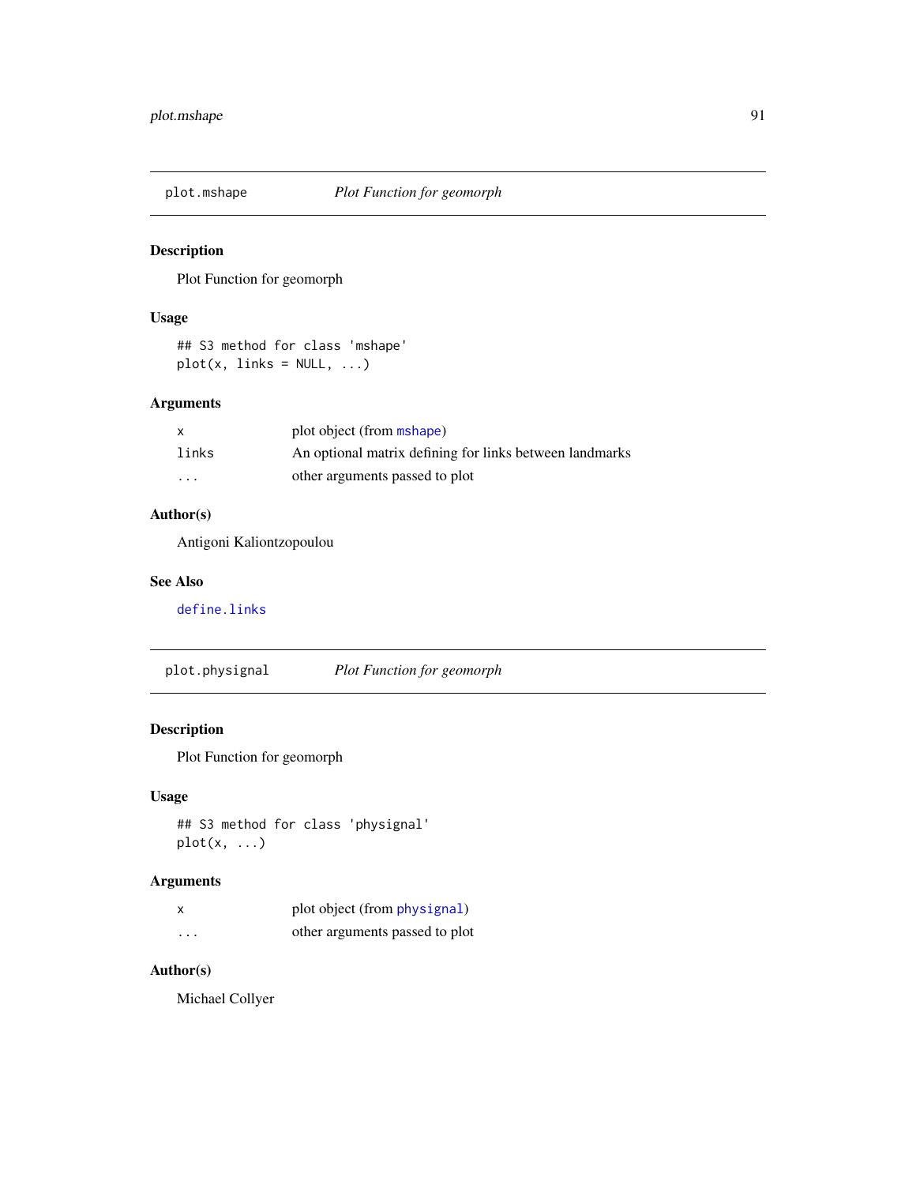## plot.mshape — *Plot Function for geomorph*

### Description

Plot Function for geomorph

### Usage

```
## S3 method for class 'mshape'
plot(x, links = NULL, ...)
```

### Arguments

| | |
|---|---|
| x | plot object (from mshape) |
| links | An optional matrix defining for links between landmarks |
| ... | other arguments passed to plot |

### Author(s)

Antigoni Kaliontzopoulou

### See Also

define.links

## plot.physignal — *Plot Function for geomorph*

### Description

Plot Function for geomorph

### Usage

```
## S3 method for class 'physignal'
plot(x, ...)
```

### Arguments

| | |
|---|---|
| x | plot object (from physignal) |
| ... | other arguments passed to plot |

### Author(s)

Michael Collyer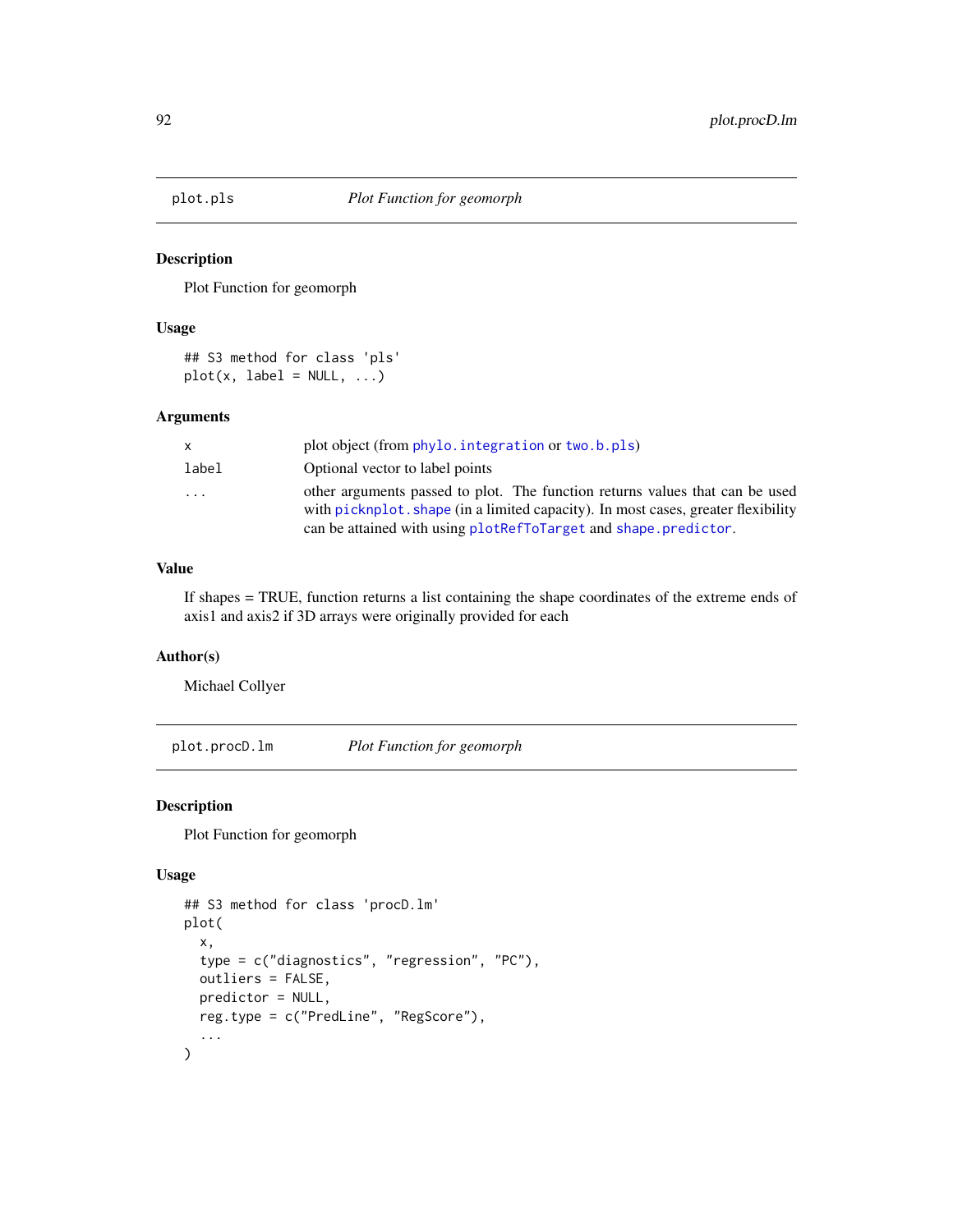## plot.pls — *Plot Function for geomorph*

### Description

Plot Function for geomorph

### Usage

```
## S3 method for class 'pls'
plot(x, label = NULL, ...)
```

### Arguments

| | |
|---|---|
| x | plot object (from phylo.integration or two.b.pls) |
| label | Optional vector to label points |
| ... | other arguments passed to plot. The function returns values that can be used with picknplot.shape (in a limited capacity). In most cases, greater flexibility can be attained with using plotRefToTarget and shape.predictor. |

### Value

If shapes = TRUE, function returns a list containing the shape coordinates of the extreme ends of axis1 and axis2 if 3D arrays were originally provided for each

### Author(s)

Michael Collyer

## plot.procD.lm — *Plot Function for geomorph*

### Description

Plot Function for geomorph

### Usage

```
## S3 method for class 'procD.lm'
plot(
  x,
  type = c("diagnostics", "regression", "PC"),
  outliers = FALSE,
  predictor = NULL,
  reg.type = c("PredLine", "RegScore"),
  ...
)
```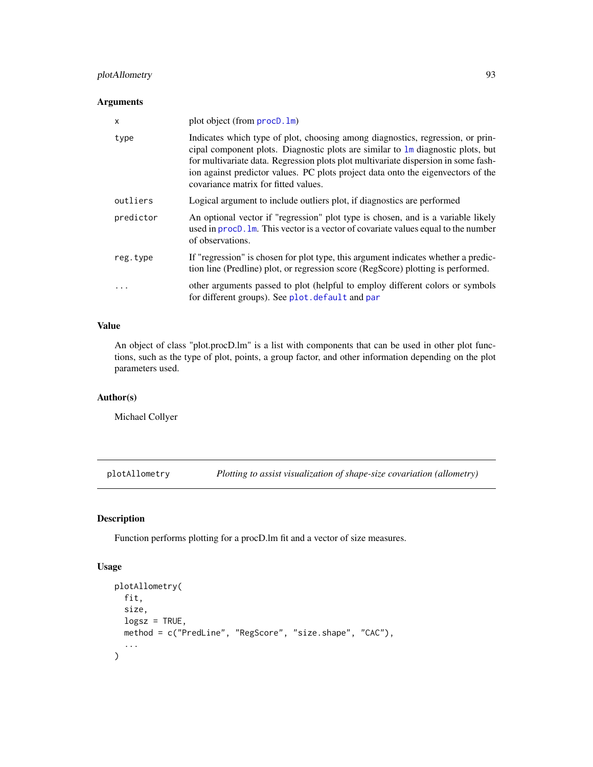## Arguments

| | |
|---|---|
| x | plot object (from procD.lm) |
| type | Indicates which type of plot, choosing among diagnostics, regression, or principal component plots. Diagnostic plots are similar to lm diagnostic plots, but for multivariate data. Regression plots plot multivariate dispersion in some fashion against predictor values. PC plots project data onto the eigenvectors of the covariance matrix for fitted values. |
| outliers | Logical argument to include outliers plot, if diagnostics are performed |
| predictor | An optional vector if "regression" plot type is chosen, and is a variable likely used in procD.lm. This vector is a vector of covariate values equal to the number of observations. |
| reg.type | If "regression" is chosen for plot type, this argument indicates whether a prediction line (Predline) plot, or regression score (RegScore) plotting is performed. |
| ... | other arguments passed to plot (helpful to employ different colors or symbols for different groups). See plot.default and par |

## Value

An object of class "plot.procD.lm" is a list with components that can be used in other plot functions, such as the type of plot, points, a group factor, and other information depending on the plot parameters used.

## Author(s)

Michael Collyer

---

# plotAllometry — *Plotting to assist visualization of shape-size covariation (allometry)*

## Description

Function performs plotting for a procD.lm fit and a vector of size measures.

## Usage

```
plotAllometry(
  fit,
  size,
  logsz = TRUE,
  method = c("PredLine", "RegScore", "size.shape", "CAC"),
  ...
)
```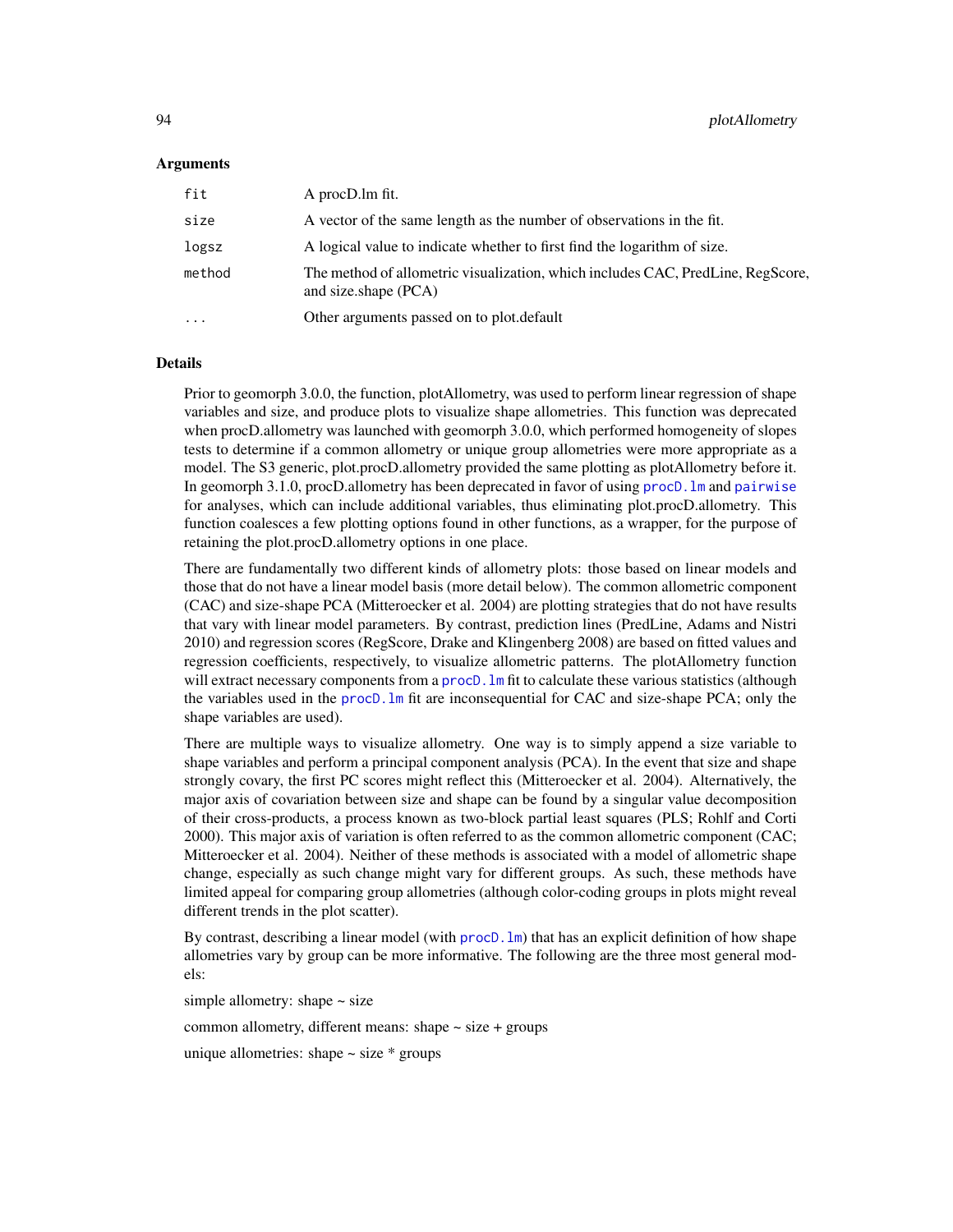### Arguments

| | |
|---|---|
| `fit` | A procD.lm fit. |
| `size` | A vector of the same length as the number of observations in the fit. |
| `logsz` | A logical value to indicate whether to first find the logarithm of size. |
| `method` | The method of allometric visualization, which includes CAC, PredLine, RegScore, and size.shape (PCA) |
| `...` | Other arguments passed on to plot.default |

### Details

Prior to geomorph 3.0.0, the function, plotAllometry, was used to perform linear regression of shape variables and size, and produce plots to visualize shape allometries. This function was deprecated when procD.allometry was launched with geomorph 3.0.0, which performed homogeneity of slopes tests to determine if a common allometry or unique group allometries were more appropriate as a model. The S3 generic, plot.procD.allometry provided the same plotting as plotAllometry before it. In geomorph 3.1.0, procD.allometry has been deprecated in favor of using `procD.lm` and `pairwise` for analyses, which can include additional variables, thus eliminating plot.procD.allometry. This function coalesces a few plotting options found in other functions, as a wrapper, for the purpose of retaining the plot.procD.allometry options in one place.

There are fundamentally two different kinds of allometry plots: those based on linear models and those that do not have a linear model basis (more detail below). The common allometric component (CAC) and size-shape PCA (Mitteroecker et al. 2004) are plotting strategies that do not have results that vary with linear model parameters. By contrast, prediction lines (PredLine, Adams and Nistri 2010) and regression scores (RegScore, Drake and Klingenberg 2008) are based on fitted values and regression coefficients, respectively, to visualize allometric patterns. The plotAllometry function will extract necessary components from a `procD.lm` fit to calculate these various statistics (although the variables used in the `procD.lm` fit are inconsequential for CAC and size-shape PCA; only the shape variables are used).

There are multiple ways to visualize allometry. One way is to simply append a size variable to shape variables and perform a principal component analysis (PCA). In the event that size and shape strongly covary, the first PC scores might reflect this (Mitteroecker et al. 2004). Alternatively, the major axis of covariation between size and shape can be found by a singular value decomposition of their cross-products, a process known as two-block partial least squares (PLS; Rohlf and Corti 2000). This major axis of variation is often referred to as the common allometric component (CAC; Mitteroecker et al. 2004). Neither of these methods is associated with a model of allometric shape change, especially as such change might vary for different groups. As such, these methods have limited appeal for comparing group allometries (although color-coding groups in plots might reveal different trends in the plot scatter).

By contrast, describing a linear model (with `procD.lm`) that has an explicit definition of how shape allometries vary by group can be more informative. The following are the three most general models:

simple allometry: shape ~ size

common allometry, different means: shape ~ size + groups

unique allometries: shape ~ size * groups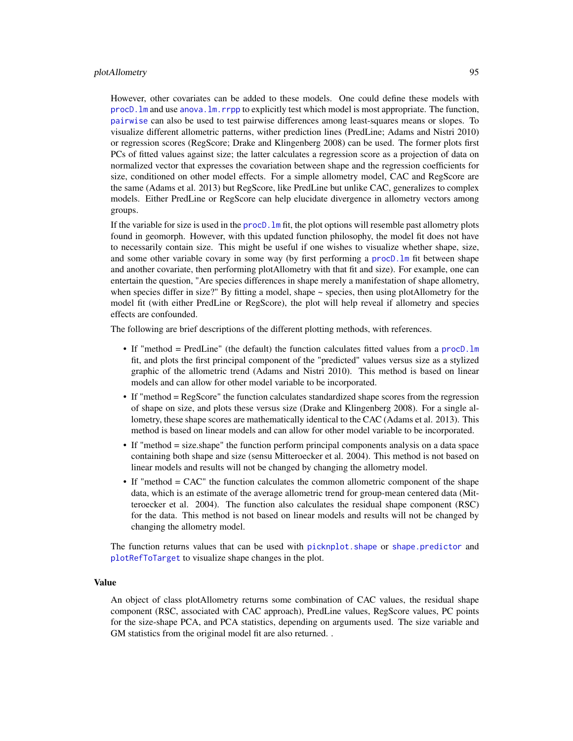However, other covariates can be added to these models. One could define these models with `procD.lm` and use `anova.lm.rrpp` to explicitly test which model is most appropriate. The function, `pairwise` can also be used to test pairwise differences among least-squares means or slopes. To visualize different allometric patterns, wither prediction lines (PredLine; Adams and Nistri 2010) or regression scores (RegScore; Drake and Klingenberg 2008) can be used. The former plots first PCs of fitted values against size; the latter calculates a regression score as a projection of data on normalized vector that expresses the covariation between shape and the regression coefficients for size, conditioned on other model effects. For a simple allometry model, CAC and RegScore are the same (Adams et al. 2013) but RegScore, like PredLine but unlike CAC, generalizes to complex models. Either PredLine or RegScore can help elucidate divergence in allometry vectors among groups.

If the variable for size is used in the `procD.lm` fit, the plot options will resemble past allometry plots found in geomorph. However, with this updated function philosophy, the model fit does not have to necessarily contain size. This might be useful if one wishes to visualize whether shape, size, and some other variable covary in some way (by first performing a `procD.lm` fit between shape and another covariate, then performing plotAllometry with that fit and size). For example, one can entertain the question, "Are species differences in shape merely a manifestation of shape allometry, when species differ in size?" By fitting a model, shape ~ species, then using plotAllometry for the model fit (with either PredLine or RegScore), the plot will help reveal if allometry and species effects are confounded.

The following are brief descriptions of the different plotting methods, with references.

- If "method = PredLine" (the default) the function calculates fitted values from a `procD.lm` fit, and plots the first principal component of the "predicted" values versus size as a stylized graphic of the allometric trend (Adams and Nistri 2010). This method is based on linear models and can allow for other model variable to be incorporated.
- If "method = RegScore" the function calculates standardized shape scores from the regression of shape on size, and plots these versus size (Drake and Klingenberg 2008). For a single allometry, these shape scores are mathematically identical to the CAC (Adams et al. 2013). This method is based on linear models and can allow for other model variable to be incorporated.
- If "method = size.shape" the function perform principal components analysis on a data space containing both shape and size (sensu Mitteroecker et al. 2004). This method is not based on linear models and results will not be changed by changing the allometry model.
- If "method = CAC" the function calculates the common allometric component of the shape data, which is an estimate of the average allometric trend for group-mean centered data (Mitteroecker et al. 2004). The function also calculates the residual shape component (RSC) for the data. This method is not based on linear models and results will not be changed by changing the allometry model.

The function returns values that can be used with `picknplot.shape` or `shape.predictor` and `plotRefToTarget` to visualize shape changes in the plot.

## Value

An object of class plotAllometry returns some combination of CAC values, the residual shape component (RSC, associated with CAC approach), PredLine values, RegScore values, PC points for the size-shape PCA, and PCA statistics, depending on arguments used. The size variable and GM statistics from the original model fit are also returned. .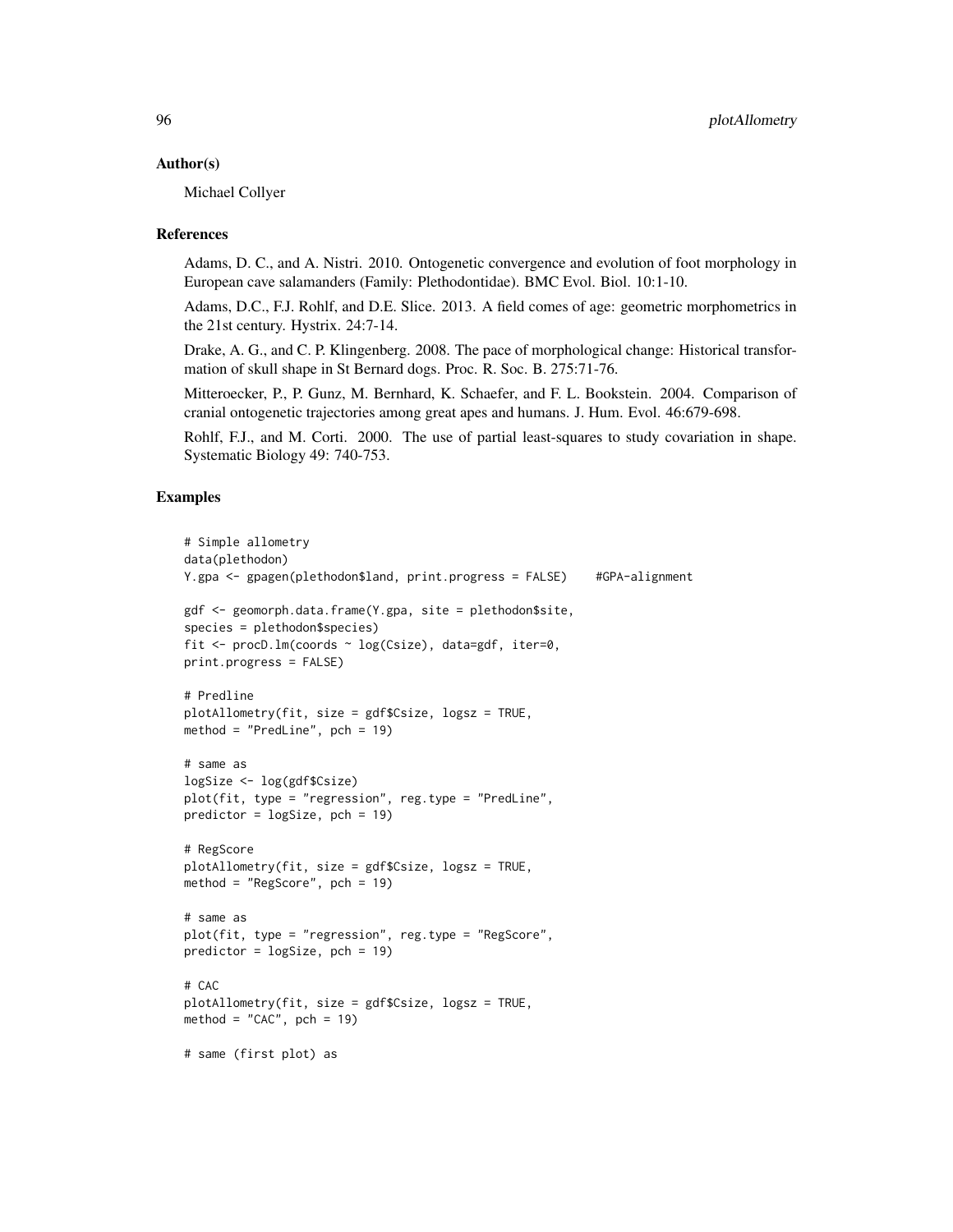## Author(s)

Michael Collyer

## References

Adams, D. C., and A. Nistri. 2010. Ontogenetic convergence and evolution of foot morphology in European cave salamanders (Family: Plethodontidae). BMC Evol. Biol. 10:1-10.

Adams, D.C., F.J. Rohlf, and D.E. Slice. 2013. A field comes of age: geometric morphometrics in the 21st century. Hystrix. 24:7-14.

Drake, A. G., and C. P. Klingenberg. 2008. The pace of morphological change: Historical transformation of skull shape in St Bernard dogs. Proc. R. Soc. B. 275:71-76.

Mitteroecker, P., P. Gunz, M. Bernhard, K. Schaefer, and F. L. Bookstein. 2004. Comparison of cranial ontogenetic trajectories among great apes and humans. J. Hum. Evol. 46:679-698.

Rohlf, F.J., and M. Corti. 2000. The use of partial least-squares to study covariation in shape. Systematic Biology 49: 740-753.

## Examples

```
# Simple allometry
data(plethodon)
Y.gpa <- gpagen(plethodon$land, print.progress = FALSE)    #GPA-alignment

gdf <- geomorph.data.frame(Y.gpa, site = plethodon$site,
species = plethodon$species)
fit <- procD.lm(coords ~ log(Csize), data=gdf, iter=0,
print.progress = FALSE)

# Predline
plotAllometry(fit, size = gdf$Csize, logsz = TRUE,
method = "PredLine", pch = 19)

# same as
logSize <- log(gdf$Csize)
plot(fit, type = "regression", reg.type = "PredLine",
predictor = logSize, pch = 19)

# RegScore
plotAllometry(fit, size = gdf$Csize, logsz = TRUE,
method = "RegScore", pch = 19)

# same as
plot(fit, type = "regression", reg.type = "RegScore",
predictor = logSize, pch = 19)

# CAC
plotAllometry(fit, size = gdf$Csize, logsz = TRUE,
method = "CAC", pch = 19)

# same (first plot) as
```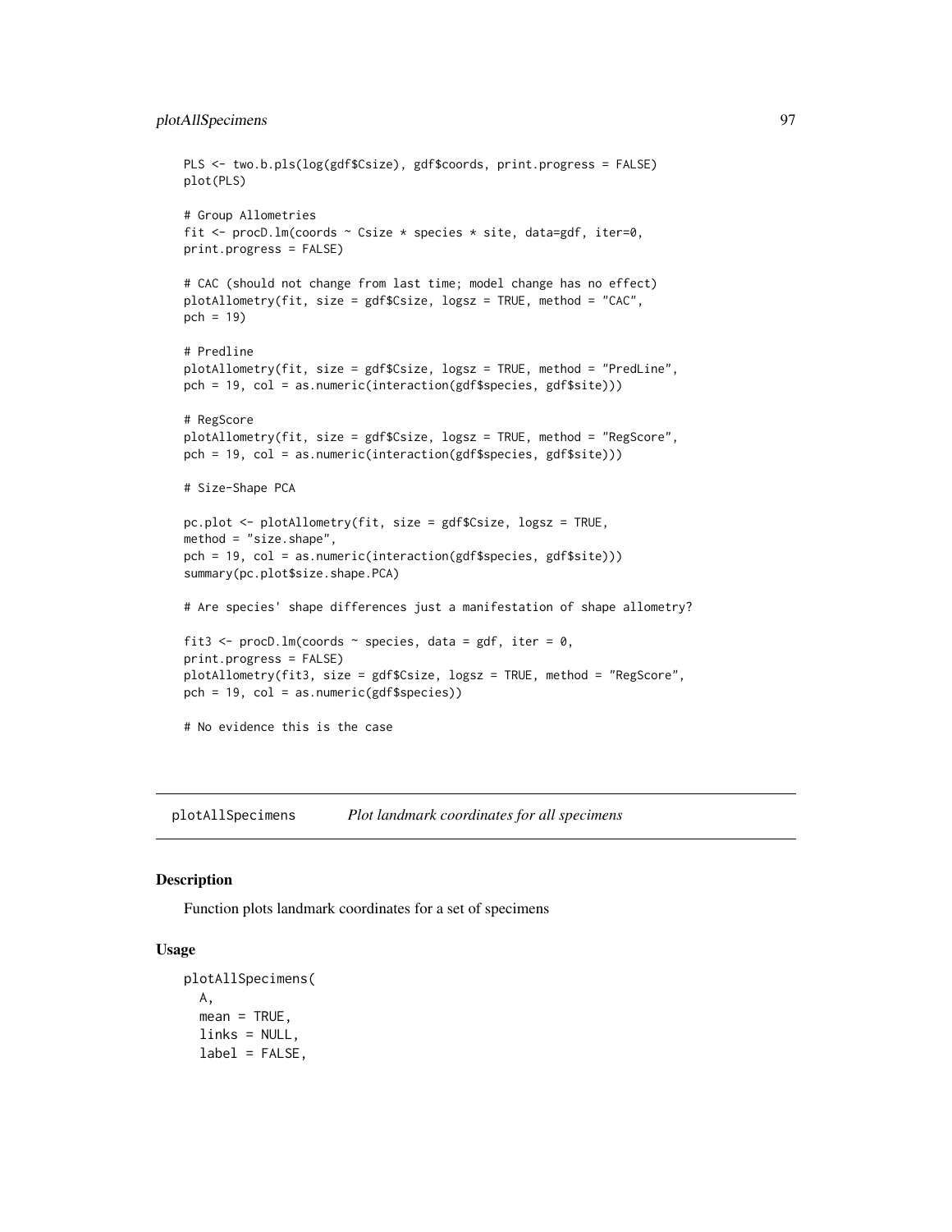```
PLS <- two.b.pls(log(gdf$Csize), gdf$coords, print.progress = FALSE)
plot(PLS)

# Group Allometries
fit <- procD.lm(coords ~ Csize * species * site, data=gdf, iter=0,
print.progress = FALSE)

# CAC (should not change from last time; model change has no effect)
plotAllometry(fit, size = gdf$Csize, logsz = TRUE, method = "CAC",
pch = 19)

# Predline
plotAllometry(fit, size = gdf$Csize, logsz = TRUE, method = "PredLine",
pch = 19, col = as.numeric(interaction(gdf$species, gdf$site)))

# RegScore
plotAllometry(fit, size = gdf$Csize, logsz = TRUE, method = "RegScore",
pch = 19, col = as.numeric(interaction(gdf$species, gdf$site)))

# Size-Shape PCA

pc.plot <- plotAllometry(fit, size = gdf$Csize, logsz = TRUE,
method = "size.shape",
pch = 19, col = as.numeric(interaction(gdf$species, gdf$site)))
summary(pc.plot$size.shape.PCA)

# Are species' shape differences just a manifestation of shape allometry?

fit3 <- procD.lm(coords ~ species, data = gdf, iter = 0,
print.progress = FALSE)
plotAllometry(fit3, size = gdf$Csize, logsz = TRUE, method = "RegScore",
pch = 19, col = as.numeric(gdf$species))

# No evidence this is the case
```

## plotAllSpecimens — *Plot landmark coordinates for all specimens*

### Description

Function plots landmark coordinates for a set of specimens

### Usage

```
plotAllSpecimens(
  A,
  mean = TRUE,
  links = NULL,
  label = FALSE,
```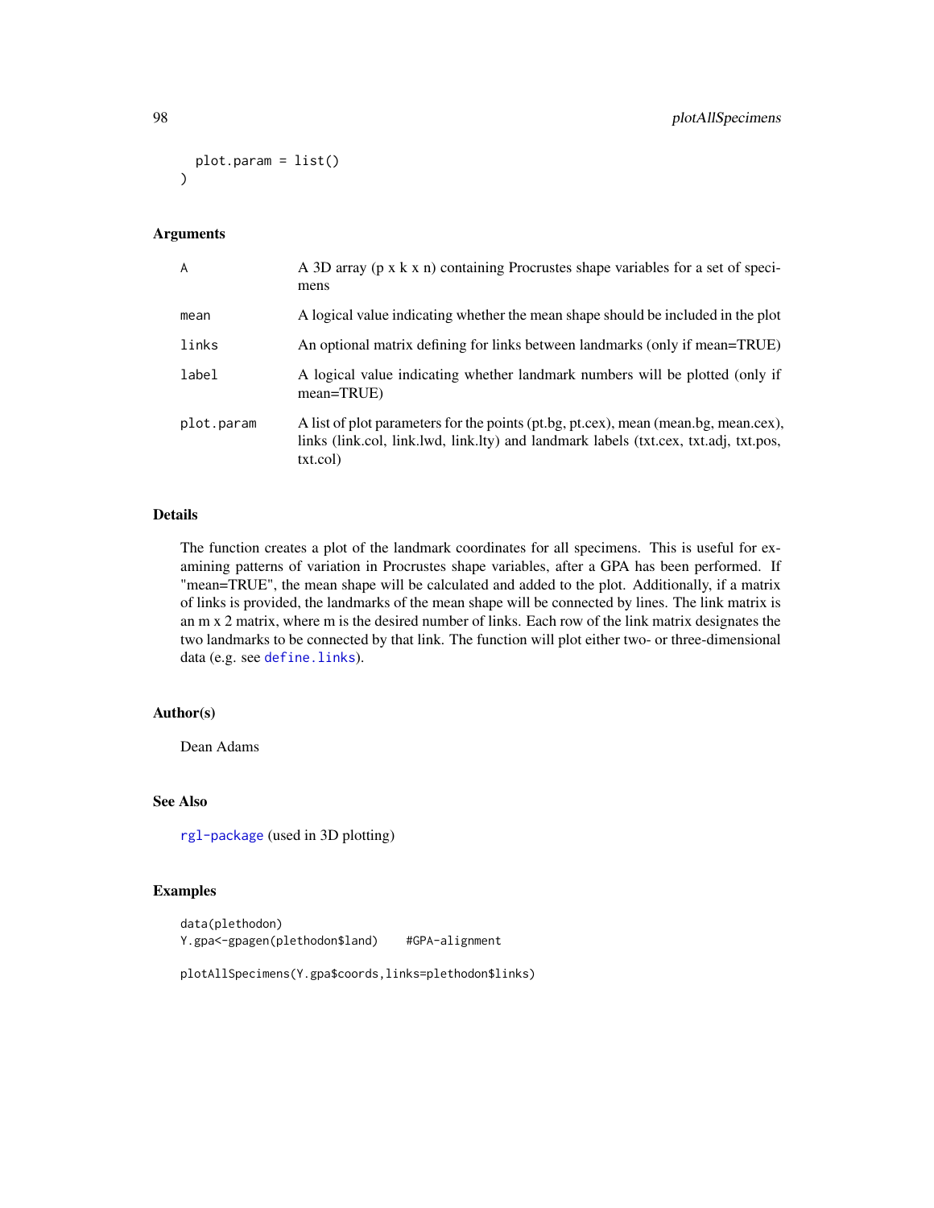```
  plot.param = list()
)
```

### Arguments

| | |
|---|---|
| A | A 3D array (p x k x n) containing Procrustes shape variables for a set of specimens |
| mean | A logical value indicating whether the mean shape should be included in the plot |
| links | An optional matrix defining for links between landmarks (only if mean=TRUE) |
| label | A logical value indicating whether landmark numbers will be plotted (only if mean=TRUE) |
| plot.param | A list of plot parameters for the points (pt.bg, pt.cex), mean (mean.bg, mean.cex), links (link.col, link.lwd, link.lty) and landmark labels (txt.cex, txt.adj, txt.pos, txt.col) |

### Details

The function creates a plot of the landmark coordinates for all specimens. This is useful for examining patterns of variation in Procrustes shape variables, after a GPA has been performed. If "mean=TRUE", the mean shape will be calculated and added to the plot. Additionally, if a matrix of links is provided, the landmarks of the mean shape will be connected by lines. The link matrix is an m x 2 matrix, where m is the desired number of links. Each row of the link matrix designates the two landmarks to be connected by that link. The function will plot either two- or three-dimensional data (e.g. see `define.links`).

### Author(s)

Dean Adams

### See Also

`rgl-package` (used in 3D plotting)

### Examples

```
data(plethodon)
Y.gpa<-gpagen(plethodon$land)    #GPA-alignment

plotAllSpecimens(Y.gpa$coords,links=plethodon$links)
```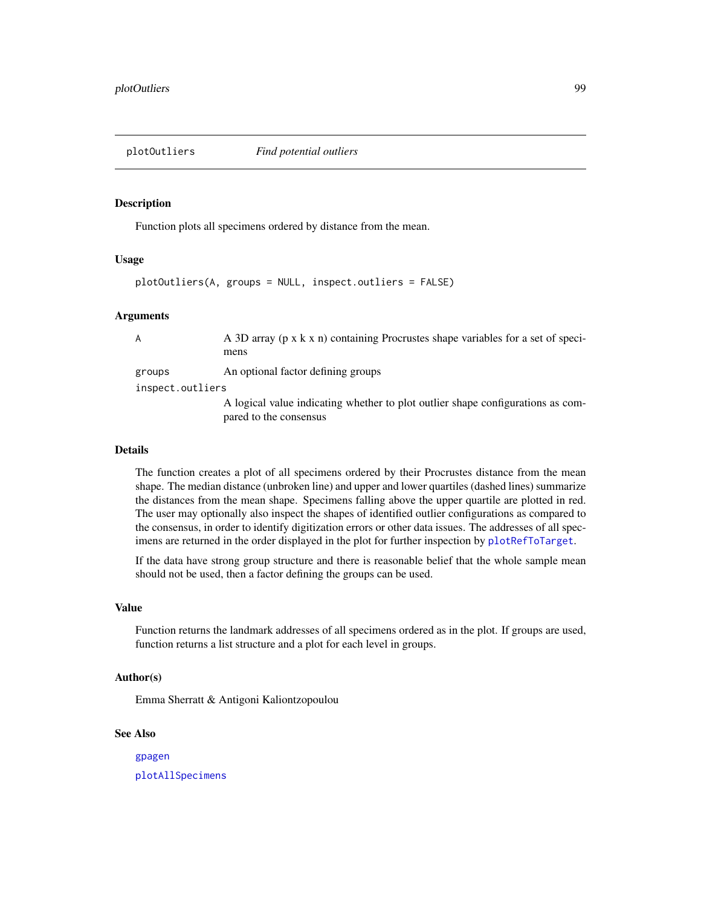# plotOutliers *Find potential outliers*

## Description

Function plots all specimens ordered by distance from the mean.

## Usage

```
plotOutliers(A, groups = NULL, inspect.outliers = FALSE)
```

## Arguments

| | |
|---|---|
| `A` | A 3D array (p x k x n) containing Procrustes shape variables for a set of specimens |
| `groups` | An optional factor defining groups |
| `inspect.outliers` | A logical value indicating whether to plot outlier shape configurations as compared to the consensus |

## Details

The function creates a plot of all specimens ordered by their Procrustes distance from the mean shape. The median distance (unbroken line) and upper and lower quartiles (dashed lines) summarize the distances from the mean shape. Specimens falling above the upper quartile are plotted in red. The user may optionally also inspect the shapes of identified outlier configurations as compared to the consensus, in order to identify digitization errors or other data issues. The addresses of all specimens are returned in the order displayed in the plot for further inspection by `plotRefToTarget`.

If the data have strong group structure and there is reasonable belief that the whole sample mean should not be used, then a factor defining the groups can be used.

## Value

Function returns the landmark addresses of all specimens ordered as in the plot. If groups are used, function returns a list structure and a plot for each level in groups.

## Author(s)

Emma Sherratt & Antigoni Kaliontzopoulou

## See Also

`gpagen`

`plotAllSpecimens`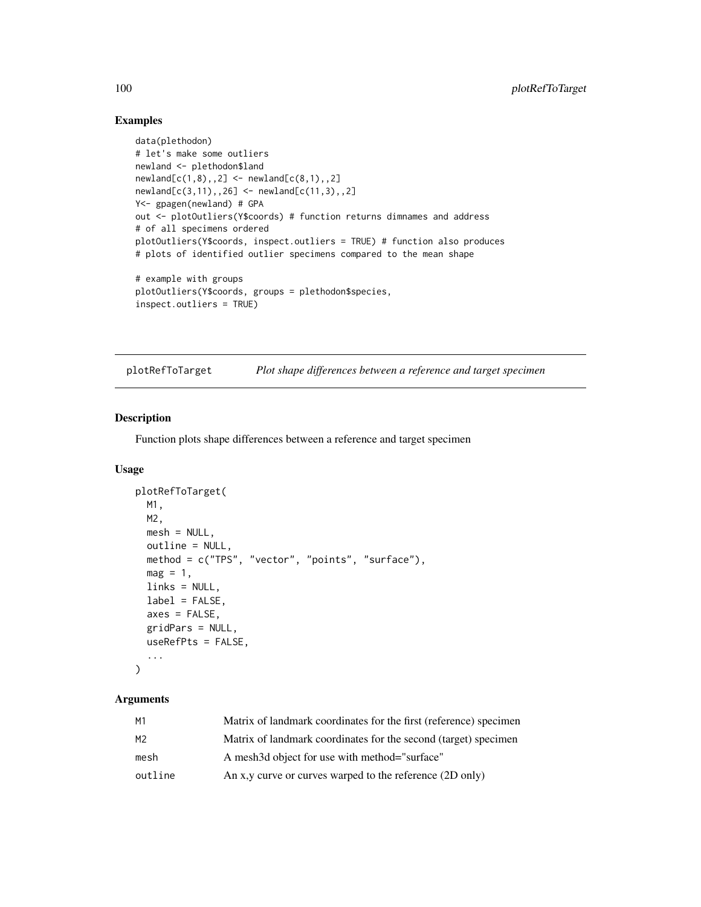## Examples

```
data(plethodon)
# let's make some outliers
newland <- plethodon$land
newland[c(1,8),,2] <- newland[c(8,1),,2]
newland[c(3,11),,26] <- newland[c(11,3),,2]
Y<- gpagen(newland) # GPA
out <- plotOutliers(Y$coords) # function returns dimnames and address
# of all specimens ordered
plotOutliers(Y$coords, inspect.outliers = TRUE) # function also produces
# plots of identified outlier specimens compared to the mean shape

# example with groups
plotOutliers(Y$coords, groups = plethodon$species,
inspect.outliers = TRUE)
```

---

# plotRefToTarget — *Plot shape differences between a reference and target specimen*

## Description

Function plots shape differences between a reference and target specimen

## Usage

```
plotRefToTarget(
  M1,
  M2,
  mesh = NULL,
  outline = NULL,
  method = c("TPS", "vector", "points", "surface"),
  mag = 1,
  links = NULL,
  label = FALSE,
  axes = FALSE,
  gridPars = NULL,
  useRefPts = FALSE,
  ...
)
```

## Arguments

| | |
|---|---|
| M1 | Matrix of landmark coordinates for the first (reference) specimen |
| M2 | Matrix of landmark coordinates for the second (target) specimen |
| mesh | A mesh3d object for use with method="surface" |
| outline | An x,y curve or curves warped to the reference (2D only) |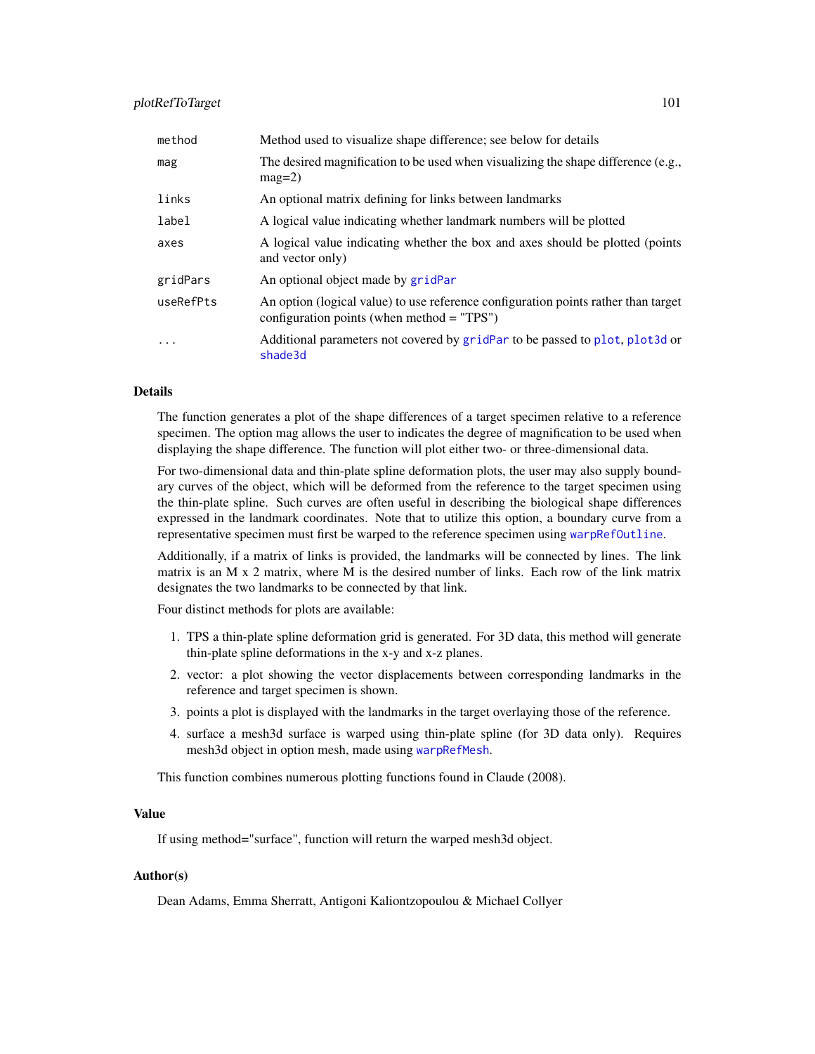| | |
|---|---|
| `method` | Method used to visualize shape difference; see below for details |
| `mag` | The desired magnification to be used when visualizing the shape difference (e.g., mag=2) |
| `links` | An optional matrix defining for links between landmarks |
| `label` | A logical value indicating whether landmark numbers will be plotted |
| `axes` | A logical value indicating whether the box and axes should be plotted (points and vector only) |
| `gridPars` | An optional object made by `gridPar` |
| `useRefPts` | An option (logical value) to use reference configuration points rather than target configuration points (when method = "TPS") |
| `...` | Additional parameters not covered by `gridPar` to be passed to `plot`, `plot3d` or `shade3d` |

## Details

The function generates a plot of the shape differences of a target specimen relative to a reference specimen. The option mag allows the user to indicates the degree of magnification to be used when displaying the shape difference. The function will plot either two- or three-dimensional data.

For two-dimensional data and thin-plate spline deformation plots, the user may also supply boundary curves of the object, which will be deformed from the reference to the target specimen using the thin-plate spline. Such curves are often useful in describing the biological shape differences expressed in the landmark coordinates. Note that to utilize this option, a boundary curve from a representative specimen must first be warped to the reference specimen using `warpRefOutline`.

Additionally, if a matrix of links is provided, the landmarks will be connected by lines. The link matrix is an M x 2 matrix, where M is the desired number of links. Each row of the link matrix designates the two landmarks to be connected by that link.

Four distinct methods for plots are available:

1. TPS a thin-plate spline deformation grid is generated. For 3D data, this method will generate thin-plate spline deformations in the x-y and x-z planes.
2. vector: a plot showing the vector displacements between corresponding landmarks in the reference and target specimen is shown.
3. points a plot is displayed with the landmarks in the target overlaying those of the reference.
4. surface a mesh3d surface is warped using thin-plate spline (for 3D data only). Requires mesh3d object in option mesh, made using `warpRefMesh`.

This function combines numerous plotting functions found in Claude (2008).

## Value

If using method="surface", function will return the warped mesh3d object.

## Author(s)

Dean Adams, Emma Sherratt, Antigoni Kaliontzopoulou & Michael Collyer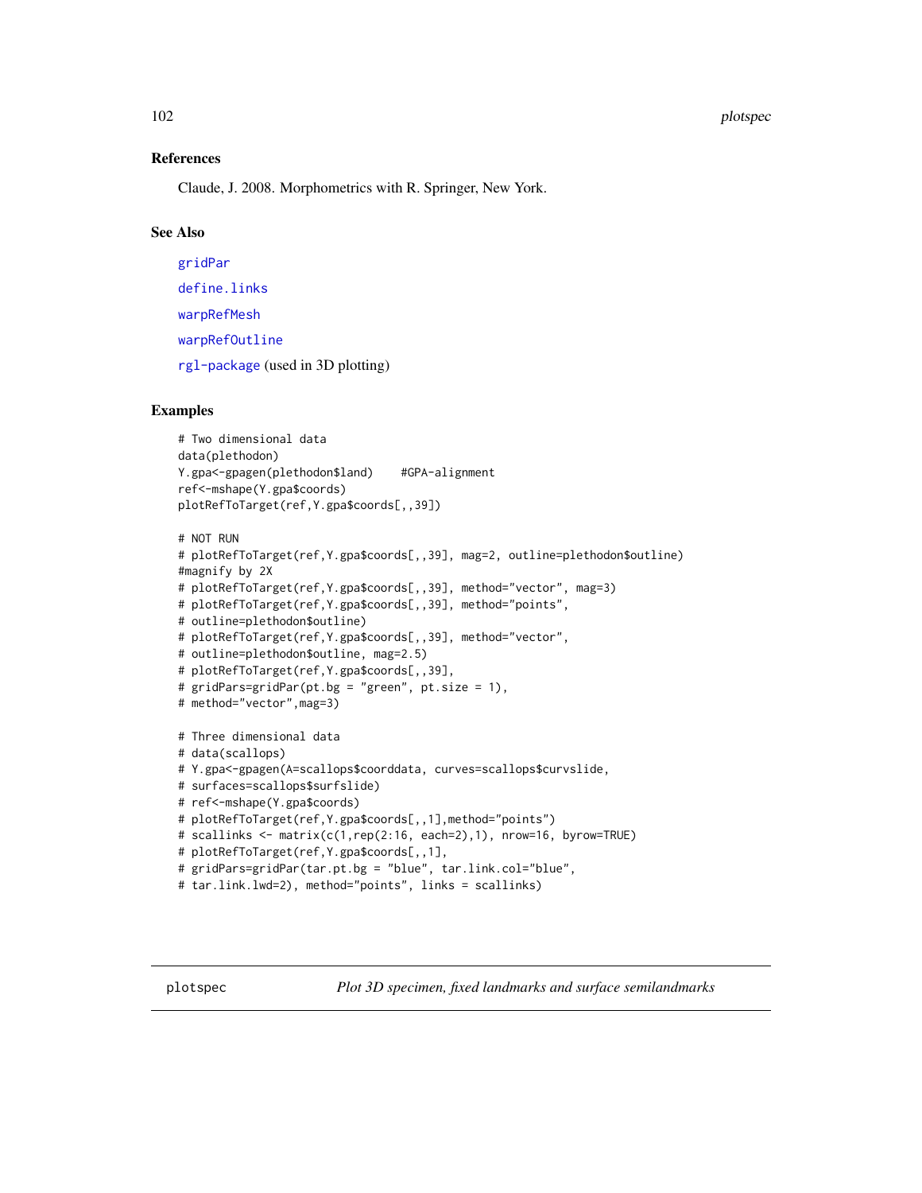### References

Claude, J. 2008. Morphometrics with R. Springer, New York.

### See Also

gridPar

define.links

warpRefMesh

warpRefOutline

rgl-package (used in 3D plotting)

### Examples

```
# Two dimensional data
data(plethodon)
Y.gpa<-gpagen(plethodon$land)    #GPA-alignment
ref<-mshape(Y.gpa$coords)
plotRefToTarget(ref,Y.gpa$coords[,,39])

# NOT RUN
# plotRefToTarget(ref,Y.gpa$coords[,,39], mag=2, outline=plethodon$outline)
#magnify by 2X
# plotRefToTarget(ref,Y.gpa$coords[,,39], method="vector", mag=3)
# plotRefToTarget(ref,Y.gpa$coords[,,39], method="points",
# outline=plethodon$outline)
# plotRefToTarget(ref,Y.gpa$coords[,,39], method="vector",
# outline=plethodon$outline, mag=2.5)
# plotRefToTarget(ref,Y.gpa$coords[,,39],
# gridPars=gridPar(pt.bg = "green", pt.size = 1),
# method="vector",mag=3)

# Three dimensional data
# data(scallops)
# Y.gpa<-gpagen(A=scallops$coorddata, curves=scallops$curvslide,
# surfaces=scallops$surfslide)
# ref<-mshape(Y.gpa$coords)
# plotRefToTarget(ref,Y.gpa$coords[,,1],method="points")
# scallinks <- matrix(c(1,rep(2:16, each=2),1), nrow=16, byrow=TRUE)
# plotRefToTarget(ref,Y.gpa$coords[,,1],
# gridPars=gridPar(tar.pt.bg = "blue", tar.link.col="blue",
# tar.link.lwd=2), method="points", links = scallinks)
```

---

## plotspec *Plot 3D specimen, fixed landmarks and surface semilandmarks*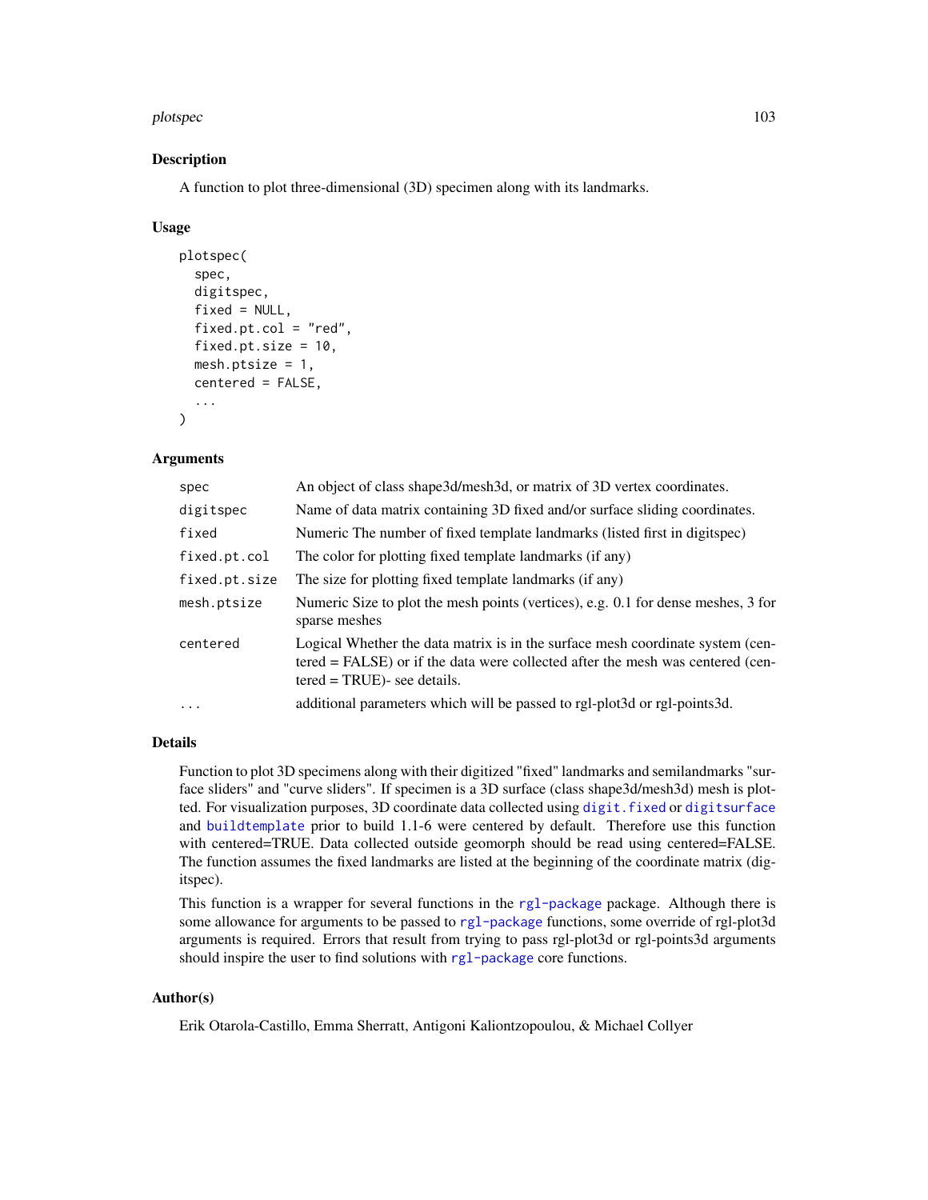## Description

A function to plot three-dimensional (3D) specimen along with its landmarks.

## Usage

```
plotspec(
  spec,
  digitspec,
  fixed = NULL,
  fixed.pt.col = "red",
  fixed.pt.size = 10,
  mesh.ptsize = 1,
  centered = FALSE,
  ...
)
```

## Arguments

| | |
|---|---|
| spec | An object of class shape3d/mesh3d, or matrix of 3D vertex coordinates. |
| digitspec | Name of data matrix containing 3D fixed and/or surface sliding coordinates. |
| fixed | Numeric The number of fixed template landmarks (listed first in digitspec) |
| fixed.pt.col | The color for plotting fixed template landmarks (if any) |
| fixed.pt.size | The size for plotting fixed template landmarks (if any) |
| mesh.ptsize | Numeric Size to plot the mesh points (vertices), e.g. 0.1 for dense meshes, 3 for sparse meshes |
| centered | Logical Whether the data matrix is in the surface mesh coordinate system (centered = FALSE) or if the data were collected after the mesh was centered (centered = TRUE)- see details. |
| ... | additional parameters which will be passed to rgl-plot3d or rgl-points3d. |

## Details

Function to plot 3D specimens along with their digitized "fixed" landmarks and semilandmarks "surface sliders" and "curve sliders". If specimen is a 3D surface (class shape3d/mesh3d) mesh is plotted. For visualization purposes, 3D coordinate data collected using digit.fixed or digitsurface and buildtemplate prior to build 1.1-6 were centered by default. Therefore use this function with centered=TRUE. Data collected outside geomorph should be read using centered=FALSE. The function assumes the fixed landmarks are listed at the beginning of the coordinate matrix (digitspec).

This function is a wrapper for several functions in the rgl-package package. Although there is some allowance for arguments to be passed to rgl-package functions, some override of rgl-plot3d arguments is required. Errors that result from trying to pass rgl-plot3d or rgl-points3d arguments should inspire the user to find solutions with rgl-package core functions.

## Author(s)

Erik Otarola-Castillo, Emma Sherratt, Antigoni Kaliontzopoulou, & Michael Collyer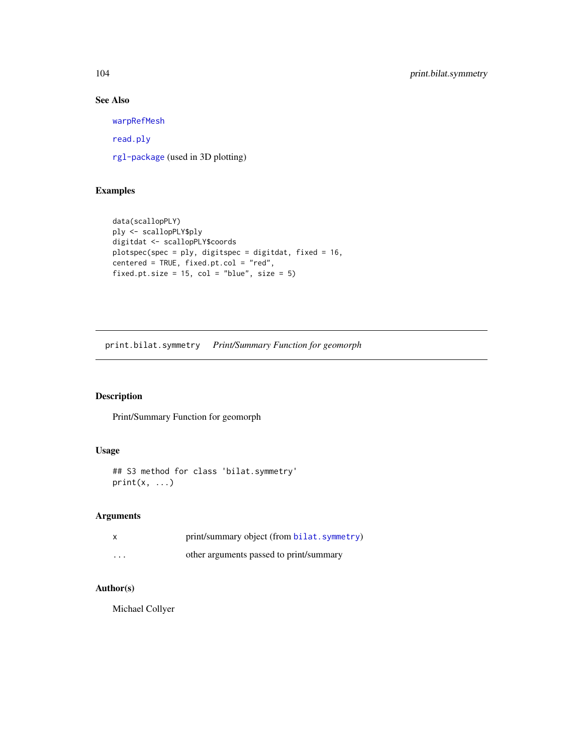## See Also

warpRefMesh

read.ply

rgl-package (used in 3D plotting)

## Examples

```
data(scallopPLY)
ply <- scallopPLY$ply
digitdat <- scallopPLY$coords
plotspec(spec = ply, digitspec = digitdat, fixed = 16,
centered = TRUE, fixed.pt.col = "red",
fixed.pt.size = 15, col = "blue", size = 5)
```

---

# print.bilat.symmetry *Print/Summary Function for geomorph*

## Description

Print/Summary Function for geomorph

## Usage

```
## S3 method for class 'bilat.symmetry'
print(x, ...)
```

## Arguments

| | |
|---|---|
| x | print/summary object (from bilat.symmetry) |
| ... | other arguments passed to print/summary |

## Author(s)

Michael Collyer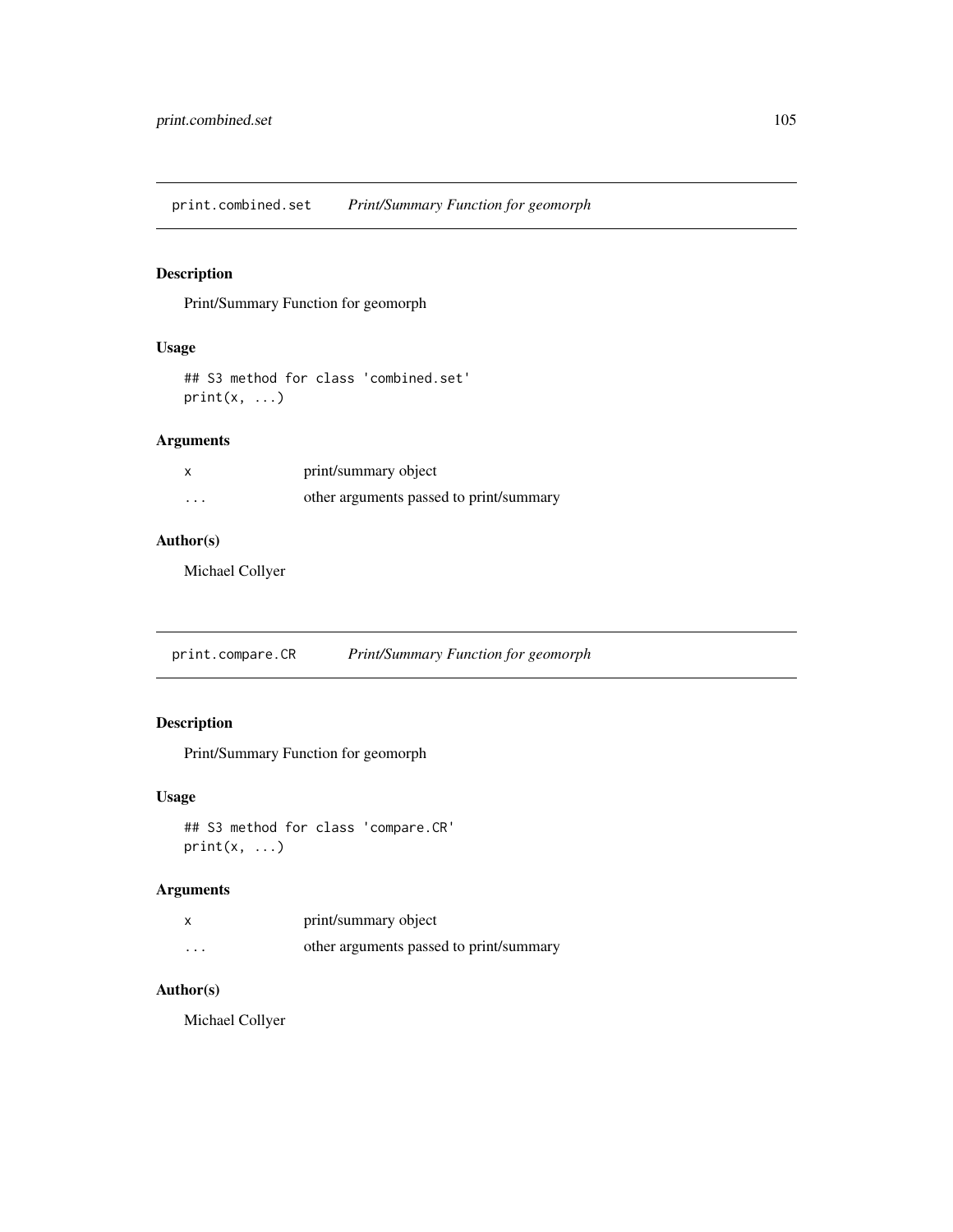## print.combined.set — *Print/Summary Function for geomorph*

### Description

Print/Summary Function for geomorph

### Usage

```
## S3 method for class 'combined.set'
print(x, ...)
```

### Arguments

| | |
|---|---|
| x | print/summary object |
| ... | other arguments passed to print/summary |

### Author(s)

Michael Collyer

## print.compare.CR — *Print/Summary Function for geomorph*

### Description

Print/Summary Function for geomorph

### Usage

```
## S3 method for class 'compare.CR'
print(x, ...)
```

### Arguments

| | |
|---|---|
| x | print/summary object |
| ... | other arguments passed to print/summary |

### Author(s)

Michael Collyer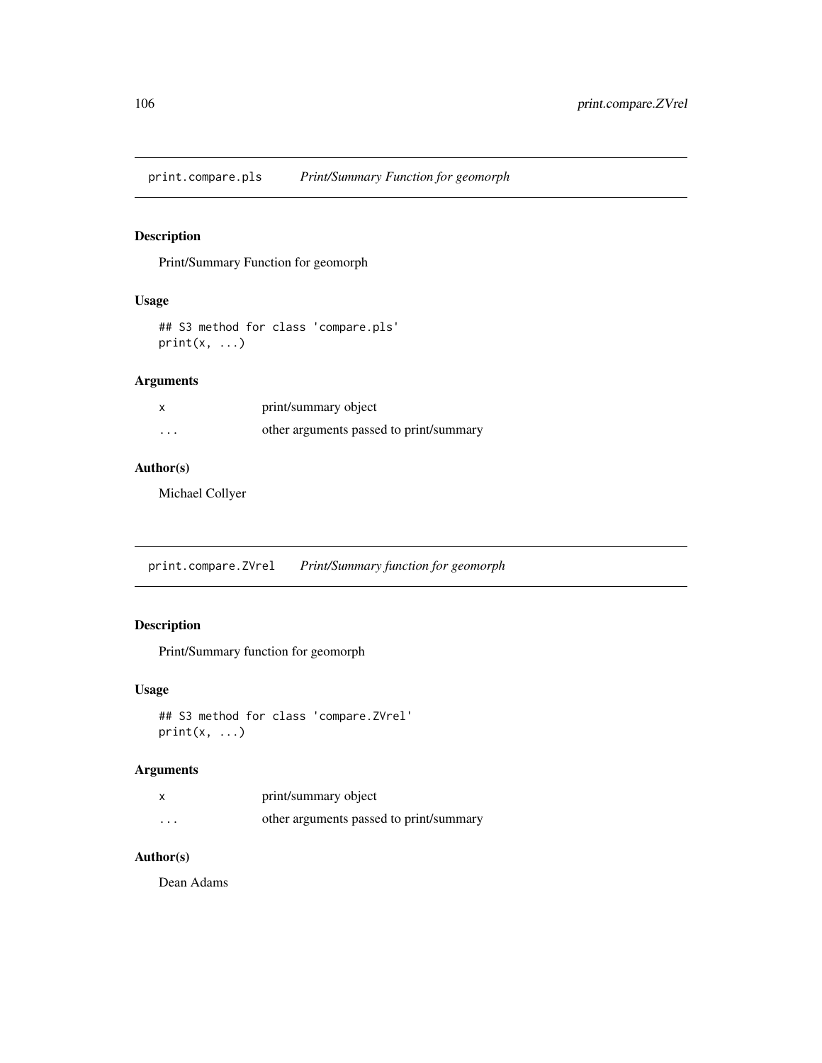## print.compare.pls *Print/Summary Function for geomorph*

### Description

Print/Summary Function for geomorph

### Usage

```
## S3 method for class 'compare.pls'
print(x, ...)
```

### Arguments

| | |
|---|---|
| x | print/summary object |
| ... | other arguments passed to print/summary |

### Author(s)

Michael Collyer

## print.compare.ZVrel *Print/Summary function for geomorph*

### Description

Print/Summary function for geomorph

### Usage

```
## S3 method for class 'compare.ZVrel'
print(x, ...)
```

### Arguments

| | |
|---|---|
| x | print/summary object |
| ... | other arguments passed to print/summary |

### Author(s)

Dean Adams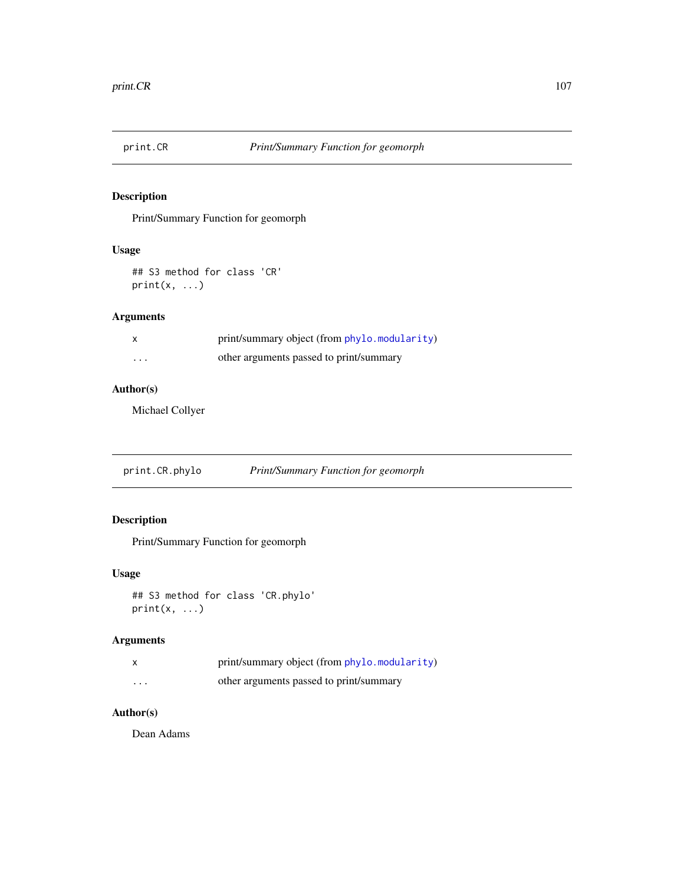## print.CR — *Print/Summary Function for geomorph*

### Description

Print/Summary Function for geomorph

### Usage

```
## S3 method for class 'CR'
print(x, ...)
```

### Arguments

| | |
|---|---|
| `x` | print/summary object (from `phylo.modularity`) |
| `...` | other arguments passed to print/summary |

### Author(s)

Michael Collyer

## print.CR.phylo — *Print/Summary Function for geomorph*

### Description

Print/Summary Function for geomorph

### Usage

```
## S3 method for class 'CR.phylo'
print(x, ...)
```

### Arguments

| | |
|---|---|
| `x` | print/summary object (from `phylo.modularity`) |
| `...` | other arguments passed to print/summary |

### Author(s)

Dean Adams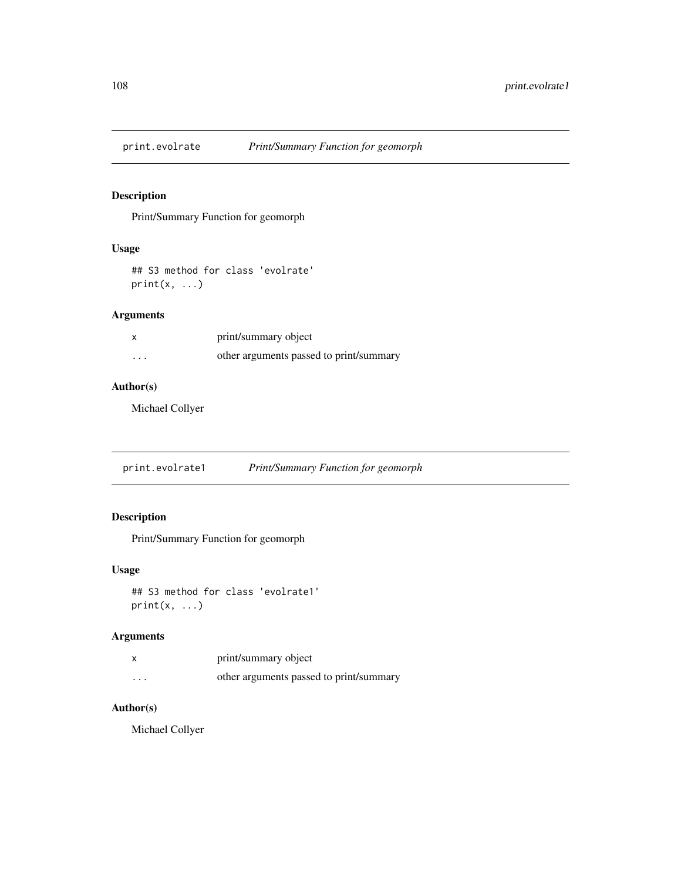## print.evolrate *Print/Summary Function for geomorph*

### Description

Print/Summary Function for geomorph

### Usage

```
## S3 method for class 'evolrate'
print(x, ...)
```

### Arguments

| | |
|---|---|
| x | print/summary object |
| ... | other arguments passed to print/summary |

### Author(s)

Michael Collyer

## print.evolrate1 *Print/Summary Function for geomorph*

### Description

Print/Summary Function for geomorph

### Usage

```
## S3 method for class 'evolrate1'
print(x, ...)
```

### Arguments

| | |
|---|---|
| x | print/summary object |
| ... | other arguments passed to print/summary |

### Author(s)

Michael Collyer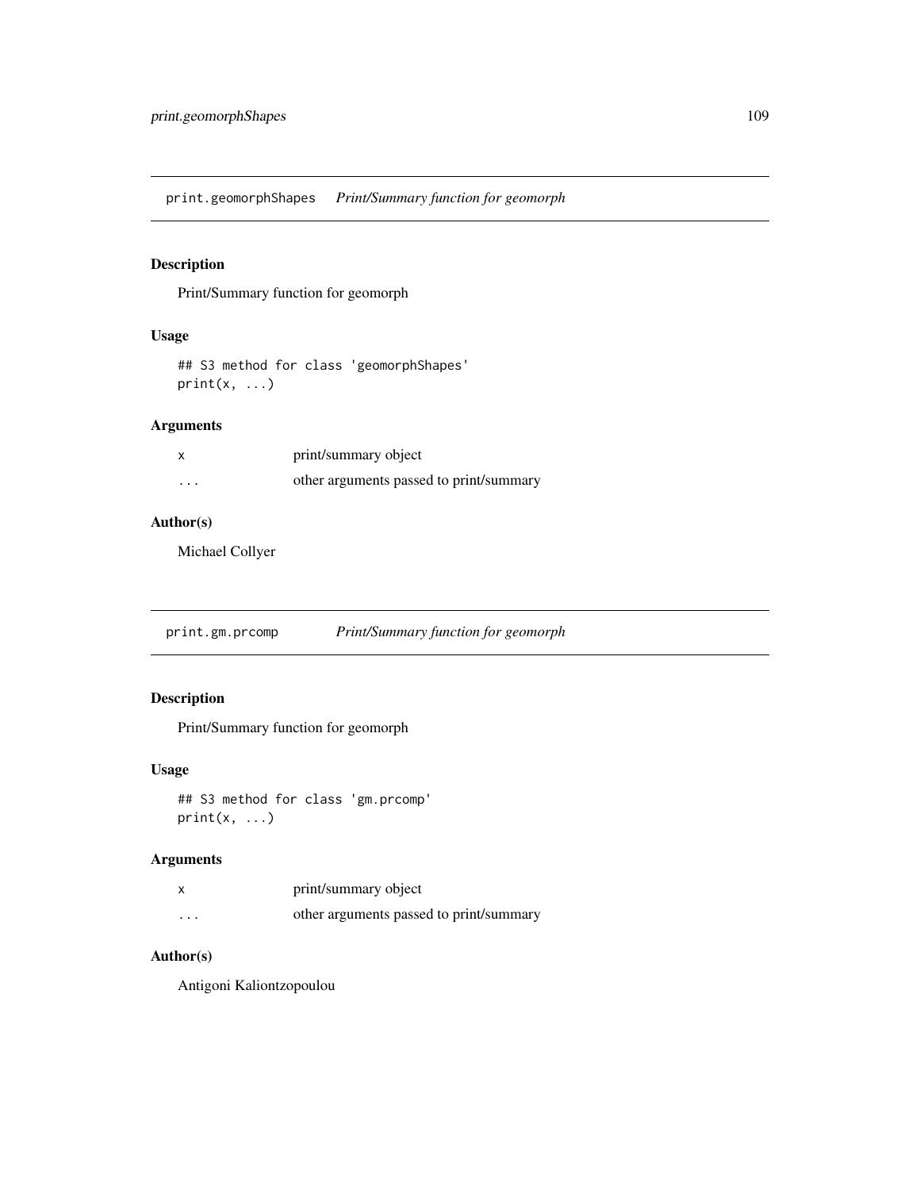## print.geomorphShapes *Print/Summary function for geomorph*

### Description

Print/Summary function for geomorph

### Usage

```
## S3 method for class 'geomorphShapes'
print(x, ...)
```

### Arguments

| | |
|---|---|
| x | print/summary object |
| ... | other arguments passed to print/summary |

### Author(s)

Michael Collyer

## print.gm.prcomp *Print/Summary function for geomorph*

### Description

Print/Summary function for geomorph

### Usage

```
## S3 method for class 'gm.prcomp'
print(x, ...)
```

### Arguments

| | |
|---|---|
| x | print/summary object |
| ... | other arguments passed to print/summary |

### Author(s)

Antigoni Kaliontzopoulou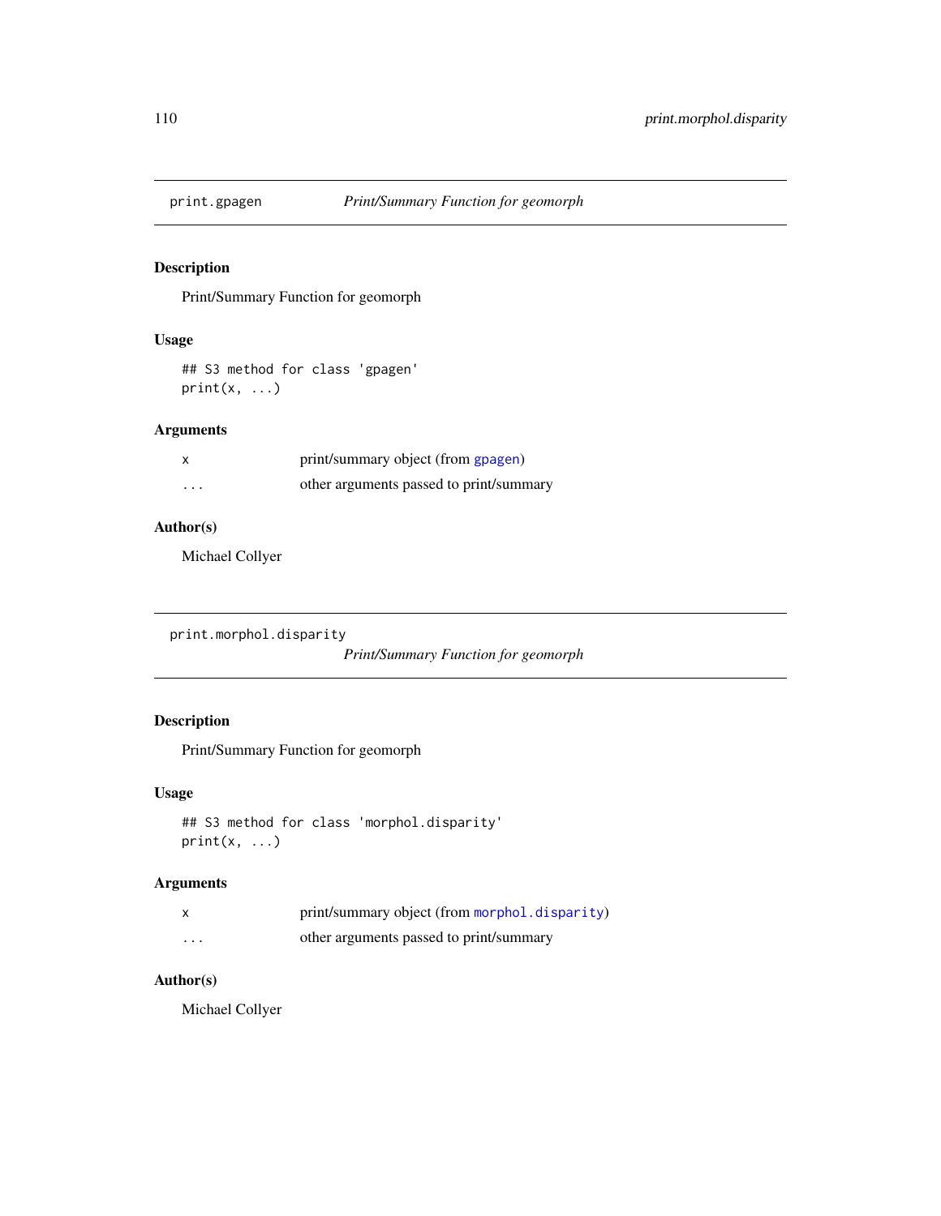## print.gpagen — *Print/Summary Function for geomorph*

### Description

Print/Summary Function for geomorph

### Usage

```
## S3 method for class 'gpagen'
print(x, ...)
```

### Arguments

| | |
|---|---|
| x | print/summary object (from gpagen) |
| ... | other arguments passed to print/summary |

### Author(s)

Michael Collyer

## print.morphol.disparity — *Print/Summary Function for geomorph*

### Description

Print/Summary Function for geomorph

### Usage

```
## S3 method for class 'morphol.disparity'
print(x, ...)
```

### Arguments

| | |
|---|---|
| x | print/summary object (from morphol.disparity) |
| ... | other arguments passed to print/summary |

### Author(s)

Michael Collyer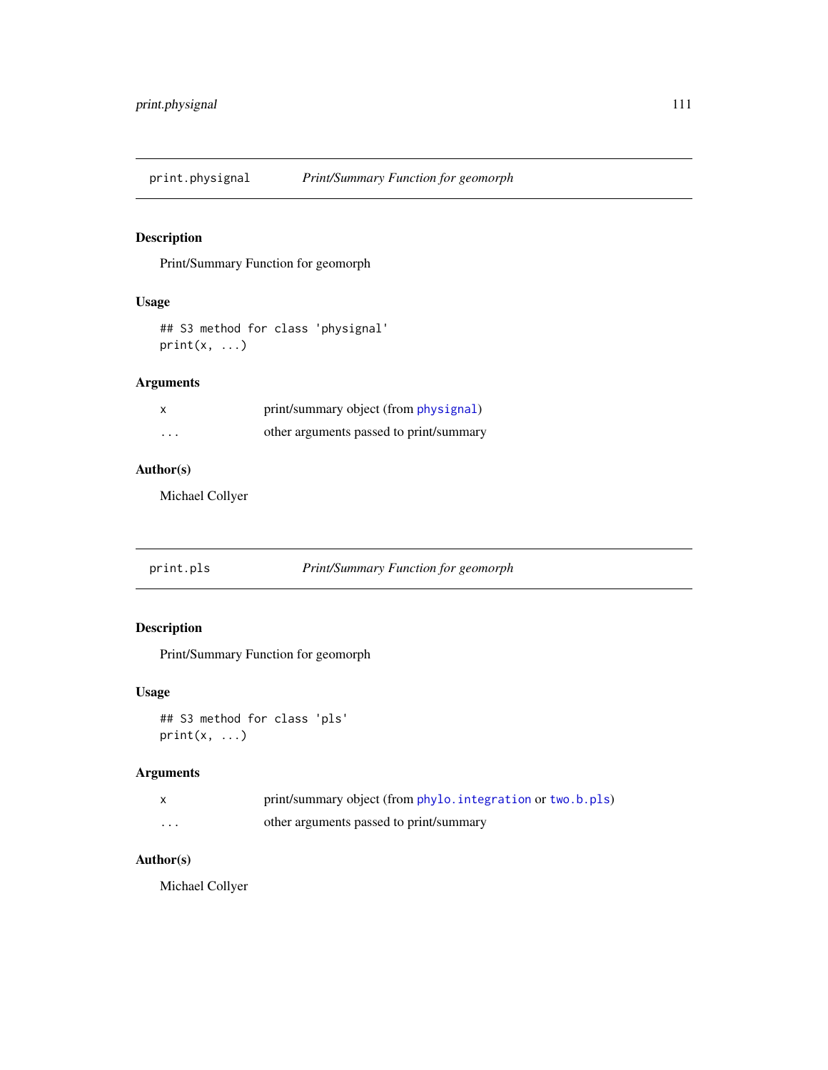## print.physignal *Print/Summary Function for geomorph*

### Description

Print/Summary Function for geomorph

### Usage

```
## S3 method for class 'physignal'
print(x, ...)
```

### Arguments

| | |
|---|---|
| x | print/summary object (from physignal) |
| ... | other arguments passed to print/summary |

### Author(s)

Michael Collyer

## print.pls *Print/Summary Function for geomorph*

### Description

Print/Summary Function for geomorph

### Usage

```
## S3 method for class 'pls'
print(x, ...)
```

### Arguments

| | |
|---|---|
| x | print/summary object (from phylo.integration or two.b.pls) |
| ... | other arguments passed to print/summary |

### Author(s)

Michael Collyer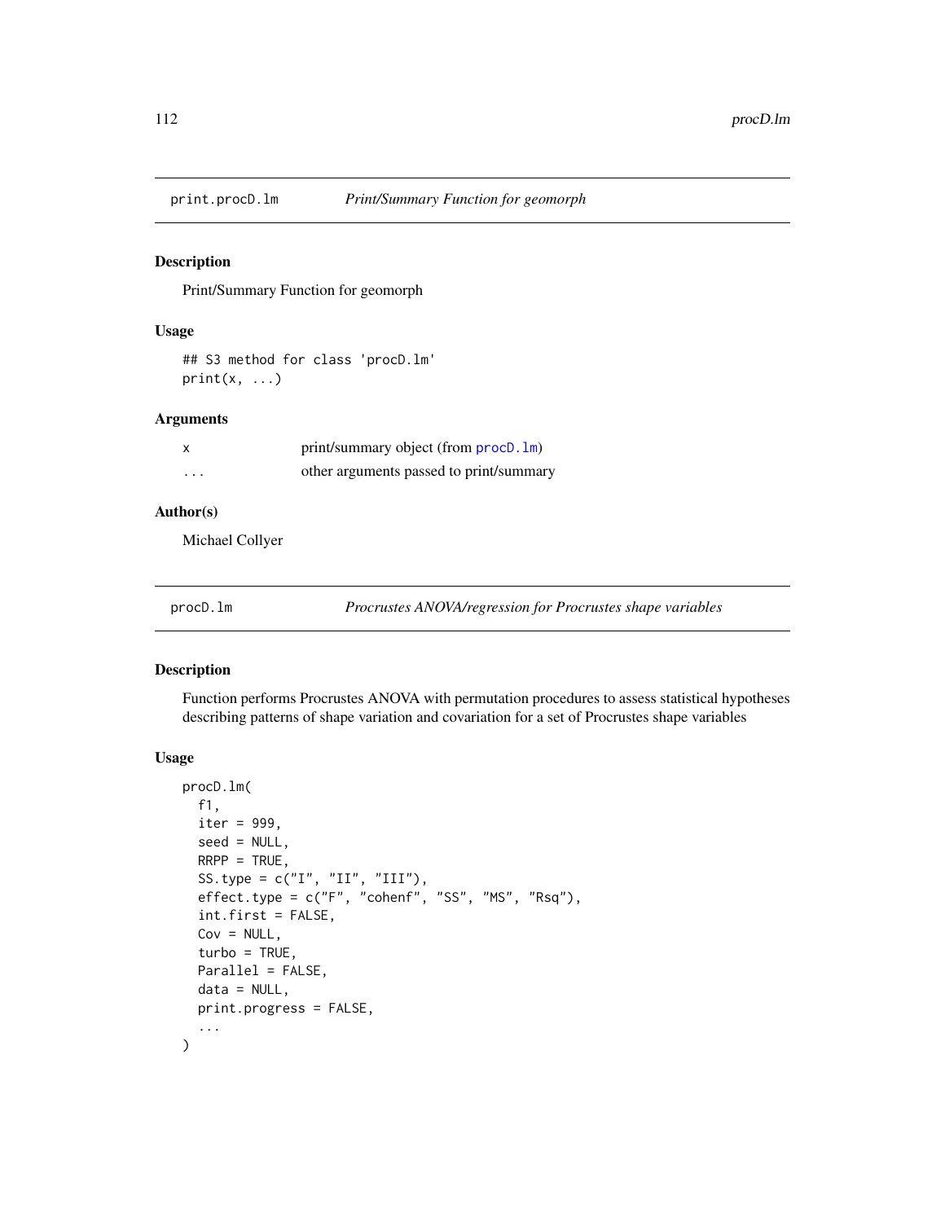## print.procD.lm — *Print/Summary Function for geomorph*

### Description

Print/Summary Function for geomorph

### Usage

```
## S3 method for class 'procD.lm'
print(x, ...)
```

### Arguments

| | |
|---|---|
| x | print/summary object (from procD.lm) |
| ... | other arguments passed to print/summary |

### Author(s)

Michael Collyer

## procD.lm — *Procrustes ANOVA/regression for Procrustes shape variables*

### Description

Function performs Procrustes ANOVA with permutation procedures to assess statistical hypotheses describing patterns of shape variation and covariation for a set of Procrustes shape variables

### Usage

```
procD.lm(
  f1,
  iter = 999,
  seed = NULL,
  RRPP = TRUE,
  SS.type = c("I", "II", "III"),
  effect.type = c("F", "cohenf", "SS", "MS", "Rsq"),
  int.first = FALSE,
  Cov = NULL,
  turbo = TRUE,
  Parallel = FALSE,
  data = NULL,
  print.progress = FALSE,
  ...
)
```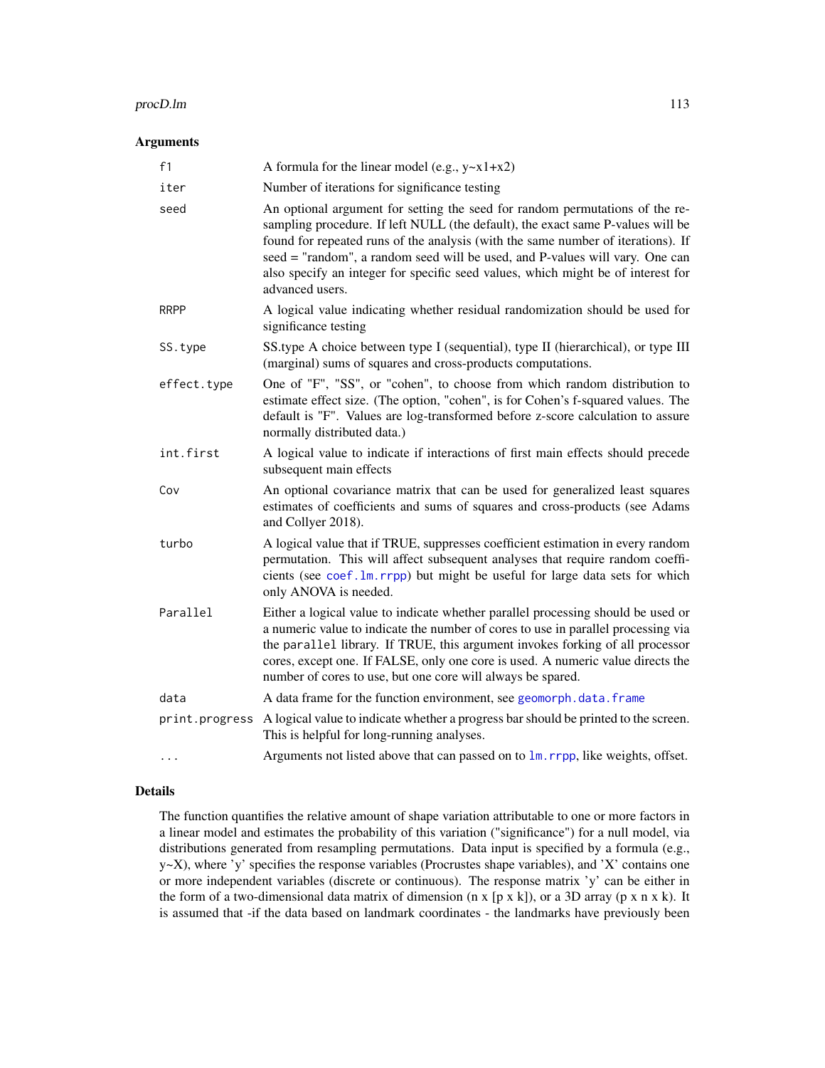## Arguments

| | |
|---|---|
| `f1` | A formula for the linear model (e.g., y~x1+x2) |
| `iter` | Number of iterations for significance testing |
| `seed` | An optional argument for setting the seed for random permutations of the resampling procedure. If left NULL (the default), the exact same P-values will be found for repeated runs of the analysis (with the same number of iterations). If seed = "random", a random seed will be used, and P-values will vary. One can also specify an integer for specific seed values, which might be of interest for advanced users. |
| `RRPP` | A logical value indicating whether residual randomization should be used for significance testing |
| `SS.type` | SS.type A choice between type I (sequential), type II (hierarchical), or type III (marginal) sums of squares and cross-products computations. |
| `effect.type` | One of "F", "SS", or "cohen", to choose from which random distribution to estimate effect size. (The option, "cohen", is for Cohen's f-squared values. The default is "F". Values are log-transformed before z-score calculation to assure normally distributed data.) |
| `int.first` | A logical value to indicate if interactions of first main effects should precede subsequent main effects |
| `Cov` | An optional covariance matrix that can be used for generalized least squares estimates of coefficients and sums of squares and cross-products (see Adams and Collyer 2018). |
| `turbo` | A logical value that if TRUE, suppresses coefficient estimation in every random permutation. This will affect subsequent analyses that require random coefficients (see `coef.lm.rrpp`) but might be useful for large data sets for which only ANOVA is needed. |
| `Parallel` | Either a logical value to indicate whether parallel processing should be used or a numeric value to indicate the number of cores to use in parallel processing via the `parallel` library. If TRUE, this argument invokes forking of all processor cores, except one. If FALSE, only one core is used. A numeric value directs the number of cores to use, but one core will always be spared. |
| `data` | A data frame for the function environment, see `geomorph.data.frame` |
| `print.progress` | A logical value to indicate whether a progress bar should be printed to the screen. This is helpful for long-running analyses. |
| `...` | Arguments not listed above that can passed on to `lm.rrpp`, like weights, offset. |

## Details

The function quantifies the relative amount of shape variation attributable to one or more factors in a linear model and estimates the probability of this variation ("significance") for a null model, via distributions generated from resampling permutations. Data input is specified by a formula (e.g., y~X), where 'y' specifies the response variables (Procrustes shape variables), and 'X' contains one or more independent variables (discrete or continuous). The response matrix 'y' can be either in the form of a two-dimensional data matrix of dimension (n x [p x k]), or a 3D array (p x n x k). It is assumed that -if the data based on landmark coordinates - the landmarks have previously been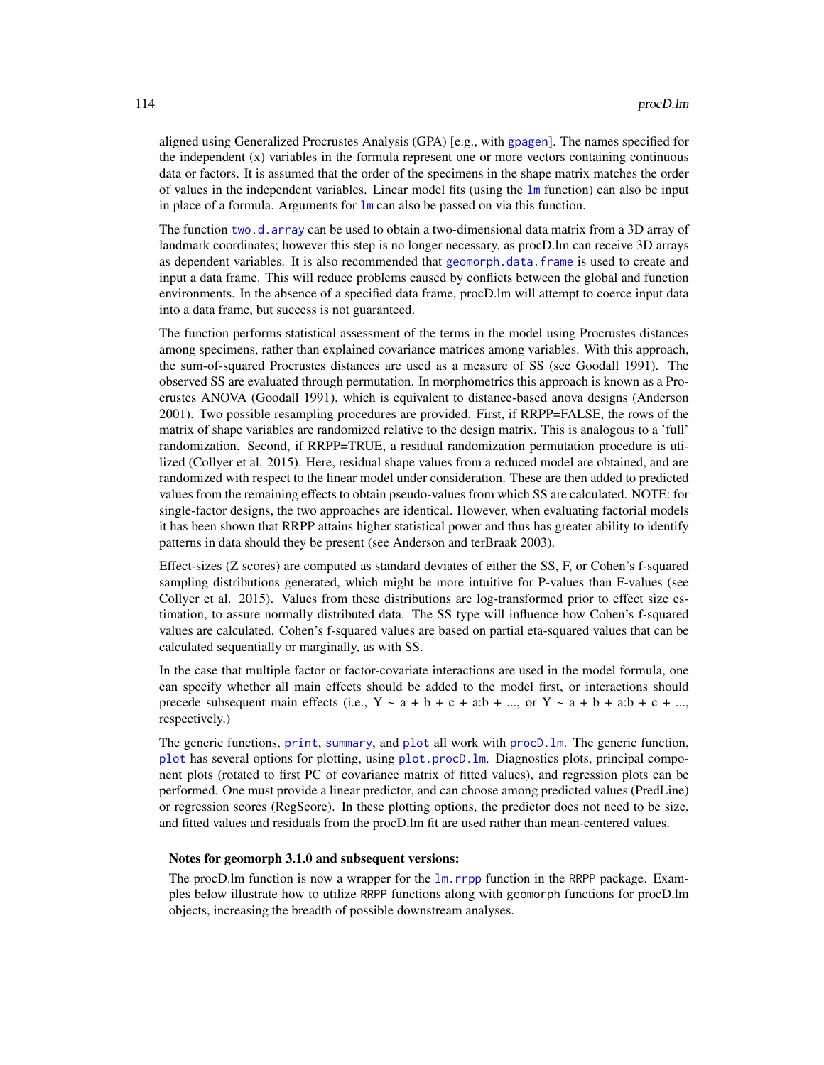aligned using Generalized Procrustes Analysis (GPA) [e.g., with gpagen]. The names specified for the independent (x) variables in the formula represent one or more vectors containing continuous data or factors. It is assumed that the order of the specimens in the shape matrix matches the order of values in the independent variables. Linear model fits (using the lm function) can also be input in place of a formula. Arguments for lm can also be passed on via this function.

The function two.d.array can be used to obtain a two-dimensional data matrix from a 3D array of landmark coordinates; however this step is no longer necessary, as procD.lm can receive 3D arrays as dependent variables. It is also recommended that geomorph.data.frame is used to create and input a data frame. This will reduce problems caused by conflicts between the global and function environments. In the absence of a specified data frame, procD.lm will attempt to coerce input data into a data frame, but success is not guaranteed.

The function performs statistical assessment of the terms in the model using Procrustes distances among specimens, rather than explained covariance matrices among variables. With this approach, the sum-of-squared Procrustes distances are used as a measure of SS (see Goodall 1991). The observed SS are evaluated through permutation. In morphometrics this approach is known as a Procrustes ANOVA (Goodall 1991), which is equivalent to distance-based anova designs (Anderson 2001). Two possible resampling procedures are provided. First, if RRPP=FALSE, the rows of the matrix of shape variables are randomized relative to the design matrix. This is analogous to a 'full' randomization. Second, if RRPP=TRUE, a residual randomization permutation procedure is utilized (Collyer et al. 2015). Here, residual shape values from a reduced model are obtained, and are randomized with respect to the linear model under consideration. These are then added to predicted values from the remaining effects to obtain pseudo-values from which SS are calculated. NOTE: for single-factor designs, the two approaches are identical. However, when evaluating factorial models it has been shown that RRPP attains higher statistical power and thus has greater ability to identify patterns in data should they be present (see Anderson and terBraak 2003).

Effect-sizes (Z scores) are computed as standard deviates of either the SS, F, or Cohen's f-squared sampling distributions generated, which might be more intuitive for P-values than F-values (see Collyer et al. 2015). Values from these distributions are log-transformed prior to effect size estimation, to assure normally distributed data. The SS type will influence how Cohen's f-squared values are calculated. Cohen's f-squared values are based on partial eta-squared values that can be calculated sequentially or marginally, as with SS.

In the case that multiple factor or factor-covariate interactions are used in the model formula, one can specify whether all main effects should be added to the model first, or interactions should precede subsequent main effects (i.e., Y ~ a + b + c + a:b + ..., or Y ~ a + b + a:b + c + ..., respectively.)

The generic functions, print, summary, and plot all work with procD.lm. The generic function, plot has several options for plotting, using plot.procD.lm. Diagnostics plots, principal component plots (rotated to first PC of covariance matrix of fitted values), and regression plots can be performed. One must provide a linear predictor, and can choose among predicted values (PredLine) or regression scores (RegScore). In these plotting options, the predictor does not need to be size, and fitted values and residuals from the procD.lm fit are used rather than mean-centered values.

**Notes for geomorph 3.1.0 and subsequent versions:**

The procD.lm function is now a wrapper for the lm.rrpp function in the RRPP package. Examples below illustrate how to utilize RRPP functions along with geomorph functions for procD.lm objects, increasing the breadth of possible downstream analyses.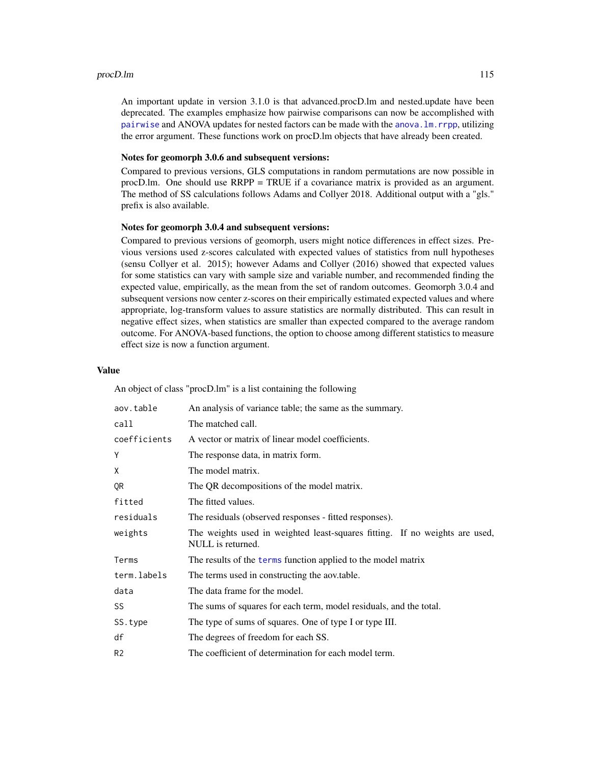An important update in version 3.1.0 is that advanced.procD.lm and nested.update have been deprecated. The examples emphasize how pairwise comparisons can now be accomplished with `pairwise` and ANOVA updates for nested factors can be made with the `anova.lm.rrpp`, utilizing the error argument. These functions work on procD.lm objects that have already been created.

**Notes for geomorph 3.0.6 and subsequent versions:**

Compared to previous versions, GLS computations in random permutations are now possible in procD.lm. One should use RRPP = TRUE if a covariance matrix is provided as an argument. The method of SS calculations follows Adams and Collyer 2018. Additional output with a "gls." prefix is also available.

**Notes for geomorph 3.0.4 and subsequent versions:**

Compared to previous versions of geomorph, users might notice differences in effect sizes. Previous versions used z-scores calculated with expected values of statistics from null hypotheses (sensu Collyer et al. 2015); however Adams and Collyer (2016) showed that expected values for some statistics can vary with sample size and variable number, and recommended finding the expected value, empirically, as the mean from the set of random outcomes. Geomorph 3.0.4 and subsequent versions now center z-scores on their empirically estimated expected values and where appropriate, log-transform values to assure statistics are normally distributed. This can result in negative effect sizes, when statistics are smaller than expected compared to the average random outcome. For ANOVA-based functions, the option to choose among different statistics to measure effect size is now a function argument.

## Value

An object of class "procD.lm" is a list containing the following

| | |
|---|---|
| `aov.table` | An analysis of variance table; the same as the summary. |
| `call` | The matched call. |
| `coefficients` | A vector or matrix of linear model coefficients. |
| `Y` | The response data, in matrix form. |
| `X` | The model matrix. |
| `QR` | The QR decompositions of the model matrix. |
| `fitted` | The fitted values. |
| `residuals` | The residuals (observed responses - fitted responses). |
| `weights` | The weights used in weighted least-squares fitting. If no weights are used, NULL is returned. |
| `Terms` | The results of the `terms` function applied to the model matrix |
| `term.labels` | The terms used in constructing the aov.table. |
| `data` | The data frame for the model. |
| `SS` | The sums of squares for each term, model residuals, and the total. |
| `SS.type` | The type of sums of squares. One of type I or type III. |
| `df` | The degrees of freedom for each SS. |
| `R2` | The coefficient of determination for each model term. |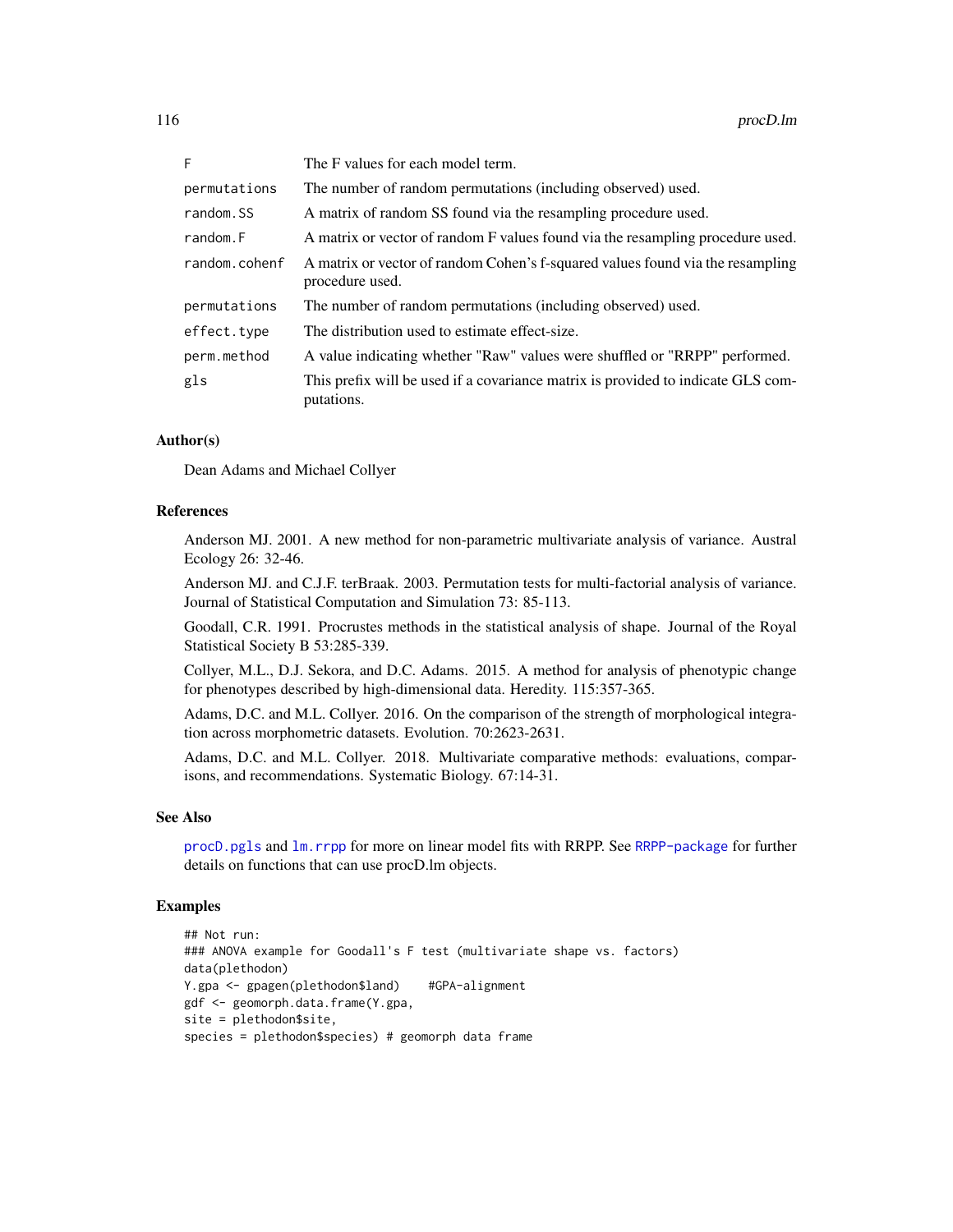| | |
|---|---|
| F | The F values for each model term. |
| permutations | The number of random permutations (including observed) used. |
| random.SS | A matrix of random SS found via the resampling procedure used. |
| random.F | A matrix or vector of random F values found via the resampling procedure used. |
| random.cohenf | A matrix or vector of random Cohen's f-squared values found via the resampling procedure used. |
| permutations | The number of random permutations (including observed) used. |
| effect.type | The distribution used to estimate effect-size. |
| perm.method | A value indicating whether "Raw" values were shuffled or "RRPP" performed. |
| gls | This prefix will be used if a covariance matrix is provided to indicate GLS computations. |

## Author(s)

Dean Adams and Michael Collyer

## References

Anderson MJ. 2001. A new method for non-parametric multivariate analysis of variance. Austral Ecology 26: 32-46.

Anderson MJ. and C.J.F. terBraak. 2003. Permutation tests for multi-factorial analysis of variance. Journal of Statistical Computation and Simulation 73: 85-113.

Goodall, C.R. 1991. Procrustes methods in the statistical analysis of shape. Journal of the Royal Statistical Society B 53:285-339.

Collyer, M.L., D.J. Sekora, and D.C. Adams. 2015. A method for analysis of phenotypic change for phenotypes described by high-dimensional data. Heredity. 115:357-365.

Adams, D.C. and M.L. Collyer. 2016. On the comparison of the strength of morphological integration across morphometric datasets. Evolution. 70:2623-2631.

Adams, D.C. and M.L. Collyer. 2018. Multivariate comparative methods: evaluations, comparisons, and recommendations. Systematic Biology. 67:14-31.

## See Also

procD.pgls and lm.rrpp for more on linear model fits with RRPP. See RRPP-package for further details on functions that can use procD.lm objects.

## Examples

```
## Not run:
### ANOVA example for Goodall's F test (multivariate shape vs. factors)
data(plethodon)
Y.gpa <- gpagen(plethodon$land)    #GPA-alignment
gdf <- geomorph.data.frame(Y.gpa,
site = plethodon$site,
species = plethodon$species) # geomorph data frame
```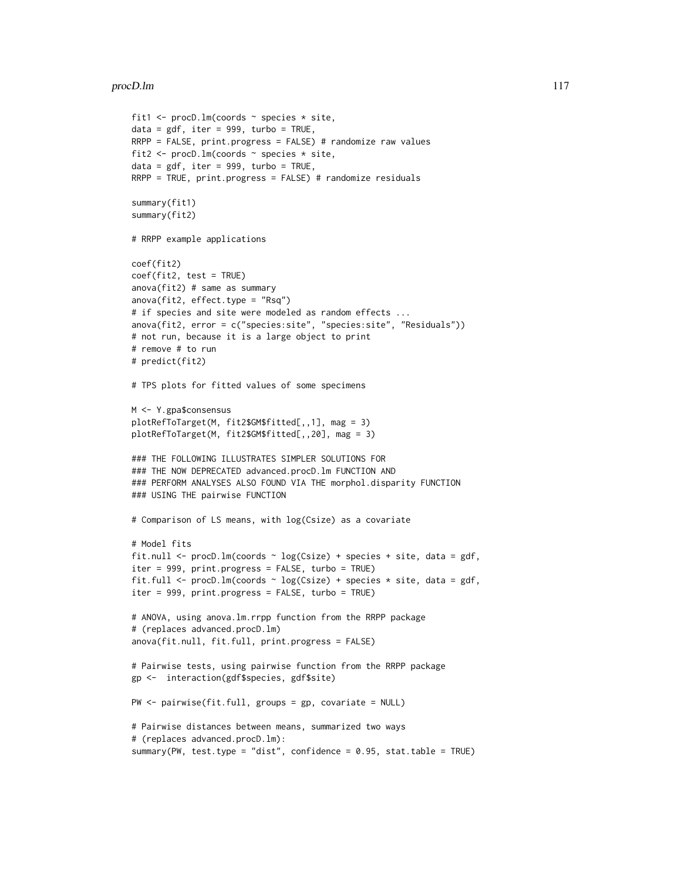```
fit1 <- procD.lm(coords ~ species * site,
data = gdf, iter = 999, turbo = TRUE,
RRPP = FALSE, print.progress = FALSE) # randomize raw values
fit2 <- procD.lm(coords ~ species * site,
data = gdf, iter = 999, turbo = TRUE,
RRPP = TRUE, print.progress = FALSE) # randomize residuals

summary(fit1)
summary(fit2)

# RRPP example applications

coef(fit2)
coef(fit2, test = TRUE)
anova(fit2) # same as summary
anova(fit2, effect.type = "Rsq")
# if species and site were modeled as random effects ...
anova(fit2, error = c("species:site", "species:site", "Residuals"))
# not run, because it is a large object to print
# remove # to run
# predict(fit2)

# TPS plots for fitted values of some specimens

M <- Y.gpa$consensus
plotRefToTarget(M, fit2$GM$fitted[,,1], mag = 3)
plotRefToTarget(M, fit2$GM$fitted[,,20], mag = 3)

### THE FOLLOWING ILLUSTRATES SIMPLER SOLUTIONS FOR
### THE NOW DEPRECATED advanced.procD.lm FUNCTION AND
### PERFORM ANALYSES ALSO FOUND VIA THE morphol.disparity FUNCTION
### USING THE pairwise FUNCTION

# Comparison of LS means, with log(Csize) as a covariate

# Model fits
fit.null <- procD.lm(coords ~ log(Csize) + species + site, data = gdf,
iter = 999, print.progress = FALSE, turbo = TRUE)
fit.full <- procD.lm(coords ~ log(Csize) + species * site, data = gdf,
iter = 999, print.progress = FALSE, turbo = TRUE)

# ANOVA, using anova.lm.rrpp function from the RRPP package
# (replaces advanced.procD.lm)
anova(fit.null, fit.full, print.progress = FALSE)

# Pairwise tests, using pairwise function from the RRPP package
gp <-  interaction(gdf$species, gdf$site)

PW <- pairwise(fit.full, groups = gp, covariate = NULL)

# Pairwise distances between means, summarized two ways
# (replaces advanced.procD.lm):
summary(PW, test.type = "dist", confidence = 0.95, stat.table = TRUE)
```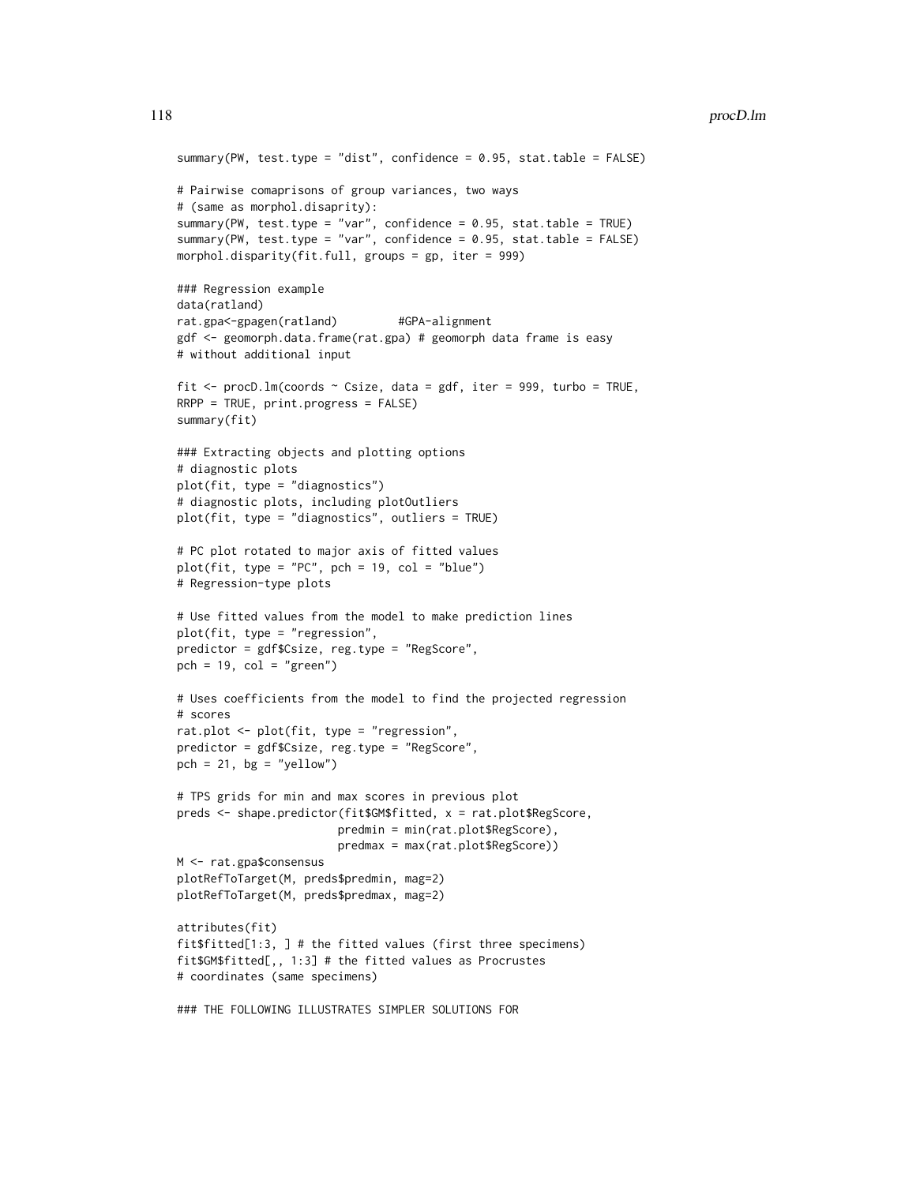```
summary(PW, test.type = "dist", confidence = 0.95, stat.table = FALSE)

# Pairwise comaprisons of group variances, two ways
# (same as morphol.disaprity):
summary(PW, test.type = "var", confidence = 0.95, stat.table = TRUE)
summary(PW, test.type = "var", confidence = 0.95, stat.table = FALSE)
morphol.disparity(fit.full, groups = gp, iter = 999)

### Regression example
data(ratland)
rat.gpa<-gpagen(ratland)         #GPA-alignment
gdf <- geomorph.data.frame(rat.gpa) # geomorph data frame is easy
# without additional input

fit <- procD.lm(coords ~ Csize, data = gdf, iter = 999, turbo = TRUE,
RRPP = TRUE, print.progress = FALSE)
summary(fit)

### Extracting objects and plotting options
# diagnostic plots
plot(fit, type = "diagnostics")
# diagnostic plots, including plotOutliers
plot(fit, type = "diagnostics", outliers = TRUE)

# PC plot rotated to major axis of fitted values
plot(fit, type = "PC", pch = 19, col = "blue")
# Regression-type plots

# Use fitted values from the model to make prediction lines
plot(fit, type = "regression",
predictor = gdf$Csize, reg.type = "RegScore",
pch = 19, col = "green")

# Uses coefficients from the model to find the projected regression
# scores
rat.plot <- plot(fit, type = "regression",
predictor = gdf$Csize, reg.type = "RegScore",
pch = 21, bg = "yellow")

# TPS grids for min and max scores in previous plot
preds <- shape.predictor(fit$GM$fitted, x = rat.plot$RegScore,
                        predmin = min(rat.plot$RegScore),
                        predmax = max(rat.plot$RegScore))
M <- rat.gpa$consensus
plotRefToTarget(M, preds$predmin, mag=2)
plotRefToTarget(M, preds$predmax, mag=2)

attributes(fit)
fit$fitted[1:3, ] # the fitted values (first three specimens)
fit$GM$fitted[,, 1:3] # the fitted values as Procrustes
# coordinates (same specimens)

### THE FOLLOWING ILLUSTRATES SIMPLER SOLUTIONS FOR
```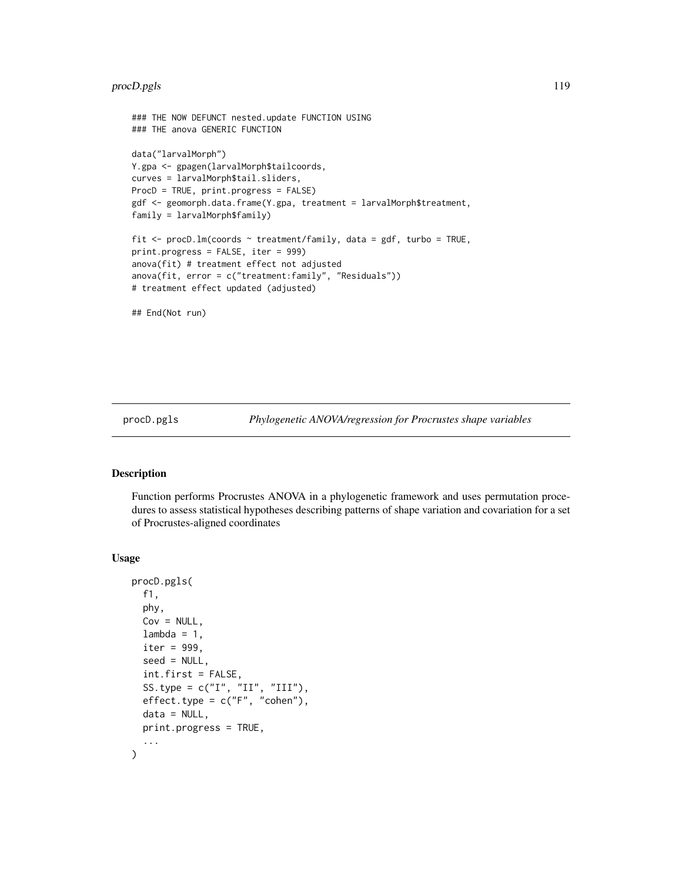```
### THE NOW DEFUNCT nested.update FUNCTION USING
### THE anova GENERIC FUNCTION

data("larvalMorph")
Y.gpa <- gpagen(larvalMorph$tailcoords,
curves = larvalMorph$tail.sliders,
ProcD = TRUE, print.progress = FALSE)
gdf <- geomorph.data.frame(Y.gpa, treatment = larvalMorph$treatment,
family = larvalMorph$family)

fit <- procD.lm(coords ~ treatment/family, data = gdf, turbo = TRUE,
print.progress = FALSE, iter = 999)
anova(fit) # treatment effect not adjusted
anova(fit, error = c("treatment:family", "Residuals"))
# treatment effect updated (adjusted)

## End(Not run)
```

## procD.pgls *Phylogenetic ANOVA/regression for Procrustes shape variables*

### Description

Function performs Procrustes ANOVA in a phylogenetic framework and uses permutation procedures to assess statistical hypotheses describing patterns of shape variation and covariation for a set of Procrustes-aligned coordinates

### Usage

```
procD.pgls(
  f1,
  phy,
  Cov = NULL,
  lambda = 1,
  iter = 999,
  seed = NULL,
  int.first = FALSE,
  SS.type = c("I", "II", "III"),
  effect.type = c("F", "cohen"),
  data = NULL,
  print.progress = TRUE,
  ...
)
```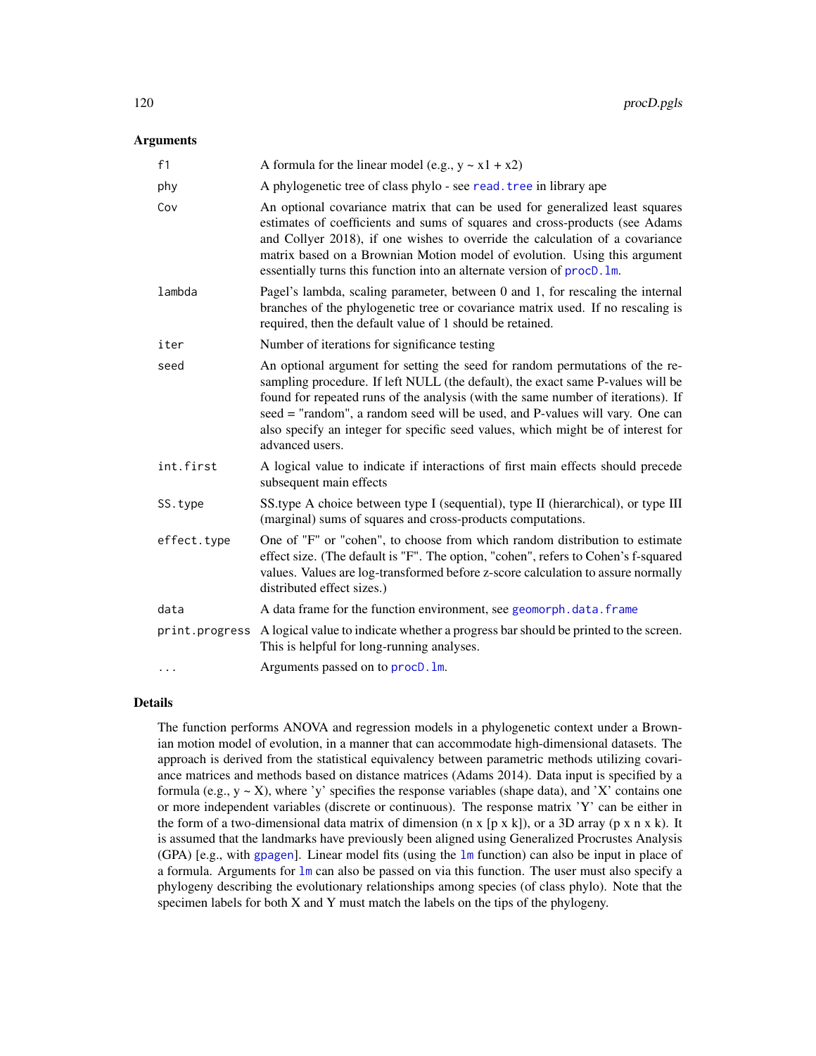## Arguments

| | |
|---|---|
| `f1` | A formula for the linear model (e.g., y ~ x1 + x2) |
| `phy` | A phylogenetic tree of class phylo - see `read.tree` in library ape |
| `Cov` | An optional covariance matrix that can be used for generalized least squares estimates of coefficients and sums of squares and cross-products (see Adams and Collyer 2018), if one wishes to override the calculation of a covariance matrix based on a Brownian Motion model of evolution. Using this argument essentially turns this function into an alternate version of `procD.lm`. |
| `lambda` | Pagel's lambda, scaling parameter, between 0 and 1, for rescaling the internal branches of the phylogenetic tree or covariance matrix used. If no rescaling is required, then the default value of 1 should be retained. |
| `iter` | Number of iterations for significance testing |
| `seed` | An optional argument for setting the seed for random permutations of the resampling procedure. If left NULL (the default), the exact same P-values will be found for repeated runs of the analysis (with the same number of iterations). If seed = "random", a random seed will be used, and P-values will vary. One can also specify an integer for specific seed values, which might be of interest for advanced users. |
| `int.first` | A logical value to indicate if interactions of first main effects should precede subsequent main effects |
| `SS.type` | SS.type A choice between type I (sequential), type II (hierarchical), or type III (marginal) sums of squares and cross-products computations. |
| `effect.type` | One of "F" or "cohen", to choose from which random distribution to estimate effect size. (The default is "F". The option, "cohen", refers to Cohen's f-squared values. Values are log-transformed before z-score calculation to assure normally distributed effect sizes.) |
| `data` | A data frame for the function environment, see `geomorph.data.frame` |
| `print.progress` | A logical value to indicate whether a progress bar should be printed to the screen. This is helpful for long-running analyses. |
| `...` | Arguments passed on to `procD.lm`. |

## Details

The function performs ANOVA and regression models in a phylogenetic context under a Brownian motion model of evolution, in a manner that can accommodate high-dimensional datasets. The approach is derived from the statistical equivalency between parametric methods utilizing covariance matrices and methods based on distance matrices (Adams 2014). Data input is specified by a formula (e.g., y ~ X), where 'y' specifies the response variables (shape data), and 'X' contains one or more independent variables (discrete or continuous). The response matrix 'Y' can be either in the form of a two-dimensional data matrix of dimension (n x [p x k]), or a 3D array (p x n x k). It is assumed that the landmarks have previously been aligned using Generalized Procrustes Analysis (GPA) [e.g., with `gpagen`]. Linear model fits (using the `lm` function) can also be input in place of a formula. Arguments for `lm` can also be passed on via this function. The user must also specify a phylogeny describing the evolutionary relationships among species (of class phylo). Note that the specimen labels for both X and Y must match the labels on the tips of the phylogeny.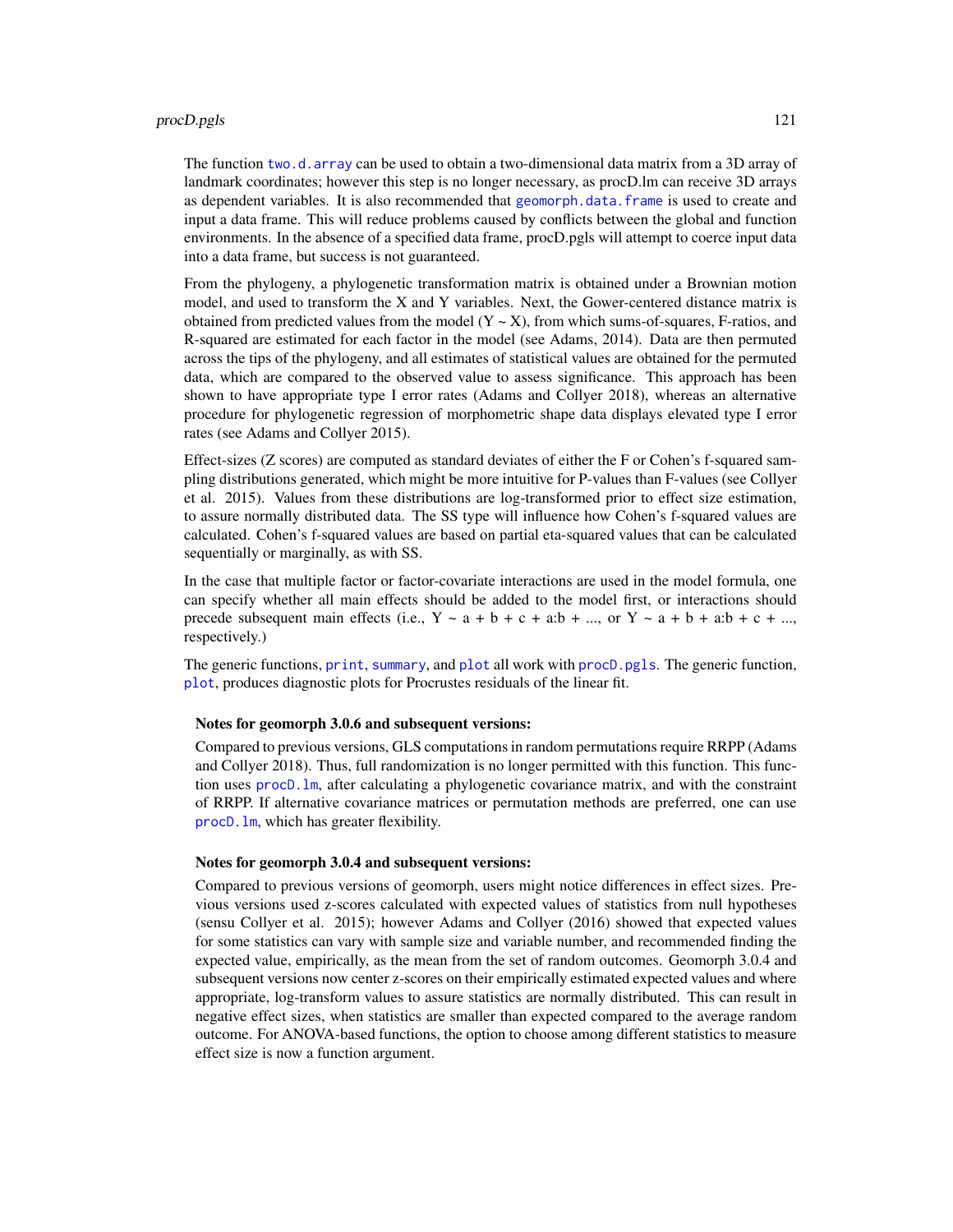The function `two.d.array` can be used to obtain a two-dimensional data matrix from a 3D array of landmark coordinates; however this step is no longer necessary, as procD.lm can receive 3D arrays as dependent variables. It is also recommended that `geomorph.data.frame` is used to create and input a data frame. This will reduce problems caused by conflicts between the global and function environments. In the absence of a specified data frame, procD.pgls will attempt to coerce input data into a data frame, but success is not guaranteed.

From the phylogeny, a phylogenetic transformation matrix is obtained under a Brownian motion model, and used to transform the X and Y variables. Next, the Gower-centered distance matrix is obtained from predicted values from the model (Y ~ X), from which sums-of-squares, F-ratios, and R-squared are estimated for each factor in the model (see Adams, 2014). Data are then permuted across the tips of the phylogeny, and all estimates of statistical values are obtained for the permuted data, which are compared to the observed value to assess significance. This approach has been shown to have appropriate type I error rates (Adams and Collyer 2018), whereas an alternative procedure for phylogenetic regression of morphometric shape data displays elevated type I error rates (see Adams and Collyer 2015).

Effect-sizes (Z scores) are computed as standard deviates of either the F or Cohen's f-squared sampling distributions generated, which might be more intuitive for P-values than F-values (see Collyer et al. 2015). Values from these distributions are log-transformed prior to effect size estimation, to assure normally distributed data. The SS type will influence how Cohen's f-squared values are calculated. Cohen's f-squared values are based on partial eta-squared values that can be calculated sequentially or marginally, as with SS.

In the case that multiple factor or factor-covariate interactions are used in the model formula, one can specify whether all main effects should be added to the model first, or interactions should precede subsequent main effects (i.e., Y ~ a + b + c + a:b + ..., or Y ~ a + b + a:b + c + ..., respectively.)

The generic functions, `print`, `summary`, and `plot` all work with `procD.pgls`. The generic function, `plot`, produces diagnostic plots for Procrustes residuals of the linear fit.

**Notes for geomorph 3.0.6 and subsequent versions:**

Compared to previous versions, GLS computations in random permutations require RRPP (Adams and Collyer 2018). Thus, full randomization is no longer permitted with this function. This function uses `procD.lm`, after calculating a phylogenetic covariance matrix, and with the constraint of RRPP. If alternative covariance matrices or permutation methods are preferred, one can use `procD.lm`, which has greater flexibility.

**Notes for geomorph 3.0.4 and subsequent versions:**

Compared to previous versions of geomorph, users might notice differences in effect sizes. Previous versions used z-scores calculated with expected values of statistics from null hypotheses (sensu Collyer et al. 2015); however Adams and Collyer (2016) showed that expected values for some statistics can vary with sample size and variable number, and recommended finding the expected value, empirically, as the mean from the set of random outcomes. Geomorph 3.0.4 and subsequent versions now center z-scores on their empirically estimated expected values and where appropriate, log-transform values to assure statistics are normally distributed. This can result in negative effect sizes, when statistics are smaller than expected compared to the average random outcome. For ANOVA-based functions, the option to choose among different statistics to measure effect size is now a function argument.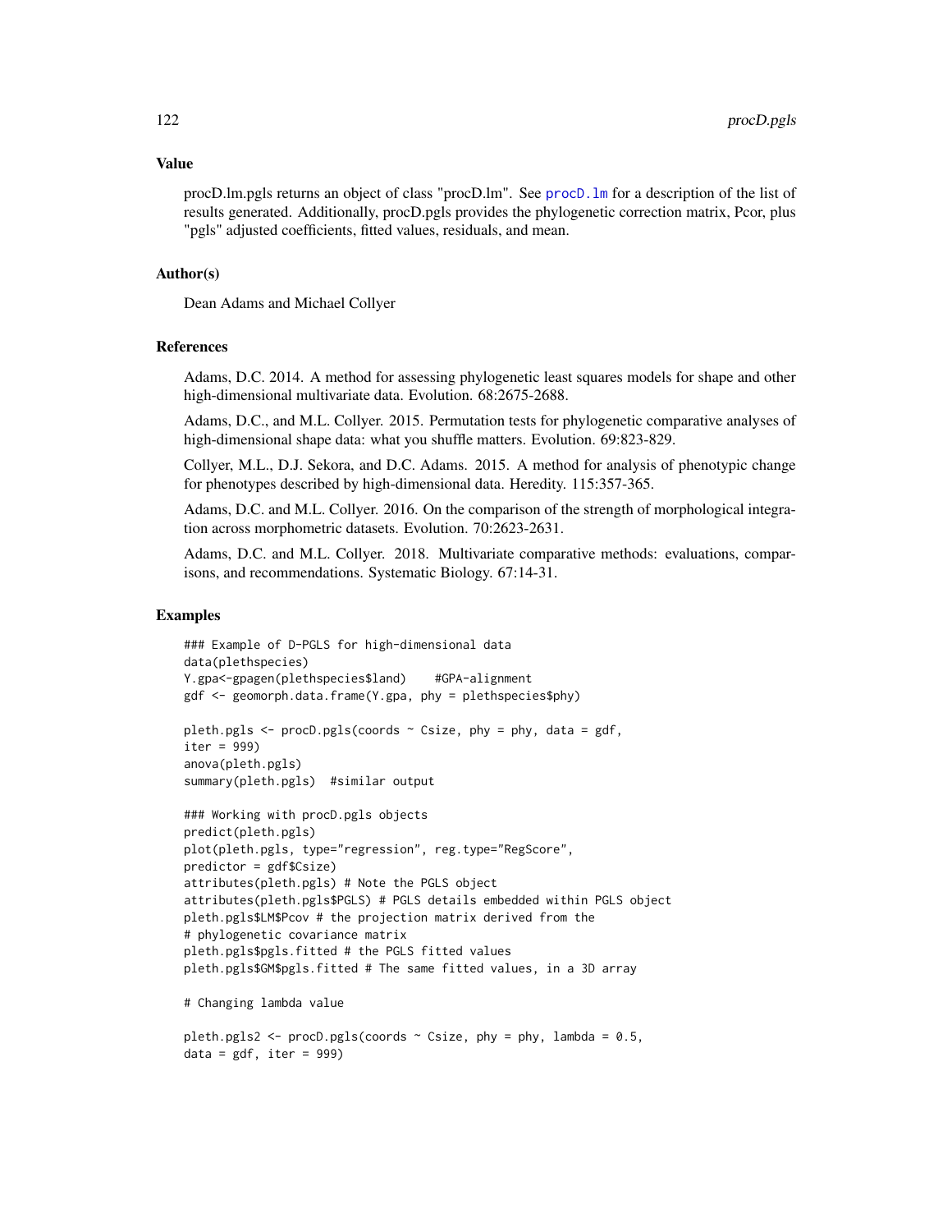## Value

procD.lm.pgls returns an object of class "procD.lm". See procD.lm for a description of the list of results generated. Additionally, procD.pgls provides the phylogenetic correction matrix, Pcor, plus "pgls" adjusted coefficients, fitted values, residuals, and mean.

## Author(s)

Dean Adams and Michael Collyer

## References

Adams, D.C. 2014. A method for assessing phylogenetic least squares models for shape and other high-dimensional multivariate data. Evolution. 68:2675-2688.

Adams, D.C., and M.L. Collyer. 2015. Permutation tests for phylogenetic comparative analyses of high-dimensional shape data: what you shuffle matters. Evolution. 69:823-829.

Collyer, M.L., D.J. Sekora, and D.C. Adams. 2015. A method for analysis of phenotypic change for phenotypes described by high-dimensional data. Heredity. 115:357-365.

Adams, D.C. and M.L. Collyer. 2016. On the comparison of the strength of morphological integration across morphometric datasets. Evolution. 70:2623-2631.

Adams, D.C. and M.L. Collyer. 2018. Multivariate comparative methods: evaluations, comparisons, and recommendations. Systematic Biology. 67:14-31.

## Examples

```
### Example of D-PGLS for high-dimensional data
data(plethspecies)
Y.gpa<-gpagen(plethspecies$land)    #GPA-alignment
gdf <- geomorph.data.frame(Y.gpa, phy = plethspecies$phy)

pleth.pgls <- procD.pgls(coords ~ Csize, phy = phy, data = gdf,
iter = 999)
anova(pleth.pgls)
summary(pleth.pgls)  #similar output

### Working with procD.pgls objects
predict(pleth.pgls)
plot(pleth.pgls, type="regression", reg.type="RegScore",
predictor = gdf$Csize)
attributes(pleth.pgls) # Note the PGLS object
attributes(pleth.pgls$PGLS) # PGLS details embedded within PGLS object
pleth.pgls$LM$Pcov # the projection matrix derived from the
# phylogenetic covariance matrix
pleth.pgls$pgls.fitted # the PGLS fitted values
pleth.pgls$GM$pgls.fitted # The same fitted values, in a 3D array

# Changing lambda value

pleth.pgls2 <- procD.pgls(coords ~ Csize, phy = phy, lambda = 0.5,
data = gdf, iter = 999)
```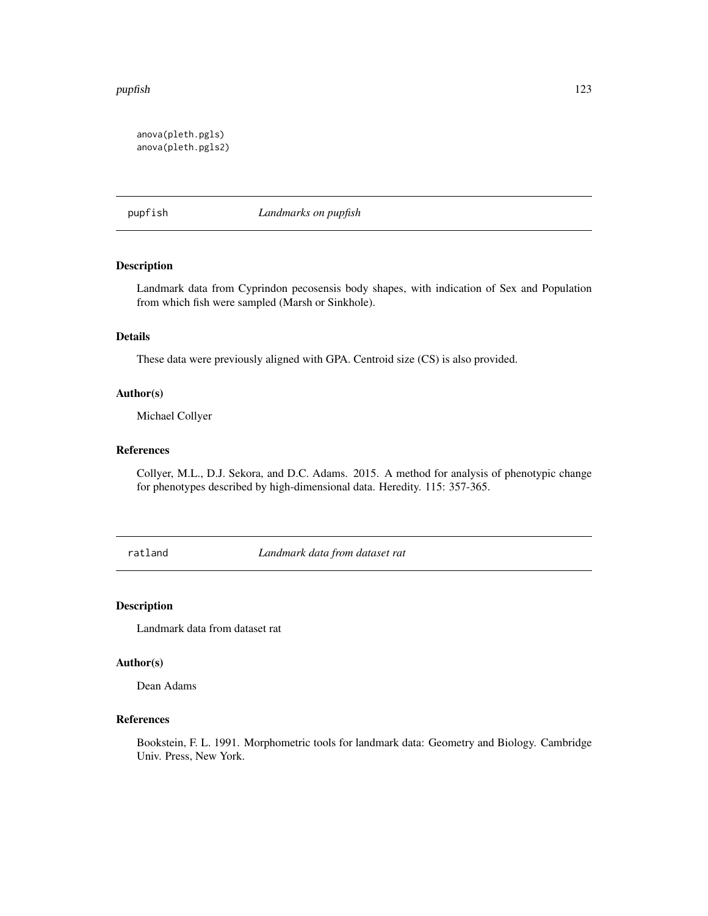```
anova(pleth.pgls)
anova(pleth.pgls2)
```

## pupfish *Landmarks on pupfish*

### Description

Landmark data from Cyprindon pecosensis body shapes, with indication of Sex and Population from which fish were sampled (Marsh or Sinkhole).

### Details

These data were previously aligned with GPA. Centroid size (CS) is also provided.

### Author(s)

Michael Collyer

### References

Collyer, M.L., D.J. Sekora, and D.C. Adams. 2015. A method for analysis of phenotypic change for phenotypes described by high-dimensional data. Heredity. 115: 357-365.

## ratland *Landmark data from dataset rat*

### Description

Landmark data from dataset rat

### Author(s)

Dean Adams

### References

Bookstein, F. L. 1991. Morphometric tools for landmark data: Geometry and Biology. Cambridge Univ. Press, New York.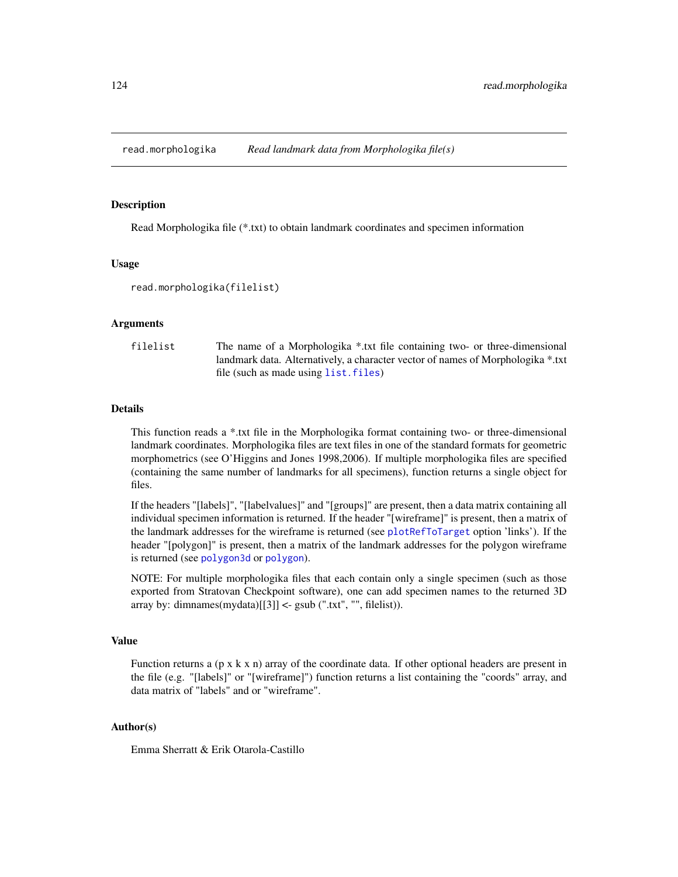read.morphologika    *Read landmark data from Morphologika file(s)*

## Description

Read Morphologika file (*.txt) to obtain landmark coordinates and specimen information

## Usage

```
read.morphologika(filelist)
```

## Arguments

| | |
|---|---|
| filelist | The name of a Morphologika *.txt file containing two- or three-dimensional landmark data. Alternatively, a character vector of names of Morphologika *.txt file (such as made using `list.files`) |

## Details

This function reads a *.txt file in the Morphologika format containing two- or three-dimensional landmark coordinates. Morphologika files are text files in one of the standard formats for geometric morphometrics (see O'Higgins and Jones 1998,2006). If multiple morphologika files are specified (containing the same number of landmarks for all specimens), function returns a single object for files.

If the headers "[labels]", "[labelvalues]" and "[groups]" are present, then a data matrix containing all individual specimen information is returned. If the header "[wireframe]" is present, then a matrix of the landmark addresses for the wireframe is returned (see `plotRefToTarget` option 'links'). If the header "[polygon]" is present, then a matrix of the landmark addresses for the polygon wireframe is returned (see `polygon3d` or `polygon`).

NOTE: For multiple morphologika files that each contain only a single specimen (such as those exported from Stratovan Checkpoint software), one can add specimen names to the returned 3D array by: dimnames(mydata)[[3]] <- gsub (".txt", "", filelist)).

## Value

Function returns a (p x k x n) array of the coordinate data. If other optional headers are present in the file (e.g. "[labels]" or "[wireframe]") function returns a list containing the "coords" array, and data matrix of "labels" and or "wireframe".

## Author(s)

Emma Sherratt & Erik Otarola-Castillo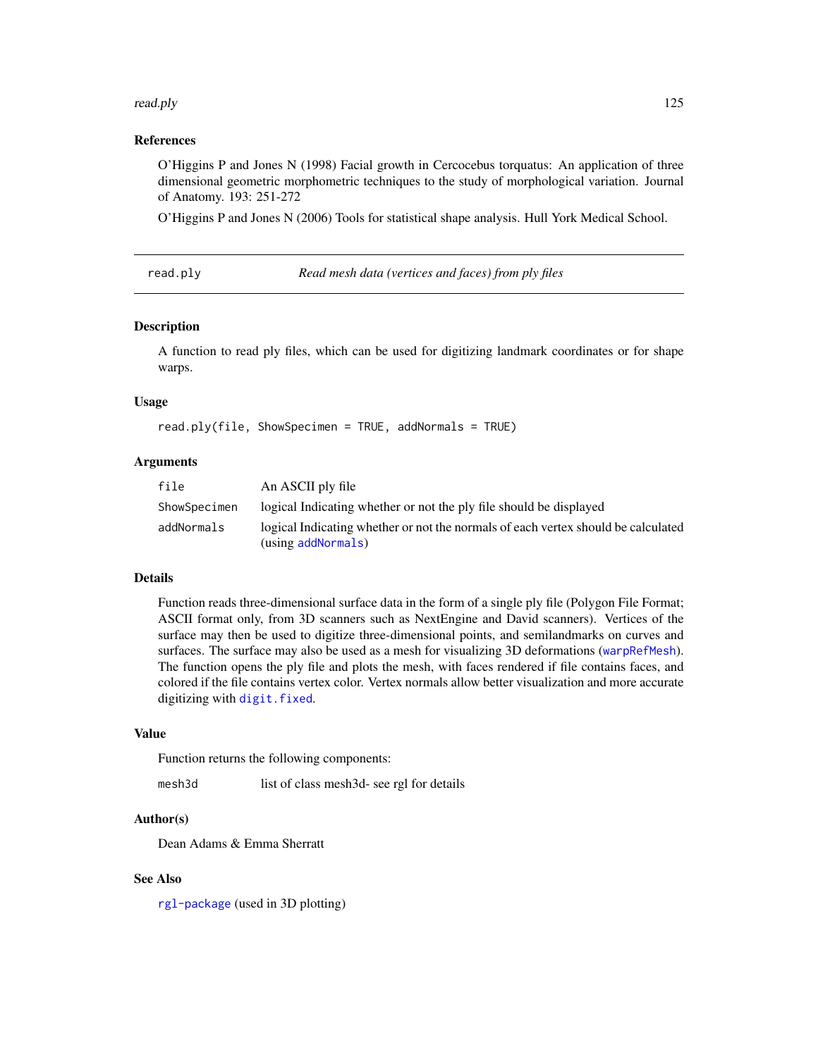## References

O'Higgins P and Jones N (1998) Facial growth in Cercocebus torquatus: An application of three dimensional geometric morphometric techniques to the study of morphological variation. Journal of Anatomy. 193: 251-272

O'Higgins P and Jones N (2006) Tools for statistical shape analysis. Hull York Medical School.

---

# read.ply — *Read mesh data (vertices and faces) from ply files*

---

## Description

A function to read ply files, which can be used for digitizing landmark coordinates or for shape warps.

## Usage

```
read.ply(file, ShowSpecimen = TRUE, addNormals = TRUE)
```

## Arguments

| | |
|---|---|
| `file` | An ASCII ply file |
| `ShowSpecimen` | logical Indicating whether or not the ply file should be displayed |
| `addNormals` | logical Indicating whether or not the normals of each vertex should be calculated (using `addNormals`) |

## Details

Function reads three-dimensional surface data in the form of a single ply file (Polygon File Format; ASCII format only, from 3D scanners such as NextEngine and David scanners). Vertices of the surface may then be used to digitize three-dimensional points, and semilandmarks on curves and surfaces. The surface may also be used as a mesh for visualizing 3D deformations (`warpRefMesh`). The function opens the ply file and plots the mesh, with faces rendered if file contains faces, and colored if the file contains vertex color. Vertex normals allow better visualization and more accurate digitizing with `digit.fixed`.

## Value

Function returns the following components:

| | |
|---|---|
| `mesh3d` | list of class mesh3d- see rgl for details |

## Author(s)

Dean Adams & Emma Sherratt

## See Also

`rgl-package` (used in 3D plotting)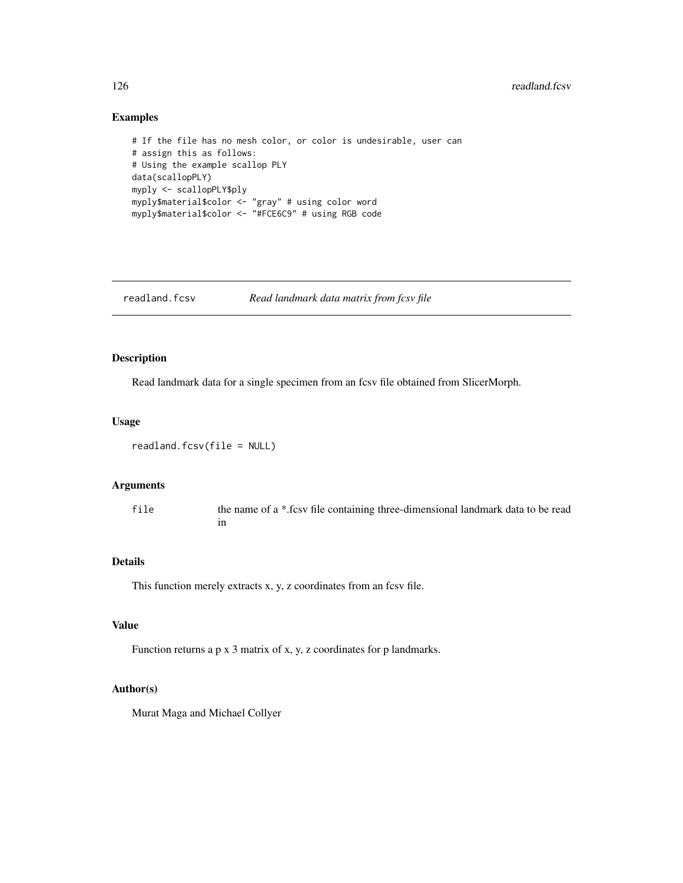## Examples

```
# If the file has no mesh color, or color is undesirable, user can
# assign this as follows:
# Using the example scallop PLY
data(scallopPLY)
myply <- scallopPLY$ply
myply$material$color <- "gray" # using color word
myply$material$color <- "#FCE6C9" # using RGB code
```

---

# readland.fcsv *Read landmark data matrix from fcsv file*

---

## Description

Read landmark data for a single specimen from an fcsv file obtained from SlicerMorph.

## Usage

```
readland.fcsv(file = NULL)
```

## Arguments

| | |
|---|---|
| file | the name of a *.fcsv file containing three-dimensional landmark data to be read in |

## Details

This function merely extracts x, y, z coordinates from an fcsv file.

## Value

Function returns a p x 3 matrix of x, y, z coordinates for p landmarks.

## Author(s)

Murat Maga and Michael Collyer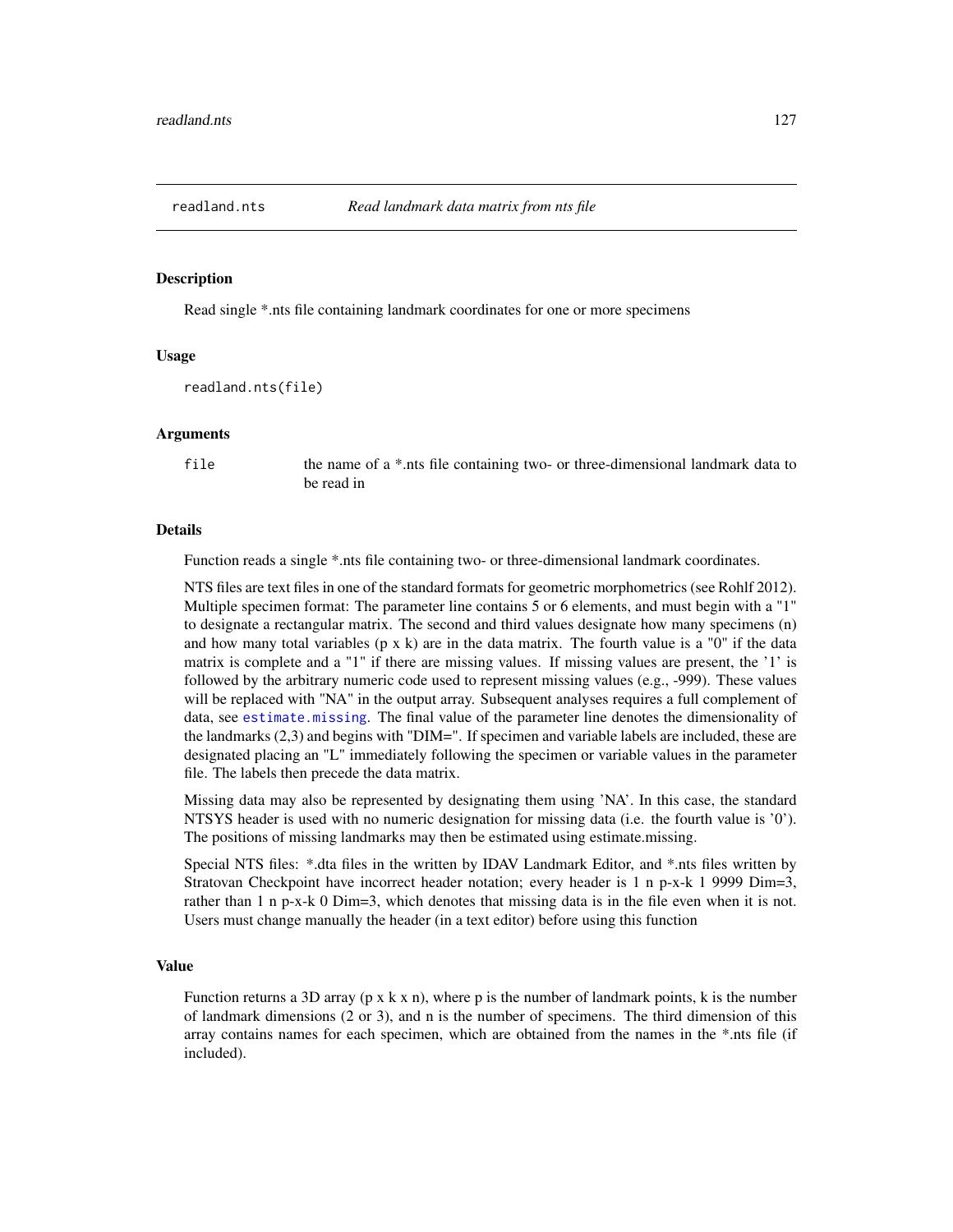readland.nts *Read landmark data matrix from nts file*

## Description

Read single *.nts file containing landmark coordinates for one or more specimens

## Usage

```
readland.nts(file)
```

## Arguments

`file` the name of a *.nts file containing two- or three-dimensional landmark data to be read in

## Details

Function reads a single *.nts file containing two- or three-dimensional landmark coordinates.

NTS files are text files in one of the standard formats for geometric morphometrics (see Rohlf 2012). Multiple specimen format: The parameter line contains 5 or 6 elements, and must begin with a "1" to designate a rectangular matrix. The second and third values designate how many specimens (n) and how many total variables (p x k) are in the data matrix. The fourth value is a "0" if the data matrix is complete and a "1" if there are missing values. If missing values are present, the '1' is followed by the arbitrary numeric code used to represent missing values (e.g., -999). These values will be replaced with "NA" in the output array. Subsequent analyses requires a full complement of data, see `estimate.missing`. The final value of the parameter line denotes the dimensionality of the landmarks (2,3) and begins with "DIM=". If specimen and variable labels are included, these are designated placing an "L" immediately following the specimen or variable values in the parameter file. The labels then precede the data matrix.

Missing data may also be represented by designating them using 'NA'. In this case, the standard NTSYS header is used with no numeric designation for missing data (i.e. the fourth value is '0'). The positions of missing landmarks may then be estimated using estimate.missing.

Special NTS files: *.dta files in the written by IDAV Landmark Editor, and *.nts files written by Stratovan Checkpoint have incorrect header notation; every header is 1 n p-x-k 1 9999 Dim=3, rather than 1 n p-x-k 0 Dim=3, which denotes that missing data is in the file even when it is not. Users must change manually the header (in a text editor) before using this function

## Value

Function returns a 3D array (p x k x n), where p is the number of landmark points, k is the number of landmark dimensions (2 or 3), and n is the number of specimens. The third dimension of this array contains names for each specimen, which are obtained from the names in the *.nts file (if included).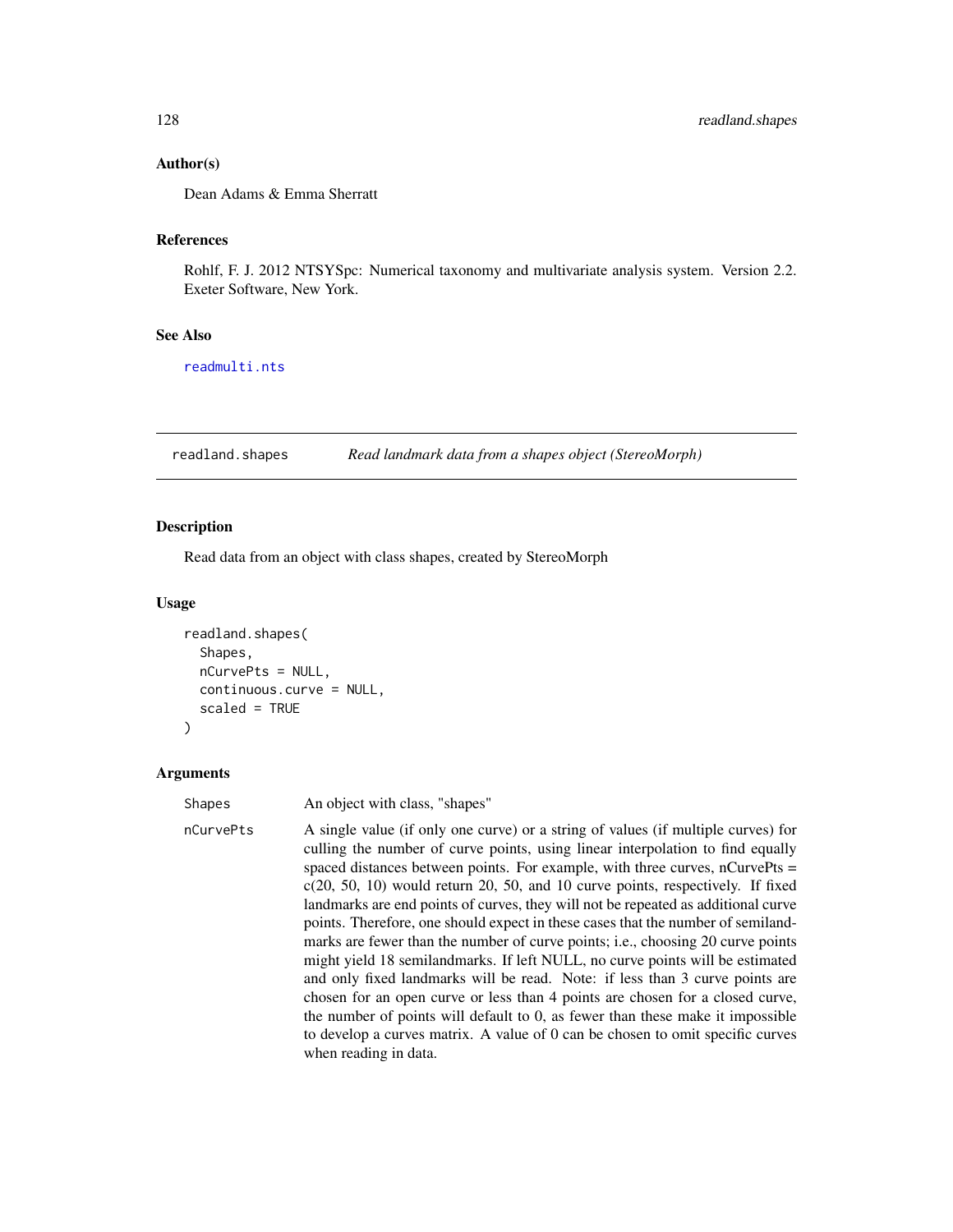### Author(s)

Dean Adams & Emma Sherratt

### References

Rohlf, F. J. 2012 NTSYSpc: Numerical taxonomy and multivariate analysis system. Version 2.2. Exeter Software, New York.

### See Also

readmulti.nts

---

## readland.shapes — *Read landmark data from a shapes object (StereoMorph)*

---

### Description

Read data from an object with class shapes, created by StereoMorph

### Usage

```
readland.shapes(
  Shapes,
  nCurvePts = NULL,
  continuous.curve = NULL,
  scaled = TRUE
)
```

### Arguments

| | |
|---|---|
| Shapes | An object with class, "shapes" |
| nCurvePts | A single value (if only one curve) or a string of values (if multiple curves) for culling the number of curve points, using linear interpolation to find equally spaced distances between points. For example, with three curves, nCurvePts = c(20, 50, 10) would return 20, 50, and 10 curve points, respectively. If fixed landmarks are end points of curves, they will not be repeated as additional curve points. Therefore, one should expect in these cases that the number of semilandmarks are fewer than the number of curve points; i.e., choosing 20 curve points might yield 18 semilandmarks. If left NULL, no curve points will be estimated and only fixed landmarks will be read. Note: if less than 3 curve points are chosen for an open curve or less than 4 points are chosen for a closed curve, the number of points will default to 0, as fewer than these make it impossible to develop a curves matrix. A value of 0 can be chosen to omit specific curves when reading in data. |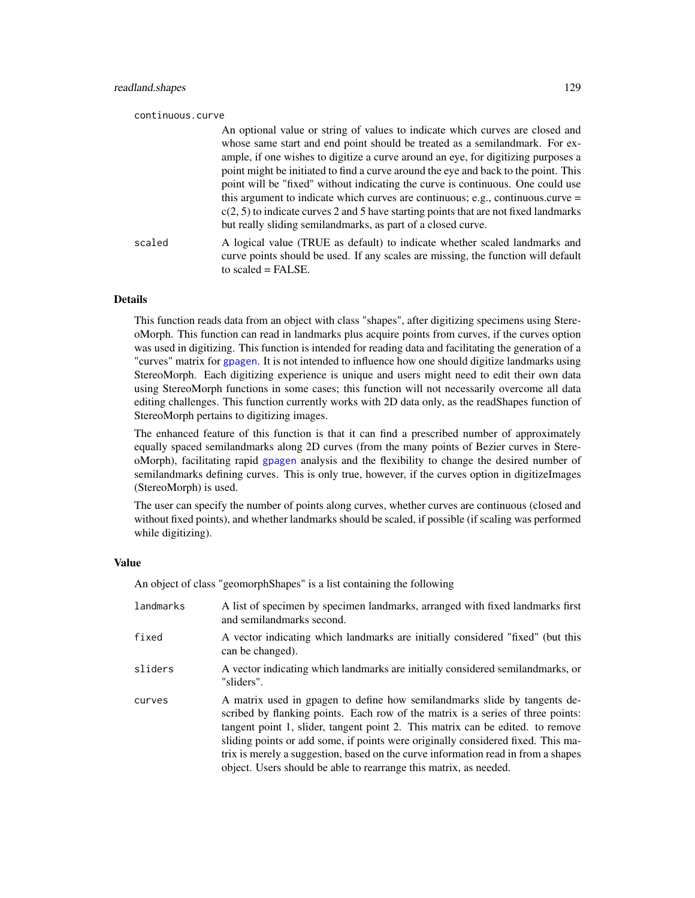continuous.curve
: An optional value or string of values to indicate which curves are closed and whose same start and end point should be treated as a semilandmark. For example, if one wishes to digitize a curve around an eye, for digitizing purposes a point might be initiated to find a curve around the eye and back to the point. This point will be "fixed" without indicating the curve is continuous. One could use this argument to indicate which curves are continuous; e.g., continuous.curve = c(2, 5) to indicate curves 2 and 5 have starting points that are not fixed landmarks but really sliding semilandmarks, as part of a closed curve.

scaled
: A logical value (TRUE as default) to indicate whether scaled landmarks and curve points should be used. If any scales are missing, the function will default to scaled = FALSE.

## Details

This function reads data from an object with class "shapes", after digitizing specimens using StereoMorph. This function can read in landmarks plus acquire points from curves, if the curves option was used in digitizing. This function is intended for reading data and facilitating the generation of a "curves" matrix for gpagen. It is not intended to influence how one should digitize landmarks using StereoMorph. Each digitizing experience is unique and users might need to edit their own data using StereoMorph functions in some cases; this function will not necessarily overcome all data editing challenges. This function currently works with 2D data only, as the readShapes function of StereoMorph pertains to digitizing images.

The enhanced feature of this function is that it can find a prescribed number of approximately equally spaced semilandmarks along 2D curves (from the many points of Bezier curves in StereoMorph), facilitating rapid gpagen analysis and the flexibility to change the desired number of semilandmarks defining curves. This is only true, however, if the curves option in digitizeImages (StereoMorph) is used.

The user can specify the number of points along curves, whether curves are continuous (closed and without fixed points), and whether landmarks should be scaled, if possible (if scaling was performed while digitizing).

## Value

An object of class "geomorphShapes" is a list containing the following

landmarks
: A list of specimen by specimen landmarks, arranged with fixed landmarks first and semilandmarks second.

fixed
: A vector indicating which landmarks are initially considered "fixed" (but this can be changed).

sliders
: A vector indicating which landmarks are initially considered semilandmarks, or "sliders".

curves
: A matrix used in gpagen to define how semilandmarks slide by tangents described by flanking points. Each row of the matrix is a series of three points: tangent point 1, slider, tangent point 2. This matrix can be edited. to remove sliding points or add some, if points were originally considered fixed. This matrix is merely a suggestion, based on the curve information read in from a shapes object. Users should be able to rearrange this matrix, as needed.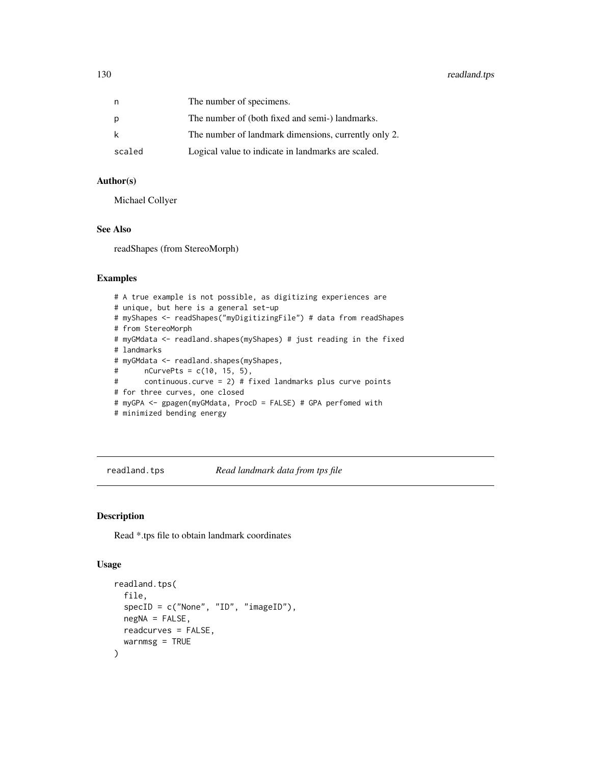| | |
|---|---|
| n | The number of specimens. |
| p | The number of (both fixed and semi-) landmarks. |
| k | The number of landmark dimensions, currently only 2. |
| scaled | Logical value to indicate in landmarks are scaled. |

### Author(s)

Michael Collyer

### See Also

readShapes (from StereoMorph)

### Examples

```
# A true example is not possible, as digitizing experiences are
# unique, but here is a general set-up
# myShapes <- readShapes("myDigitizingFile") # data from readShapes
# from StereoMorph
# myGMdata <- readland.shapes(myShapes) # just reading in the fixed
# landmarks
# myGMdata <- readland.shapes(myShapes,
#      nCurvePts = c(10, 15, 5),
#      continuous.curve = 2) # fixed landmarks plus curve points
# for three curves, one closed
# myGPA <- gpagen(myGMdata, ProcD = FALSE) # GPA perfomed with
# minimized bending energy
```

---

## readland.tps — *Read landmark data from tps file*

### Description

Read *.tps file to obtain landmark coordinates

### Usage

```
readland.tps(
  file,
  specID = c("None", "ID", "imageID"),
  negNA = FALSE,
  readcurves = FALSE,
  warnmsg = TRUE
)
```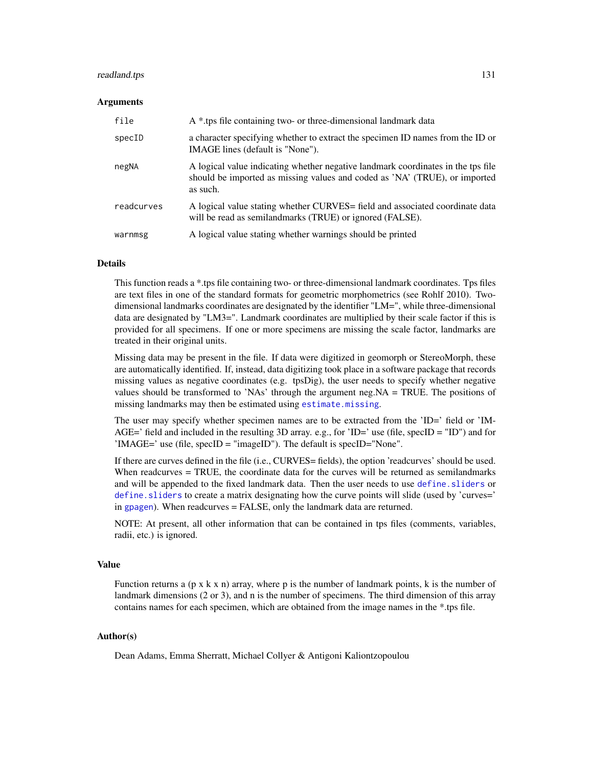### Arguments

| | |
|---|---|
| `file` | A *.tps file containing two- or three-dimensional landmark data |
| `specID` | a character specifying whether to extract the specimen ID names from the ID or IMAGE lines (default is "None"). |
| `negNA` | A logical value indicating whether negative landmark coordinates in the tps file should be imported as missing values and coded as 'NA' (TRUE), or imported as such. |
| `readcurves` | A logical value stating whether CURVES= field and associated coordinate data will be read as semilandmarks (TRUE) or ignored (FALSE). |
| `warnmsg` | A logical value stating whether warnings should be printed |

### Details

This function reads a *.tps file containing two- or three-dimensional landmark coordinates. Tps files are text files in one of the standard formats for geometric morphometrics (see Rohlf 2010). Two-dimensional landmarks coordinates are designated by the identifier "LM=", while three-dimensional data are designated by "LM3=". Landmark coordinates are multiplied by their scale factor if this is provided for all specimens. If one or more specimens are missing the scale factor, landmarks are treated in their original units.

Missing data may be present in the file. If data were digitized in geomorph or StereoMorph, these are automatically identified. If, instead, data digitizing took place in a software package that records missing values as negative coordinates (e.g. tpsDig), the user needs to specify whether negative values should be transformed to 'NAs' through the argument neg.NA = TRUE. The positions of missing landmarks may then be estimated using `estimate.missing`.

The user may specify whether specimen names are to be extracted from the 'ID=' field or 'IMAGE=' field and included in the resulting 3D array. e.g., for 'ID=' use (file, specID = "ID") and for 'IMAGE=' use (file, specID = "imageID"). The default is specID="None".

If there are curves defined in the file (i.e., CURVES= fields), the option 'readcurves' should be used. When readcurves = TRUE, the coordinate data for the curves will be returned as semilandmarks and will be appended to the fixed landmark data. Then the user needs to use `define.sliders` or `define.sliders` to create a matrix designating how the curve points will slide (used by 'curves=' in `gpagen`). When readcurves = FALSE, only the landmark data are returned.

NOTE: At present, all other information that can be contained in tps files (comments, variables, radii, etc.) is ignored.

### Value

Function returns a (p x k x n) array, where p is the number of landmark points, k is the number of landmark dimensions (2 or 3), and n is the number of specimens. The third dimension of this array contains names for each specimen, which are obtained from the image names in the *.tps file.

### Author(s)

Dean Adams, Emma Sherratt, Michael Collyer & Antigoni Kaliontzopoulou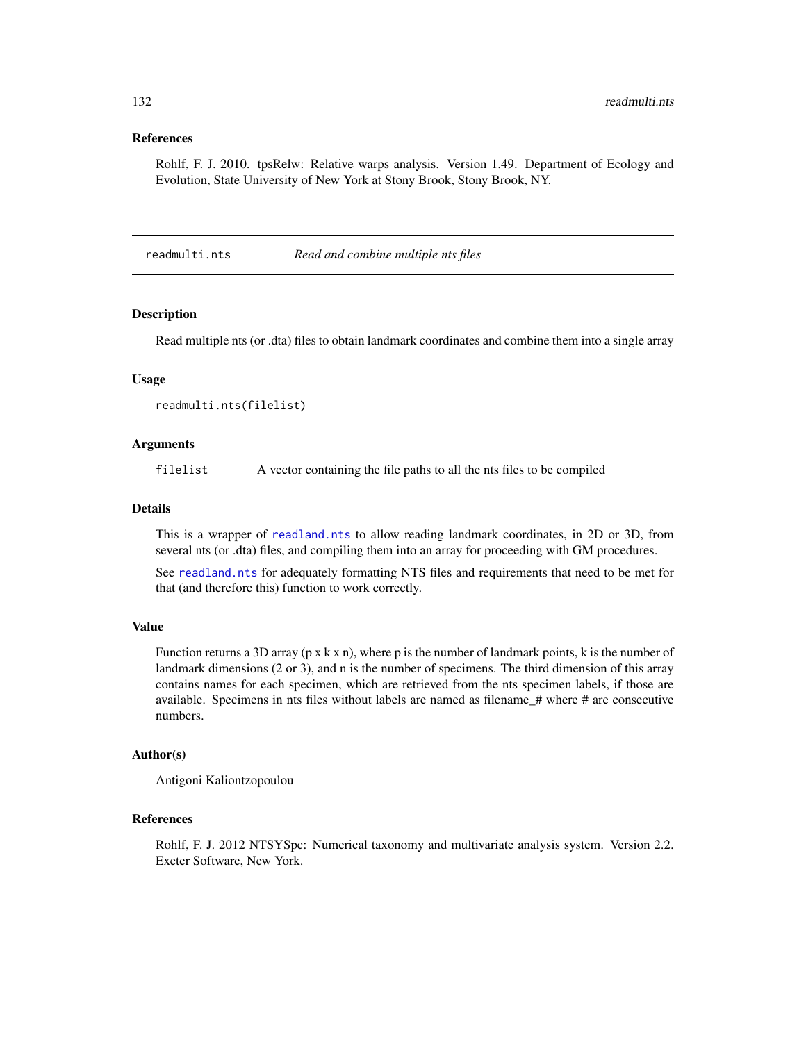## References

Rohlf, F. J. 2010. tpsRelw: Relative warps analysis. Version 1.49. Department of Ecology and Evolution, State University of New York at Stony Brook, Stony Brook, NY.

---

# readmulti.nts    *Read and combine multiple nts files*

## Description

Read multiple nts (or .dta) files to obtain landmark coordinates and combine them into a single array

## Usage

```
readmulti.nts(filelist)
```

## Arguments

| | |
|---|---|
| `filelist` | A vector containing the file paths to all the nts files to be compiled |

## Details

This is a wrapper of `readland.nts` to allow reading landmark coordinates, in 2D or 3D, from several nts (or .dta) files, and compiling them into an array for proceeding with GM procedures.

See `readland.nts` for adequately formatting NTS files and requirements that need to be met for that (and therefore this) function to work correctly.

## Value

Function returns a 3D array (p x k x n), where p is the number of landmark points, k is the number of landmark dimensions (2 or 3), and n is the number of specimens. The third dimension of this array contains names for each specimen, which are retrieved from the nts specimen labels, if those are available. Specimens in nts files without labels are named as filename_# where # are consecutive numbers.

## Author(s)

Antigoni Kaliontzopoulou

## References

Rohlf, F. J. 2012 NTSYSpc: Numerical taxonomy and multivariate analysis system. Version 2.2. Exeter Software, New York.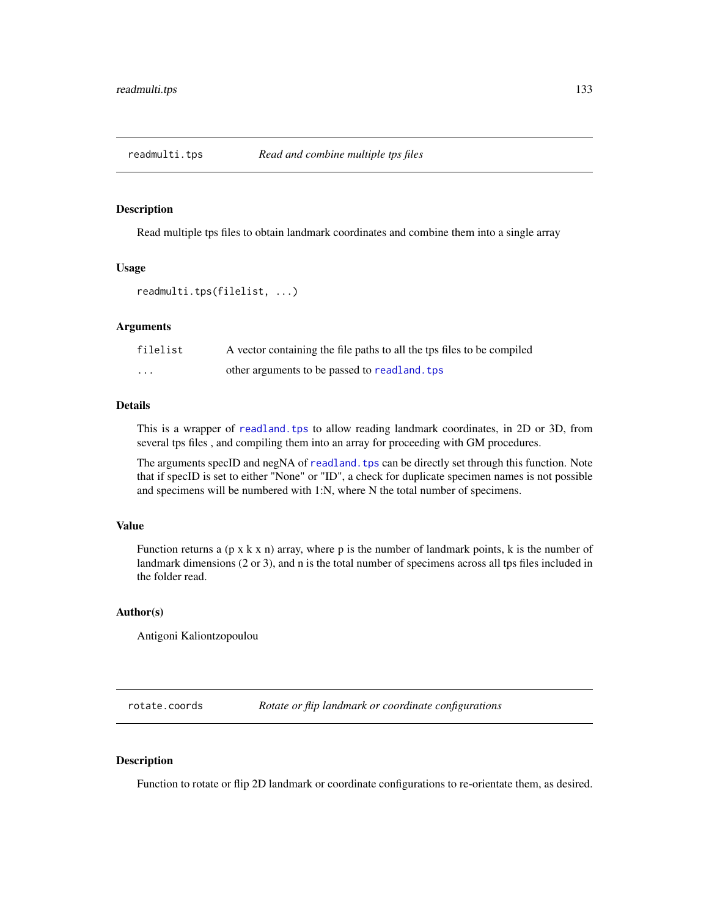## readmulti.tps — *Read and combine multiple tps files*

### Description

Read multiple tps files to obtain landmark coordinates and combine them into a single array

### Usage

```
readmulti.tps(filelist, ...)
```

### Arguments

| | |
|---|---|
| `filelist` | A vector containing the file paths to all the tps files to be compiled |
| `...` | other arguments to be passed to `readland.tps` |

### Details

This is a wrapper of `readland.tps` to allow reading landmark coordinates, in 2D or 3D, from several tps files , and compiling them into an array for proceeding with GM procedures.

The arguments specID and negNA of `readland.tps` can be directly set through this function. Note that if specID is set to either "None" or "ID", a check for duplicate specimen names is not possible and specimens will be numbered with 1:N, where N the total number of specimens.

### Value

Function returns a (p x k x n) array, where p is the number of landmark points, k is the number of landmark dimensions (2 or 3), and n is the total number of specimens across all tps files included in the folder read.

### Author(s)

Antigoni Kaliontzopoulou

## rotate.coords — *Rotate or flip landmark or coordinate configurations*

### Description

Function to rotate or flip 2D landmark or coordinate configurations to re-orientate them, as desired.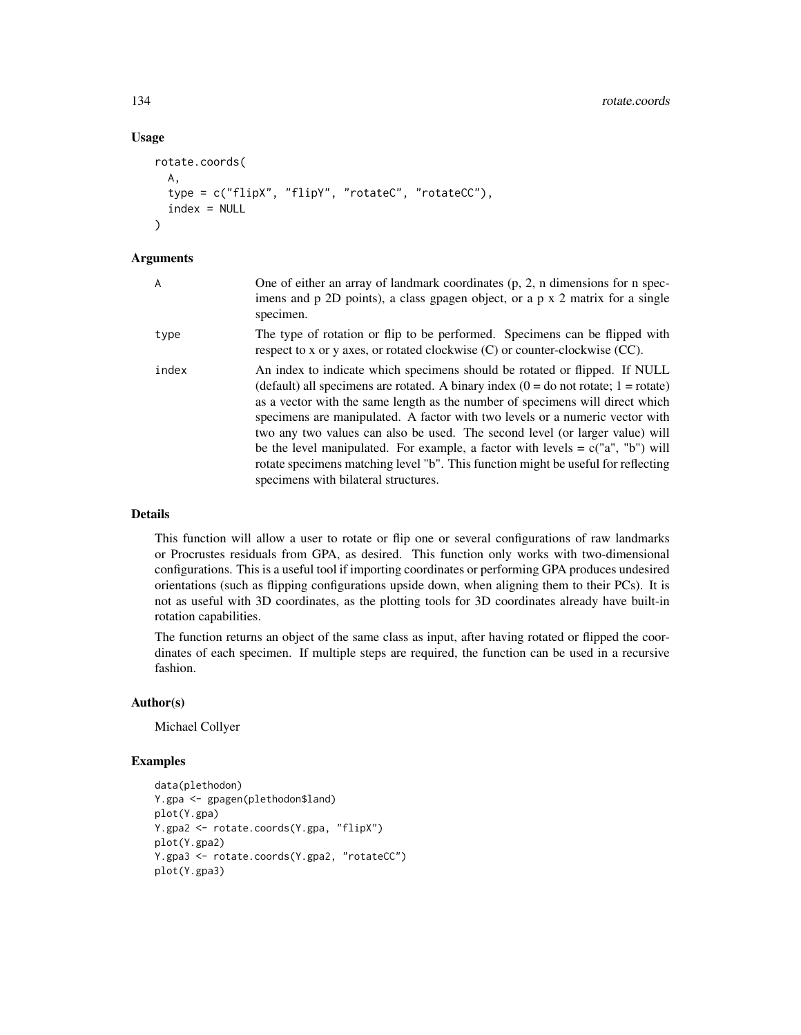### Usage

```
rotate.coords(
  A,
  type = c("flipX", "flipY", "rotateC", "rotateCC"),
  index = NULL
)
```

### Arguments

| | |
|---|---|
| A | One of either an array of landmark coordinates (p, 2, n dimensions for n specimens and p 2D points), a class gpagen object, or a p x 2 matrix for a single specimen. |
| type | The type of rotation or flip to be performed. Specimens can be flipped with respect to x or y axes, or rotated clockwise (C) or counter-clockwise (CC). |
| index | An index to indicate which specimens should be rotated or flipped. If NULL (default) all specimens are rotated. A binary index (0 = do not rotate; 1 = rotate) as a vector with the same length as the number of specimens will direct which specimens are manipulated. A factor with two levels or a numeric vector with two any two values can also be used. The second level (or larger value) will be the level manipulated. For example, a factor with levels = c("a", "b") will rotate specimens matching level "b". This function might be useful for reflecting specimens with bilateral structures. |

### Details

This function will allow a user to rotate or flip one or several configurations of raw landmarks or Procrustes residuals from GPA, as desired. This function only works with two-dimensional configurations. This is a useful tool if importing coordinates or performing GPA produces undesired orientations (such as flipping configurations upside down, when aligning them to their PCs). It is not as useful with 3D coordinates, as the plotting tools for 3D coordinates already have built-in rotation capabilities.

The function returns an object of the same class as input, after having rotated or flipped the coordinates of each specimen. If multiple steps are required, the function can be used in a recursive fashion.

### Author(s)

Michael Collyer

### Examples

```
data(plethodon)
Y.gpa <- gpagen(plethodon$land)
plot(Y.gpa)
Y.gpa2 <- rotate.coords(Y.gpa, "flipX")
plot(Y.gpa2)
Y.gpa3 <- rotate.coords(Y.gpa2, "rotateCC")
plot(Y.gpa3)
```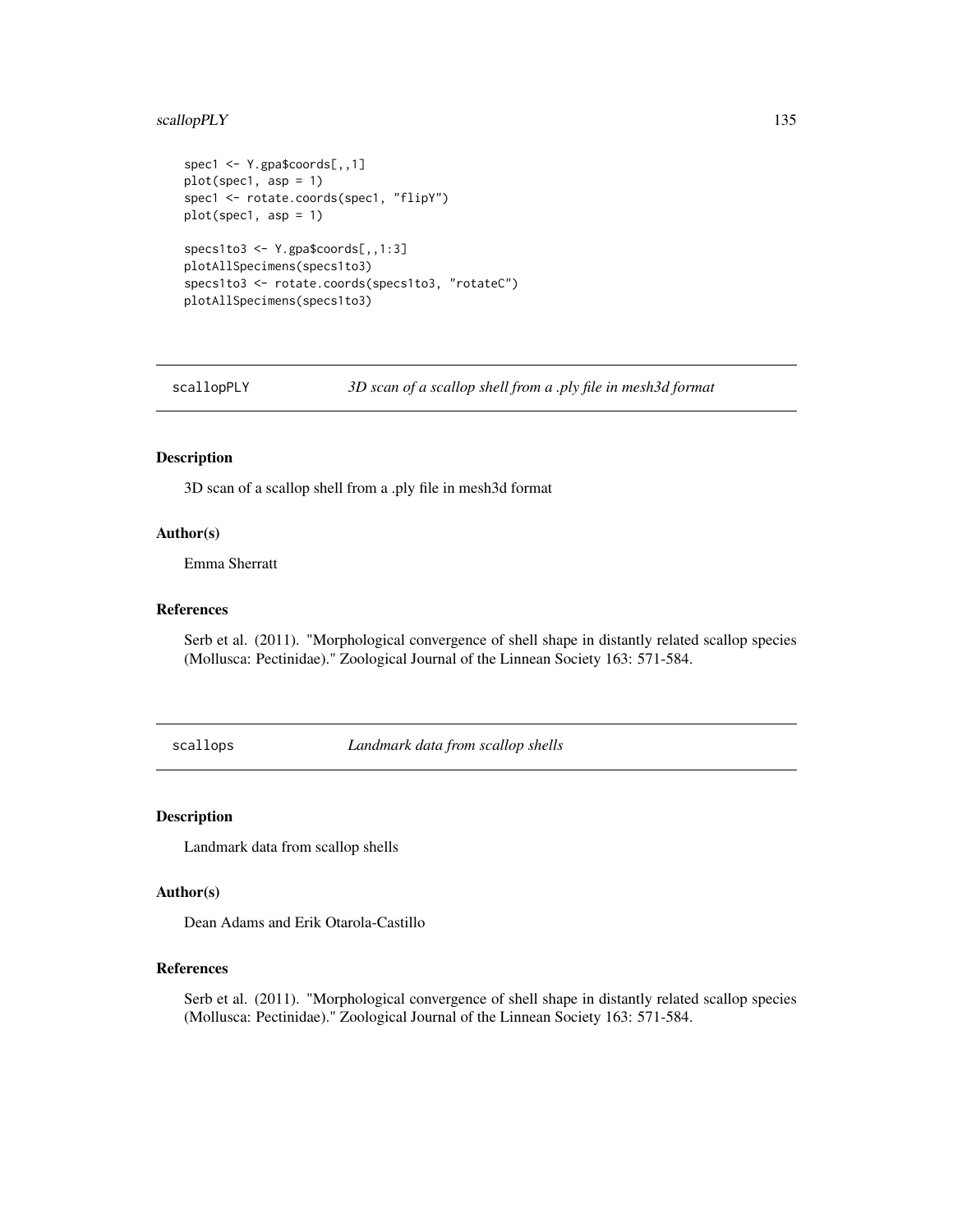```
spec1 <- Y.gpa$coords[,,1]
plot(spec1, asp = 1)
spec1 <- rotate.coords(spec1, "flipY")
plot(spec1, asp = 1)

specs1to3 <- Y.gpa$coords[,,1:3]
plotAllSpecimens(specs1to3)
specs1to3 <- rotate.coords(specs1to3, "rotateC")
plotAllSpecimens(specs1to3)
```

## scallopPLY — *3D scan of a scallop shell from a .ply file in mesh3d format*

### Description

3D scan of a scallop shell from a .ply file in mesh3d format

### Author(s)

Emma Sherratt

### References

Serb et al. (2011). "Morphological convergence of shell shape in distantly related scallop species (Mollusca: Pectinidae)." Zoological Journal of the Linnean Society 163: 571-584.

## scallops — *Landmark data from scallop shells*

### Description

Landmark data from scallop shells

### Author(s)

Dean Adams and Erik Otarola-Castillo

### References

Serb et al. (2011). "Morphological convergence of shell shape in distantly related scallop species (Mollusca: Pectinidae)." Zoological Journal of the Linnean Society 163: 571-584.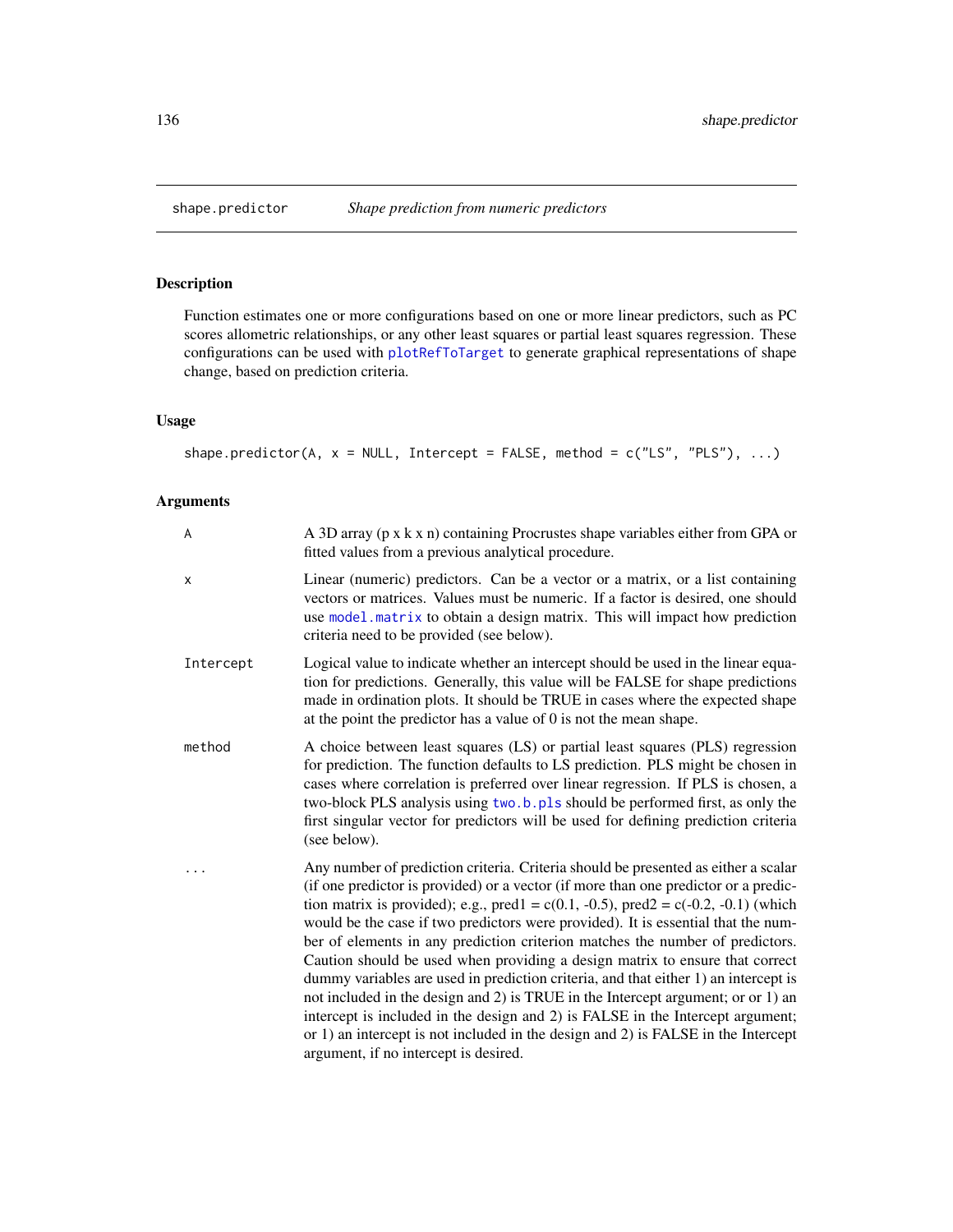## shape.predictor — *Shape prediction from numeric predictors*

### Description

Function estimates one or more configurations based on one or more linear predictors, such as PC scores allometric relationships, or any other least squares or partial least squares regression. These configurations can be used with `plotRefToTarget` to generate graphical representations of shape change, based on prediction criteria.

### Usage

```
shape.predictor(A, x = NULL, Intercept = FALSE, method = c("LS", "PLS"), ...)
```

### Arguments

- **A**: A 3D array (p x k x n) containing Procrustes shape variables either from GPA or fitted values from a previous analytical procedure.
- **x**: Linear (numeric) predictors. Can be a vector or a matrix, or a list containing vectors or matrices. Values must be numeric. If a factor is desired, one should use `model.matrix` to obtain a design matrix. This will impact how prediction criteria need to be provided (see below).
- **Intercept**: Logical value to indicate whether an intercept should be used in the linear equation for predictions. Generally, this value will be FALSE for shape predictions made in ordination plots. It should be TRUE in cases where the expected shape at the point the predictor has a value of 0 is not the mean shape.
- **method**: A choice between least squares (LS) or partial least squares (PLS) regression for prediction. The function defaults to LS prediction. PLS might be chosen in cases where correlation is preferred over linear regression. If PLS is chosen, a two-block PLS analysis using `two.b.pls` should be performed first, as only the first singular vector for predictors will be used for defining prediction criteria (see below).
- **...**: Any number of prediction criteria. Criteria should be presented as either a scalar (if one predictor is provided) or a vector (if more than one predictor or a prediction matrix is provided); e.g., pred1 = c(0.1, -0.5), pred2 = c(-0.2, -0.1) (which would be the case if two predictors were provided). It is essential that the number of elements in any prediction criterion matches the number of predictors. Caution should be used when providing a design matrix to ensure that correct dummy variables are used in prediction criteria, and that either 1) an intercept is not included in the design and 2) is TRUE in the Intercept argument; or or 1) an intercept is included in the design and 2) is FALSE in the Intercept argument; or 1) an intercept is not included in the design and 2) is FALSE in the Intercept argument, if no intercept is desired.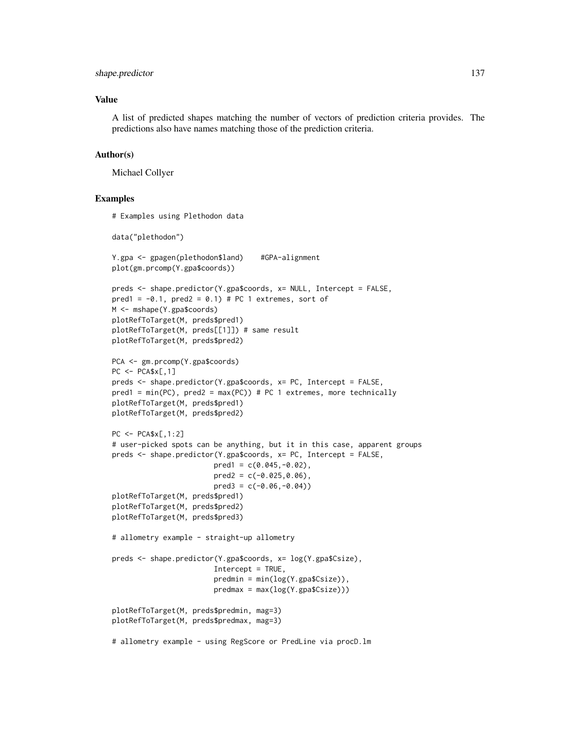## Value

A list of predicted shapes matching the number of vectors of prediction criteria provides. The predictions also have names matching those of the prediction criteria.

## Author(s)

Michael Collyer

## Examples

```
# Examples using Plethodon data

data("plethodon")

Y.gpa <- gpagen(plethodon$land)    #GPA-alignment
plot(gm.prcomp(Y.gpa$coords))

preds <- shape.predictor(Y.gpa$coords, x= NULL, Intercept = FALSE,
pred1 = -0.1, pred2 = 0.1) # PC 1 extremes, sort of
M <- mshape(Y.gpa$coords)
plotRefToTarget(M, preds$pred1)
plotRefToTarget(M, preds[[1]]) # same result
plotRefToTarget(M, preds$pred2)

PCA <- gm.prcomp(Y.gpa$coords)
PC <- PCA$x[,1]
preds <- shape.predictor(Y.gpa$coords, x= PC, Intercept = FALSE,
pred1 = min(PC), pred2 = max(PC)) # PC 1 extremes, more technically
plotRefToTarget(M, preds$pred1)
plotRefToTarget(M, preds$pred2)

PC <- PCA$x[,1:2]
# user-picked spots can be anything, but it in this case, apparent groups
preds <- shape.predictor(Y.gpa$coords, x= PC, Intercept = FALSE,
                        pred1 = c(0.045,-0.02),
                        pred2 = c(-0.025,0.06),
                        pred3 = c(-0.06,-0.04))
plotRefToTarget(M, preds$pred1)
plotRefToTarget(M, preds$pred2)
plotRefToTarget(M, preds$pred3)

# allometry example - straight-up allometry

preds <- shape.predictor(Y.gpa$coords, x= log(Y.gpa$Csize),
                        Intercept = TRUE,
                        predmin = min(log(Y.gpa$Csize)),
                        predmax = max(log(Y.gpa$Csize)))

plotRefToTarget(M, preds$predmin, mag=3)
plotRefToTarget(M, preds$predmax, mag=3)

# allometry example - using RegScore or PredLine via procD.lm
```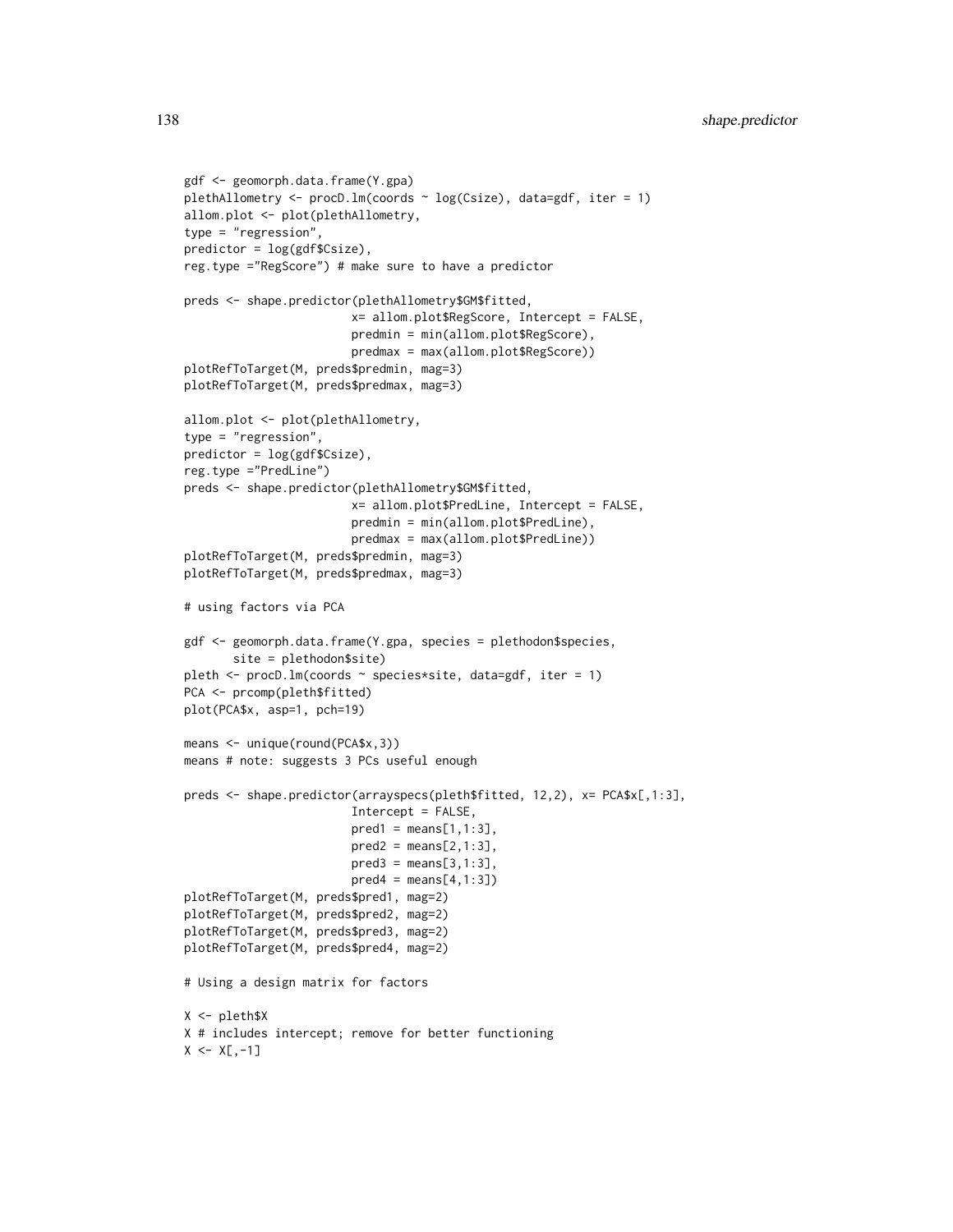```
gdf <- geomorph.data.frame(Y.gpa)
plethAllometry <- procD.lm(coords ~ log(Csize), data=gdf, iter = 1)
allom.plot <- plot(plethAllometry,
type = "regression",
predictor = log(gdf$Csize),
reg.type ="RegScore") # make sure to have a predictor

preds <- shape.predictor(plethAllometry$GM$fitted,
                        x= allom.plot$RegScore, Intercept = FALSE,
                        predmin = min(allom.plot$RegScore),
                        predmax = max(allom.plot$RegScore))
plotRefToTarget(M, preds$predmin, mag=3)
plotRefToTarget(M, preds$predmax, mag=3)

allom.plot <- plot(plethAllometry,
type = "regression",
predictor = log(gdf$Csize),
reg.type ="PredLine")
preds <- shape.predictor(plethAllometry$GM$fitted,
                        x= allom.plot$PredLine, Intercept = FALSE,
                        predmin = min(allom.plot$PredLine),
                        predmax = max(allom.plot$PredLine))
plotRefToTarget(M, preds$predmin, mag=3)
plotRefToTarget(M, preds$predmax, mag=3)

# using factors via PCA

gdf <- geomorph.data.frame(Y.gpa, species = plethodon$species,
       site = plethodon$site)
pleth <- procD.lm(coords ~ species*site, data=gdf, iter = 1)
PCA <- prcomp(pleth$fitted)
plot(PCA$x, asp=1, pch=19)

means <- unique(round(PCA$x,3))
means # note: suggests 3 PCs useful enough

preds <- shape.predictor(arrayspecs(pleth$fitted, 12,2), x= PCA$x[,1:3],
                        Intercept = FALSE,
                        pred1 = means[1,1:3],
                        pred2 = means[2,1:3],
                        pred3 = means[3,1:3],
                        pred4 = means[4,1:3])
plotRefToTarget(M, preds$pred1, mag=2)
plotRefToTarget(M, preds$pred2, mag=2)
plotRefToTarget(M, preds$pred3, mag=2)
plotRefToTarget(M, preds$pred4, mag=2)

# Using a design matrix for factors

X <- pleth$X
X # includes intercept; remove for better functioning
X <- X[,-1]
```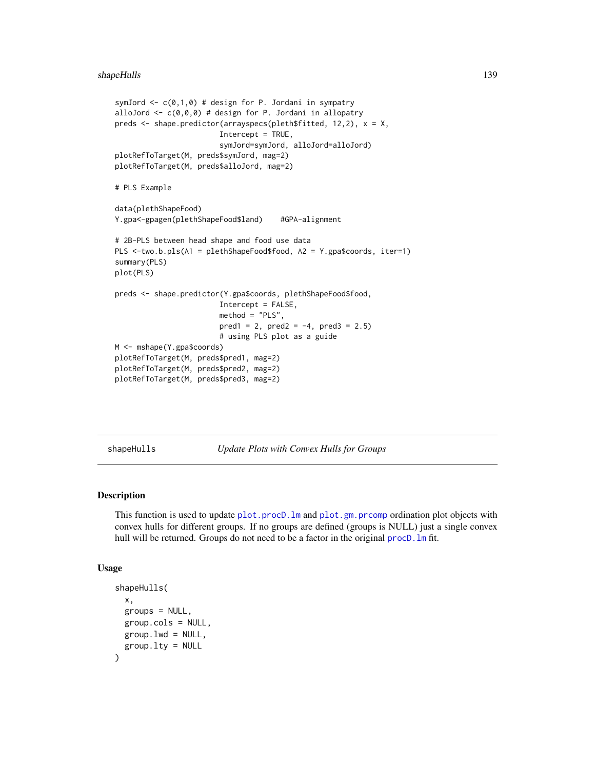```
symJord <- c(0,1,0) # design for P. Jordani in sympatry
alloJord <- c(0,0,0) # design for P. Jordani in allopatry
preds <- shape.predictor(arrayspecs(pleth$fitted, 12,2), x = X,
                        Intercept = TRUE,
                        symJord=symJord, alloJord=alloJord)
plotRefToTarget(M, preds$symJord, mag=2)
plotRefToTarget(M, preds$alloJord, mag=2)

# PLS Example

data(plethShapeFood)
Y.gpa<-gpagen(plethShapeFood$land)    #GPA-alignment

# 2B-PLS between head shape and food use data
PLS <-two.b.pls(A1 = plethShapeFood$food, A2 = Y.gpa$coords, iter=1)
summary(PLS)
plot(PLS)

preds <- shape.predictor(Y.gpa$coords, plethShapeFood$food,
                        Intercept = FALSE,
                        method = "PLS",
                        pred1 = 2, pred2 = -4, pred3 = 2.5)
                        # using PLS plot as a guide
M <- mshape(Y.gpa$coords)
plotRefToTarget(M, preds$pred1, mag=2)
plotRefToTarget(M, preds$pred2, mag=2)
plotRefToTarget(M, preds$pred3, mag=2)
```

---

## shapeHulls — *Update Plots with Convex Hulls for Groups*

---

### Description

This function is used to update `plot.procD.lm` and `plot.gm.prcomp` ordination plot objects with convex hulls for different groups. If no groups are defined (groups is NULL) just a single convex hull will be returned. Groups do not need to be a factor in the original `procD.lm` fit.

### Usage

```
shapeHulls(
  x,
  groups = NULL,
  group.cols = NULL,
  group.lwd = NULL,
  group.lty = NULL
)
```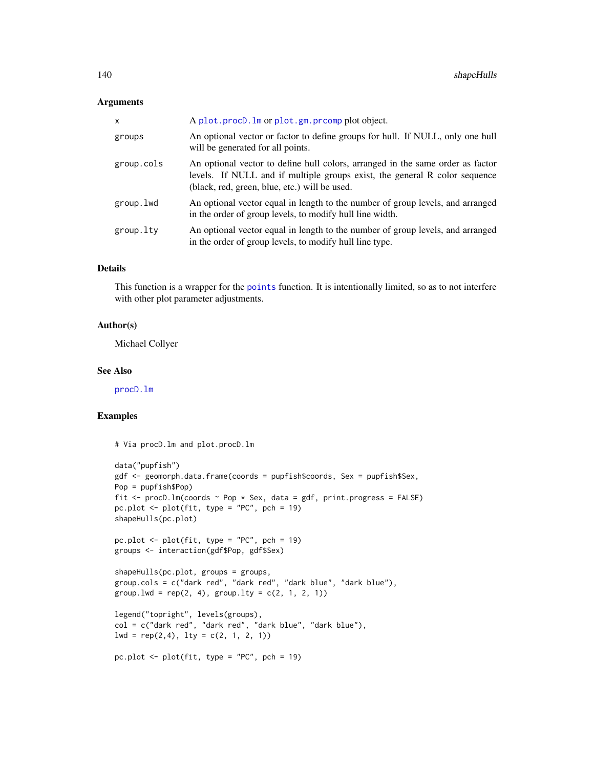### Arguments

| | |
|---|---|
| x | A plot.procD.lm or plot.gm.prcomp plot object. |
| groups | An optional vector or factor to define groups for hull. If NULL, only one hull will be generated for all points. |
| group.cols | An optional vector to define hull colors, arranged in the same order as factor levels. If NULL and if multiple groups exist, the general R color sequence (black, red, green, blue, etc.) will be used. |
| group.lwd | An optional vector equal in length to the number of group levels, and arranged in the order of group levels, to modify hull line width. |
| group.lty | An optional vector equal in length to the number of group levels, and arranged in the order of group levels, to modify hull line type. |

### Details

This function is a wrapper for the points function. It is intentionally limited, so as to not interfere with other plot parameter adjustments.

### Author(s)

Michael Collyer

### See Also

procD.lm

### Examples

```
# Via procD.lm and plot.procD.lm

data("pupfish")
gdf <- geomorph.data.frame(coords = pupfish$coords, Sex = pupfish$Sex,
Pop = pupfish$Pop)
fit <- procD.lm(coords ~ Pop * Sex, data = gdf, print.progress = FALSE)
pc.plot <- plot(fit, type = "PC", pch = 19)
shapeHulls(pc.plot)

pc.plot <- plot(fit, type = "PC", pch = 19)
groups <- interaction(gdf$Pop, gdf$Sex)

shapeHulls(pc.plot, groups = groups,
group.cols = c("dark red", "dark red", "dark blue", "dark blue"),
group.lwd = rep(2, 4), group.lty = c(2, 1, 2, 1))

legend("topright", levels(groups),
col = c("dark red", "dark red", "dark blue", "dark blue"),
lwd = rep(2,4), lty = c(2, 1, 2, 1))

pc.plot <- plot(fit, type = "PC", pch = 19)
```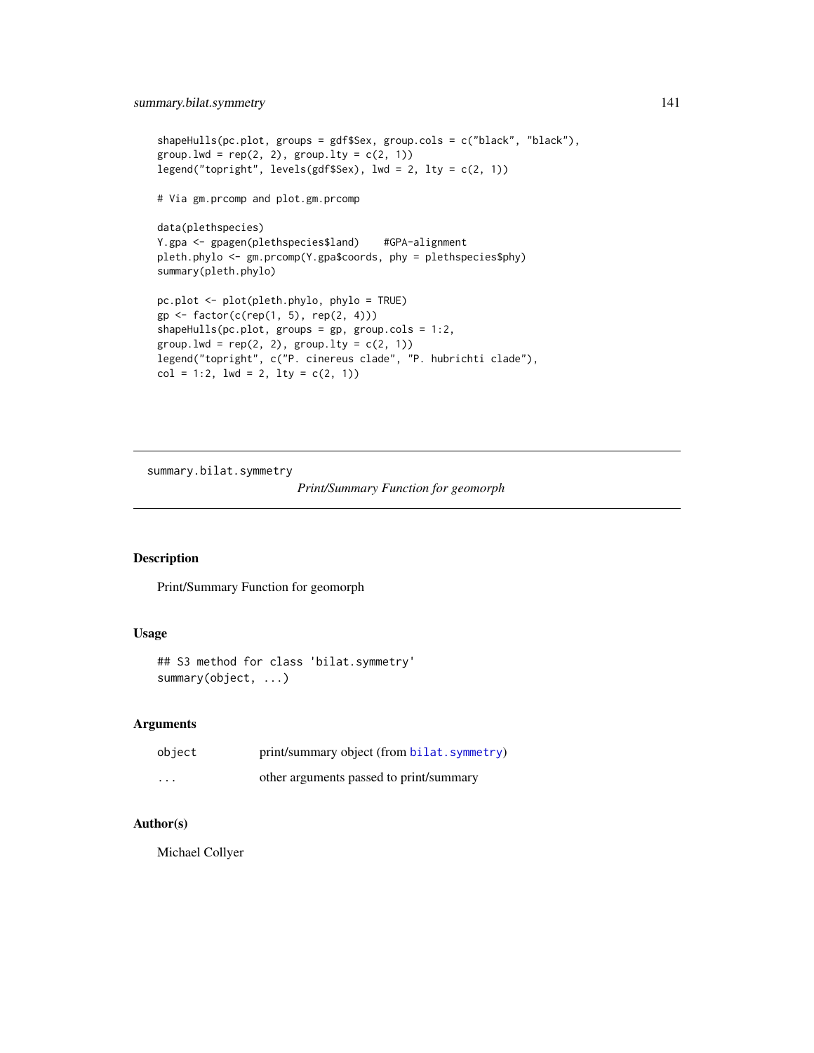```
shapeHulls(pc.plot, groups = gdf$Sex, group.cols = c("black", "black"),
group.lwd = rep(2, 2), group.lty = c(2, 1))
legend("topright", levels(gdf$Sex), lwd = 2, lty = c(2, 1))

# Via gm.prcomp and plot.gm.prcomp

data(plethspecies)
Y.gpa <- gpagen(plethspecies$land)    #GPA-alignment
pleth.phylo <- gm.prcomp(Y.gpa$coords, phy = plethspecies$phy)
summary(pleth.phylo)

pc.plot <- plot(pleth.phylo, phylo = TRUE)
gp <- factor(c(rep(1, 5), rep(2, 4)))
shapeHulls(pc.plot, groups = gp, group.cols = 1:2,
group.lwd = rep(2, 2), group.lty = c(2, 1))
legend("topright", c("P. cinereus clade", "P. hubrichti clade"),
col = 1:2, lwd = 2, lty = c(2, 1))
```

---

## summary.bilat.symmetry

*Print/Summary Function for geomorph*

---

### Description

Print/Summary Function for geomorph

### Usage

```
## S3 method for class 'bilat.symmetry'
summary(object, ...)
```

### Arguments

| | |
|---|---|
| `object` | print/summary object (from `bilat.symmetry`) |
| `...` | other arguments passed to print/summary |

### Author(s)

Michael Collyer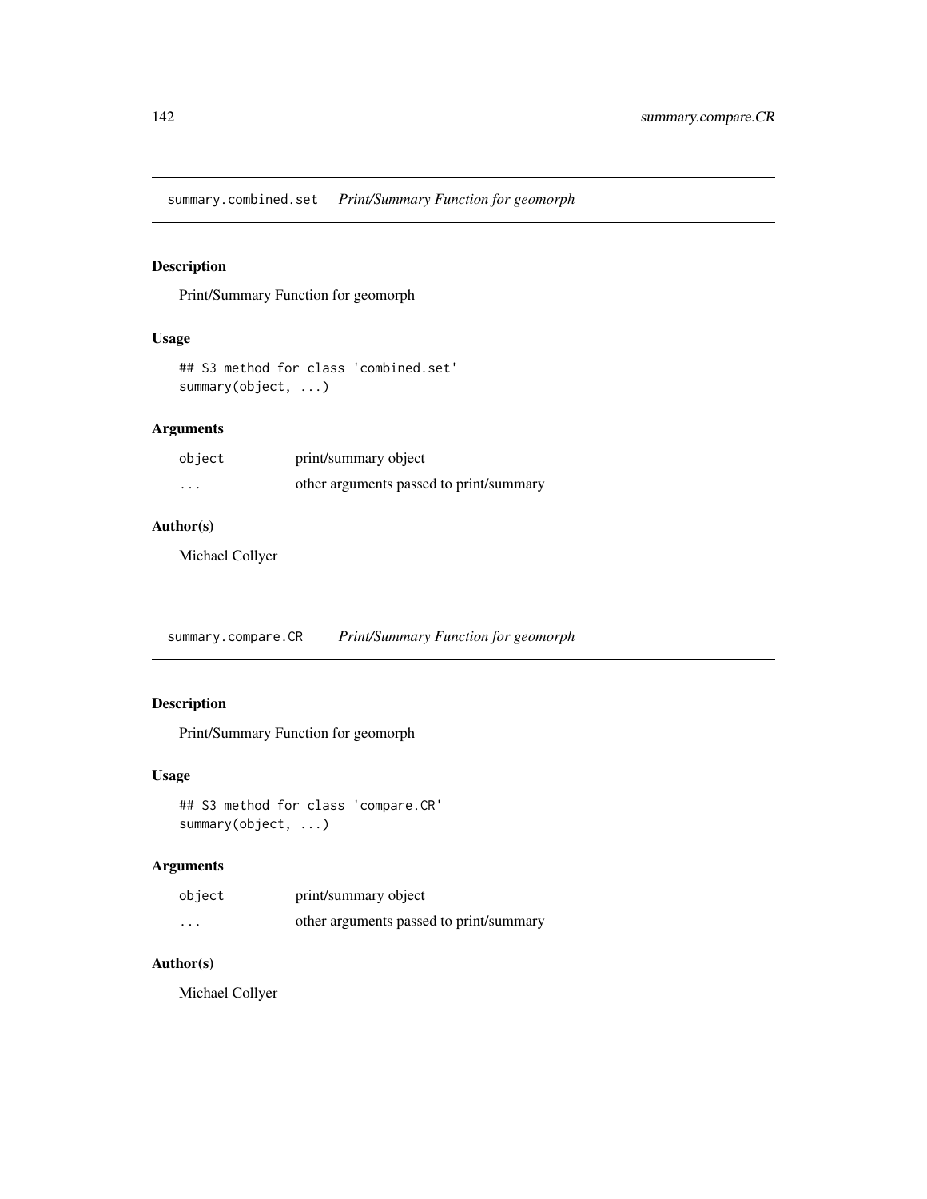## summary.combined.set — *Print/Summary Function for geomorph*

### Description

Print/Summary Function for geomorph

### Usage

```
## S3 method for class 'combined.set'
summary(object, ...)
```

### Arguments

| | |
|---|---|
| object | print/summary object |
| ... | other arguments passed to print/summary |

### Author(s)

Michael Collyer

## summary.compare.CR — *Print/Summary Function for geomorph*

### Description

Print/Summary Function for geomorph

### Usage

```
## S3 method for class 'compare.CR'
summary(object, ...)
```

### Arguments

| | |
|---|---|
| object | print/summary object |
| ... | other arguments passed to print/summary |

### Author(s)

Michael Collyer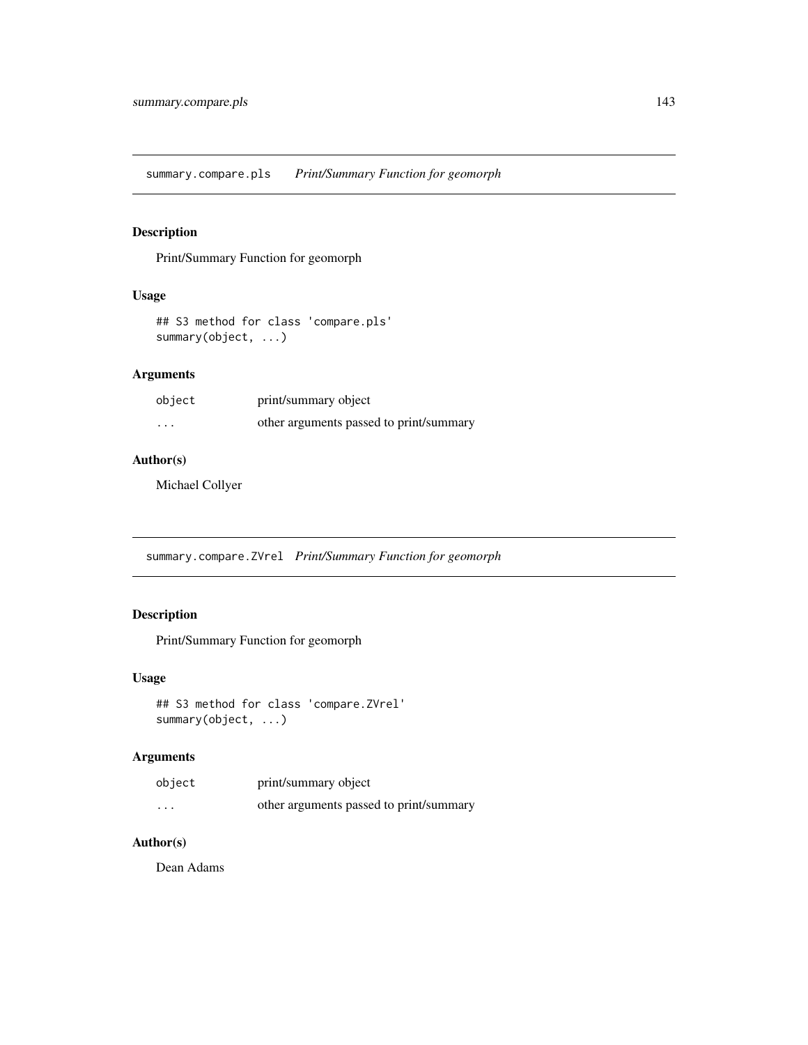## summary.compare.pls *Print/Summary Function for geomorph*

### Description

Print/Summary Function for geomorph

### Usage

```
## S3 method for class 'compare.pls'
summary(object, ...)
```

### Arguments

| | |
|---|---|
| object | print/summary object |
| ... | other arguments passed to print/summary |

### Author(s)

Michael Collyer

## summary.compare.ZVrel *Print/Summary Function for geomorph*

### Description

Print/Summary Function for geomorph

### Usage

```
## S3 method for class 'compare.ZVrel'
summary(object, ...)
```

### Arguments

| | |
|---|---|
| object | print/summary object |
| ... | other arguments passed to print/summary |

### Author(s)

Dean Adams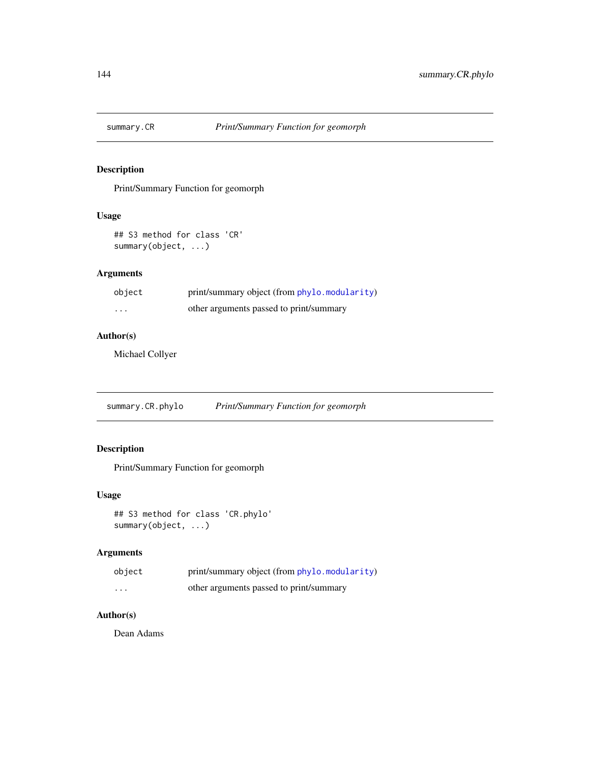## summary.CR — *Print/Summary Function for geomorph*

### Description

Print/Summary Function for geomorph

### Usage

```
## S3 method for class 'CR'
summary(object, ...)
```

### Arguments

| | |
|---|---|
| object | print/summary object (from phylo.modularity) |
| ... | other arguments passed to print/summary |

### Author(s)

Michael Collyer

## summary.CR.phylo — *Print/Summary Function for geomorph*

### Description

Print/Summary Function for geomorph

### Usage

```
## S3 method for class 'CR.phylo'
summary(object, ...)
```

### Arguments

| | |
|---|---|
| object | print/summary object (from phylo.modularity) |
| ... | other arguments passed to print/summary |

### Author(s)

Dean Adams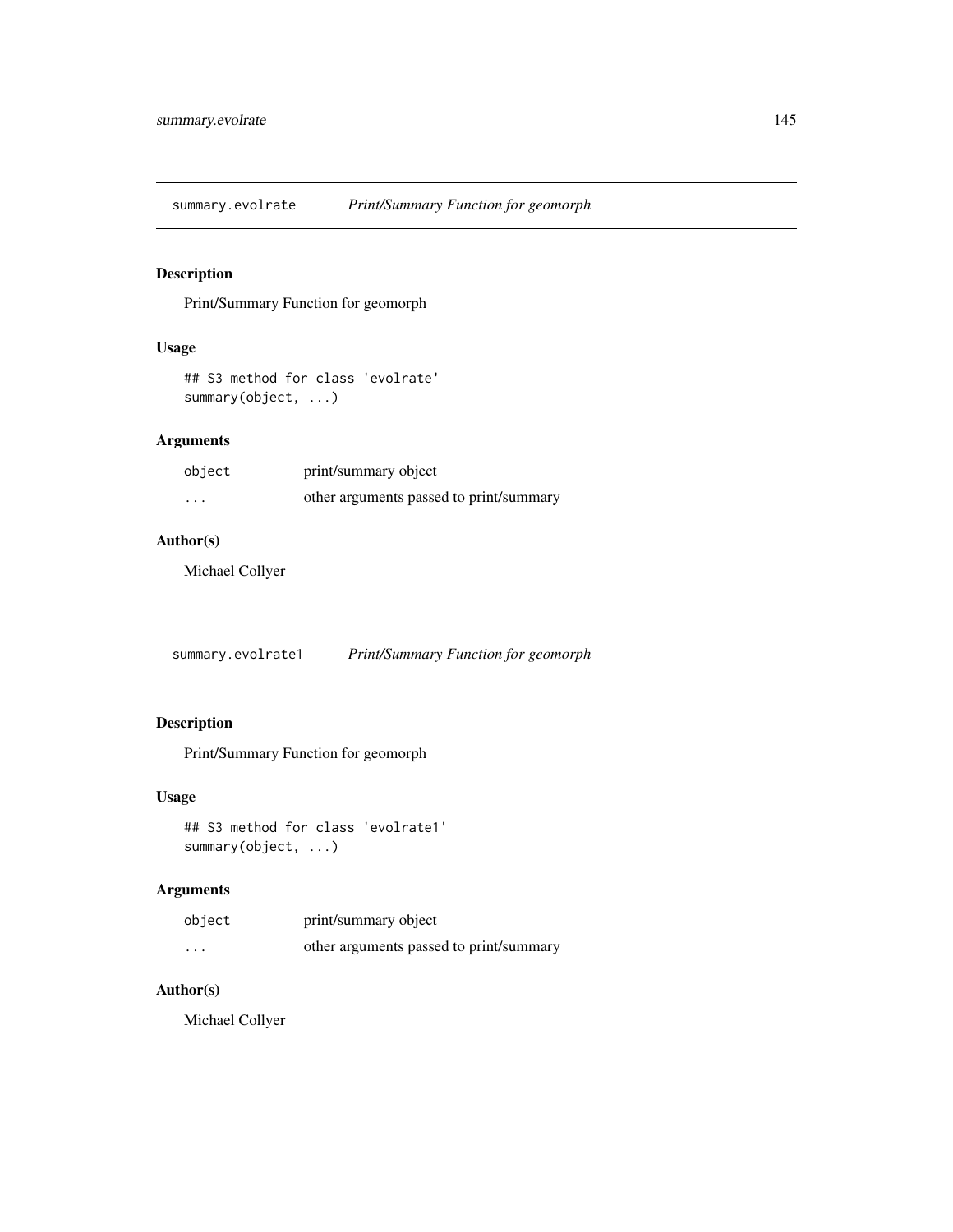## summary.evolrate — *Print/Summary Function for geomorph*

### Description

Print/Summary Function for geomorph

### Usage

```
## S3 method for class 'evolrate'
summary(object, ...)
```

### Arguments

| | |
|---|---|
| object | print/summary object |
| ... | other arguments passed to print/summary |

### Author(s)

Michael Collyer

## summary.evolrate1 — *Print/Summary Function for geomorph*

### Description

Print/Summary Function for geomorph

### Usage

```
## S3 method for class 'evolrate1'
summary(object, ...)
```

### Arguments

| | |
|---|---|
| object | print/summary object |
| ... | other arguments passed to print/summary |

### Author(s)

Michael Collyer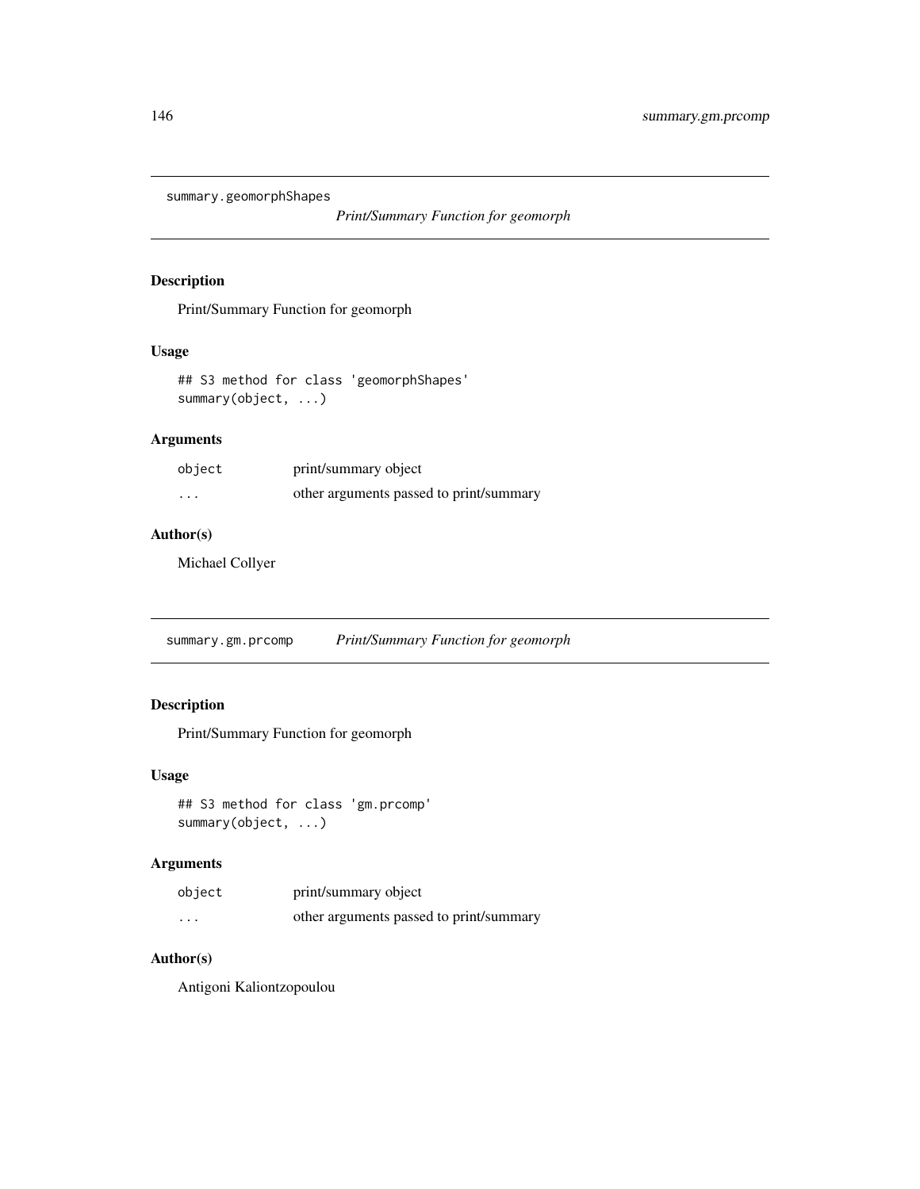## summary.geomorphShapes

*Print/Summary Function for geomorph*

### Description

Print/Summary Function for geomorph

### Usage

```
## S3 method for class 'geomorphShapes'
summary(object, ...)
```

### Arguments

| | |
|---|---|
| `object` | print/summary object |
| `...` | other arguments passed to print/summary |

### Author(s)

Michael Collyer

## summary.gm.prcomp

*Print/Summary Function for geomorph*

### Description

Print/Summary Function for geomorph

### Usage

```
## S3 method for class 'gm.prcomp'
summary(object, ...)
```

### Arguments

| | |
|---|---|
| `object` | print/summary object |
| `...` | other arguments passed to print/summary |

### Author(s)

Antigoni Kaliontzopoulou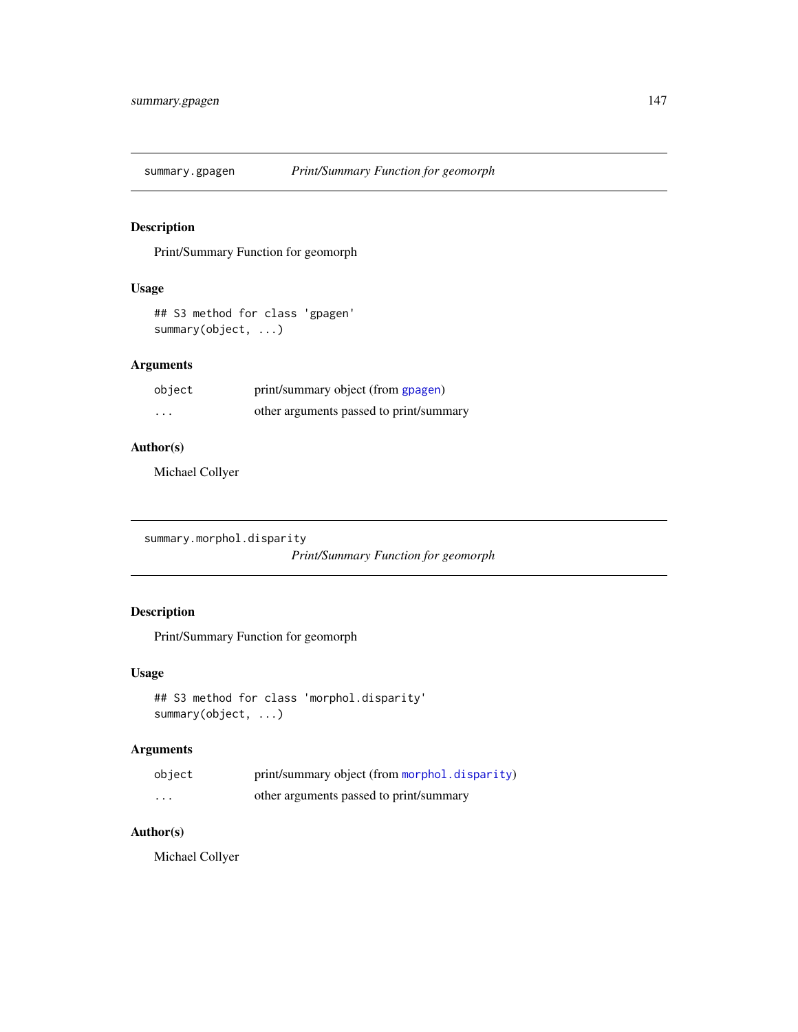## summary.gpagen — *Print/Summary Function for geomorph*

### Description

Print/Summary Function for geomorph

### Usage

```
## S3 method for class 'gpagen'
summary(object, ...)
```

### Arguments

| | |
|---|---|
| `object` | print/summary object (from `gpagen`) |
| `...` | other arguments passed to print/summary |

### Author(s)

Michael Collyer

## summary.morphol.disparity — *Print/Summary Function for geomorph*

### Description

Print/Summary Function for geomorph

### Usage

```
## S3 method for class 'morphol.disparity'
summary(object, ...)
```

### Arguments

| | |
|---|---|
| `object` | print/summary object (from `morphol.disparity`) |
| `...` | other arguments passed to print/summary |

### Author(s)

Michael Collyer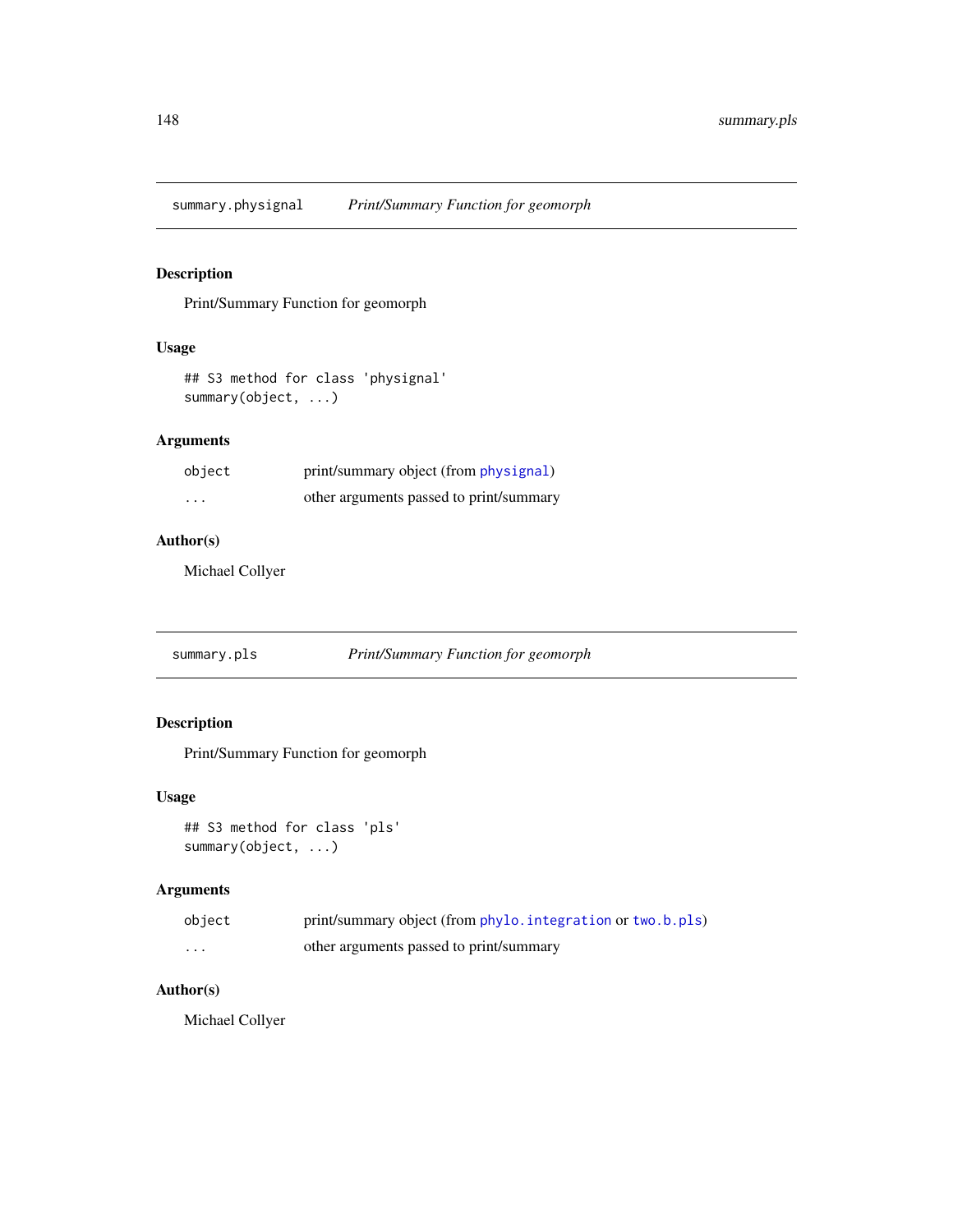## summary.physignal *Print/Summary Function for geomorph*

### Description

Print/Summary Function for geomorph

### Usage

```
## S3 method for class 'physignal'
summary(object, ...)
```

### Arguments

| | |
|---|---|
| object | print/summary object (from physignal) |
| ... | other arguments passed to print/summary |

### Author(s)

Michael Collyer

## summary.pls *Print/Summary Function for geomorph*

### Description

Print/Summary Function for geomorph

### Usage

```
## S3 method for class 'pls'
summary(object, ...)
```

### Arguments

| | |
|---|---|
| object | print/summary object (from phylo.integration or two.b.pls) |
| ... | other arguments passed to print/summary |

### Author(s)

Michael Collyer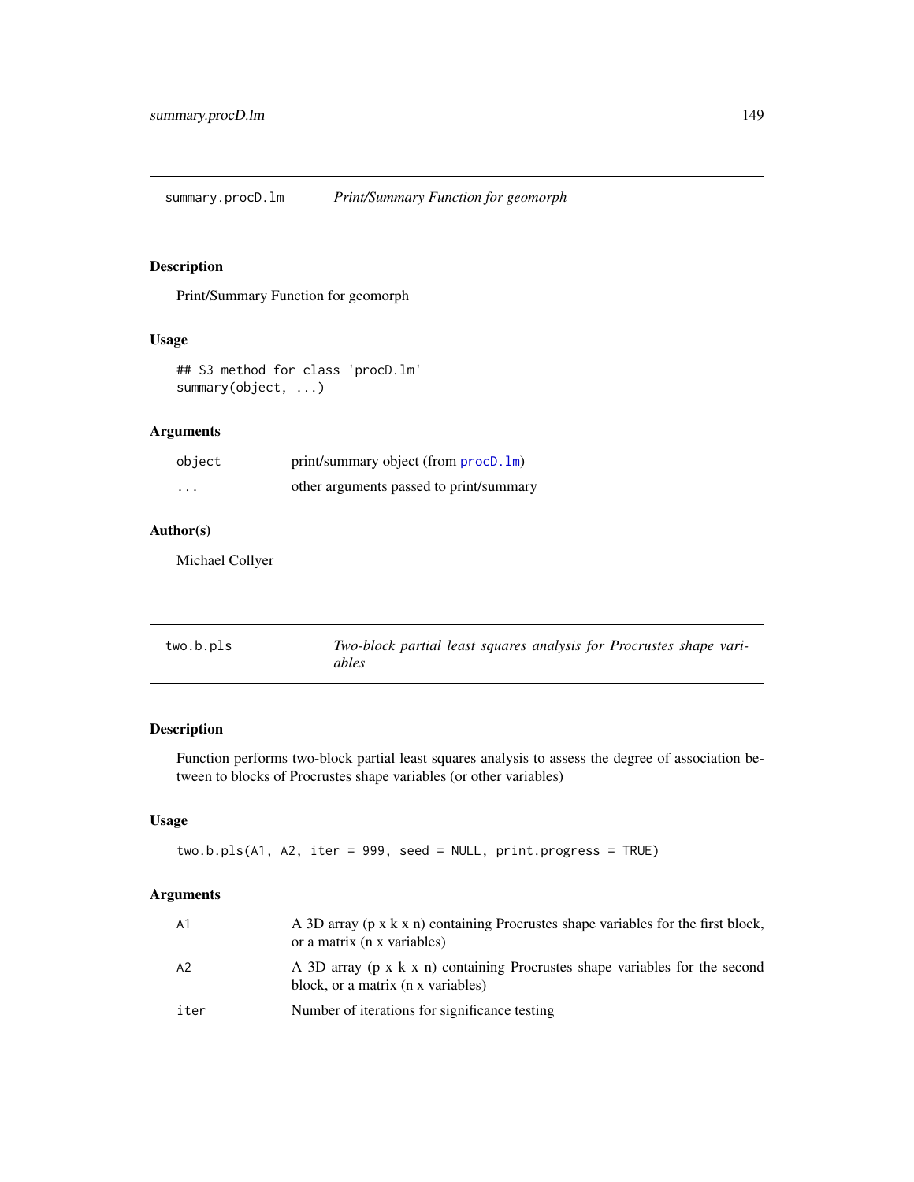## summary.procD.lm *Print/Summary Function for geomorph*

### Description

Print/Summary Function for geomorph

### Usage

```
## S3 method for class 'procD.lm'
summary(object, ...)
```

### Arguments

| | |
|---|---|
| object | print/summary object (from procD.lm) |
| ... | other arguments passed to print/summary |

### Author(s)

Michael Collyer

## two.b.pls *Two-block partial least squares analysis for Procrustes shape variables*

### Description

Function performs two-block partial least squares analysis to assess the degree of association between to blocks of Procrustes shape variables (or other variables)

### Usage

```
two.b.pls(A1, A2, iter = 999, seed = NULL, print.progress = TRUE)
```

### Arguments

| | |
|---|---|
| A1 | A 3D array (p x k x n) containing Procrustes shape variables for the first block, or a matrix (n x variables) |
| A2 | A 3D array (p x k x n) containing Procrustes shape variables for the second block, or a matrix (n x variables) |
| iter | Number of iterations for significance testing |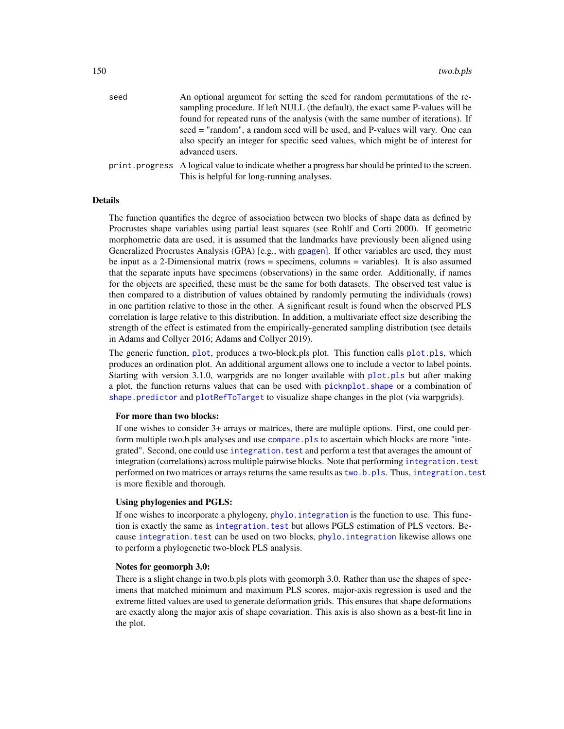| | |
|---|---|
| `seed` | An optional argument for setting the seed for random permutations of the resampling procedure. If left NULL (the default), the exact same P-values will be found for repeated runs of the analysis (with the same number of iterations). If seed = "random", a random seed will be used, and P-values will vary. One can also specify an integer for specific seed values, which might be of interest for advanced users. |
| `print.progress` | A logical value to indicate whether a progress bar should be printed to the screen. This is helpful for long-running analyses. |

## Details

The function quantifies the degree of association between two blocks of shape data as defined by Procrustes shape variables using partial least squares (see Rohlf and Corti 2000). If geometric morphometric data are used, it is assumed that the landmarks have previously been aligned using Generalized Procrustes Analysis (GPA) [e.g., with `gpagen`]. If other variables are used, they must be input as a 2-Dimensional matrix (rows = specimens, columns = variables). It is also assumed that the separate inputs have specimens (observations) in the same order. Additionally, if names for the objects are specified, these must be the same for both datasets. The observed test value is then compared to a distribution of values obtained by randomly permuting the individuals (rows) in one partition relative to those in the other. A significant result is found when the observed PLS correlation is large relative to this distribution. In addition, a multivariate effect size describing the strength of the effect is estimated from the empirically-generated sampling distribution (see details in Adams and Collyer 2016; Adams and Collyer 2019).

The generic function, `plot`, produces a two-block.pls plot. This function calls `plot.pls`, which produces an ordination plot. An additional argument allows one to include a vector to label points. Starting with version 3.1.0, warpgrids are no longer available with `plot.pls` but after making a plot, the function returns values that can be used with `picknplot.shape` or a combination of `shape.predictor` and `plotRefToTarget` to visualize shape changes in the plot (via warpgrids).

### For more than two blocks:

If one wishes to consider 3+ arrays or matrices, there are multiple options. First, one could perform multiple two.b.pls analyses and use `compare.pls` to ascertain which blocks are more "integrated". Second, one could use `integration.test` and perform a test that averages the amount of integration (correlations) across multiple pairwise blocks. Note that performing `integration.test` performed on two matrices or arrays returns the same results as `two.b.pls`. Thus, `integration.test` is more flexible and thorough.

### Using phylogenies and PGLS:

If one wishes to incorporate a phylogeny, `phylo.integration` is the function to use. This function is exactly the same as `integration.test` but allows PGLS estimation of PLS vectors. Because `integration.test` can be used on two blocks, `phylo.integration` likewise allows one to perform a phylogenetic two-block PLS analysis.

### Notes for geomorph 3.0:

There is a slight change in two.b.pls plots with geomorph 3.0. Rather than use the shapes of specimens that matched minimum and maximum PLS scores, major-axis regression is used and the extreme fitted values are used to generate deformation grids. This ensures that shape deformations are exactly along the major axis of shape covariation. This axis is also shown as a best-fit line in the plot.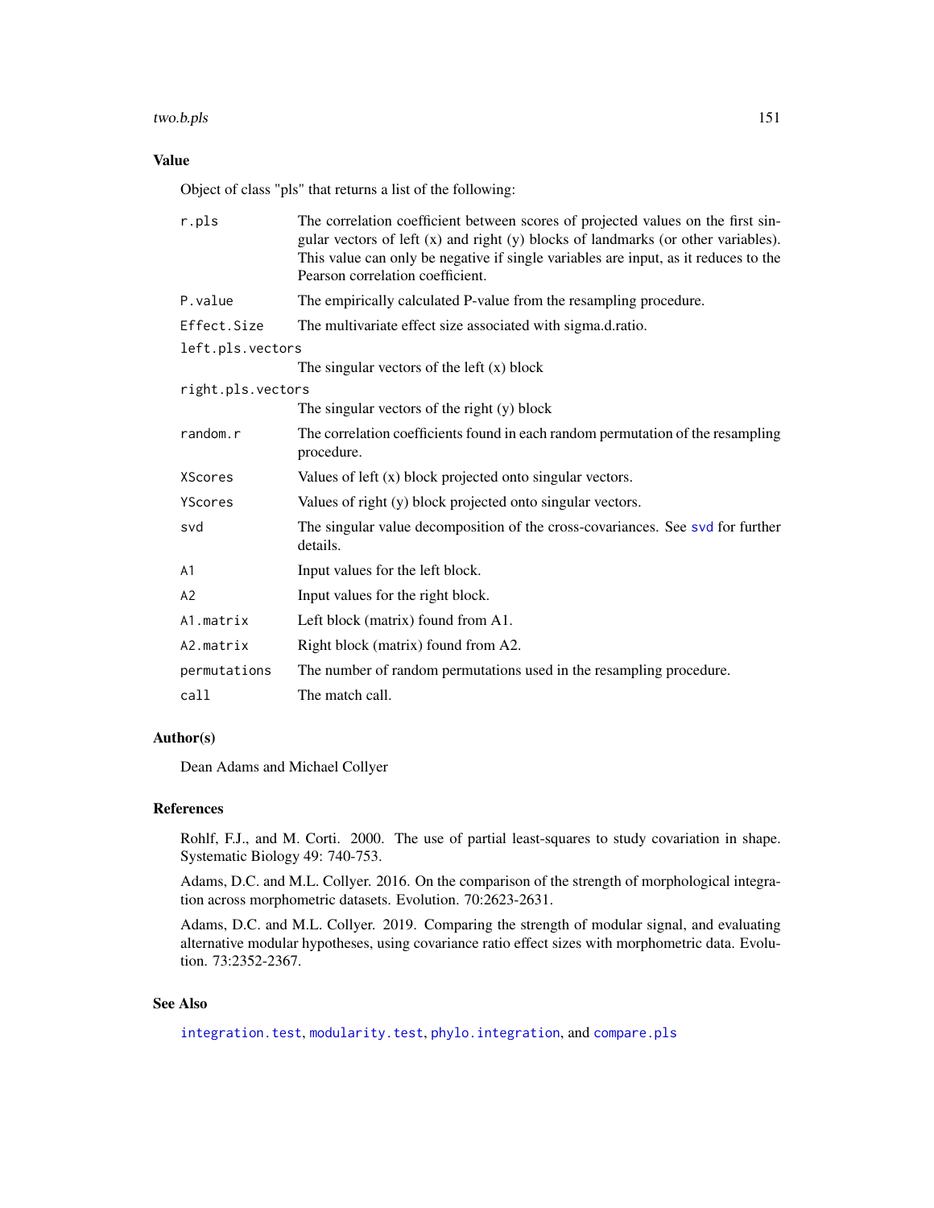## Value

Object of class "pls" that returns a list of the following:

| | |
|---|---|
| r.pls | The correlation coefficient between scores of projected values on the first singular vectors of left (x) and right (y) blocks of landmarks (or other variables). This value can only be negative if single variables are input, as it reduces to the Pearson correlation coefficient. |
| P.value | The empirically calculated P-value from the resampling procedure. |
| Effect.Size | The multivariate effect size associated with sigma.d.ratio. |
| left.pls.vectors | The singular vectors of the left (x) block |
| right.pls.vectors | The singular vectors of the right (y) block |
| random.r | The correlation coefficients found in each random permutation of the resampling procedure. |
| XScores | Values of left (x) block projected onto singular vectors. |
| YScores | Values of right (y) block projected onto singular vectors. |
| svd | The singular value decomposition of the cross-covariances. See svd for further details. |
| A1 | Input values for the left block. |
| A2 | Input values for the right block. |
| A1.matrix | Left block (matrix) found from A1. |
| A2.matrix | Right block (matrix) found from A2. |
| permutations | The number of random permutations used in the resampling procedure. |
| call | The match call. |

## Author(s)

Dean Adams and Michael Collyer

## References

Rohlf, F.J., and M. Corti. 2000. The use of partial least-squares to study covariation in shape. Systematic Biology 49: 740-753.

Adams, D.C. and M.L. Collyer. 2016. On the comparison of the strength of morphological integration across morphometric datasets. Evolution. 70:2623-2631.

Adams, D.C. and M.L. Collyer. 2019. Comparing the strength of modular signal, and evaluating alternative modular hypotheses, using covariance ratio effect sizes with morphometric data. Evolution. 73:2352-2367.

## See Also

integration.test, modularity.test, phylo.integration, and compare.pls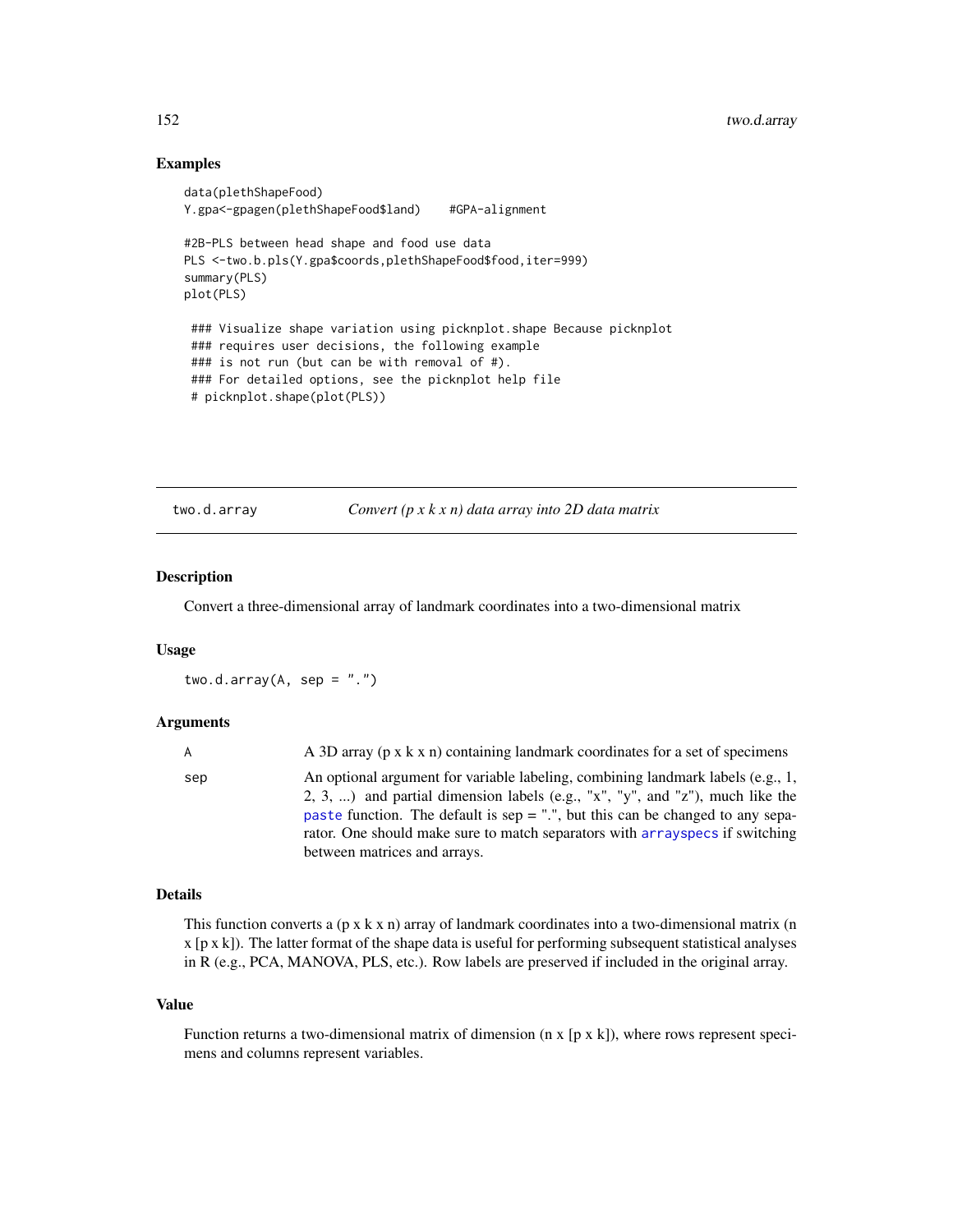## Examples

```
data(plethShapeFood)
Y.gpa<-gpagen(plethShapeFood$land)    #GPA-alignment

#2B-PLS between head shape and food use data
PLS <-two.b.pls(Y.gpa$coords,plethShapeFood$food,iter=999)
summary(PLS)
plot(PLS)

 ### Visualize shape variation using picknplot.shape Because picknplot
 ### requires user decisions, the following example
 ### is not run (but can be with removal of #).
 ### For detailed options, see the picknplot help file
 # picknplot.shape(plot(PLS))
```

---

# two.d.array — *Convert (p x k x n) data array into 2D data matrix*

## Description

Convert a three-dimensional array of landmark coordinates into a two-dimensional matrix

## Usage

```
two.d.array(A, sep = ".")
```

## Arguments

| | |
|---|---|
| A | A 3D array (p x k x n) containing landmark coordinates for a set of specimens |
| sep | An optional argument for variable labeling, combining landmark labels (e.g., 1, 2, 3, ...) and partial dimension labels (e.g., "x", "y", and "z"), much like the paste function. The default is sep = ".", but this can be changed to any separator. One should make sure to match separators with arrayspecs if switching between matrices and arrays. |

## Details

This function converts a (p x k x n) array of landmark coordinates into a two-dimensional matrix (n x [p x k]). The latter format of the shape data is useful for performing subsequent statistical analyses in R (e.g., PCA, MANOVA, PLS, etc.). Row labels are preserved if included in the original array.

## Value

Function returns a two-dimensional matrix of dimension (n x [p x k]), where rows represent specimens and columns represent variables.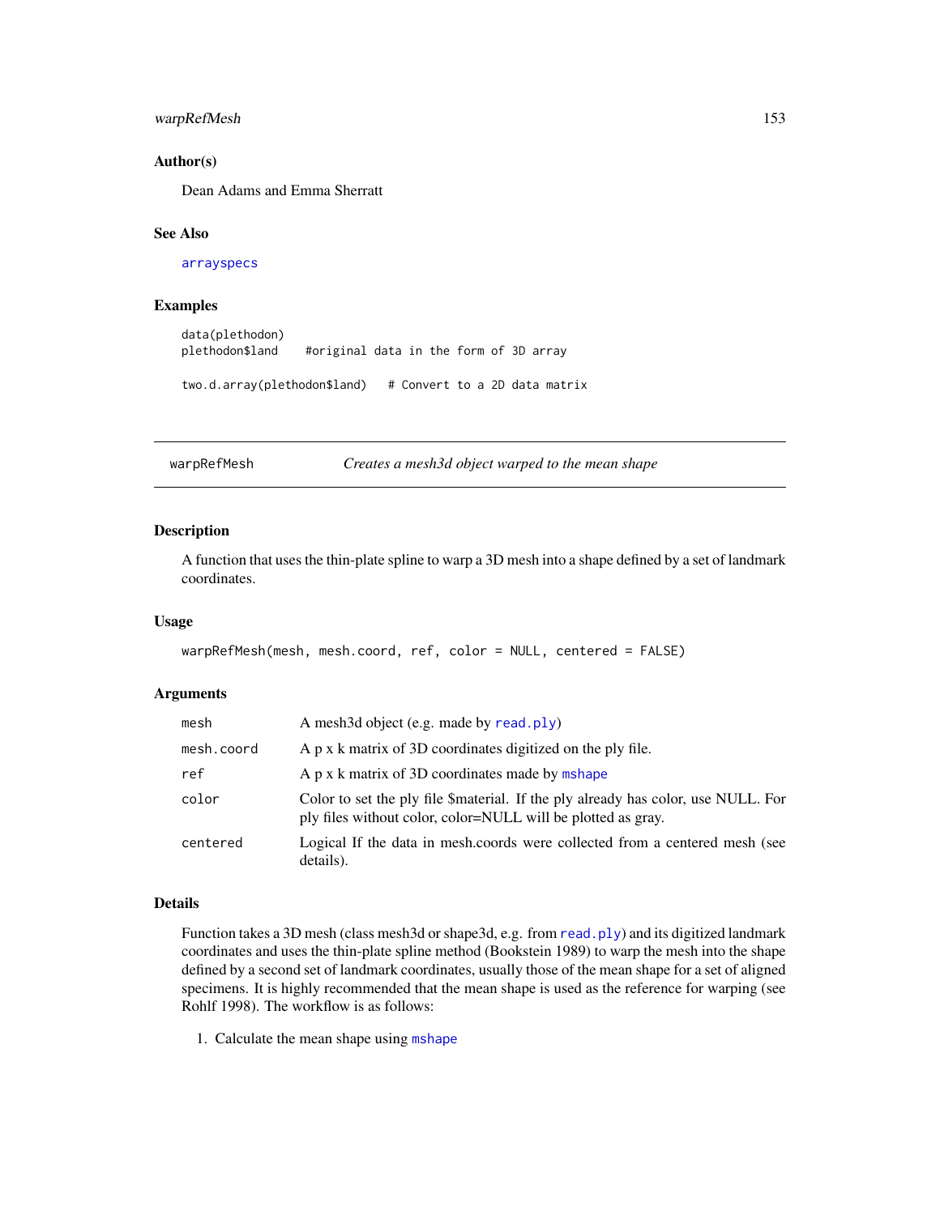## Author(s)

Dean Adams and Emma Sherratt

## See Also

arrayspecs

## Examples

```
data(plethodon)
plethodon$land    #original data in the form of 3D array

two.d.array(plethodon$land)   # Convert to a 2D data matrix
```

---

# warpRefMesh — *Creates a mesh3d object warped to the mean shape*

## Description

A function that uses the thin-plate spline to warp a 3D mesh into a shape defined by a set of landmark coordinates.

## Usage

```
warpRefMesh(mesh, mesh.coord, ref, color = NULL, centered = FALSE)
```

## Arguments

| | |
|---|---|
| mesh | A mesh3d object (e.g. made by read.ply) |
| mesh.coord | A p x k matrix of 3D coordinates digitized on the ply file. |
| ref | A p x k matrix of 3D coordinates made by mshape |
| color | Color to set the ply file $material. If the ply already has color, use NULL. For ply files without color, color=NULL will be plotted as gray. |
| centered | Logical If the data in mesh.coords were collected from a centered mesh (see details). |

## Details

Function takes a 3D mesh (class mesh3d or shape3d, e.g. from read.ply) and its digitized landmark coordinates and uses the thin-plate spline method (Bookstein 1989) to warp the mesh into the shape defined by a second set of landmark coordinates, usually those of the mean shape for a set of aligned specimens. It is highly recommended that the mean shape is used as the reference for warping (see Rohlf 1998). The workflow is as follows:

1. Calculate the mean shape using mshape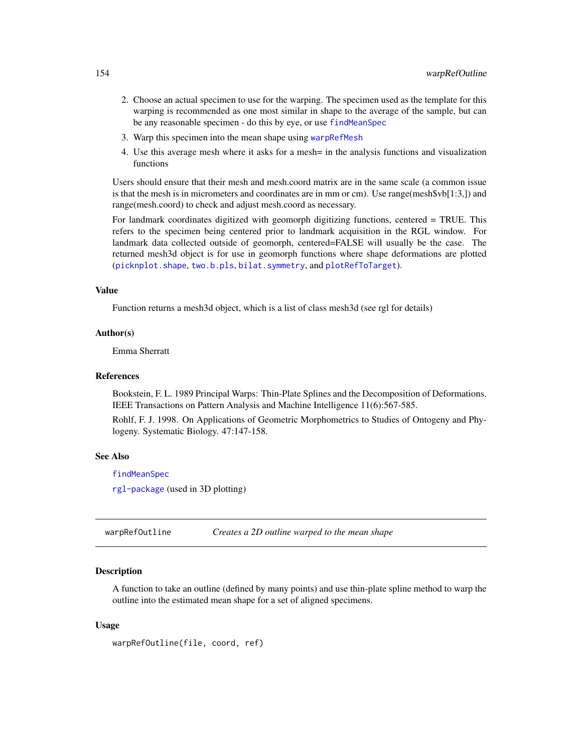2. Choose an actual specimen to use for the warping. The specimen used as the template for this warping is recommended as one most similar in shape to the average of the sample, but can be any reasonable specimen - do this by eye, or use findMeanSpec
3. Warp this specimen into the mean shape using warpRefMesh
4. Use this average mesh where it asks for a mesh= in the analysis functions and visualization functions

Users should ensure that their mesh and mesh.coord matrix are in the same scale (a common issue is that the mesh is in micrometers and coordinates are in mm or cm). Use range(mesh$vb[1:3,]) and range(mesh.coord) to check and adjust mesh.coord as necessary.

For landmark coordinates digitized with geomorph digitizing functions, centered = TRUE. This refers to the specimen being centered prior to landmark acquisition in the RGL window. For landmark data collected outside of geomorph, centered=FALSE will usually be the case. The returned mesh3d object is for use in geomorph functions where shape deformations are plotted (picknplot.shape, two.b.pls, bilat.symmetry, and plotRefToTarget).

### Value

Function returns a mesh3d object, which is a list of class mesh3d (see rgl for details)

### Author(s)

Emma Sherratt

### References

Bookstein, F. L. 1989 Principal Warps: Thin-Plate Splines and the Decomposition of Deformations. IEEE Transactions on Pattern Analysis and Machine Intelligence 11(6):567-585.

Rohlf, F. J. 1998. On Applications of Geometric Morphometrics to Studies of Ontogeny and Phylogeny. Systematic Biology. 47:147-158.

### See Also

findMeanSpec

rgl-package (used in 3D plotting)

---

## warpRefOutline *Creates a 2D outline warped to the mean shape*

### Description

A function to take an outline (defined by many points) and use thin-plate spline method to warp the outline into the estimated mean shape for a set of aligned specimens.

### Usage

```
warpRefOutline(file, coord, ref)
```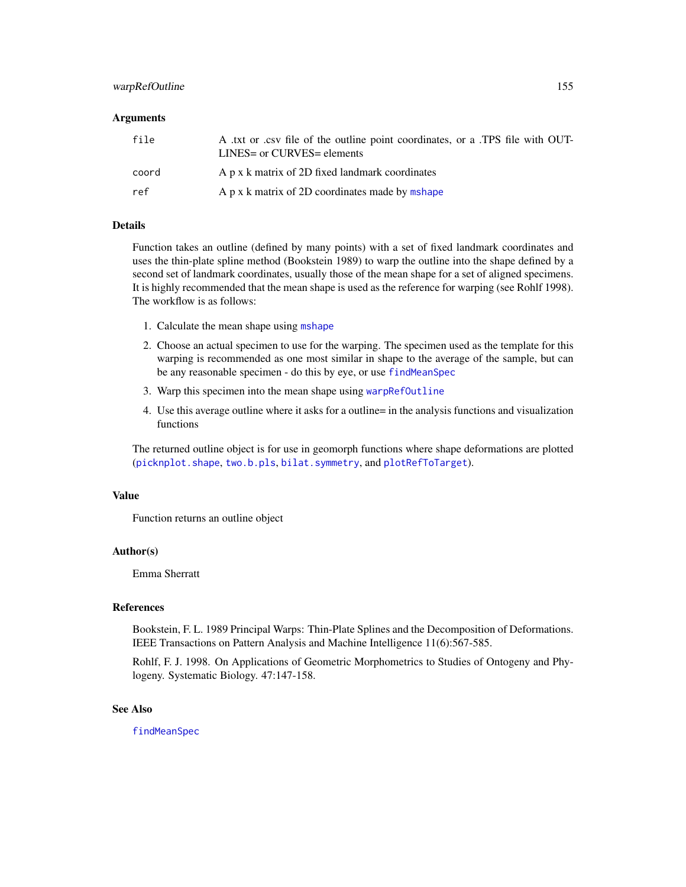## Arguments

| | |
|---|---|
| `file` | A .txt or .csv file of the outline point coordinates, or a .TPS file with OUTLINES= or CURVES= elements |
| `coord` | A p x k matrix of 2D fixed landmark coordinates |
| `ref` | A p x k matrix of 2D coordinates made by `mshape` |

## Details

Function takes an outline (defined by many points) with a set of fixed landmark coordinates and uses the thin-plate spline method (Bookstein 1989) to warp the outline into the shape defined by a second set of landmark coordinates, usually those of the mean shape for a set of aligned specimens. It is highly recommended that the mean shape is used as the reference for warping (see Rohlf 1998). The workflow is as follows:

1. Calculate the mean shape using `mshape`
2. Choose an actual specimen to use for the warping. The specimen used as the template for this warping is recommended as one most similar in shape to the average of the sample, but can be any reasonable specimen - do this by eye, or use `findMeanSpec`
3. Warp this specimen into the mean shape using `warpRefOutline`
4. Use this average outline where it asks for a outline= in the analysis functions and visualization functions

The returned outline object is for use in geomorph functions where shape deformations are plotted (`picknplot.shape`, `two.b.pls`, `bilat.symmetry`, and `plotRefToTarget`).

## Value

Function returns an outline object

## Author(s)

Emma Sherratt

## References

Bookstein, F. L. 1989 Principal Warps: Thin-Plate Splines and the Decomposition of Deformations. IEEE Transactions on Pattern Analysis and Machine Intelligence 11(6):567-585.

Rohlf, F. J. 1998. On Applications of Geometric Morphometrics to Studies of Ontogeny and Phylogeny. Systematic Biology. 47:147-158.

## See Also

`findMeanSpec`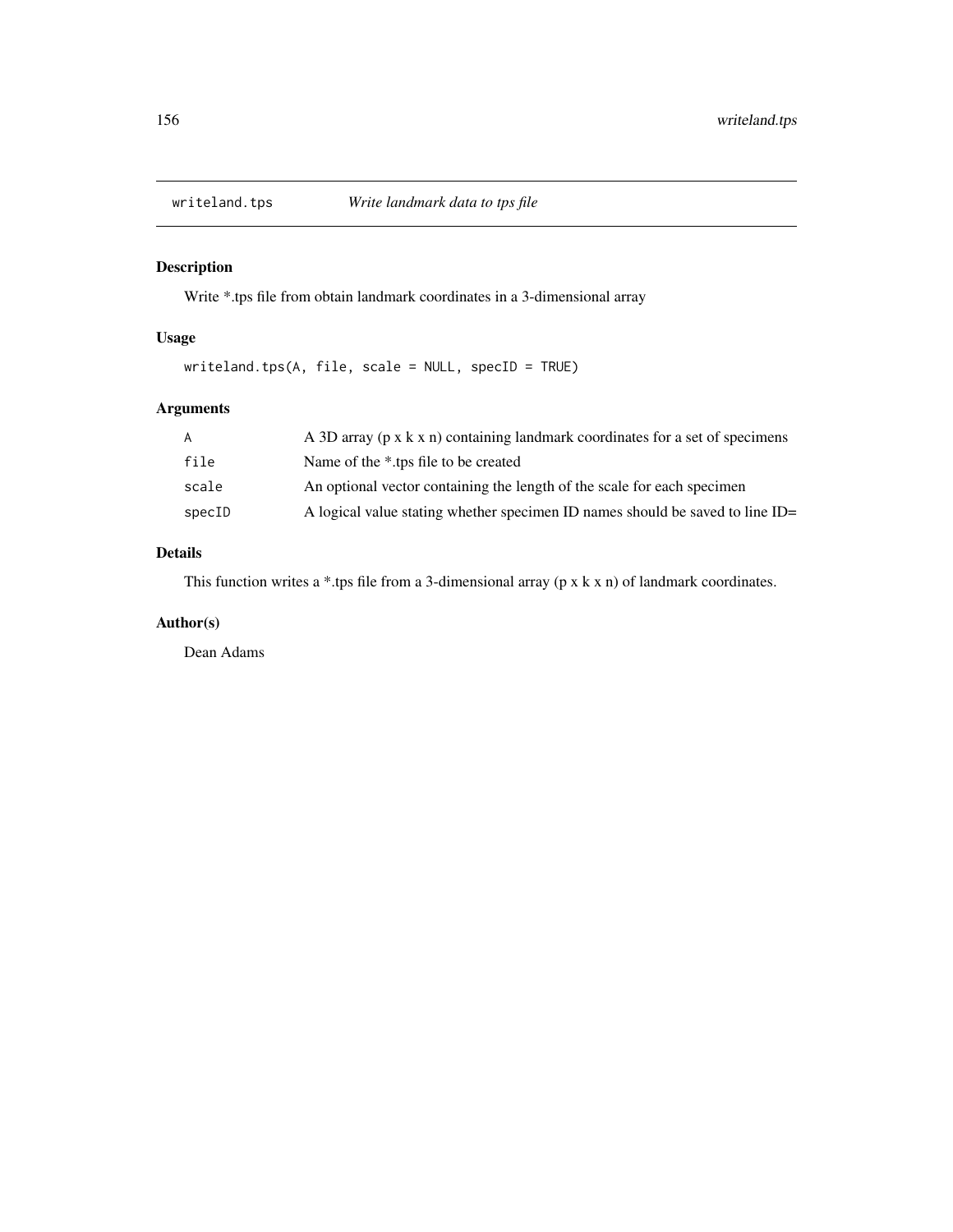# writeland.tps — *Write landmark data to tps file*

## Description

Write *.tps file from obtain landmark coordinates in a 3-dimensional array

## Usage

```
writeland.tps(A, file, scale = NULL, specID = TRUE)
```

## Arguments

| | |
|---|---|
| `A` | A 3D array (p x k x n) containing landmark coordinates for a set of specimens |
| `file` | Name of the *.tps file to be created |
| `scale` | An optional vector containing the length of the scale for each specimen |
| `specID` | A logical value stating whether specimen ID names should be saved to line ID= |

## Details

This function writes a *.tps file from a 3-dimensional array (p x k x n) of landmark coordinates.

## Author(s)

Dean Adams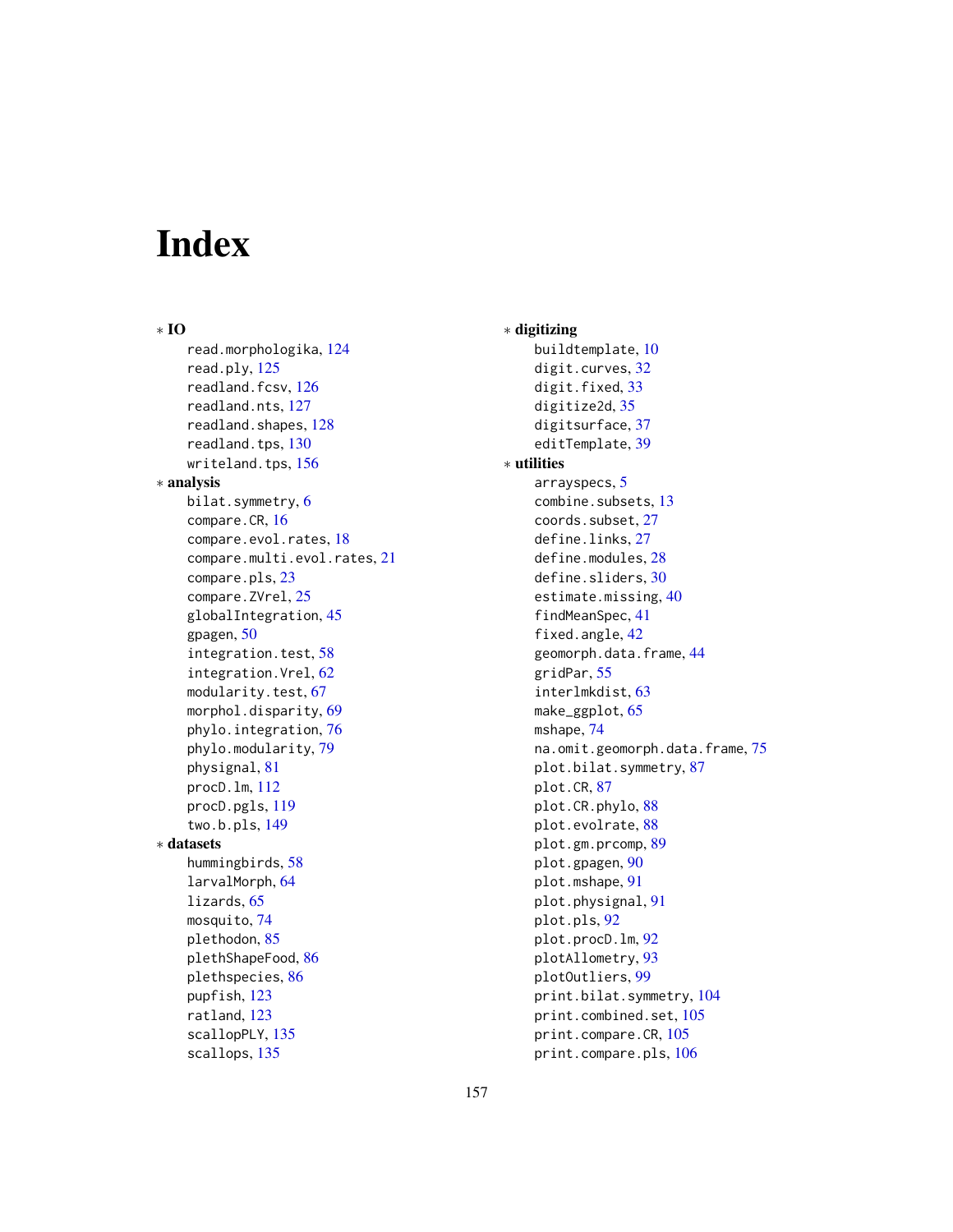# Index

∗ **IO**

read.morphologika, 124
read.ply, 125
readland.fcsv, 126
readland.nts, 127
readland.shapes, 128
readland.tps, 130
writeland.tps, 156

∗ **analysis**

bilat.symmetry, 6
compare.CR, 16
compare.evol.rates, 18
compare.multi.evol.rates, 21
compare.pls, 23
compare.ZVrel, 25
globalIntegration, 45
gpagen, 50
integration.test, 58
integration.Vrel, 62
modularity.test, 67
morphol.disparity, 69
phylo.integration, 76
phylo.modularity, 79
physignal, 81
procD.lm, 112
procD.pgls, 119
two.b.pls, 149

∗ **datasets**

hummingbirds, 58
larvalMorph, 64
lizards, 65
mosquito, 74
plethodon, 85
plethShapeFood, 86
plethspecies, 86
pupfish, 123
ratland, 123
scallopPLY, 135
scallops, 135

∗ **digitizing**

buildtemplate, 10
digit.curves, 32
digit.fixed, 33
digitize2d, 35
digitsurface, 37
editTemplate, 39

∗ **utilities**

arrayspecs, 5
combine.subsets, 13
coords.subset, 27
define.links, 27
define.modules, 28
define.sliders, 30
estimate.missing, 40
findMeanSpec, 41
fixed.angle, 42
geomorph.data.frame, 44
gridPar, 55
interlmkdist, 63
make_ggplot, 65
mshape, 74
na.omit.geomorph.data.frame, 75
plot.bilat.symmetry, 87
plot.CR, 87
plot.CR.phylo, 88
plot.evolrate, 88
plot.gm.prcomp, 89
plot.gpagen, 90
plot.mshape, 91
plot.physignal, 91
plot.pls, 92
plot.procD.lm, 92
plotAllometry, 93
plotOutliers, 99
print.bilat.symmetry, 104
print.combined.set, 105
print.compare.CR, 105
print.compare.pls, 106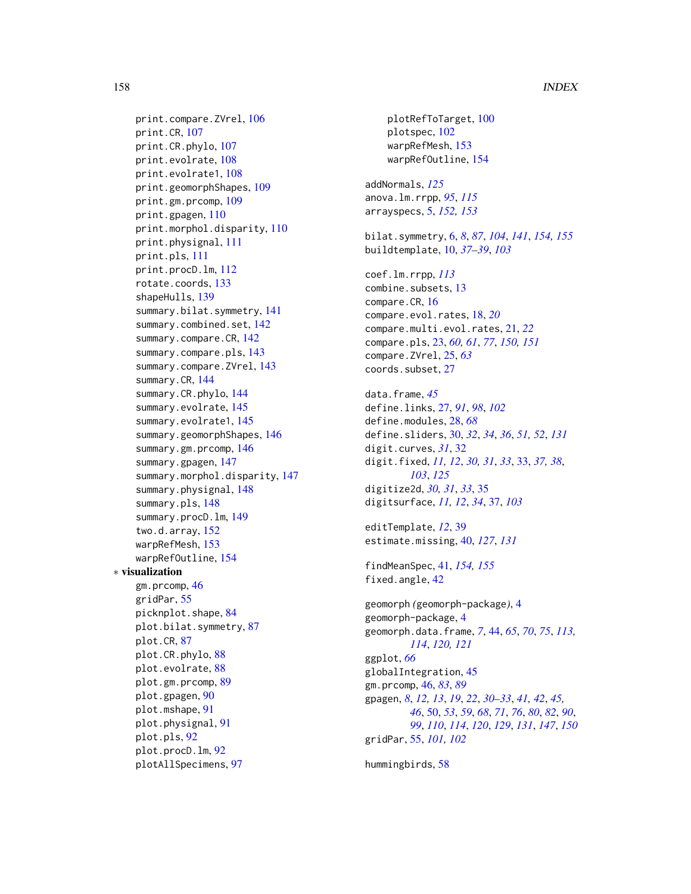print.compare.ZVrel, 106
print.CR, 107
print.CR.phylo, 107
print.evolrate, 108
print.evolrate1, 108
print.geomorphShapes, 109
print.gm.prcomp, 109
print.gpagen, 110
print.morphol.disparity, 110
print.physignal, 111
print.pls, 111
print.procD.lm, 112
rotate.coords, 133
shapeHulls, 139
summary.bilat.symmetry, 141
summary.combined.set, 142
summary.compare.CR, 142
summary.compare.pls, 143
summary.compare.ZVrel, 143
summary.CR, 144
summary.CR.phylo, 144
summary.evolrate, 145
summary.evolrate1, 145
summary.geomorphShapes, 146
summary.gm.prcomp, 146
summary.gpagen, 147
summary.morphol.disparity, 147
summary.physignal, 148
summary.pls, 148
summary.procD.lm, 149
two.d.array, 152
warpRefMesh, 153
warpRefOutline, 154

∗ **visualization**

gm.prcomp, 46
gridPar, 55
picknplot.shape, 84
plot.bilat.symmetry, 87
plot.CR, 87
plot.CR.phylo, 88
plot.evolrate, 88
plot.gm.prcomp, 89
plot.gpagen, 90
plot.mshape, 91
plot.physignal, 91
plot.pls, 92
plot.procD.lm, 92
plotAllSpecimens, 97
plotRefToTarget, 100
plotspec, 102
warpRefMesh, 153
warpRefOutline, 154

addNormals, *125*
anova.lm.rrpp, *95*, *115*
arrayspecs, 5, *152*, *153*

bilat.symmetry, 6, *8*, *87*, *104*, *141*, *154*, *155*
buildtemplate, 10, *37–39*, *103*

coef.lm.rrpp, *113*
combine.subsets, 13
compare.CR, 16
compare.evol.rates, 18, *20*
compare.multi.evol.rates, 21, *22*
compare.pls, 23, *60*, *61*, *77*, *150*, *151*
compare.ZVrel, 25, *63*
coords.subset, 27

data.frame, *45*
define.links, 27, *91*, *98*, *102*
define.modules, 28, *68*
define.sliders, 30, *32*, *34*, *36*, *51*, *52*, *131*
digit.curves, *31*, 32
digit.fixed, *11*, *12*, *30*, *31*, *33*, 33, *37*, *38*, *103*, *125*
digitize2d, *30*, *31*, *33*, 35
digitsurface, *11*, *12*, *34*, 37, *103*

editTemplate, *12*, 39
estimate.missing, 40, *127*, *131*

findMeanSpec, 41, *154*, *155*
fixed.angle, 42

geomorph *(*geomorph-package*)*, 4
geomorph-package, 4
geomorph.data.frame, *7*, 44, *65*, *70*, *75*, *113*, *114*, *120*, *121*
ggplot, *66*
globalIntegration, 45
gm.prcomp, 46, *83*, *89*
gpagen, *8*, *12*, *13*, *19*, *22*, *30–33*, *41*, *42*, *45*, *46*, 50, *53*, *59*, *68*, *71*, *76*, *80*, *82*, *90*, *99*, *110*, *114*, *120*, *129*, *131*, *147*, *150*
gridPar, 55, *101*, *102*

hummingbirds, 58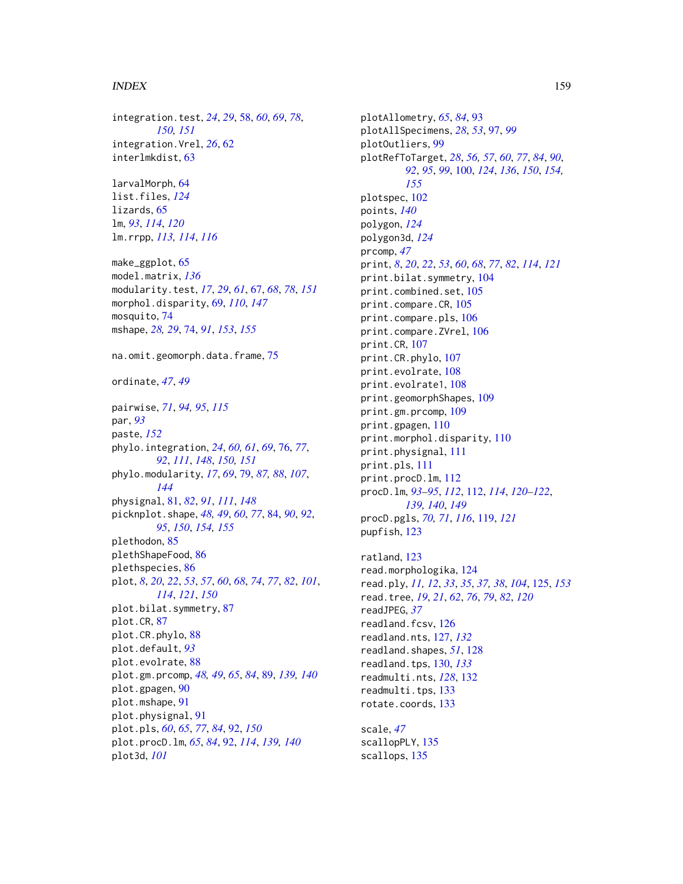integration.test, *24*, *29*, 58, *60*, *69*, *78*, *150, 151*
integration.Vrel, *26*, 62
interlmkdist, 63

larvalMorph, 64
list.files, *124*
lizards, 65
lm, *93*, *114*, *120*
lm.rrpp, *113, 114*, *116*

make_ggplot, 65
model.matrix, *136*
modularity.test, *17*, *29*, *61*, 67, *68*, *78*, *151*
morphol.disparity, 69, *110*, *147*
mosquito, 74
mshape, *28, 29*, 74, *91*, *153*, *155*

na.omit.geomorph.data.frame, 75

ordinate, *47*, *49*

pairwise, *71*, *94, 95*, *115*
par, *93*
paste, *152*
phylo.integration, *24*, *60, 61*, *69*, 76, *77*, *92*, *111*, *148*, *150, 151*
phylo.modularity, *17*, *69*, 79, *87, 88*, *107*, *144*
physignal, 81, *82*, *91*, *111*, *148*
picknplot.shape, *48, 49*, *60*, *77*, 84, *90*, *92*, *95*, *150*, *154, 155*
plethodon, 85
plethShapeFood, 86
plethspecies, 86
plot, *8*, *20*, *22*, *53*, *57*, *60*, *68*, *74*, *77*, *82*, *101*, *114*, *121*, *150*
plot.bilat.symmetry, 87
plot.CR, 87
plot.CR.phylo, 88
plot.default, *93*
plot.evolrate, 88
plot.gm.prcomp, *48, 49*, *65*, *84*, 89, *139, 140*
plot.gpagen, 90
plot.mshape, 91
plot.physignal, 91
plot.pls, *60*, *65*, *77*, *84*, 92, *150*
plot.procD.lm, *65*, *84*, 92, *114*, *139, 140*
plot3d, *101*
plotAllometry, *65*, *84*, 93
plotAllSpecimens, *28*, *53*, 97, *99*
plotOutliers, 99
plotRefToTarget, *28*, *56, 57*, *60*, *77*, *84*, *90*, *92*, *95*, *99*, 100, *124*, *136*, *150*, *154, 155*
plotspec, 102
points, *140*
polygon, *124*
polygon3d, *124*
prcomp, *47*
print, *8*, *20*, *22*, *53*, *60*, *68*, *77*, *82*, *114*, *121*
print.bilat.symmetry, 104
print.combined.set, 105
print.compare.CR, 105
print.compare.pls, 106
print.compare.ZVrel, 106
print.CR, 107
print.CR.phylo, 107
print.evolrate, 108
print.evolrate1, 108
print.geomorphShapes, 109
print.gm.prcomp, 109
print.gpagen, 110
print.morphol.disparity, 110
print.physignal, 111
print.pls, 111
print.procD.lm, 112
procD.lm, *93–95*, *112*, 112, *114*, *120–122*, *139, 140*, *149*
procD.pgls, *70, 71*, *116*, 119, *121*
pupfish, 123

ratland, 123
read.morphologika, 124
read.ply, *11, 12*, *33*, *35*, *37, 38*, *104*, 125, *153*
read.tree, *19*, *21*, *62*, *76*, *79*, *82*, *120*
readJPEG, *37*
readland.fcsv, 126
readland.nts, 127, *132*
readland.shapes, *51*, 128
readland.tps, 130, *133*
readmulti.nts, *128*, 132
readmulti.tps, 133
rotate.coords, 133

scale, *47*
scallopPLY, 135
scallops, 135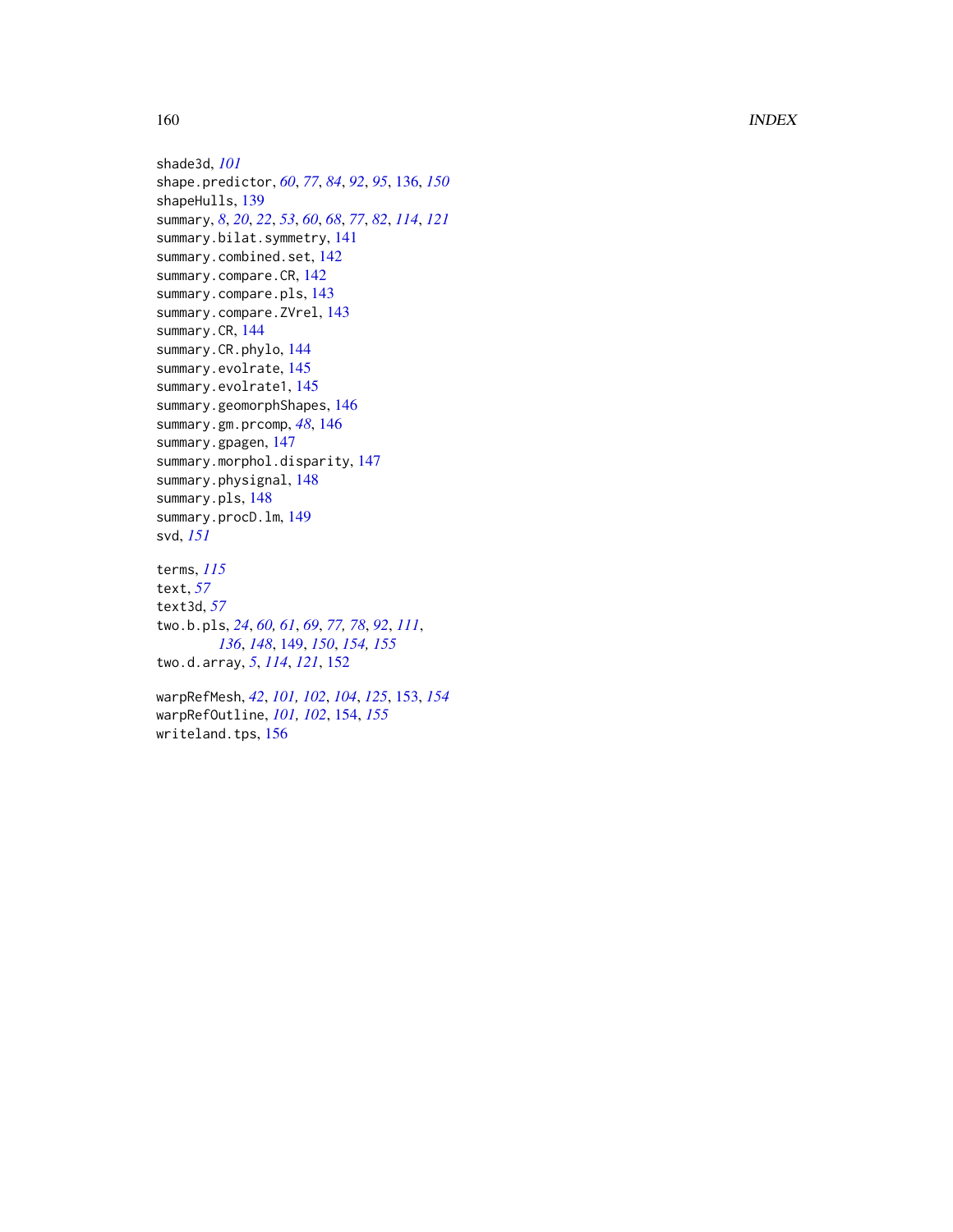shade3d, *101*
shape.predictor, *60*, *77*, *84*, *92*, *95*, 136, *150*
shapeHulls, 139
summary, *8*, *20*, *22*, *53*, *60*, *68*, *77*, *82*, *114*, *121*
summary.bilat.symmetry, 141
summary.combined.set, 142
summary.compare.CR, 142
summary.compare.pls, 143
summary.compare.ZVrel, 143
summary.CR, 144
summary.CR.phylo, 144
summary.evolrate, 145
summary.evolrate1, 145
summary.geomorphShapes, 146
summary.gm.prcomp, *48*, 146
summary.gpagen, 147
summary.morphol.disparity, 147
summary.physignal, 148
summary.pls, 148
summary.procD.lm, 149
svd, *151*

terms, *115*
text, *57*
text3d, *57*
two.b.pls, *24*, *60, 61*, *69*, *77, 78*, *92*, *111*, *136*, *148*, 149, *150*, *154, 155*
two.d.array, *5*, *114*, *121*, 152

warpRefMesh, *42*, *101, 102*, *104*, *125*, 153, *154*
warpRefOutline, *101, 102*, 154, *155*
writeland.tps, 156